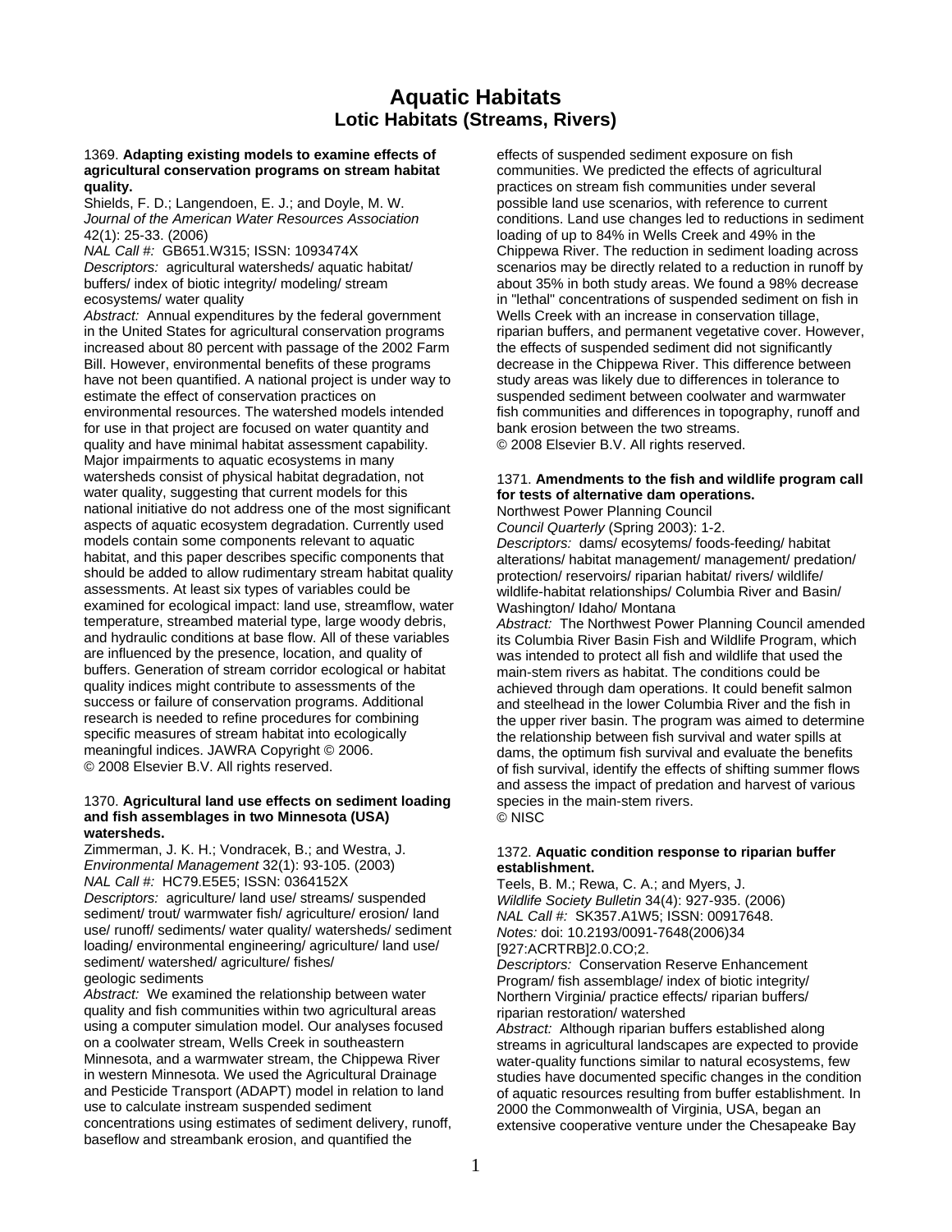# Aquatic Habitats

## Lotic Habitats (Streams, Rivers)

1369. **Adapting existing models to examine effects of agricultural conservation programs on stream habitat quality.**
Shields, F. D.; Langendoen, E. J.; and Doyle, M. W.
*Journal of the American Water Resources Association* 42(1): 25-33. (2006)
*NAL Call #:* GB651.W315; ISSN: 1093474X
*Descriptors:* agricultural watersheds/ aquatic habitat/ buffers/ index of biotic integrity/ modeling/ stream ecosystems/ water quality
*Abstract:* Annual expenditures by the federal government in the United States for agricultural conservation programs increased about 80 percent with passage of the 2002 Farm Bill. However, environmental benefits of these programs have not been quantified. A national project is under way to estimate the effect of conservation practices on environmental resources. The watershed models intended for use in that project are focused on water quantity and quality and have minimal habitat assessment capability. Major impairments to aquatic ecosystems in many watersheds consist of physical habitat degradation, not water quality, suggesting that current models for this national initiative do not address one of the most significant aspects of aquatic ecosystem degradation. Currently used models contain some components relevant to aquatic habitat, and this paper describes specific components that should be added to allow rudimentary stream habitat quality assessments. At least six types of variables could be examined for ecological impact: land use, streamflow, water temperature, streambed material type, large woody debris, and hydraulic conditions at base flow. All of these variables are influenced by the presence, location, and quality of buffers. Generation of stream corridor ecological or habitat quality indices might contribute to assessments of the success or failure of conservation programs. Additional research is needed to refine procedures for combining specific measures of stream habitat into ecologically meaningful indices. JAWRA Copyright © 2006.
© 2008 Elsevier B.V. All rights reserved.

1370. **Agricultural land use effects on sediment loading and fish assemblages in two Minnesota (USA) watersheds.**
Zimmerman, J. K. H.; Vondracek, B.; and Westra, J.
*Environmental Management* 32(1): 93-105. (2003)
*NAL Call #:* HC79.E5E5; ISSN: 0364152X
*Descriptors:* agriculture/ land use/ streams/ suspended sediment/ trout/ warmwater fish/ agriculture/ erosion/ land use/ runoff/ sediments/ water quality/ watersheds/ sediment loading/ environmental engineering/ agriculture/ land use/ sediment/ watershed/ agriculture/ fishes/ geologic sediments
*Abstract:* We examined the relationship between water quality and fish communities within two agricultural areas using a computer simulation model. Our analyses focused on a coolwater stream, Wells Creek in southeastern Minnesota, and a warmwater stream, the Chippewa River in western Minnesota. We used the Agricultural Drainage and Pesticide Transport (ADAPT) model in relation to land use to calculate instream suspended sediment concentrations using estimates of sediment delivery, runoff, baseflow and streambank erosion, and quantified the effects of suspended sediment exposure on fish communities. We predicted the effects of agricultural practices on stream fish communities under several possible land use scenarios, with reference to current conditions. Land use changes led to reductions in sediment loading of up to 84% in Wells Creek and 49% in the Chippewa River. The reduction in sediment loading across scenarios may be directly related to a reduction in runoff by about 35% in both study areas. We found a 98% decrease in "lethal" concentrations of suspended sediment on fish in Wells Creek with an increase in conservation tillage, riparian buffers, and permanent vegetative cover. However, the effects of suspended sediment did not significantly decrease in the Chippewa River. This difference between study areas was likely due to differences in tolerance to suspended sediment between coolwater and warmwater fish communities and differences in topography, runoff and bank erosion between the two streams.
© 2008 Elsevier B.V. All rights reserved.

1371. **Amendments to the fish and wildlife program call for tests of alternative dam operations.**
Northwest Power Planning Council
*Council Quarterly* (Spring 2003): 1-2.
*Descriptors:* dams/ ecosytems/ foods-feeding/ habitat alterations/ habitat management/ management/ predation/ protection/ reservoirs/ riparian habitat/ rivers/ wildlife/ wildlife-habitat relationships/ Columbia River and Basin/ Washington/ Idaho/ Montana
*Abstract:* The Northwest Power Planning Council amended its Columbia River Basin Fish and Wildlife Program, which was intended to protect all fish and wildlife that used the main-stem rivers as habitat. The conditions could be achieved through dam operations. It could benefit salmon and steelhead in the lower Columbia River and the fish in the upper river basin. The program was aimed to determine the relationship between fish survival and water spills at dams, the optimum fish survival and evaluate the benefits of fish survival, identify the effects of shifting summer flows and assess the impact of predation and harvest of various species in the main-stem rivers.
© NISC

1372. **Aquatic condition response to riparian buffer establishment.**
Teels, B. M.; Rewa, C. A.; and Myers, J.
*Wildlife Society Bulletin* 34(4): 927-935. (2006)
*NAL Call #:* SK357.A1W5; ISSN: 00917648.
*Notes:* doi: 10.2193/0091-7648(2006)34[927:ACRTRB]2.0.CO;2.
*Descriptors:* Conservation Reserve Enhancement Program/ fish assemblage/ index of biotic integrity/ Northern Virginia/ practice effects/ riparian buffers/ riparian restoration/ watershed
*Abstract:* Although riparian buffers established along streams in agricultural landscapes are expected to provide water-quality functions similar to natural ecosystems, few studies have documented specific changes in the condition of aquatic resources resulting from buffer establishment. In 2000 the Commonwealth of Virginia, USA, began an extensive cooperative venture under the Chesapeake Bay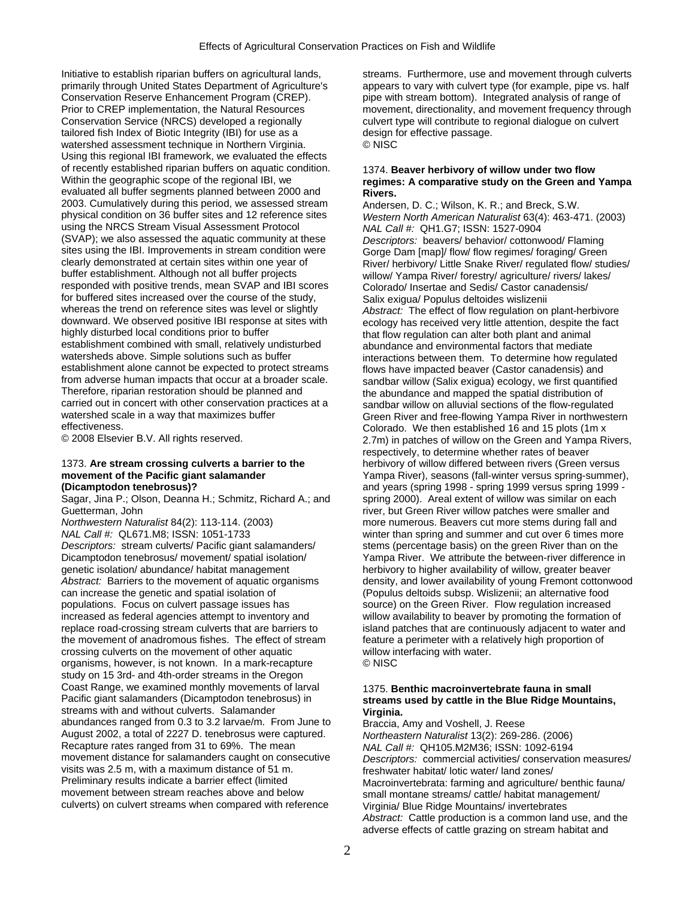Initiative to establish riparian buffers on agricultural lands, primarily through United States Department of Agriculture's Conservation Reserve Enhancement Program (CREP). Prior to CREP implementation, the Natural Resources Conservation Service (NRCS) developed a regionally tailored fish Index of Biotic Integrity (IBI) for use as a watershed assessment technique in Northern Virginia. Using this regional IBI framework, we evaluated the effects of recently established riparian buffers on aquatic condition. Within the geographic scope of the regional IBI, we evaluated all buffer segments planned between 2000 and 2003. Cumulatively during this period, we assessed stream physical condition on 36 buffer sites and 12 reference sites using the NRCS Stream Visual Assessment Protocol (SVAP); we also assessed the aquatic community at these sites using the IBI. Improvements in stream condition were clearly demonstrated at certain sites within one year of buffer establishment. Although not all buffer projects responded with positive trends, mean SVAP and IBI scores for buffered sites increased over the course of the study, whereas the trend on reference sites was level or slightly downward. We observed positive IBI response at sites with highly disturbed local conditions prior to buffer establishment combined with small, relatively undisturbed watersheds above. Simple solutions such as buffer establishment alone cannot be expected to protect streams from adverse human impacts that occur at a broader scale. Therefore, riparian restoration should be planned and carried out in concert with other conservation practices at a watershed scale in a way that maximizes buffer effectiveness.
© 2008 Elsevier B.V. All rights reserved.

1373. **Are stream crossing culverts a barrier to the movement of the Pacific giant salamander (Dicamptodon tenebrosus)?**
Sagar, Jina P.; Olson, Deanna H.; Schmitz, Richard A.; and Guetterman, John
*Northwestern Naturalist* 84(2): 113-114. (2003)
*NAL Call #:* QL671.M8; ISSN: 1051-1733
*Descriptors:* stream culverts/ Pacific giant salamanders/ Dicamptodon tenebrosus/ movement/ spatial isolation/ genetic isolation/ abundance/ habitat management
*Abstract:* Barriers to the movement of aquatic organisms can increase the genetic and spatial isolation of populations. Focus on culvert passage issues has increased as federal agencies attempt to inventory and replace road-crossing stream culverts that are barriers to the movement of anadromous fishes. The effect of stream crossing culverts on the movement of other aquatic organisms, however, is not known. In a mark-recapture study on 15 3rd- and 4th-order streams in the Oregon Coast Range, we examined monthly movements of larval Pacific giant salamanders (Dicamptodon tenebrosus) in streams with and without culverts. Salamander abundances ranged from 0.3 to 3.2 larvae/m. From June to August 2002, a total of 2227 D. tenebrosus were captured. Recapture rates ranged from 31 to 69%. The mean movement distance for salamanders caught on consecutive visits was 2.5 m, with a maximum distance of 51 m. Preliminary results indicate a barrier effect (limited movement between stream reaches above and below culverts) on culvert streams when compared with reference streams. Furthermore, use and movement through culverts appears to vary with culvert type (for example, pipe vs. half pipe with stream bottom). Integrated analysis of range of movement, directionality, and movement frequency through culvert type will contribute to regional dialogue on culvert design for effective passage.
© NISC

1374. **Beaver herbivory of willow under two flow regimes: A comparative study on the Green and Yampa Rivers.**
Andersen, D. C.; Wilson, K. R.; and Breck, S.W.
*Western North American Naturalist* 63(4): 463-471. (2003)
*NAL Call #:* QH1.G7; ISSN: 1527-0904
*Descriptors:* beavers/ behavior/ cottonwood/ Flaming Gorge Dam [map]/ flow/ flow regimes/ foraging/ Green River/ herbivory/ Little Snake River/ regulated flow/ studies/ willow/ Yampa River/ forestry/ agriculture/ rivers/ lakes/ Colorado/ Insertae and Sedis/ Castor canadensis/ Salix exigua/ Populus deltoides wislizenii
*Abstract:* The effect of flow regulation on plant-herbivore ecology has received very little attention, despite the fact that flow regulation can alter both plant and animal abundance and environmental factors that mediate interactions between them. To determine how regulated flows have impacted beaver (Castor canadensis) and sandbar willow (Salix exigua) ecology, we first quantified the abundance and mapped the spatial distribution of sandbar willow on alluvial sections of the flow-regulated Green River and free-flowing Yampa River in northwestern Colorado. We then established 16 and 15 plots (1m x 2.7m) in patches of willow on the Green and Yampa Rivers, respectively, to determine whether rates of beaver herbivory of willow differed between rivers (Green versus Yampa River), seasons (fall-winter versus spring-summer), and years (spring 1998 - spring 1999 versus spring 1999 - spring 2000). Areal extent of willow was similar on each river, but Green River willow patches were smaller and more numerous. Beavers cut more stems during fall and winter than spring and summer and cut over 6 times more stems (percentage basis) on the green River than on the Yampa River. We attribute the between-river difference in herbivory to higher availability of willow, greater beaver density, and lower availability of young Fremont cottonwood (Populus deltoids subsp. Wislizenii; an alternative food source) on the Green River. Flow regulation increased willow availability to beaver by promoting the formation of island patches that are continuously adjacent to water and feature a perimeter with a relatively high proportion of willow interfacing with water.
© NISC

1375. **Benthic macroinvertebrate fauna in small streams used by cattle in the Blue Ridge Mountains, Virginia.**
Braccia, Amy and Voshell, J. Reese
*Northeastern Naturalist* 13(2): 269-286. (2006)
*NAL Call #:* QH105.M2M36; ISSN: 1092-6194
*Descriptors:* commercial activities/ conservation measures/ freshwater habitat/ lotic water/ land zones/ Macroinvertebrata: farming and agriculture/ benthic fauna/ small montane streams/ cattle/ habitat management/ Virginia/ Blue Ridge Mountains/ invertebrates
*Abstract:* Cattle production is a common land use, and the adverse effects of cattle grazing on stream habitat and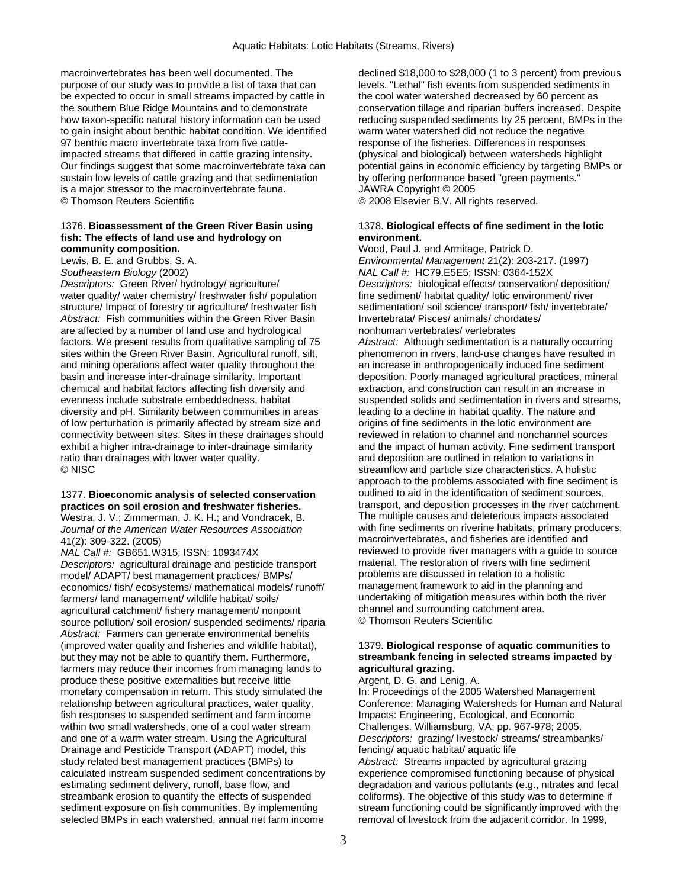macroinvertebrates has been well documented. The purpose of our study was to provide a list of taxa that can be expected to occur in small streams impacted by cattle in the southern Blue Ridge Mountains and to demonstrate how taxon-specific natural history information can be used to gain insight about benthic habitat condition. We identified 97 benthic macro invertebrate taxa from five cattle-impacted streams that differed in cattle grazing intensity. Our findings suggest that some macroinvertebrate taxa can sustain low levels of cattle grazing and that sedimentation is a major stressor to the macroinvertebrate fauna.
© Thomson Reuters Scientific

1376. **Bioassessment of the Green River Basin using fish: The effects of land use and hydrology on community composition.**
Lewis, B. E. and Grubbs, S. A.
*Southeastern Biology* (2002)
*Descriptors:* Green River/ hydrology/ agriculture/ water quality/ water chemistry/ freshwater fish/ population structure/ Impact of forestry or agriculture/ freshwater fish
*Abstract:* Fish communities within the Green River Basin are affected by a number of land use and hydrological factors. We present results from qualitative sampling of 75 sites within the Green River Basin. Agricultural runoff, silt, and mining operations affect water quality throughout the basin and increase inter-drainage similarity. Important chemical and habitat factors affecting fish diversity and evenness include substrate embeddedness, habitat diversity and pH. Similarity between communities in areas of low perturbation is primarily affected by stream size and connectivity between sites. Sites in these drainages should exhibit a higher intra-drainage to inter-drainage similarity ratio than drainages with lower water quality.
© NISC

1377. **Bioeconomic analysis of selected conservation practices on soil erosion and freshwater fisheries.**
Westra, J. V.; Zimmerman, J. K. H.; and Vondracek, B.
*Journal of the American Water Resources Association* 41(2): 309-322. (2005)
*NAL Call #:* GB651.W315; ISSN: 1093474X
*Descriptors:* agricultural drainage and pesticide transport model/ ADAPT/ best management practices/ BMPs/ economics/ fish/ ecosystems/ mathematical models/ runoff/ farmers/ land management/ wildlife habitat/ soils/ agricultural catchment/ fishery management/ nonpoint source pollution/ soil erosion/ suspended sediments/ riparia
*Abstract:* Farmers can generate environmental benefits (improved water quality and fisheries and wildlife habitat), but they may not be able to quantify them. Furthermore, farmers may reduce their incomes from managing lands to produce these positive externalities but receive little monetary compensation in return. This study simulated the relationship between agricultural practices, water quality, fish responses to suspended sediment and farm income within two small watersheds, one of a cool water stream and one of a warm water stream. Using the Agricultural Drainage and Pesticide Transport (ADAPT) model, this study related best management practices (BMPs) to calculated instream suspended sediment concentrations by estimating sediment delivery, runoff, base flow, and streambank erosion to quantify the effects of suspended sediment exposure on fish communities. By implementing selected BMPs in each watershed, annual net farm income declined $18,000 to $28,000 (1 to 3 percent) from previous levels. "Lethal" fish events from suspended sediments in the cool water watershed decreased by 60 percent as conservation tillage and riparian buffers increased. Despite reducing suspended sediments by 25 percent, BMPs in the warm water watershed did not reduce the negative response of the fisheries. Differences in responses (physical and biological) between watersheds highlight potential gains in economic efficiency by targeting BMPs or by offering performance based "green payments."
JAWRA Copyright © 2005
© 2008 Elsevier B.V. All rights reserved.

1378. **Biological effects of fine sediment in the lotic environment.**
Wood, Paul J. and Armitage, Patrick D.
*Environmental Management* 21(2): 203-217. (1997)
*NAL Call #:* HC79.E5E5; ISSN: 0364-152X
*Descriptors:* biological effects/ conservation/ deposition/ fine sediment/ habitat quality/ lotic environment/ river sedimentation/ soil science/ transport/ fish/ invertebrate/ Invertebrata/ Pisces/ animals/ chordates/ nonhuman vertebrates/ vertebrates
*Abstract:* Although sedimentation is a naturally occurring phenomenon in rivers, land-use changes have resulted in an increase in anthropogenically induced fine sediment deposition. Poorly managed agricultural practices, mineral extraction, and construction can result in an increase in suspended solids and sedimentation in rivers and streams, leading to a decline in habitat quality. The nature and origins of fine sediments in the lotic environment are reviewed in relation to channel and nonchannel sources and the impact of human activity. Fine sediment transport and deposition are outlined in relation to variations in streamflow and particle size characteristics. A holistic approach to the problems associated with fine sediment is outlined to aid in the identification of sediment sources, transport, and deposition processes in the river catchment. The multiple causes and deleterious impacts associated with fine sediments on riverine habitats, primary producers, macroinvertebrates, and fisheries are identified and reviewed to provide river managers with a guide to source material. The restoration of rivers with fine sediment problems are discussed in relation to a holistic management framework to aid in the planning and undertaking of mitigation measures within both the river channel and surrounding catchment area.
© Thomson Reuters Scientific

1379. **Biological response of aquatic communities to streambank fencing in selected streams impacted by agricultural grazing.**
Argent, D. G. and Lenig, A.
In: Proceedings of the 2005 Watershed Management Conference: Managing Watersheds for Human and Natural Impacts: Engineering, Ecological, and Economic Challenges. Williamsburg, VA; pp. 967-978; 2005.
*Descriptors:* grazing/ livestock/ streams/ streambanks/ fencing/ aquatic habitat/ aquatic life
*Abstract:* Streams impacted by agricultural grazing experience compromised functioning because of physical degradation and various pollutants (e.g., nitrates and fecal coliforms). The objective of this study was to determine if stream functioning could be significantly improved with the removal of livestock from the adjacent corridor. In 1999,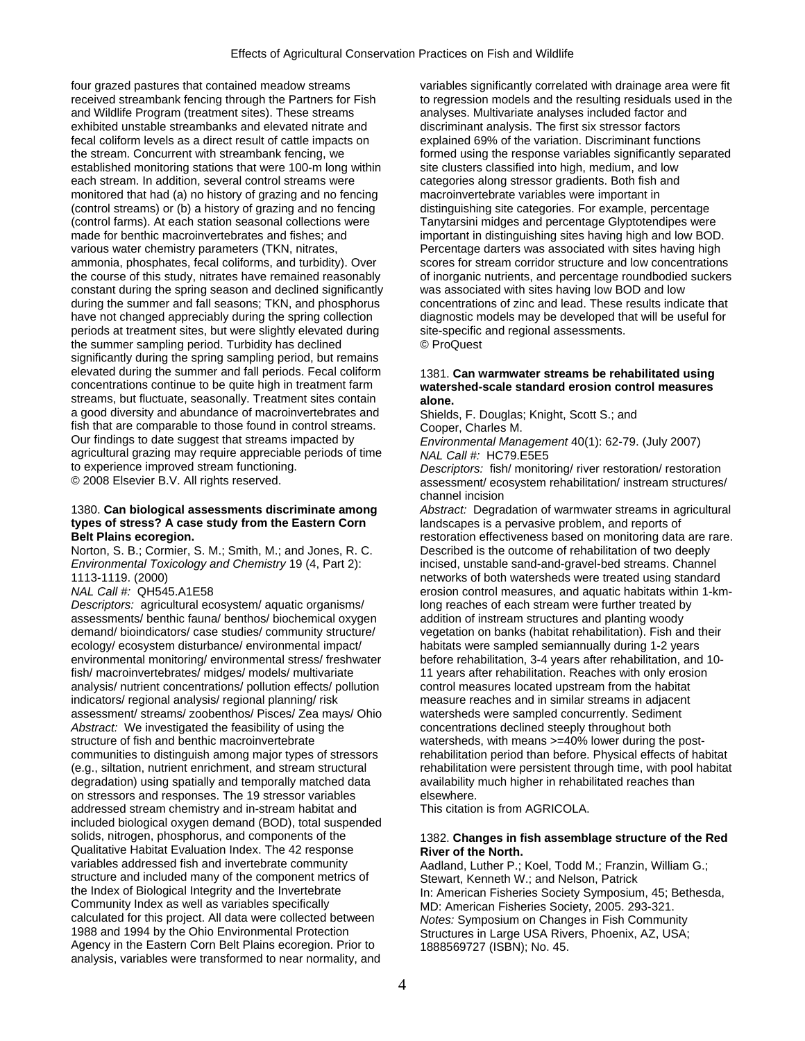four grazed pastures that contained meadow streams received streambank fencing through the Partners for Fish and Wildlife Program (treatment sites). These streams exhibited unstable streambanks and elevated nitrate and fecal coliform levels as a direct result of cattle impacts on the stream. Concurrent with streambank fencing, we established monitoring stations that were 100-m long within each stream. In addition, several control streams were monitored that had (a) no history of grazing and no fencing (control streams) or (b) a history of grazing and no fencing (control farms). At each station seasonal collections were made for benthic macroinvertebrates and fishes; and various water chemistry parameters (TKN, nitrates, ammonia, phosphates, fecal coliforms, and turbidity). Over the course of this study, nitrates have remained reasonably constant during the spring season and declined significantly during the summer and fall seasons; TKN, and phosphorus have not changed appreciably during the spring collection periods at treatment sites, but were slightly elevated during the summer sampling period. Turbidity has declined significantly during the spring sampling period, but remains elevated during the summer and fall periods. Fecal coliform concentrations continue to be quite high in treatment farm streams, but fluctuate, seasonally. Treatment sites contain a good diversity and abundance of macroinvertebrates and fish that are comparable to those found in control streams. Our findings to date suggest that streams impacted by agricultural grazing may require appreciable periods of time to experience improved stream functioning.
© 2008 Elsevier B.V. All rights reserved.

1380. **Can biological assessments discriminate among types of stress? A case study from the Eastern Corn Belt Plains ecoregion.**
Norton, S. B.; Cormier, S. M.; Smith, M.; and Jones, R. C.
*Environmental Toxicology and Chemistry* 19 (4, Part 2): 1113-1119. (2000)
*NAL Call #:* QH545.A1E58
*Descriptors:* agricultural ecosystem/ aquatic organisms/ assessments/ benthic fauna/ benthos/ biochemical oxygen demand/ bioindicators/ case studies/ community structure/ ecology/ ecosystem disturbance/ environmental impact/ environmental monitoring/ environmental stress/ freshwater fish/ macroinvertebrates/ midges/ models/ multivariate analysis/ nutrient concentrations/ pollution effects/ pollution indicators/ regional analysis/ regional planning/ risk assessment/ streams/ zoobenthos/ Pisces/ Zea mays/ Ohio
*Abstract:* We investigated the feasibility of using the structure of fish and benthic macroinvertebrate communities to distinguish among major types of stressors (e.g., siltation, nutrient enrichment, and stream structural degradation) using spatially and temporally matched data on stressors and responses. The 19 stressor variables addressed stream chemistry and in-stream habitat and included biological oxygen demand (BOD), total suspended solids, nitrogen, phosphorus, and components of the Qualitative Habitat Evaluation Index. The 42 response variables addressed fish and invertebrate community structure and included many of the component metrics of the Index of Biological Integrity and the Invertebrate Community Index as well as variables specifically calculated for this project. All data were collected between 1988 and 1994 by the Ohio Environmental Protection Agency in the Eastern Corn Belt Plains ecoregion. Prior to analysis, variables were transformed to near normality, and variables significantly correlated with drainage area were fit to regression models and the resulting residuals used in the analyses. Multivariate analyses included factor and discriminant analysis. The first six stressor factors explained 69% of the variation. Discriminant functions formed using the response variables significantly separated site clusters classified into high, medium, and low categories along stressor gradients. Both fish and macroinvertebrate variables were important in distinguishing site categories. For example, percentage Tanytarsini midges and percentage Glyptotendipes were important in distinguishing sites having high and low BOD. Percentage darters was associated with sites having high scores for stream corridor structure and low concentrations of inorganic nutrients, and percentage roundbodied suckers was associated with sites having low BOD and low concentrations of zinc and lead. These results indicate that diagnostic models may be developed that will be useful for site-specific and regional assessments.
© ProQuest

1381. **Can warmwater streams be rehabilitated using watershed-scale standard erosion control measures alone.**
Shields, F. Douglas; Knight, Scott S.; and Cooper, Charles M.
*Environmental Management* 40(1): 62-79. (July 2007)
*NAL Call #:* HC79.E5E5
*Descriptors:* fish/ monitoring/ river restoration/ restoration assessment/ ecosystem rehabilitation/ instream structures/ channel incision
*Abstract:* Degradation of warmwater streams in agricultural landscapes is a pervasive problem, and reports of restoration effectiveness based on monitoring data are rare. Described is the outcome of rehabilitation of two deeply incised, unstable sand-and-gravel-bed streams. Channel networks of both watersheds were treated using standard erosion control measures, and aquatic habitats within 1-km-long reaches of each stream were further treated by addition of instream structures and planting woody vegetation on banks (habitat rehabilitation). Fish and their habitats were sampled semiannually during 1-2 years before rehabilitation, 3-4 years after rehabilitation, and 10-11 years after rehabilitation. Reaches with only erosion control measures located upstream from the habitat measure reaches and in similar streams in adjacent watersheds were sampled concurrently. Sediment concentrations declined steeply throughout both watersheds, with means >=40% lower during the post-rehabilitation period than before. Physical effects of habitat rehabilitation were persistent through time, with pool habitat availability much higher in rehabilitated reaches than elsewhere.
This citation is from AGRICOLA.

1382. **Changes in fish assemblage structure of the Red River of the North.**
Aadland, Luther P.; Koel, Todd M.; Franzin, William G.; Stewart, Kenneth W.; and Nelson, Patrick
In: American Fisheries Society Symposium, 45; Bethesda, MD: American Fisheries Society, 2005. 293-321.
*Notes:* Symposium on Changes in Fish Community Structures in Large USA Rivers, Phoenix, AZ, USA; 1888569727 (ISBN); No. 45.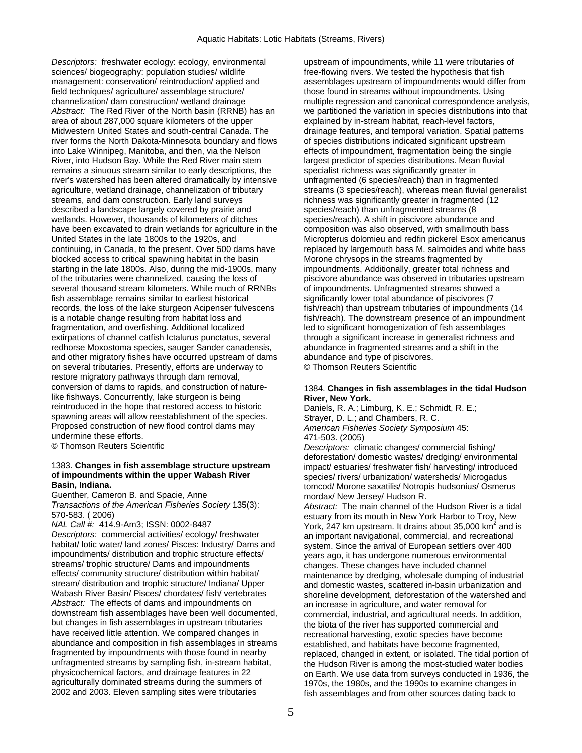*Descriptors:* freshwater ecology: ecology, environmental sciences/ biogeography: population studies/ wildlife management: conservation/ reintroduction/ applied and field techniques/ agriculture/ assemblage structure/ channelization/ dam construction/ wetland drainage

*Abstract:* The Red River of the North basin (RRNB) has an area of about 287,000 square kilometers of the upper Midwestern United States and south-central Canada. The river forms the North Dakota-Minnesota boundary and flows into Lake Winnipeg, Manitoba, and then, via the Nelson River, into Hudson Bay. While the Red River main stem remains a sinuous stream similar to early descriptions, the river's watershed has been altered dramatically by intensive agriculture, wetland drainage, channelization of tributary streams, and dam construction. Early land surveys described a landscape largely covered by prairie and wetlands. However, thousands of kilometers of ditches have been excavated to drain wetlands for agriculture in the United States in the late 1800s to the 1920s, and continuing, in Canada, to the present. Over 500 dams have blocked access to critical spawning habitat in the basin starting in the late 1800s. Also, during the mid-1900s, many of the tributaries were channelized, causing the loss of several thousand stream kilometers. While much of RRNBs fish assemblage remains similar to earliest historical records, the loss of the lake sturgeon Acipenser fulvescens is a notable change resulting from habitat loss and fragmentation, and overfishing. Additional localized extirpations of channel catfish Ictalurus punctatus, several redhorse Moxostoma species, sauger Sander canadensis, and other migratory fishes have occurred upstream of dams on several tributaries. Presently, efforts are underway to restore migratory pathways through dam removal, conversion of dams to rapids, and construction of nature-like fishways. Concurrently, lake sturgeon is being reintroduced in the hope that restored access to historic spawning areas will allow reestablishment of the species. Proposed construction of new flood control dams may undermine these efforts.

© Thomson Reuters Scientific

1383. **Changes in fish assemblage structure upstream of impoundments within the upper Wabash River Basin, Indiana.**

Guenther, Cameron B. and Spacie, Anne

*Transactions of the American Fisheries Society* 135(3): 570-583. ( 2006)

*NAL Call #:* 414.9-Am3; ISSN: 0002-8487

*Descriptors:* commercial activities/ ecology/ freshwater habitat/ lotic water/ land zones/ Pisces: Industry/ Dams and impoundments/ distribution and trophic structure effects/ streams/ trophic structure/ Dams and impoundments effects/ community structure/ distribution within habitat/ stream/ distribution and trophic structure/ Indiana/ Upper Wabash River Basin/ Pisces/ chordates/ fish/ vertebrates

*Abstract:* The effects of dams and impoundments on downstream fish assemblages have been well documented, but changes in fish assemblages in upstream tributaries have received little attention. We compared changes in abundance and composition in fish assemblages in streams fragmented by impoundments with those found in nearby unfragmented streams by sampling fish, in-stream habitat, physicochemical factors, and drainage features in 22 agriculturally dominated streams during the summers of 2002 and 2003. Eleven sampling sites were tributaries upstream of impoundments, while 11 were tributaries of free-flowing rivers. We tested the hypothesis that fish assemblages upstream of impoundments would differ from those found in streams without impoundments. Using multiple regression and canonical correspondence analysis, we partitioned the variation in species distributions into that explained by in-stream habitat, reach-level factors, drainage features, and temporal variation. Spatial patterns of species distributions indicated significant upstream effects of impoundment, fragmentation being the single largest predictor of species distributions. Mean fluvial specialist richness was significantly greater in unfragmented (6 species/reach) than in fragmented streams (3 species/reach), whereas mean fluvial generalist richness was significantly greater in fragmented (12 species/reach) than unfragmented streams (8 species/reach). A shift in piscivore abundance and composition was also observed, with smallmouth bass Micropterus dolomieu and redfin pickerel Esox americanus replaced by largemouth bass M. salmoides and white bass Morone chrysops in the streams fragmented by impoundments. Additionally, greater total richness and piscivore abundance was observed in tributaries upstream of impoundments. Unfragmented streams showed a significantly lower total abundance of piscivores (7 fish/reach) than upstream tributaries of impoundments (14 fish/reach). The downstream presence of an impoundment led to significant homogenization of fish assemblages through a significant increase in generalist richness and abundance in fragmented streams and a shift in the abundance and type of piscivores.

© Thomson Reuters Scientific

1384. **Changes in fish assemblages in the tidal Hudson River, New York.**

Daniels, R. A.; Limburg, K. E.; Schmidt, R. E.; Strayer, D. L.; and Chambers, R. C.

*American Fisheries Society Symposium* 45: 471-503. (2005)

*Descriptors:* climatic changes/ commercial fishing/ deforestation/ domestic wastes/ dredging/ environmental impact/ estuaries/ freshwater fish/ harvesting/ introduced species/ rivers/ urbanization/ watersheds/ Microgadus tomcod/ Morone saxatilis/ Notropis hudsonius/ Osmerus mordax/ New Jersey/ Hudson R.

*Abstract:* The main channel of the Hudson River is a tidal estuary from its mouth in New York Harbor to Troy, New York, 247 km upstream. It drains about 35,000 km$^2$ and is an important navigational, commercial, and recreational system. Since the arrival of European settlers over 400 years ago, it has undergone numerous environmental changes. These changes have included channel maintenance by dredging, wholesale dumping of industrial and domestic wastes, scattered in-basin urbanization and shoreline development, deforestation of the watershed and an increase in agriculture, and water removal for commercial, industrial, and agricultural needs. In addition, the biota of the river has supported commercial and recreational harvesting, exotic species have become established, and habitats have become fragmented, replaced, changed in extent, or isolated. The tidal portion of the Hudson River is among the most-studied water bodies on Earth. We use data from surveys conducted in 1936, the 1970s, the 1980s, and the 1990s to examine changes in fish assemblages and from other sources dating back to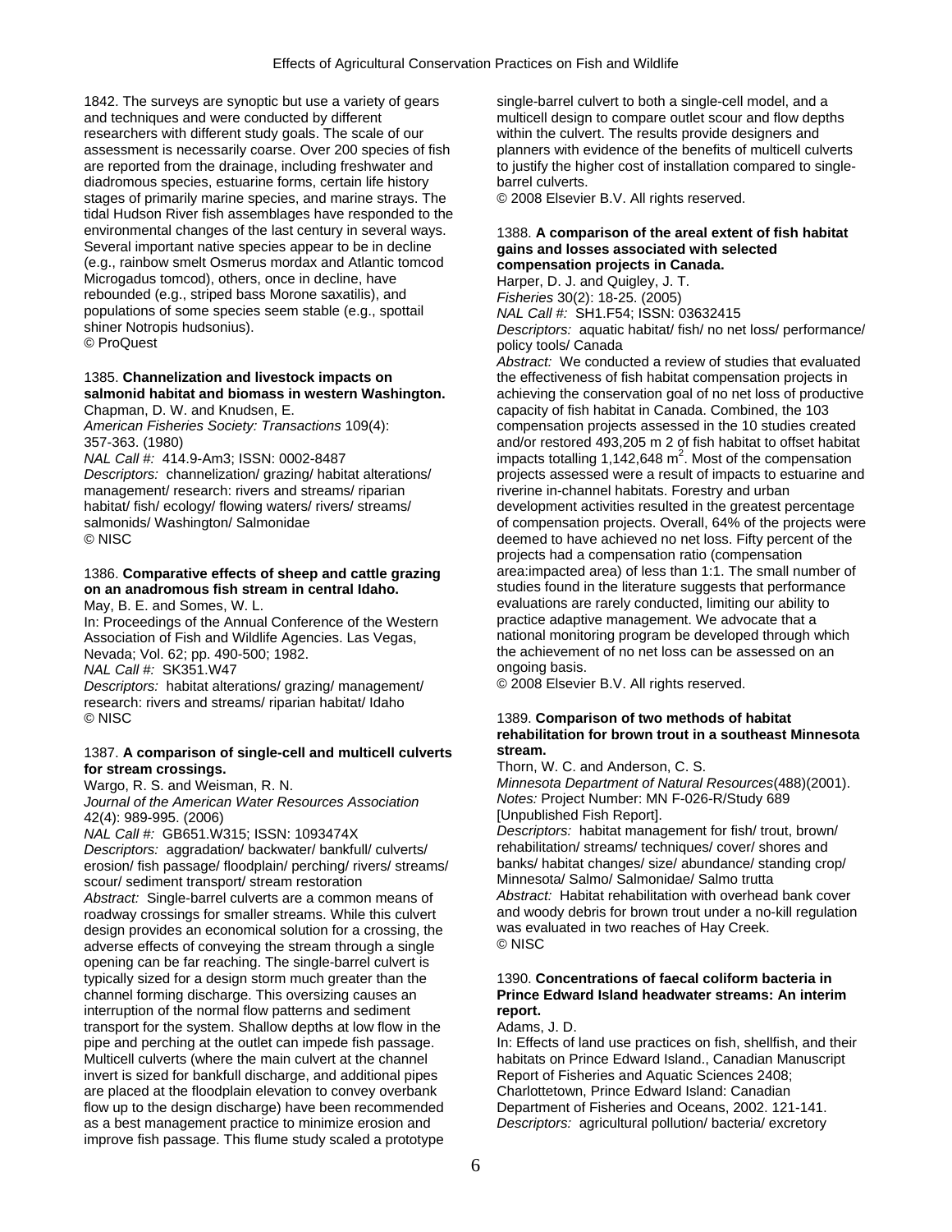1842. The surveys are synoptic but use a variety of gears and techniques and were conducted by different researchers with different study goals. The scale of our assessment is necessarily coarse. Over 200 species of fish are reported from the drainage, including freshwater and diadromous species, estuarine forms, certain life history stages of primarily marine species, and marine strays. The tidal Hudson River fish assemblages have responded to the environmental changes of the last century in several ways. Several important native species appear to be in decline (e.g., rainbow smelt Osmerus mordax and Atlantic tomcod Microgadus tomcod), others, once in decline, have rebounded (e.g., striped bass Morone saxatilis), and populations of some species seem stable (e.g., spottail shiner Notropis hudsonius).
© ProQuest

1385. **Channelization and livestock impacts on salmonid habitat and biomass in western Washington.**
Chapman, D. W. and Knudsen, E.
*American Fisheries Society: Transactions* 109(4): 357-363. (1980)
*NAL Call #:* 414.9-Am3; ISSN: 0002-8487
*Descriptors:* channelization/ grazing/ habitat alterations/ management/ research: rivers and streams/ riparian habitat/ fish/ ecology/ flowing waters/ rivers/ streams/ salmonids/ Washington/ Salmonidae
© NISC

1386. **Comparative effects of sheep and cattle grazing on an anadromous fish stream in central Idaho.**
May, B. E. and Somes, W. L.
In: Proceedings of the Annual Conference of the Western Association of Fish and Wildlife Agencies. Las Vegas, Nevada; Vol. 62; pp. 490-500; 1982.
*NAL Call #:* SK351.W47
*Descriptors:* habitat alterations/ grazing/ management/ research: rivers and streams/ riparian habitat/ Idaho
© NISC

1387. **A comparison of single-cell and multicell culverts for stream crossings.**
Wargo, R. S. and Weisman, R. N.
*Journal of the American Water Resources Association* 42(4): 989-995. (2006)
*NAL Call #:* GB651.W315; ISSN: 1093474X
*Descriptors:* aggradation/ backwater/ bankfull/ culverts/ erosion/ fish passage/ floodplain/ perching/ rivers/ streams/ scour/ sediment transport/ stream restoration
*Abstract:* Single-barrel culverts are a common means of roadway crossings for smaller streams. While this culvert design provides an economical solution for a crossing, the adverse effects of conveying the stream through a single opening can be far reaching. The single-barrel culvert is typically sized for a design storm much greater than the channel forming discharge. This oversizing causes an interruption of the normal flow patterns and sediment transport for the system. Shallow depths at low flow in the pipe and perching at the outlet can impede fish passage. Multicell culverts (where the main culvert at the channel invert is sized for bankfull discharge, and additional pipes are placed at the floodplain elevation to convey overbank flow up to the design discharge) have been recommended as a best management practice to minimize erosion and improve fish passage. This flume study scaled a prototype single-barrel culvert to both a single-cell model, and a multicell design to compare outlet scour and flow depths within the culvert. The results provide designers and planners with evidence of the benefits of multicell culverts to justify the higher cost of installation compared to single-barrel culverts.
© 2008 Elsevier B.V. All rights reserved.

1388. **A comparison of the areal extent of fish habitat gains and losses associated with selected compensation projects in Canada.**
Harper, D. J. and Quigley, J. T.
*Fisheries* 30(2): 18-25. (2005)
*NAL Call #:* SH1.F54; ISSN: 03632415
*Descriptors:* aquatic habitat/ fish/ no net loss/ performance/ policy tools/ Canada
*Abstract:* We conducted a review of studies that evaluated the effectiveness of fish habitat compensation projects in achieving the conservation goal of no net loss of productive capacity of fish habitat in Canada. Combined, the 103 compensation projects assessed in the 10 studies created and/or restored 493,205 m 2 of fish habitat to offset habitat impacts totalling 1,142,648 $m^2$. Most of the compensation projects assessed were a result of impacts to estuarine and riverine in-channel habitats. Forestry and urban development activities resulted in the greatest percentage of compensation projects. Overall, 64% of the projects were deemed to have achieved no net loss. Fifty percent of the projects had a compensation ratio (compensation area:impacted area) of less than 1:1. The small number of studies found in the literature suggests that performance evaluations are rarely conducted, limiting our ability to practice adaptive management. We advocate that a national monitoring program be developed through which the achievement of no net loss can be assessed on an ongoing basis.
© 2008 Elsevier B.V. All rights reserved.

1389. **Comparison of two methods of habitat rehabilitation for brown trout in a southeast Minnesota stream.**
Thorn, W. C. and Anderson, C. S.
*Minnesota Department of Natural Resources*(488)(2001).
*Notes:* Project Number: MN F-026-R/Study 689 [Unpublished Fish Report].
*Descriptors:* habitat management for fish/ trout, brown/ rehabilitation/ streams/ techniques/ cover/ shores and banks/ habitat changes/ size/ abundance/ standing crop/ Minnesota/ Salmo/ Salmonidae/ Salmo trutta
*Abstract:* Habitat rehabilitation with overhead bank cover and woody debris for brown trout under a no-kill regulation was evaluated in two reaches of Hay Creek.
© NISC

1390. **Concentrations of faecal coliform bacteria in Prince Edward Island headwater streams: An interim report.**
Adams, J. D.
In: Effects of land use practices on fish, shellfish, and their habitats on Prince Edward Island., Canadian Manuscript Report of Fisheries and Aquatic Sciences 2408; Charlottetown, Prince Edward Island: Canadian Department of Fisheries and Oceans, 2002. 121-141.
*Descriptors:* agricultural pollution/ bacteria/ excretory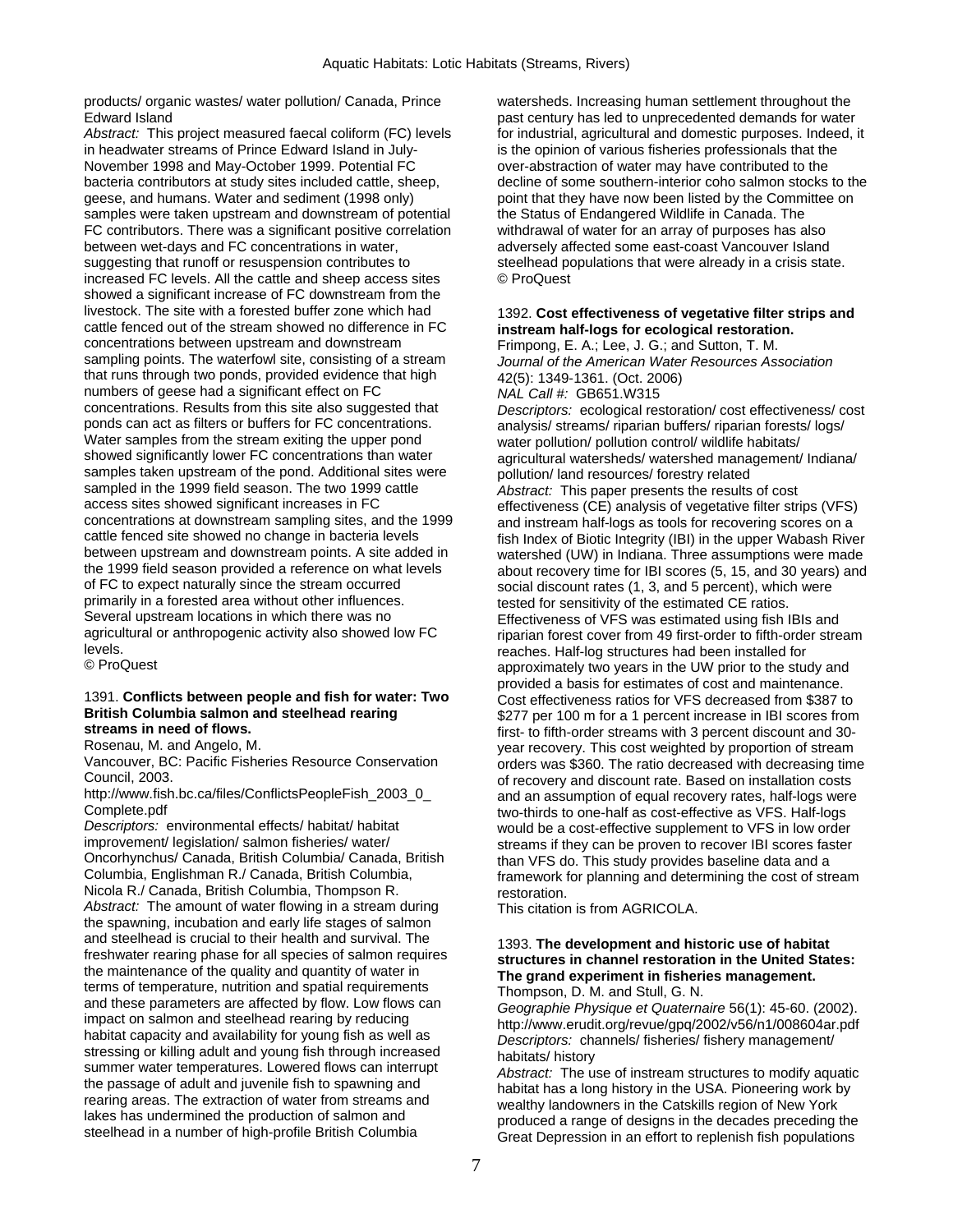products/ organic wastes/ water pollution/ Canada, Prince Edward Island

*Abstract:* This project measured faecal coliform (FC) levels in headwater streams of Prince Edward Island in July-November 1998 and May-October 1999. Potential FC bacteria contributors at study sites included cattle, sheep, geese, and humans. Water and sediment (1998 only) samples were taken upstream and downstream of potential FC contributors. There was a significant positive correlation between wet-days and FC concentrations in water, suggesting that runoff or resuspension contributes to increased FC levels. All the cattle and sheep access sites showed a significant increase of FC downstream from the livestock. The site with a forested buffer zone which had cattle fenced out of the stream showed no difference in FC concentrations between upstream and downstream sampling points. The waterfowl site, consisting of a stream that runs through two ponds, provided evidence that high numbers of geese had a significant effect on FC concentrations. Results from this site also suggested that ponds can act as filters or buffers for FC concentrations. Water samples from the stream exiting the upper pond showed significantly lower FC concentrations than water samples taken upstream of the pond. Additional sites were sampled in the 1999 field season. The two 1999 cattle access sites showed significant increases in FC concentrations at downstream sampling sites, and the 1999 cattle fenced site showed no change in bacteria levels between upstream and downstream points. A site added in the 1999 field season provided a reference on what levels of FC to expect naturally since the stream occurred primarily in a forested area without other influences. Several upstream locations in which there was no agricultural or anthropogenic activity also showed low FC levels.
© ProQuest

1391. **Conflicts between people and fish for water: Two British Columbia salmon and steelhead rearing streams in need of flows.**
Rosenau, M. and Angelo, M.
Vancouver, BC: Pacific Fisheries Resource Conservation Council, 2003.
http://www.fish.bc.ca/files/ConflictsPeopleFish_2003_0_Complete.pdf
*Descriptors:* environmental effects/ habitat/ habitat improvement/ legislation/ salmon fisheries/ water/ Oncorhynchus/ Canada, British Columbia/ Canada, British Columbia, Englishman R./ Canada, British Columbia, Nicola R./ Canada, British Columbia, Thompson R.
*Abstract:* The amount of water flowing in a stream during the spawning, incubation and early life stages of salmon and steelhead is crucial to their health and survival. The freshwater rearing phase for all species of salmon requires the maintenance of the quality and quantity of water in terms of temperature, nutrition and spatial requirements and these parameters are affected by flow. Low flows can impact on salmon and steelhead rearing by reducing habitat capacity and availability for young fish as well as stressing or killing adult and young fish through increased summer water temperatures. Lowered flows can interrupt the passage of adult and juvenile fish to spawning and rearing areas. The extraction of water from streams and lakes has undermined the production of salmon and steelhead in a number of high-profile British Columbia watersheds. Increasing human settlement throughout the past century has led to unprecedented demands for water for industrial, agricultural and domestic purposes. Indeed, it is the opinion of various fisheries professionals that the over-abstraction of water may have contributed to the decline of some southern-interior coho salmon stocks to the point that they have now been listed by the Committee on the Status of Endangered Wildlife in Canada. The withdrawal of water for an array of purposes has also adversely affected some east-coast Vancouver Island steelhead populations that were already in a crisis state.
© ProQuest

1392. **Cost effectiveness of vegetative filter strips and instream half-logs for ecological restoration.**
Frimpong, E. A.; Lee, J. G.; and Sutton, T. M.
*Journal of the American Water Resources Association* 42(5): 1349-1361. (Oct. 2006)
*NAL Call #:* GB651.W315
*Descriptors:* ecological restoration/ cost effectiveness/ cost analysis/ streams/ riparian buffers/ riparian forests/ logs/ water pollution/ pollution control/ wildlife habitats/ agricultural watersheds/ watershed management/ Indiana/ pollution/ land resources/ forestry related
*Abstract:* This paper presents the results of cost effectiveness (CE) analysis of vegetative filter strips (VFS) and instream half-logs as tools for recovering scores on a fish Index of Biotic Integrity (IBI) in the upper Wabash River watershed (UW) in Indiana. Three assumptions were made about recovery time for IBI scores (5, 15, and 30 years) and social discount rates (1, 3, and 5 percent), which were tested for sensitivity of the estimated CE ratios. Effectiveness of VFS was estimated using fish IBIs and riparian forest cover from 49 first-order to fifth-order stream reaches. Half-log structures had been installed for approximately two years in the UW prior to the study and provided a basis for estimates of cost and maintenance. Cost effectiveness ratios for VFS decreased from $387 to $277 per 100 m for a 1 percent increase in IBI scores from first- to fifth-order streams with 3 percent discount and 30-year recovery. This cost weighted by proportion of stream orders was $360. The ratio decreased with decreasing time of recovery and discount rate. Based on installation costs and an assumption of equal recovery rates, half-logs were two-thirds to one-half as cost-effective as VFS. Half-logs would be a cost-effective supplement to VFS in low order streams if they can be proven to recover IBI scores faster than VFS do. This study provides baseline data and a framework for planning and determining the cost of stream restoration.
This citation is from AGRICOLA.

1393. **The development and historic use of habitat structures in channel restoration in the United States: The grand experiment in fisheries management.**
Thompson, D. M. and Stull, G. N.
*Geographie Physique et Quaternaire* 56(1): 45-60. (2002).
http://www.erudit.org/revue/gpq/2002/v56/n1/008604ar.pdf
*Descriptors:* channels/ fisheries/ fishery management/ habitats/ history
*Abstract:* The use of instream structures to modify aquatic habitat has a long history in the USA. Pioneering work by wealthy landowners in the Catskills region of New York produced a range of designs in the decades preceding the Great Depression in an effort to replenish fish populations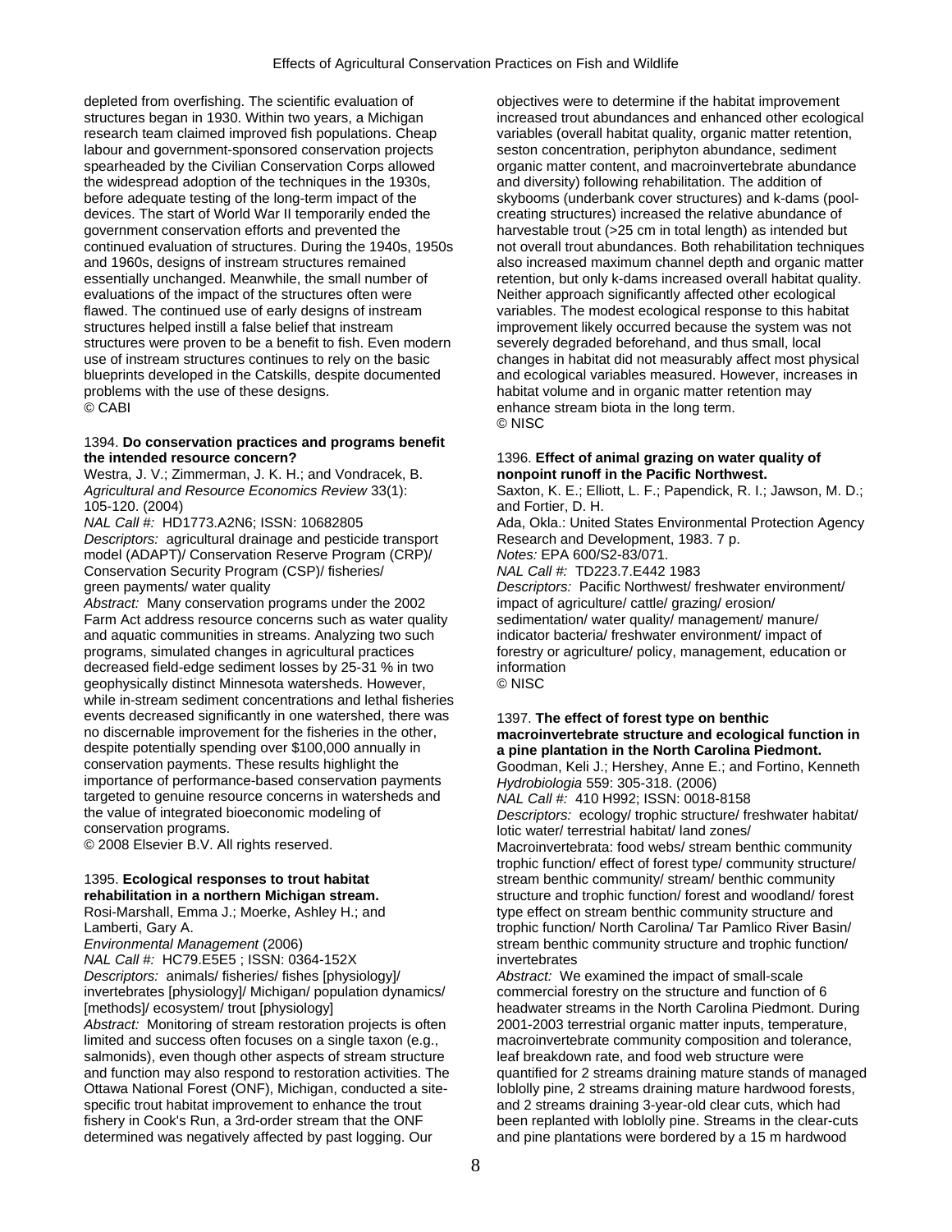depleted from overfishing. The scientific evaluation of structures began in 1930. Within two years, a Michigan research team claimed improved fish populations. Cheap labour and government-sponsored conservation projects spearheaded by the Civilian Conservation Corps allowed the widespread adoption of the techniques in the 1930s, before adequate testing of the long-term impact of the devices. The start of World War II temporarily ended the government conservation efforts and prevented the continued evaluation of structures. During the 1940s, 1950s and 1960s, designs of instream structures remained essentially unchanged. Meanwhile, the small number of evaluations of the impact of the structures often were flawed. The continued use of early designs of instream structures helped instill a false belief that instream structures were proven to be a benefit to fish. Even modern use of instream structures continues to rely on the basic blueprints developed in the Catskills, despite documented problems with the use of these designs.
© CABI

1394. **Do conservation practices and programs benefit the intended resource concern?**
Westra, J. V.; Zimmerman, J. K. H.; and Vondracek, B.
*Agricultural and Resource Economics Review* 33(1): 105-120. (2004)
*NAL Call #:* HD1773.A2N6; ISSN: 10682805
*Descriptors:* agricultural drainage and pesticide transport model (ADAPT)/ Conservation Reserve Program (CRP)/ Conservation Security Program (CSP)/ fisheries/ green payments/ water quality
*Abstract:* Many conservation programs under the 2002 Farm Act address resource concerns such as water quality and aquatic communities in streams. Analyzing two such programs, simulated changes in agricultural practices decreased field-edge sediment losses by 25-31 % in two geophysically distinct Minnesota watersheds. However, while in-stream sediment concentrations and lethal fisheries events decreased significantly in one watershed, there was no discernable improvement for the fisheries in the other, despite potentially spending over $100,000 annually in conservation payments. These results highlight the importance of performance-based conservation payments targeted to genuine resource concerns in watersheds and the value of integrated bioeconomic modeling of conservation programs.
© 2008 Elsevier B.V. All rights reserved.

1395. **Ecological responses to trout habitat rehabilitation in a northern Michigan stream.**
Rosi-Marshall, Emma J.; Moerke, Ashley H.; and Lamberti, Gary A.
*Environmental Management* (2006)
*NAL Call #:* HC79.E5E5 ; ISSN: 0364-152X
*Descriptors:* animals/ fisheries/ fishes [physiology]/ invertebrates [physiology]/ Michigan/ population dynamics/ [methods]/ ecosystem/ trout [physiology]
*Abstract:* Monitoring of stream restoration projects is often limited and success often focuses on a single taxon (e.g., salmonids), even though other aspects of stream structure and function may also respond to restoration activities. The Ottawa National Forest (ONF), Michigan, conducted a site-specific trout habitat improvement to enhance the trout fishery in Cook's Run, a 3rd-order stream that the ONF determined was negatively affected by past logging. Our objectives were to determine if the habitat improvement increased trout abundances and enhanced other ecological variables (overall habitat quality, organic matter retention, seston concentration, periphyton abundance, sediment organic matter content, and macroinvertebrate abundance and diversity) following rehabilitation. The addition of skybooms (underbank cover structures) and k-dams (pool-creating structures) increased the relative abundance of harvestable trout (>25 cm in total length) as intended but not overall trout abundances. Both rehabilitation techniques also increased maximum channel depth and organic matter retention, but only k-dams increased overall habitat quality. Neither approach significantly affected other ecological variables. The modest ecological response to this habitat improvement likely occurred because the system was not severely degraded beforehand, and thus small, local changes in habitat did not measurably affect most physical and ecological variables measured. However, increases in habitat volume and in organic matter retention may enhance stream biota in the long term.
© NISC

1396. **Effect of animal grazing on water quality of nonpoint runoff in the Pacific Northwest.**
Saxton, K. E.; Elliott, L. F.; Papendick, R. I.; Jawson, M. D.; and Fortier, D. H.
Ada, Okla.: United States Environmental Protection Agency Research and Development, 1983. 7 p.
*Notes:* EPA 600/S2-83/071.
*NAL Call #:* TD223.7.E442 1983
*Descriptors:* Pacific Northwest/ freshwater environment/ impact of agriculture/ cattle/ grazing/ erosion/ sedimentation/ water quality/ management/ manure/ indicator bacteria/ freshwater environment/ impact of forestry or agriculture/ policy, management, education or information
© NISC

1397. **The effect of forest type on benthic macroinvertebrate structure and ecological function in a pine plantation in the North Carolina Piedmont.**
Goodman, Keli J.; Hershey, Anne E.; and Fortino, Kenneth
*Hydrobiologia* 559: 305-318. (2006)
*NAL Call #:* 410 H992; ISSN: 0018-8158
*Descriptors:* ecology/ trophic structure/ freshwater habitat/ lotic water/ terrestrial habitat/ land zones/ Macroinvertebrata: food webs/ stream benthic community trophic function/ effect of forest type/ community structure/ stream benthic community/ stream/ benthic community structure and trophic function/ forest and woodland/ forest type effect on stream benthic community structure and trophic function/ North Carolina/ Tar Pamlico River Basin/ stream benthic community structure and trophic function/ invertebrates
*Abstract:* We examined the impact of small-scale commercial forestry on the structure and function of 6 headwater streams in the North Carolina Piedmont. During 2001-2003 terrestrial organic matter inputs, temperature, macroinvertebrate community composition and tolerance, leaf breakdown rate, and food web structure were quantified for 2 streams draining mature stands of managed loblolly pine, 2 streams draining mature hardwood forests, and 2 streams draining 3-year-old clear cuts, which had been replanted with loblolly pine. Streams in the clear-cuts and pine plantations were bordered by a 15 m hardwood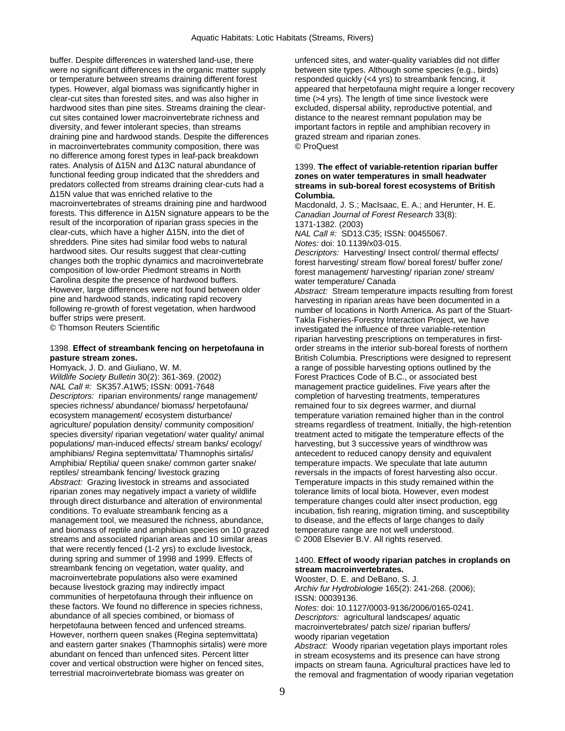buffer. Despite differences in watershed land-use, there were no significant differences in the organic matter supply or temperature between streams draining different forest types. However, algal biomass was significantly higher in clear-cut sites than forested sites, and was also higher in hardwood sites than pine sites. Streams draining the clear-cut sites contained lower macroinvertebrate richness and diversity, and fewer intolerant species, than streams draining pine and hardwood stands. Despite the differences in macroinvertebrates community composition, there was no difference among forest types in leaf-pack breakdown rates. Analysis of Δ15N and Δ13C natural abundance of functional feeding group indicated that the shredders and predators collected from streams draining clear-cuts had a Δ15N value that was enriched relative to the macroinvertebrates of streams draining pine and hardwood forests. This difference in Δ15N signature appears to be the result of the incorporation of riparian grass species in the clear-cuts, which have a higher Δ15N, into the diet of shredders. Pine sites had similar food webs to natural hardwood sites. Our results suggest that clear-cutting changes both the trophic dynamics and macroinvertebrate composition of low-order Piedmont streams in North Carolina despite the presence of hardwood buffers. However, large differences were not found between older pine and hardwood stands, indicating rapid recovery following re-growth of forest vegetation, when hardwood buffer strips were present.
© Thomson Reuters Scientific

1398. **Effect of streambank fencing on herpetofauna in pasture stream zones.**
Homyack, J. D. and Giuliano, W. M.
*Wildlife Society Bulletin* 30(2): 361-369. (2002)
*NAL Call #:* SK357.A1W5; ISSN: 0091-7648
*Descriptors:* riparian environments/ range management/ species richness/ abundance/ biomass/ herpetofauna/ ecosystem management/ ecosystem disturbance/ agriculture/ population density/ community composition/ species diversity/ riparian vegetation/ water quality/ animal populations/ man-induced effects/ stream banks/ ecology/ amphibians/ Regina septemvittata/ Thamnophis sirtalis/ Amphibia/ Reptilia/ queen snake/ common garter snake/ reptiles/ streambank fencing/ livestock grazing
*Abstract:* Grazing livestock in streams and associated riparian zones may negatively impact a variety of wildlife through direct disturbance and alteration of environmental conditions. To evaluate streambank fencing as a management tool, we measured the richness, abundance, and biomass of reptile and amphibian species on 10 grazed streams and associated riparian areas and 10 similar areas that were recently fenced (1-2 yrs) to exclude livestock, during spring and summer of 1998 and 1999. Effects of streambank fencing on vegetation, water quality, and macroinvertebrate populations also were examined because livestock grazing may indirectly impact communities of herpetofauna through their influence on these factors. We found no difference in species richness, abundance of all species combined, or biomass of herpetofauna between fenced and unfenced streams. However, northern queen snakes (Regina septemvittata) and eastern garter snakes (Thamnophis sirtalis) were more abundant on fenced than unfenced sites. Percent litter cover and vertical obstruction were higher on fenced sites, terrestrial macroinvertebrate biomass was greater on unfenced sites, and water-quality variables did not differ between site types. Although some species (e.g., birds) responded quickly (<4 yrs) to streambank fencing, it appeared that herpetofauna might require a longer recovery time (>4 yrs). The length of time since livestock were excluded, dispersal ability, reproductive potential, and distance to the nearest remnant population may be important factors in reptile and amphibian recovery in grazed stream and riparian zones.
© ProQuest

1399. **The effect of variable-retention riparian buffer zones on water temperatures in small headwater streams in sub-boreal forest ecosystems of British Columbia.**
Macdonald, J. S.; MacIsaac, E. A.; and Herunter, H. E.
*Canadian Journal of Forest Research* 33(8): 1371-1382. (2003)
*NAL Call #:* SD13.C35; ISSN: 00455067.
*Notes:* doi: 10.1139/x03-015.
*Descriptors:* Harvesting/ Insect control/ thermal effects/ forest harvesting/ stream flow/ boreal forest/ buffer zone/ forest management/ harvesting/ riparian zone/ stream/ water temperature/ Canada
*Abstract:* Stream temperature impacts resulting from forest harvesting in riparian areas have been documented in a number of locations in North America. As part of the Stuart-Takla Fisheries-Forestry Interaction Project, we have investigated the influence of three variable-retention riparian harvesting prescriptions on temperatures in first-order streams in the interior sub-boreal forests of northern British Columbia. Prescriptions were designed to represent a range of possible harvesting options outlined by the Forest Practices Code of B.C., or associated best management practice guidelines. Five years after the completion of harvesting treatments, temperatures remained four to six degrees warmer, and diurnal temperature variation remained higher than in the control streams regardless of treatment. Initially, the high-retention treatment acted to mitigate the temperature effects of the harvesting, but 3 successive years of windthrow was antecedent to reduced canopy density and equivalent temperature impacts. We speculate that late autumn reversals in the impacts of forest harvesting also occur. Temperature impacts in this study remained within the tolerance limits of local biota. However, even modest temperature changes could alter insect production, egg incubation, fish rearing, migration timing, and susceptibility to disease, and the effects of large changes to daily temperature range are not well understood.
© 2008 Elsevier B.V. All rights reserved.

1400. **Effect of woody riparian patches in croplands on stream macroinvertebrates.**
Wooster, D. E. and DeBano, S. J.
*Archiv fur Hydrobiologie* 165(2): 241-268. (2006); ISSN: 00039136.
*Notes:* doi: 10.1127/0003-9136/2006/0165-0241.
*Descriptors:* agricultural landscapes/ aquatic macroinvertebrates/ patch size/ riparian buffers/ woody riparian vegetation
*Abstract:* Woody riparian vegetation plays important roles in stream ecosystems and its presence can have strong impacts on stream fauna. Agricultural practices have led to the removal and fragmentation of woody riparian vegetation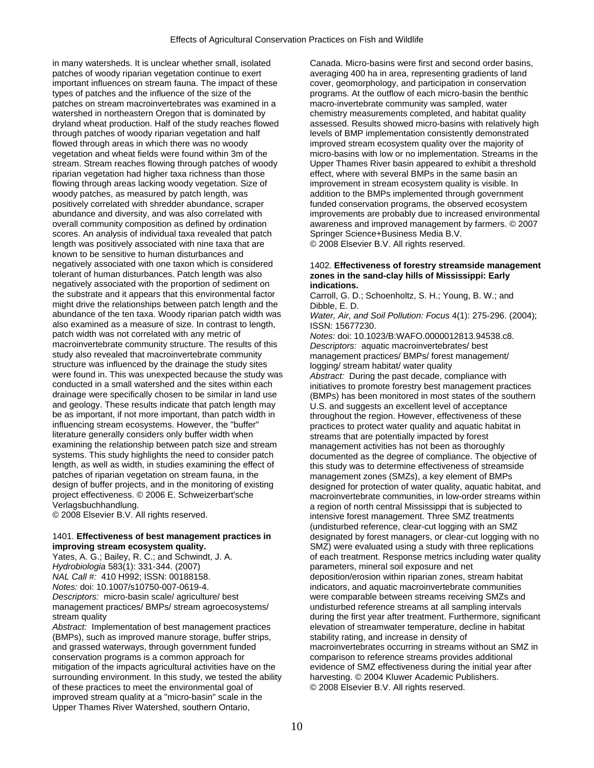in many watersheds. It is unclear whether small, isolated patches of woody riparian vegetation continue to exert important influences on stream fauna. The impact of these types of patches and the influence of the size of the patches on stream macroinvertebrates was examined in a watershed in northeastern Oregon that is dominated by dryland wheat production. Half of the study reaches flowed through patches of woody riparian vegetation and half flowed through areas in which there was no woody vegetation and wheat fields were found within 3m of the stream. Stream reaches flowing through patches of woody riparian vegetation had higher taxa richness than those flowing through areas lacking woody vegetation. Size of woody patches, as measured by patch length, was positively correlated with shredder abundance, scraper abundance and diversity, and was also correlated with overall community composition as defined by ordination scores. An analysis of individual taxa revealed that patch length was positively associated with nine taxa that are known to be sensitive to human disturbances and negatively associated with one taxon which is considered tolerant of human disturbances. Patch length was also negatively associated with the proportion of sediment on the substrate and it appears that this environmental factor might drive the relationships between patch length and the abundance of the ten taxa. Woody riparian patch width was also examined as a measure of size. In contrast to length, patch width was not correlated with any metric of macroinvertebrate community structure. The results of this study also revealed that macroinvertebrate community structure was influenced by the drainage the study sites were found in. This was unexpected because the study was conducted in a small watershed and the sites within each drainage were specifically chosen to be similar in land use and geology. These results indicate that patch length may be as important, if not more important, than patch width in influencing stream ecosystems. However, the "buffer" literature generally considers only buffer width when examining the relationship between patch size and stream systems. This study highlights the need to consider patch length, as well as width, in studies examining the effect of patches of riparian vegetation on stream fauna, in the design of buffer projects, and in the monitoring of existing project effectiveness. © 2006 E. Schweizerbart'sche Verlagsbuchhandlung.
© 2008 Elsevier B.V. All rights reserved.

1401. **Effectiveness of best management practices in improving stream ecosystem quality.**
Yates, A. G.; Bailey, R. C.; and Schwindt, J. A.
*Hydrobiologia* 583(1): 331-344. (2007)
*NAL Call #:* 410 H992; ISSN: 00188158.
*Notes:* doi: 10.1007/s10750-007-0619-4.
*Descriptors:* micro-basin scale/ agriculture/ best management practices/ BMPs/ stream agroecosystems/ stream quality
*Abstract:* Implementation of best management practices (BMPs), such as improved manure storage, buffer strips, and grassed waterways, through government funded conservation programs is a common approach for mitigation of the impacts agricultural activities have on the surrounding environment. In this study, we tested the ability of these practices to meet the environmental goal of improved stream quality at a "micro-basin" scale in the Upper Thames River Watershed, southern Ontario, Canada. Micro-basins were first and second order basins, averaging 400 ha in area, representing gradients of land cover, geomorphology, and participation in conservation programs. At the outflow of each micro-basin the benthic macro-invertebrate community was sampled, water chemistry measurements completed, and habitat quality assessed. Results showed micro-basins with relatively high levels of BMP implementation consistently demonstrated improved stream ecosystem quality over the majority of micro-basins with low or no implementation. Streams in the Upper Thames River basin appeared to exhibit a threshold effect, where with several BMPs in the same basin an improvement in stream ecosystem quality is visible. In addition to the BMPs implemented through government funded conservation programs, the observed ecosystem improvements are probably due to increased environmental awareness and improved management by farmers. © 2007 Springer Science+Business Media B.V.
© 2008 Elsevier B.V. All rights reserved.

1402. **Effectiveness of forestry streamside management zones in the sand-clay hills of Mississippi: Early indications.**
Carroll, G. D.; Schoenholtz, S. H.; Young, B. W.; and Dibble, E. D.
*Water, Air, and Soil Pollution: Focus* 4(1): 275-296. (2004); ISSN: 15677230.
*Notes:* doi: 10.1023/B:WAFO.0000012813.94538.c8.
*Descriptors:* aquatic macroinvertebrates/ best management practices/ BMPs/ forest management/ logging/ stream habitat/ water quality
*Abstract:* During the past decade, compliance with initiatives to promote forestry best management practices (BMPs) has been monitored in most states of the southern U.S. and suggests an excellent level of acceptance throughout the region. However, effectiveness of these practices to protect water quality and aquatic habitat in streams that are potentially impacted by forest management activities has not been as thoroughly documented as the degree of compliance. The objective of this study was to determine effectiveness of streamside management zones (SMZs), a key element of BMPs designed for protection of water quality, aquatic habitat, and macroinvertebrate communities, in low-order streams within a region of north central Mississippi that is subjected to intensive forest management. Three SMZ treatments (undisturbed reference, clear-cut logging with an SMZ designated by forest managers, or clear-cut logging with no SMZ) were evaluated using a study with three replications of each treatment. Response metrics including water quality parameters, mineral soil exposure and net deposition/erosion within riparian zones, stream habitat indicators, and aquatic macroinvertebrate communities were comparable between streams receiving SMZs and undisturbed reference streams at all sampling intervals during the first year after treatment. Furthermore, significant elevation of streamwater temperature, decline in habitat stability rating, and increase in density of macroinvertebrates occurring in streams without an SMZ in comparison to reference streams provides additional evidence of SMZ effectiveness during the initial year after harvesting. © 2004 Kluwer Academic Publishers.
© 2008 Elsevier B.V. All rights reserved.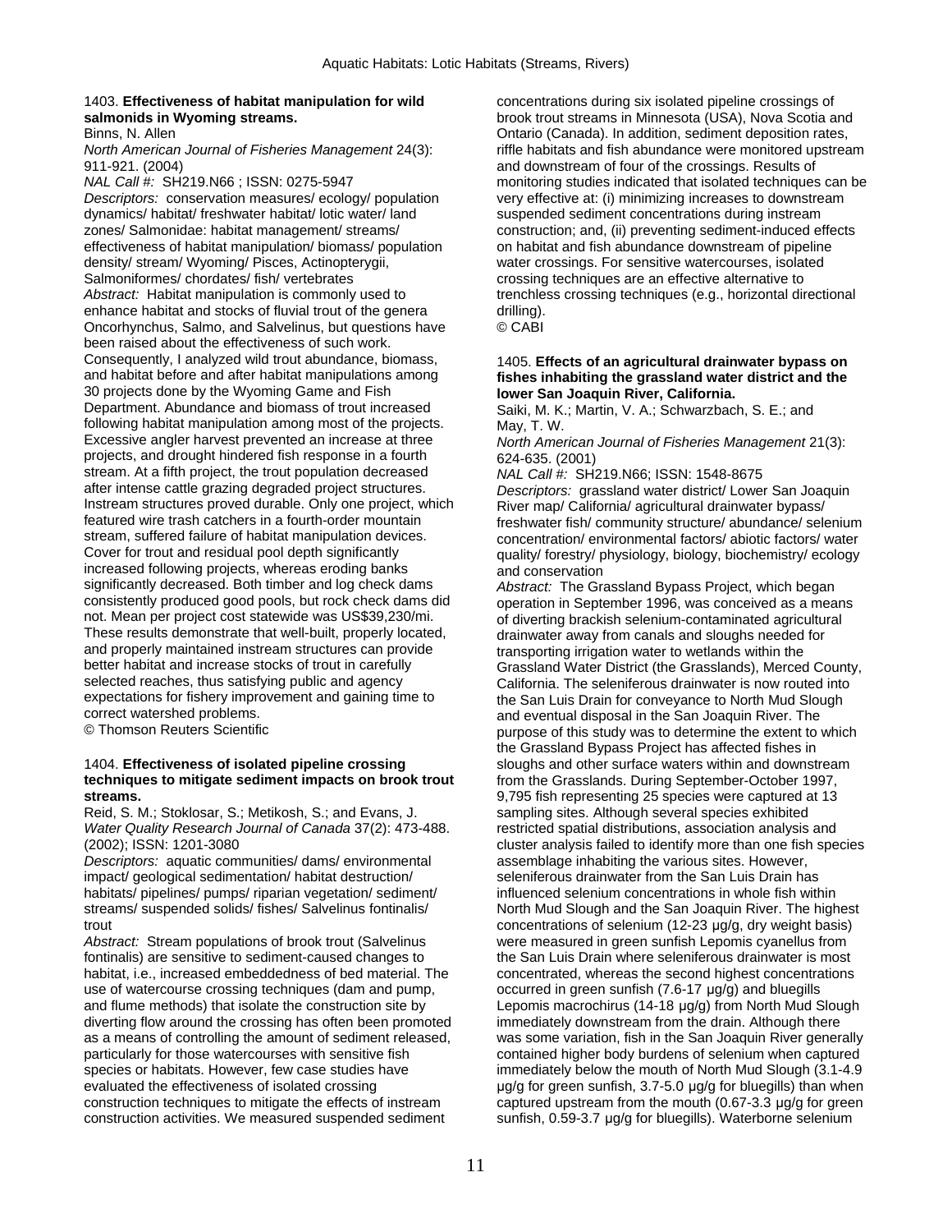1403. **Effectiveness of habitat manipulation for wild salmonids in Wyoming streams.**
Binns, N. Allen
*North American Journal of Fisheries Management* 24(3): 911-921. (2004)
*NAL Call #:* SH219.N66 ; ISSN: 0275-5947
*Descriptors:* conservation measures/ ecology/ population dynamics/ habitat/ freshwater habitat/ lotic water/ land zones/ Salmonidae: habitat management/ streams/ effectiveness of habitat manipulation/ biomass/ population density/ stream/ Wyoming/ Pisces, Actinopterygii, Salmoniformes/ chordates/ fish/ vertebrates
*Abstract:* Habitat manipulation is commonly used to enhance habitat and stocks of fluvial trout of the genera Oncorhynchus, Salmo, and Salvelinus, but questions have been raised about the effectiveness of such work. Consequently, I analyzed wild trout abundance, biomass, and habitat before and after habitat manipulations among 30 projects done by the Wyoming Game and Fish Department. Abundance and biomass of trout increased following habitat manipulation among most of the projects. Excessive angler harvest prevented an increase at three projects, and drought hindered fish response in a fourth stream. At a fifth project, the trout population decreased after intense cattle grazing degraded project structures. Instream structures proved durable. Only one project, which featured wire trash catchers in a fourth-order mountain stream, suffered failure of habitat manipulation devices. Cover for trout and residual pool depth significantly increased following projects, whereas eroding banks significantly decreased. Both timber and log check dams consistently produced good pools, but rock check dams did not. Mean per project cost statewide was US$39,230/mi. These results demonstrate that well-built, properly located, and properly maintained instream structures can provide better habitat and increase stocks of trout in carefully selected reaches, thus satisfying public and agency expectations for fishery improvement and gaining time to correct watershed problems.
© Thomson Reuters Scientific

1404. **Effectiveness of isolated pipeline crossing techniques to mitigate sediment impacts on brook trout streams.**
Reid, S. M.; Stoklosar, S.; Metikosh, S.; and Evans, J.
*Water Quality Research Journal of Canada* 37(2): 473-488. (2002); ISSN: 1201-3080
*Descriptors:* aquatic communities/ dams/ environmental impact/ geological sedimentation/ habitat destruction/ habitats/ pipelines/ pumps/ riparian vegetation/ sediment/ streams/ suspended solids/ fishes/ Salvelinus fontinalis/ trout
*Abstract:* Stream populations of brook trout (Salvelinus fontinalis) are sensitive to sediment-caused changes to habitat, i.e., increased embeddedness of bed material. The use of watercourse crossing techniques (dam and pump, and flume methods) that isolate the construction site by diverting flow around the crossing has often been promoted as a means of controlling the amount of sediment released, particularly for those watercourses with sensitive fish species or habitats. However, few case studies have evaluated the effectiveness of isolated crossing construction techniques to mitigate the effects of instream construction activities. We measured suspended sediment concentrations during six isolated pipeline crossings of brook trout streams in Minnesota (USA), Nova Scotia and Ontario (Canada). In addition, sediment deposition rates, riffle habitats and fish abundance were monitored upstream and downstream of four of the crossings. Results of monitoring studies indicated that isolated techniques can be very effective at: (i) minimizing increases to downstream suspended sediment concentrations during instream construction; and, (ii) preventing sediment-induced effects on habitat and fish abundance downstream of pipeline water crossings. For sensitive watercourses, isolated crossing techniques are an effective alternative to trenchless crossing techniques (e.g., horizontal directional drilling).
© CABI

1405. **Effects of an agricultural drainwater bypass on fishes inhabiting the grassland water district and the lower San Joaquin River, California.**
Saiki, M. K.; Martin, V. A.; Schwarzbach, S. E.; and May, T. W.
*North American Journal of Fisheries Management* 21(3): 624-635. (2001)
*NAL Call #:* SH219.N66; ISSN: 1548-8675
*Descriptors:* grassland water district/ Lower San Joaquin River map/ California/ agricultural drainwater bypass/ freshwater fish/ community structure/ abundance/ selenium concentration/ environmental factors/ abiotic factors/ water quality/ forestry/ physiology, biology, biochemistry/ ecology and conservation
*Abstract:* The Grassland Bypass Project, which began operation in September 1996, was conceived as a means of diverting brackish selenium-contaminated agricultural drainwater away from canals and sloughs needed for transporting irrigation water to wetlands within the Grassland Water District (the Grasslands), Merced County, California. The seleniferous drainwater is now routed into the San Luis Drain for conveyance to North Mud Slough and eventual disposal in the San Joaquin River. The purpose of this study was to determine the extent to which the Grassland Bypass Project has affected fishes in sloughs and other surface waters within and downstream from the Grasslands. During September-October 1997, 9,795 fish representing 25 species were captured at 13 sampling sites. Although several species exhibited restricted spatial distributions, association analysis and cluster analysis failed to identify more than one fish species assemblage inhabiting the various sites. However, seleniferous drainwater from the San Luis Drain has influenced selenium concentrations in whole fish within North Mud Slough and the San Joaquin River. The highest concentrations of selenium (12-23 µg/g, dry weight basis) were measured in green sunfish Lepomis cyanellus from the San Luis Drain where seleniferous drainwater is most concentrated, whereas the second highest concentrations occurred in green sunfish (7.6-17 µg/g) and bluegills Lepomis macrochirus (14-18 µg/g) from North Mud Slough immediately downstream from the drain. Although there was some variation, fish in the San Joaquin River generally contained higher body burdens of selenium when captured immediately below the mouth of North Mud Slough (3.1-4.9 µg/g for green sunfish, 3.7-5.0 µg/g for bluegills) than when captured upstream from the mouth (0.67-3.3 µg/g for green sunfish, 0.59-3.7 µg/g for bluegills). Waterborne selenium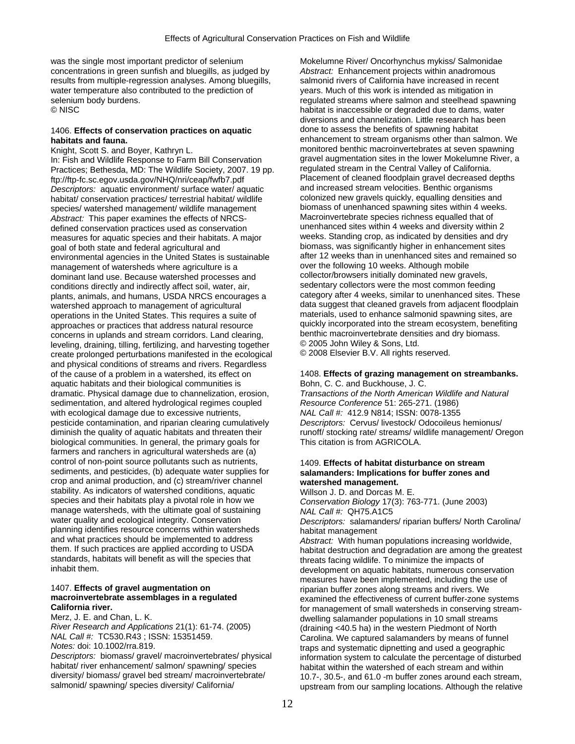was the single most important predictor of selenium concentrations in green sunfish and bluegills, as judged by results from multiple-regression analyses. Among bluegills, water temperature also contributed to the prediction of selenium body burdens.
© NISC

1406. **Effects of conservation practices on aquatic habitats and fauna.**
Knight, Scott S. and Boyer, Kathryn L.
In: Fish and Wildlife Response to Farm Bill Conservation Practices; Bethesda, MD: The Wildlife Society, 2007. 19 pp.
ftp://ftp-fc.sc.egov.usda.gov/NHQ/nri/ceap/fwfb7.pdf
*Descriptors:* aquatic environment/ surface water/ aquatic habitat/ conservation practices/ terrestrial habitat/ wildlife species/ watershed management/ wildlife management
*Abstract:* This paper examines the effects of NRCS-defined conservation practices used as conservation measures for aquatic species and their habitats. A major goal of both state and federal agricultural and environmental agencies in the United States is sustainable management of watersheds where agriculture is a dominant land use. Because watershed processes and conditions directly and indirectly affect soil, water, air, plants, animals, and humans, USDA NRCS encourages a watershed approach to management of agricultural operations in the United States. This requires a suite of approaches or practices that address natural resource concerns in uplands and stream corridors. Land clearing, leveling, draining, tilling, fertilizing, and harvesting together create prolonged perturbations manifested in the ecological and physical conditions of streams and rivers. Regardless of the cause of a problem in a watershed, its effect on aquatic habitats and their biological communities is dramatic. Physical damage due to channelization, erosion, sedimentation, and altered hydrological regimes coupled with ecological damage due to excessive nutrients, pesticide contamination, and riparian clearing cumulatively diminish the quality of aquatic habitats and threaten their biological communities. In general, the primary goals for farmers and ranchers in agricultural watersheds are (a) control of non-point source pollutants such as nutrients, sediments, and pesticides, (b) adequate water supplies for crop and animal production, and (c) stream/river channel stability. As indicators of watershed conditions, aquatic species and their habitats play a pivotal role in how we manage watersheds, with the ultimate goal of sustaining water quality and ecological integrity. Conservation planning identifies resource concerns within watersheds and what practices should be implemented to address them. If such practices are applied according to USDA standards, habitats will benefit as will the species that inhabit them.

1407. **Effects of gravel augmentation on macroinvertebrate assemblages in a regulated California river.**
Merz, J. E. and Chan, L. K.
*River Research and Applications* 21(1): 61-74. (2005)
*NAL Call #:* TC530.R43 ; ISSN: 15351459.
*Notes:* doi: 10.1002/rra.819.
*Descriptors:* biomass/ gravel/ macroinvertebrates/ physical habitat/ river enhancement/ salmon/ spawning/ species diversity/ biomass/ gravel bed stream/ macroinvertebrate/ salmonid/ spawning/ species diversity/ California/ Mokelumne River/ Oncorhynchus mykiss/ Salmonidae
*Abstract:* Enhancement projects within anadromous salmonid rivers of California have increased in recent years. Much of this work is intended as mitigation in regulated streams where salmon and steelhead spawning habitat is inaccessible or degraded due to dams, water diversions and channelization. Little research has been done to assess the benefits of spawning habitat enhancement to stream organisms other than salmon. We monitored benthic macroinvertebrates at seven spawning gravel augmentation sites in the lower Mokelumne River, a regulated stream in the Central Valley of California. Placement of cleaned floodplain gravel decreased depths and increased stream velocities. Benthic organisms colonized new gravels quickly, equalling densities and biomass of unenhanced spawning sites within 4 weeks. Macroinvertebrate species richness equalled that of unenhanced sites within 4 weeks and diversity within 2 weeks. Standing crop, as indicated by densities and dry biomass, was significantly higher in enhancement sites after 12 weeks than in unenhanced sites and remained so over the following 10 weeks. Although mobile collector/browsers initially dominated new gravels, sedentary collectors were the most common feeding category after 4 weeks, similar to unenhanced sites. These data suggest that cleaned gravels from adjacent floodplain materials, used to enhance salmonid spawning sites, are quickly incorporated into the stream ecosystem, benefiting benthic macroinvertebrate densities and dry biomass.
© 2005 John Wiley & Sons, Ltd.
© 2008 Elsevier B.V. All rights reserved.

1408. **Effects of grazing management on streambanks.**
Bohn, C. C. and Buckhouse, J. C.
*Transactions of the North American Wildlife and Natural Resource Conference* 51: 265-271. (1986)
*NAL Call #:* 412.9 N814; ISSN: 0078-1355
*Descriptors:* Cervus/ livestock/ Odocoileus hemionus/ runoff/ stocking rate/ streams/ wildlife management/ Oregon
This citation is from AGRICOLA.

1409. **Effects of habitat disturbance on stream salamanders: Implications for buffer zones and watershed management.**
Willson J. D. and Dorcas M. E.
*Conservation Biology* 17(3): 763-771. (June 2003)
*NAL Call #:* QH75.A1C5
*Descriptors:* salamanders/ riparian buffers/ North Carolina/ habitat management
*Abstract:* With human populations increasing worldwide, habitat destruction and degradation are among the greatest threats facing wildlife. To minimize the impacts of development on aquatic habitats, numerous conservation measures have been implemented, including the use of riparian buffer zones along streams and rivers. We examined the effectiveness of current buffer-zone systems for management of small watersheds in conserving stream-dwelling salamander populations in 10 small streams (draining <40.5 ha) in the western Piedmont of North Carolina. We captured salamanders by means of funnel traps and systematic dipnetting and used a geographic information system to calculate the percentage of disturbed habitat within the watershed of each stream and within 10.7-, 30.5-, and 61.0 -m buffer zones around each stream, upstream from our sampling locations. Although the relative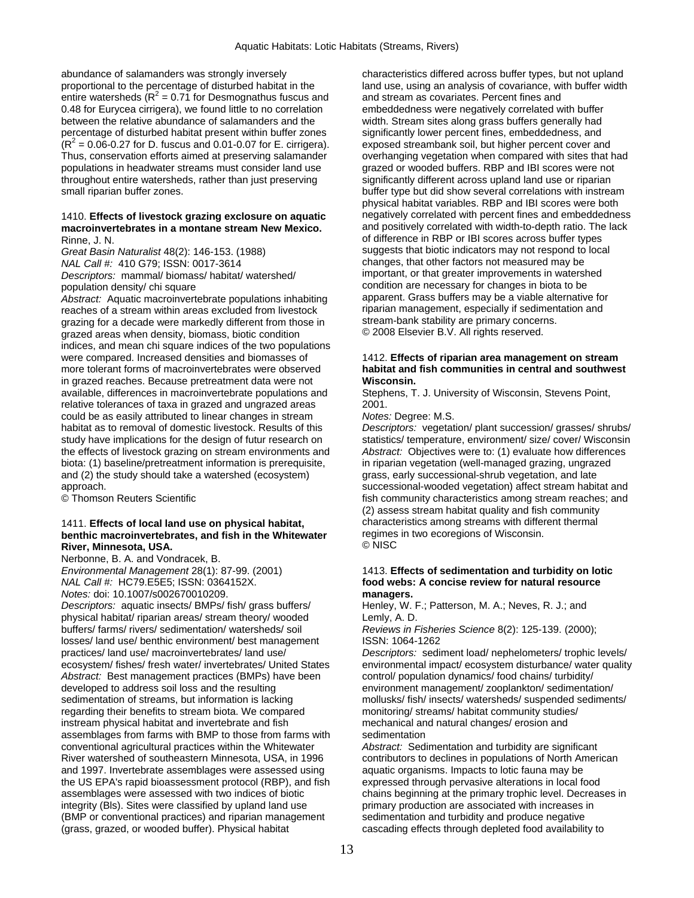abundance of salamanders was strongly inversely proportional to the percentage of disturbed habitat in the entire watersheds ($R^2$ = 0.71 for Desmognathus fuscus and 0.48 for Eurycea cirrigera), we found little to no correlation between the relative abundance of salamanders and the percentage of disturbed habitat present within buffer zones ($R^2$ = 0.06-0.27 for D. fuscus and 0.01-0.07 for E. cirrigera). Thus, conservation efforts aimed at preserving salamander populations in headwater streams must consider land use throughout entire watersheds, rather than just preserving small riparian buffer zones.

1410. **Effects of livestock grazing exclosure on aquatic macroinvertebrates in a montane stream New Mexico.**
Rinne, J. N.
*Great Basin Naturalist* 48(2): 146-153. (1988)
*NAL Call #:* 410 G79; ISSN: 0017-3614
*Descriptors:* mammal/ biomass/ habitat/ watershed/ population density/ chi square
*Abstract:* Aquatic macroinvertebrate populations inhabiting reaches of a stream within areas excluded from livestock grazing for a decade were markedly different from those in grazed areas when density, biomass, biotic condition indices, and mean chi square indices of the two populations were compared. Increased densities and biomasses of more tolerant forms of macroinvertebrates were observed in grazed reaches. Because pretreatment data were not available, differences in macroinvertebrate populations and relative tolerances of taxa in grazed and ungrazed areas could be as easily attributed to linear changes in stream habitat as to removal of domestic livestock. Results of this study have implications for the design of futur research on the effects of livestock grazing on stream environments and biota: (1) baseline/pretreatment information is prerequisite, and (2) the study should take a watershed (ecosystem) approach.
© Thomson Reuters Scientific

1411. **Effects of local land use on physical habitat, benthic macroinvertebrates, and fish in the Whitewater River, Minnesota, USA.**
Nerbonne, B. A. and Vondracek, B.
*Environmental Management* 28(1): 87-99. (2001)
*NAL Call #:* HC79.E5E5; ISSN: 0364152X.
*Notes:* doi: 10.1007/s002670010209.
*Descriptors:* aquatic insects/ BMPs/ fish/ grass buffers/ physical habitat/ riparian areas/ stream theory/ wooded buffers/ farms/ rivers/ sedimentation/ watersheds/ soil losses/ land use/ benthic environment/ best management practices/ land use/ macroinvertebrates/ land use/ ecosystem/ fishes/ fresh water/ invertebrates/ United States
*Abstract:* Best management practices (BMPs) have been developed to address soil loss and the resulting sedimentation of streams, but information is lacking regarding their benefits to stream biota. We compared instream physical habitat and invertebrate and fish assemblages from farms with BMP to those from farms with conventional agricultural practices within the Whitewater River watershed of southeastern Minnesota, USA, in 1996 and 1997. Invertebrate assemblages were assessed using the US EPA's rapid bioassessment protocol (RBP), and fish assemblages were assessed with two indices of biotic integrity (BIs). Sites were classified by upland land use (BMP or conventional practices) and riparian management (grass, grazed, or wooded buffer). Physical habitat characteristics differed across buffer types, but not upland land use, using an analysis of covariance, with buffer width and stream as covariates. Percent fines and embeddedness were negatively correlated with buffer width. Stream sites along grass buffers generally had significantly lower percent fines, embeddedness, and exposed streambank soil, but higher percent cover and overhanging vegetation when compared with sites that had grazed or wooded buffers. RBP and IBI scores were not significantly different across upland land use or riparian buffer type but did show several correlations with instream physical habitat variables. RBP and IBI scores were both negatively correlated with percent fines and embeddedness and positively correlated with width-to-depth ratio. The lack of difference in RBP or IBI scores across buffer types suggests that biotic indicators may not respond to local changes, that other factors not measured may be important, or that greater improvements in watershed condition are necessary for changes in biota to be apparent. Grass buffers may be a viable alternative for riparian management, especially if sedimentation and stream-bank stability are primary concerns.
© 2008 Elsevier B.V. All rights reserved.

1412. **Effects of riparian area management on stream habitat and fish communities in central and southwest Wisconsin.**
Stephens, T. J. University of Wisconsin, Stevens Point, 2001.
*Notes:* Degree: M.S.
*Descriptors:* vegetation/ plant succession/ grasses/ shrubs/ statistics/ temperature, environment/ size/ cover/ Wisconsin
*Abstract:* Objectives were to: (1) evaluate how differences in riparian vegetation (well-managed grazing, ungrazed grass, early successional-shrub vegetation, and late successional-wooded vegetation) affect stream habitat and fish community characteristics among stream reaches; and (2) assess stream habitat quality and fish community characteristics among streams with different thermal regimes in two ecoregions of Wisconsin.
© NISC

1413. **Effects of sedimentation and turbidity on lotic food webs: A concise review for natural resource managers.**
Henley, W. F.; Patterson, M. A.; Neves, R. J.; and Lemly, A. D.
*Reviews in Fisheries Science* 8(2): 125-139. (2000); ISSN: 1064-1262
*Descriptors:* sediment load/ nephelometers/ trophic levels/ environmental impact/ ecosystem disturbance/ water quality control/ population dynamics/ food chains/ turbidity/ environment management/ zooplankton/ sedimentation/ mollusks/ fish/ insects/ watersheds/ suspended sediments/ monitoring/ streams/ habitat community studies/ mechanical and natural changes/ erosion and sedimentation
*Abstract:* Sedimentation and turbidity are significant contributors to declines in populations of North American aquatic organisms. Impacts to lotic fauna may be expressed through pervasive alterations in local food chains beginning at the primary trophic level. Decreases in primary production are associated with increases in sedimentation and turbidity and produce negative cascading effects through depleted food availability to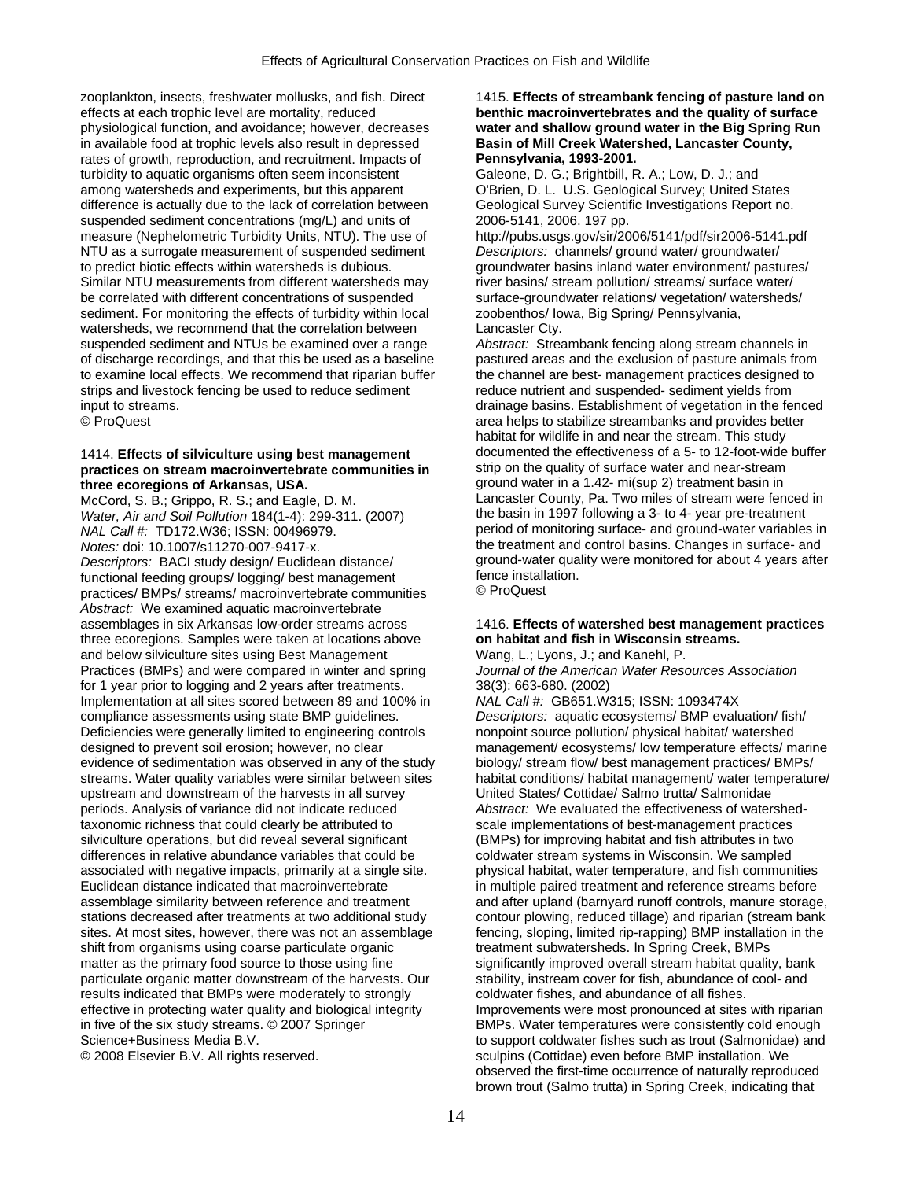zooplankton, insects, freshwater mollusks, and fish. Direct effects at each trophic level are mortality, reduced physiological function, and avoidance; however, decreases in available food at trophic levels also result in depressed rates of growth, reproduction, and recruitment. Impacts of turbidity to aquatic organisms often seem inconsistent among watersheds and experiments, but this apparent difference is actually due to the lack of correlation between suspended sediment concentrations (mg/L) and units of measure (Nephelometric Turbidity Units, NTU). The use of NTU as a surrogate measurement of suspended sediment to predict biotic effects within watersheds is dubious. Similar NTU measurements from different watersheds may be correlated with different concentrations of suspended sediment. For monitoring the effects of turbidity within local watersheds, we recommend that the correlation between suspended sediment and NTUs be examined over a range of discharge recordings, and that this be used as a baseline to examine local effects. We recommend that riparian buffer strips and livestock fencing be used to reduce sediment input to streams.
© ProQuest

1414. **Effects of silviculture using best management practices on stream macroinvertebrate communities in three ecoregions of Arkansas, USA.**
McCord, S. B.; Grippo, R. S.; and Eagle, D. M.
*Water, Air and Soil Pollution* 184(1-4): 299-311. (2007)
*NAL Call #:* TD172.W36; ISSN: 00496979.
*Notes:* doi: 10.1007/s11270-007-9417-x.
*Descriptors:* BACI study design/ Euclidean distance/ functional feeding groups/ logging/ best management practices/ BMPs/ streams/ macroinvertebrate communities
*Abstract:* We examined aquatic macroinvertebrate assemblages in six Arkansas low-order streams across three ecoregions. Samples were taken at locations above and below silviculture sites using Best Management Practices (BMPs) and were compared in winter and spring for 1 year prior to logging and 2 years after treatments. Implementation at all sites scored between 89 and 100% in compliance assessments using state BMP guidelines. Deficiencies were generally limited to engineering controls designed to prevent soil erosion; however, no clear evidence of sedimentation was observed in any of the study streams. Water quality variables were similar between sites upstream and downstream of the harvests in all survey periods. Analysis of variance did not indicate reduced taxonomic richness that could clearly be attributed to silviculture operations, but did reveal several significant differences in relative abundance variables that could be associated with negative impacts, primarily at a single site. Euclidean distance indicated that macroinvertebrate assemblage similarity between reference and treatment stations decreased after treatments at two additional study sites. At most sites, however, there was not an assemblage shift from organisms using coarse particulate organic matter as the primary food source to those using fine particulate organic matter downstream of the harvests. Our results indicated that BMPs were moderately to strongly effective in protecting water quality and biological integrity in five of the six study streams. © 2007 Springer Science+Business Media B.V.
© 2008 Elsevier B.V. All rights reserved.

1415. **Effects of streambank fencing of pasture land on benthic macroinvertebrates and the quality of surface water and shallow ground water in the Big Spring Run Basin of Mill Creek Watershed, Lancaster County, Pennsylvania, 1993-2001.**
Galeone, D. G.; Brightbill, R. A.; Low, D. J.; and O'Brien, D. L. U.S. Geological Survey; United States Geological Survey Scientific Investigations Report no. 2006-5141, 2006. 197 pp.
http://pubs.usgs.gov/sir/2006/5141/pdf/sir2006-5141.pdf
*Descriptors:* channels/ ground water/ groundwater/ groundwater basins inland water environment/ pastures/ river basins/ stream pollution/ streams/ surface water/ surface-groundwater relations/ vegetation/ watersheds/ zoobenthos/ Iowa, Big Spring/ Pennsylvania, Lancaster Cty.
*Abstract:* Streambank fencing along stream channels in pastured areas and the exclusion of pasture animals from the channel are best- management practices designed to reduce nutrient and suspended- sediment yields from drainage basins. Establishment of vegetation in the fenced area helps to stabilize streambanks and provides better habitat for wildlife in and near the stream. This study documented the effectiveness of a 5- to 12-foot-wide buffer strip on the quality of surface water and near-stream ground water in a 1.42- mi(sup 2) treatment basin in Lancaster County, Pa. Two miles of stream were fenced in the basin in 1997 following a 3- to 4- year pre-treatment period of monitoring surface- and ground-water variables in the treatment and control basins. Changes in surface- and ground-water quality were monitored for about 4 years after fence installation.
© ProQuest

1416. **Effects of watershed best management practices on habitat and fish in Wisconsin streams.**
Wang, L.; Lyons, J.; and Kanehl, P.
*Journal of the American Water Resources Association* 38(3): 663-680. (2002)
*NAL Call #:* GB651.W315; ISSN: 1093474X
*Descriptors:* aquatic ecosystems/ BMP evaluation/ fish/ nonpoint source pollution/ physical habitat/ watershed management/ ecosystems/ low temperature effects/ marine biology/ stream flow/ best management practices/ BMPs/ habitat conditions/ habitat management/ water temperature/ United States/ Cottidae/ Salmo trutta/ Salmonidae
*Abstract:* We evaluated the effectiveness of watershed-scale implementations of best-management practices (BMPs) for improving habitat and fish attributes in two coldwater stream systems in Wisconsin. We sampled physical habitat, water temperature, and fish communities in multiple paired treatment and reference streams before and after upland (barnyard runoff controls, manure storage, contour plowing, reduced tillage) and riparian (stream bank fencing, sloping, limited rip-rapping) BMP installation in the treatment subwatersheds. In Spring Creek, BMPs significantly improved overall stream habitat quality, bank stability, instream cover for fish, abundance of cool- and coldwater fishes, and abundance of all fishes. Improvements were most pronounced at sites with riparian BMPs. Water temperatures were consistently cold enough to support coldwater fishes such as trout (Salmonidae) and sculpins (Cottidae) even before BMP installation. We observed the first-time occurrence of naturally reproduced brown trout (Salmo trutta) in Spring Creek, indicating that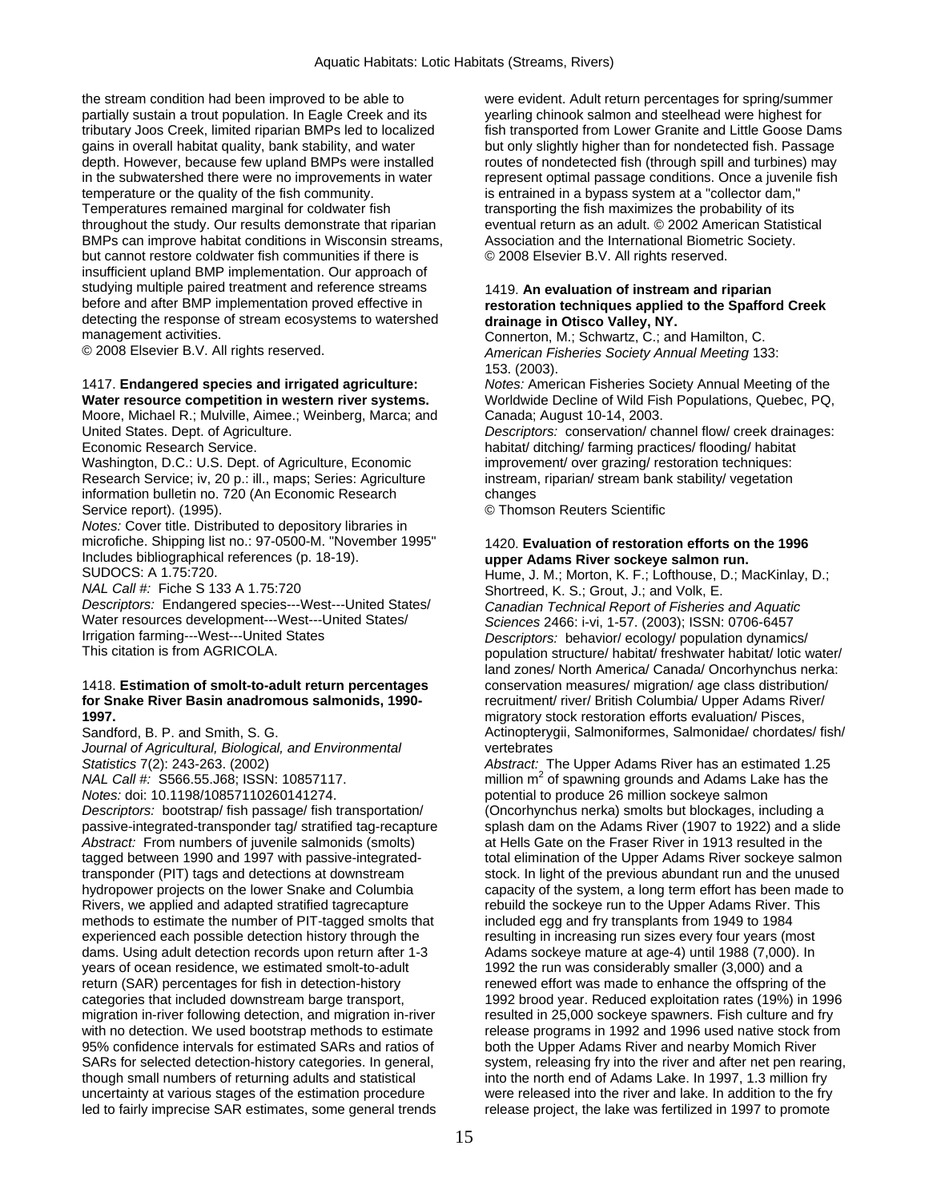the stream condition had been improved to be able to partially sustain a trout population. In Eagle Creek and its tributary Joos Creek, limited riparian BMPs led to localized gains in overall habitat quality, bank stability, and water depth. However, because few upland BMPs were installed in the subwatershed there were no improvements in water temperature or the quality of the fish community. Temperatures remained marginal for coldwater fish throughout the study. Our results demonstrate that riparian BMPs can improve habitat conditions in Wisconsin streams, but cannot restore coldwater fish communities if there is insufficient upland BMP implementation. Our approach of studying multiple paired treatment and reference streams before and after BMP implementation proved effective in detecting the response of stream ecosystems to watershed management activities.
© 2008 Elsevier B.V. All rights reserved.

1417. **Endangered species and irrigated agriculture: Water resource competition in western river systems.**
Moore, Michael R.; Mulville, Aimee.; Weinberg, Marca; and United States. Dept. of Agriculture.
Economic Research Service.
Washington, D.C.: U.S. Dept. of Agriculture, Economic Research Service; iv, 20 p.: ill., maps; Series: Agriculture information bulletin no. 720 (An Economic Research Service report). (1995).
*Notes:* Cover title. Distributed to depository libraries in microfiche. Shipping list no.: 97-0500-M. "November 1995" Includes bibliographical references (p. 18-19).
SUDOCS: A 1.75:720.
*NAL Call #:* Fiche S 133 A 1.75:720
*Descriptors:* Endangered species---West---United States/ Water resources development---West---United States/ Irrigation farming---West---United States
This citation is from AGRICOLA.

1418. **Estimation of smolt-to-adult return percentages for Snake River Basin anadromous salmonids, 1990-1997.**
Sandford, B. P. and Smith, S. G.
*Journal of Agricultural, Biological, and Environmental Statistics* 7(2): 243-263. (2002)
*NAL Call #:* S566.55.J68; ISSN: 10857117.
*Notes:* doi: 10.1198/10857110260141274.
*Descriptors:* bootstrap/ fish passage/ fish transportation/ passive-integrated-transponder tag/ stratified tag-recapture
*Abstract:* From numbers of juvenile salmonids (smolts) tagged between 1990 and 1997 with passive-integrated-transponder (PIT) tags and detections at downstream hydropower projects on the lower Snake and Columbia Rivers, we applied and adapted stratified tagrecapture methods to estimate the number of PIT-tagged smolts that experienced each possible detection history through the dams. Using adult detection records upon return after 1-3 years of ocean residence, we estimated smolt-to-adult return (SAR) percentages for fish in detection-history categories that included downstream barge transport, migration in-river following detection, and migration in-river with no detection. We used bootstrap methods to estimate 95% confidence intervals for estimated SARs and ratios of SARs for selected detection-history categories. In general, though small numbers of returning adults and statistical uncertainty at various stages of the estimation procedure led to fairly imprecise SAR estimates, some general trends were evident. Adult return percentages for spring/summer yearling chinook salmon and steelhead were highest for fish transported from Lower Granite and Little Goose Dams but only slightly higher than for nondetected fish. Passage routes of nondetected fish (through spill and turbines) may represent optimal passage conditions. Once a juvenile fish is entrained in a bypass system at a "collector dam," transporting the fish maximizes the probability of its eventual return as an adult. © 2002 American Statistical Association and the International Biometric Society.
© 2008 Elsevier B.V. All rights reserved.

1419. **An evaluation of instream and riparian restoration techniques applied to the Spafford Creek drainage in Otisco Valley, NY.**
Connerton, M.; Schwartz, C.; and Hamilton, C.
*American Fisheries Society Annual Meeting* 133: 153. (2003).
*Notes:* American Fisheries Society Annual Meeting of the Worldwide Decline of Wild Fish Populations, Quebec, PQ, Canada; August 10-14, 2003.
*Descriptors:* conservation/ channel flow/ creek drainages: habitat/ ditching/ farming practices/ flooding/ habitat improvement/ over grazing/ restoration techniques: instream, riparian/ stream bank stability/ vegetation changes
© Thomson Reuters Scientific

1420. **Evaluation of restoration efforts on the 1996 upper Adams River sockeye salmon run.**
Hume, J. M.; Morton, K. F.; Lofthouse, D.; MacKinlay, D.; Shortreed, K. S.; Grout, J.; and Volk, E.
*Canadian Technical Report of Fisheries and Aquatic Sciences* 2466: i-vi, 1-57. (2003); ISSN: 0706-6457
*Descriptors:* behavior/ ecology/ population dynamics/ population structure/ habitat/ freshwater habitat/ lotic water/ land zones/ North America/ Canada/ Oncorhynchus nerka: conservation measures/ migration/ age class distribution/ recruitment/ river/ British Columbia/ Upper Adams River/ migratory stock restoration efforts evaluation/ Pisces, Actinopterygii, Salmoniformes, Salmonidae/ chordates/ fish/ vertebrates
*Abstract:* The Upper Adams River has an estimated 1.25 million $m^2$ of spawning grounds and Adams Lake has the potential to produce 26 million sockeye salmon (Oncorhynchus nerka) smolts but blockages, including a splash dam on the Adams River (1907 to 1922) and a slide at Hells Gate on the Fraser River in 1913 resulted in the total elimination of the Upper Adams River sockeye salmon stock. In light of the previous abundant run and the unused capacity of the system, a long term effort has been made to rebuild the sockeye run to the Upper Adams River. This included egg and fry transplants from 1949 to 1984 resulting in increasing run sizes every four years (most Adams sockeye mature at age-4) until 1988 (7,000). In 1992 the run was considerably smaller (3,000) and a renewed effort was made to enhance the offspring of the 1992 brood year. Reduced exploitation rates (19%) in 1996 resulted in 25,000 sockeye spawners. Fish culture and fry release programs in 1992 and 1996 used native stock from both the Upper Adams River and nearby Momich River system, releasing fry into the river and after net pen rearing, into the north end of Adams Lake. In 1997, 1.3 million fry were released into the river and lake. In addition to the fry release project, the lake was fertilized in 1997 to promote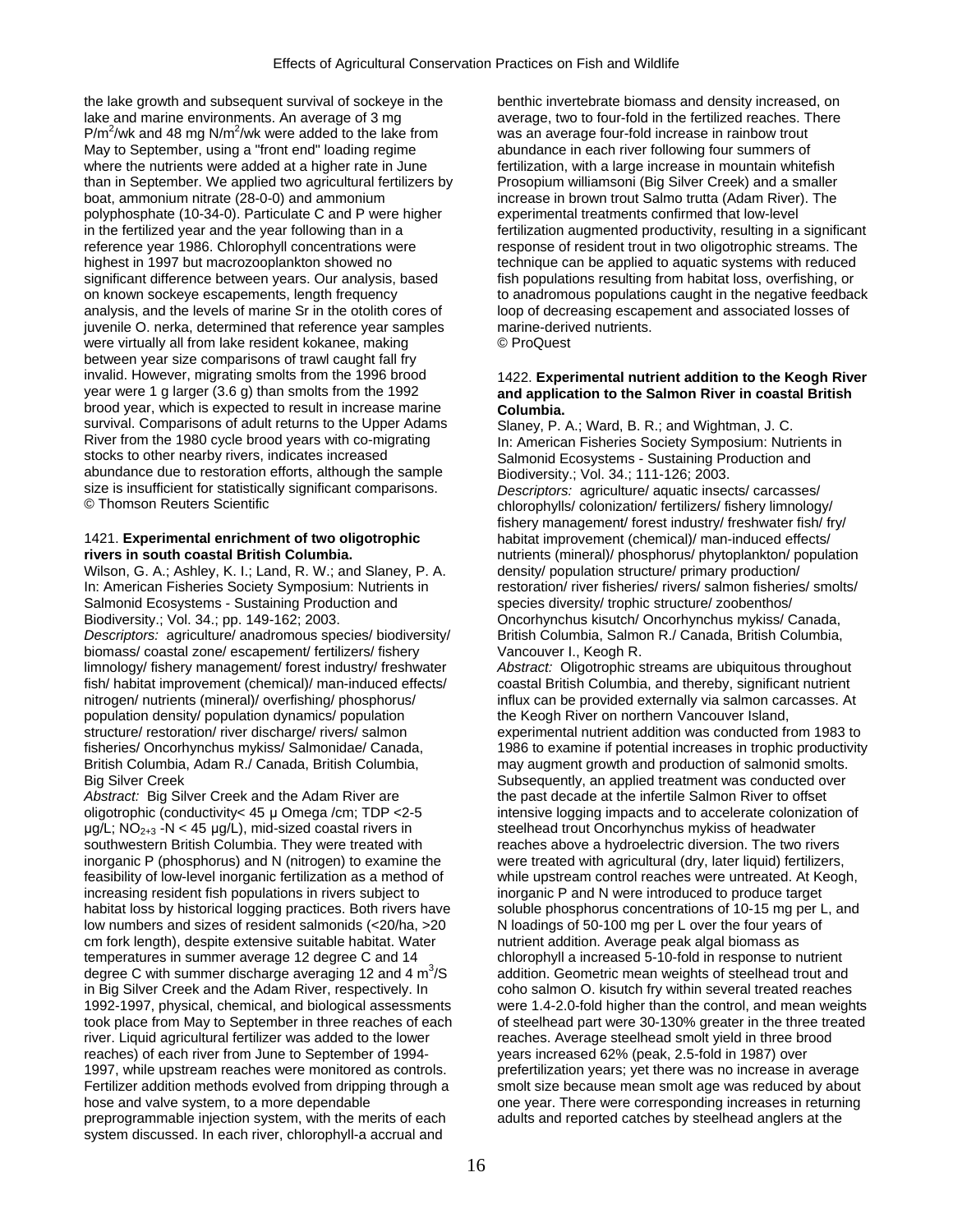the lake growth and subsequent survival of sockeye in the lake and marine environments. An average of 3 mg $P/m^2$/wk and 48 mg $N/m^2$/wk were added to the lake from May to September, using a "front end" loading regime where the nutrients were added at a higher rate in June than in September. We applied two agricultural fertilizers by boat, ammonium nitrate (28-0-0) and ammonium polyphosphate (10-34-0). Particulate C and P were higher in the fertilized year and the year following than in a reference year 1986. Chlorophyll concentrations were highest in 1997 but macrozooplankton showed no significant difference between years. Our analysis, based on known sockeye escapements, length frequency analysis, and the levels of marine Sr in the otolith cores of juvenile O. nerka, determined that reference year samples were virtually all from lake resident kokanee, making between year size comparisons of trawl caught fall fry invalid. However, migrating smolts from the 1996 brood year were 1 g larger (3.6 g) than smolts from the 1992 brood year, which is expected to result in increase marine survival. Comparisons of adult returns to the Upper Adams River from the 1980 cycle brood years with co-migrating stocks to other nearby rivers, indicates increased abundance due to restoration efforts, although the sample size is insufficient for statistically significant comparisons.
© Thomson Reuters Scientific

1421. **Experimental enrichment of two oligotrophic rivers in south coastal British Columbia.**
Wilson, G. A.; Ashley, K. I.; Land, R. W.; and Slaney, P. A.
In: American Fisheries Society Symposium: Nutrients in Salmonid Ecosystems - Sustaining Production and Biodiversity.; Vol. 34.; pp. 149-162; 2003.
*Descriptors:* agriculture/ anadromous species/ biodiversity/ biomass/ coastal zone/ escapement/ fertilizers/ fishery limnology/ fishery management/ forest industry/ freshwater fish/ habitat improvement (chemical)/ man-induced effects/ nitrogen/ nutrients (mineral)/ overfishing/ phosphorus/ population density/ population dynamics/ population structure/ restoration/ river discharge/ rivers/ salmon fisheries/ Oncorhynchus mykiss/ Salmonidae/ Canada, British Columbia, Adam R./ Canada, British Columbia, Big Silver Creek
*Abstract:* Big Silver Creek and the Adam River are oligotrophic (conductivity< 45 µ Omega /cm; TDP <2-5 µg/L; $NO_{2+3}$ -N < 45 µg/L), mid-sized coastal rivers in southwestern British Columbia. They were treated with inorganic P (phosphorus) and N (nitrogen) to examine the feasibility of low-level inorganic fertilization as a method of increasing resident fish populations in rivers subject to habitat loss by historical logging practices. Both rivers have low numbers and sizes of resident salmonids (<20/ha, >20 cm fork length), despite extensive suitable habitat. Water temperatures in summer average 12 degree C and 14 degree C with summer discharge averaging 12 and 4 $m^3$/S in Big Silver Creek and the Adam River, respectively. In 1992-1997, physical, chemical, and biological assessments took place from May to September in three reaches of each river. Liquid agricultural fertilizer was added to the lower reaches) of each river from June to September of 1994-1997, while upstream reaches were monitored as controls. Fertilizer addition methods evolved from dripping through a hose and valve system, to a more dependable preprogrammable injection system, with the merits of each system discussed. In each river, chlorophyll-a accrual and benthic invertebrate biomass and density increased, on average, two to four-fold in the fertilized reaches. There was an average four-fold increase in rainbow trout abundance in each river following four summers of fertilization, with a large increase in mountain whitefish Prosopium williamsoni (Big Silver Creek) and a smaller increase in brown trout Salmo trutta (Adam River). The experimental treatments confirmed that low-level fertilization augmented productivity, resulting in a significant response of resident trout in two oligotrophic streams. The technique can be applied to aquatic systems with reduced fish populations resulting from habitat loss, overfishing, or to anadromous populations caught in the negative feedback loop of decreasing escapement and associated losses of marine-derived nutrients.
© ProQuest

1422. **Experimental nutrient addition to the Keogh River and application to the Salmon River in coastal British Columbia.**
Slaney, P. A.; Ward, B. R.; and Wightman, J. C.
In: American Fisheries Society Symposium: Nutrients in Salmonid Ecosystems - Sustaining Production and Biodiversity.; Vol. 34.; 111-126; 2003.
*Descriptors:* agriculture/ aquatic insects/ carcasses/ chlorophylls/ colonization/ fertilizers/ fishery limnology/ fishery management/ forest industry/ freshwater fish/ fry/ habitat improvement (chemical)/ man-induced effects/ nutrients (mineral)/ phosphorus/ phytoplankton/ population density/ population structure/ primary production/ restoration/ river fisheries/ rivers/ salmon fisheries/ smolts/ species diversity/ trophic structure/ zoobenthos/ Oncorhynchus kisutch/ Oncorhynchus mykiss/ Canada, British Columbia, Salmon R./ Canada, British Columbia, Vancouver I., Keogh R.
*Abstract:* Oligotrophic streams are ubiquitous throughout coastal British Columbia, and thereby, significant nutrient influx can be provided externally via salmon carcasses. At the Keogh River on northern Vancouver Island, experimental nutrient addition was conducted from 1983 to 1986 to examine if potential increases in trophic productivity may augment growth and production of salmonid smolts. Subsequently, an applied treatment was conducted over the past decade at the infertile Salmon River to offset intensive logging impacts and to accelerate colonization of steelhead trout Oncorhynchus mykiss of headwater reaches above a hydroelectric diversion. The two rivers were treated with agricultural (dry, later liquid) fertilizers, while upstream control reaches were untreated. At Keogh, inorganic P and N were introduced to produce target soluble phosphorus concentrations of 10-15 mg per L, and N loadings of 50-100 mg per L over the four years of nutrient addition. Average peak algal biomass as chlorophyll a increased 5-10-fold in response to nutrient addition. Geometric mean weights of steelhead trout and coho salmon O. kisutch fry within several treated reaches were 1.4-2.0-fold higher than the control, and mean weights of steelhead part were 30-130% greater in the three treated reaches. Average steelhead smolt yield in three brood years increased 62% (peak, 2.5-fold in 1987) over prefertilization years; yet there was no increase in average smolt size because mean smolt age was reduced by about one year. There were corresponding increases in returning adults and reported catches by steelhead anglers at the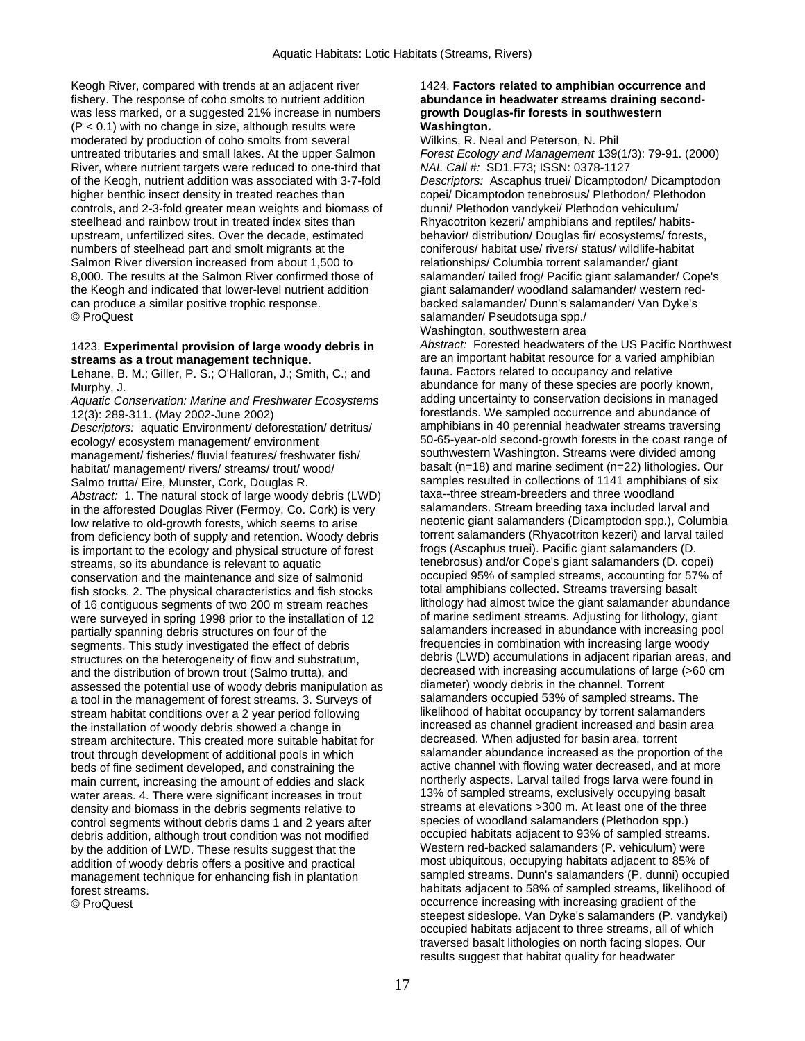Keogh River, compared with trends at an adjacent river fishery. The response of coho smolts to nutrient addition was less marked, or a suggested 21% increase in numbers ($P < 0.1$) with no change in size, although results were moderated by production of coho smolts from several untreated tributaries and small lakes. At the upper Salmon River, where nutrient targets were reduced to one-third that of the Keogh, nutrient addition was associated with 3-7-fold higher benthic insect density in treated reaches than controls, and 2-3-fold greater mean weights and biomass of steelhead and rainbow trout in treated index sites than upstream, unfertilized sites. Over the decade, estimated numbers of steelhead part and smolt migrants at the Salmon River diversion increased from about 1,500 to 8,000. The results at the Salmon River confirmed those of the Keogh and indicated that lower-level nutrient addition can produce a similar positive trophic response.
© ProQuest

1423. **Experimental provision of large woody debris in streams as a trout management technique.**
Lehane, B. M.; Giller, P. S.; O'Halloran, J.; Smith, C.; and Murphy, J.
*Aquatic Conservation: Marine and Freshwater Ecosystems* 12(3): 289-311. (May 2002-June 2002)
*Descriptors:* aquatic Environment/ deforestation/ detritus/ ecology/ ecosystem management/ environment management/ fisheries/ fluvial features/ freshwater fish/ habitat/ management/ rivers/ streams/ trout/ wood/ Salmo trutta/ Eire, Munster, Cork, Douglas R.
*Abstract:* 1. The natural stock of large woody debris (LWD) in the afforested Douglas River (Fermoy, Co. Cork) is very low relative to old-growth forests, which seems to arise from deficiency both of supply and retention. Woody debris is important to the ecology and physical structure of forest streams, so its abundance is relevant to aquatic conservation and the maintenance and size of salmonid fish stocks. 2. The physical characteristics and fish stocks of 16 contiguous segments of two 200 m stream reaches were surveyed in spring 1998 prior to the installation of 12 partially spanning debris structures on four of the segments. This study investigated the effect of debris structures on the heterogeneity of flow and substratum, and the distribution of brown trout (Salmo trutta), and assessed the potential use of woody debris manipulation as a tool in the management of forest streams. 3. Surveys of stream habitat conditions over a 2 year period following the installation of woody debris showed a change in stream architecture. This created more suitable habitat for trout through development of additional pools in which beds of fine sediment developed, and constraining the main current, increasing the amount of eddies and slack water areas. 4. There were significant increases in trout density and biomass in the debris segments relative to control segments without debris dams 1 and 2 years after debris addition, although trout condition was not modified by the addition of LWD. These results suggest that the addition of woody debris offers a positive and practical management technique for enhancing fish in plantation forest streams.
© ProQuest

1424. **Factors related to amphibian occurrence and abundance in headwater streams draining second-growth Douglas-fir forests in southwestern Washington.**
Wilkins, R. Neal and Peterson, N. Phil
*Forest Ecology and Management* 139(1/3): 79-91. (2000)
*NAL Call #:* SD1.F73; ISSN: 0378-1127
*Descriptors:* Ascaphus truei/ Dicamptodon/ Dicamptodon copei/ Dicamptodon tenebrosus/ Plethodon/ Plethodon dunni/ Plethodon vandykei/ Plethodon vehiculum/ Rhyacotriton kezeri/ amphibians and reptiles/ habits-behavior/ distribution/ Douglas fir/ ecosystems/ forests, coniferous/ habitat use/ rivers/ status/ wildlife-habitat relationships/ Columbia torrent salamander/ giant salamander/ tailed frog/ Pacific giant salamander/ Cope's giant salamander/ woodland salamander/ western red-backed salamander/ Dunn's salamander/ Van Dyke's salamander/ Pseudotsuga spp./ Washington, southwestern area
*Abstract:* Forested headwaters of the US Pacific Northwest are an important habitat resource for a varied amphibian fauna. Factors related to occupancy and relative abundance for many of these species are poorly known, adding uncertainty to conservation decisions in managed forestlands. We sampled occurrence and abundance of amphibians in 40 perennial headwater streams traversing 50-65-year-old second-growth forests in the coast range of southwestern Washington. Streams were divided among basalt (n=18) and marine sediment (n=22) lithologies. Our samples resulted in collections of 1141 amphibians of six taxa--three stream-breeders and three woodland salamanders. Stream breeding taxa included larval and neotenic giant salamanders (Dicamptodon spp.), Columbia torrent salamanders (Rhyacotriton kezeri) and larval tailed frogs (Ascaphus truei). Pacific giant salamanders (D. tenebrosus) and/or Cope's giant salamanders (D. copei) occupied 95% of sampled streams, accounting for 57% of total amphibians collected. Streams traversing basalt lithology had almost twice the giant salamander abundance of marine sediment streams. Adjusting for lithology, giant salamanders increased in abundance with increasing pool frequencies in combination with increasing large woody debris (LWD) accumulations in adjacent riparian areas, and decreased with increasing accumulations of large (>60 cm diameter) woody debris in the channel. Torrent salamanders occupied 53% of sampled streams. The likelihood of habitat occupancy by torrent salamanders increased as channel gradient increased and basin area decreased. When adjusted for basin area, torrent salamander abundance increased as the proportion of the active channel with flowing water decreased, and at more northerly aspects. Larval tailed frogs larva were found in 13% of sampled streams, exclusively occupying basalt streams at elevations >300 m. At least one of the three species of woodland salamanders (Plethodon spp.) occupied habitats adjacent to 93% of sampled streams. Western red-backed salamanders (P. vehiculum) were most ubiquitous, occupying habitats adjacent to 85% of sampled streams. Dunn's salamanders (P. dunni) occupied habitats adjacent to 58% of sampled streams, likelihood of occurrence increasing with increasing gradient of the steepest sideslope. Van Dyke's salamanders (P. vandykei) occupied habitats adjacent to three streams, all of which traversed basalt lithologies on north facing slopes. Our results suggest that habitat quality for headwater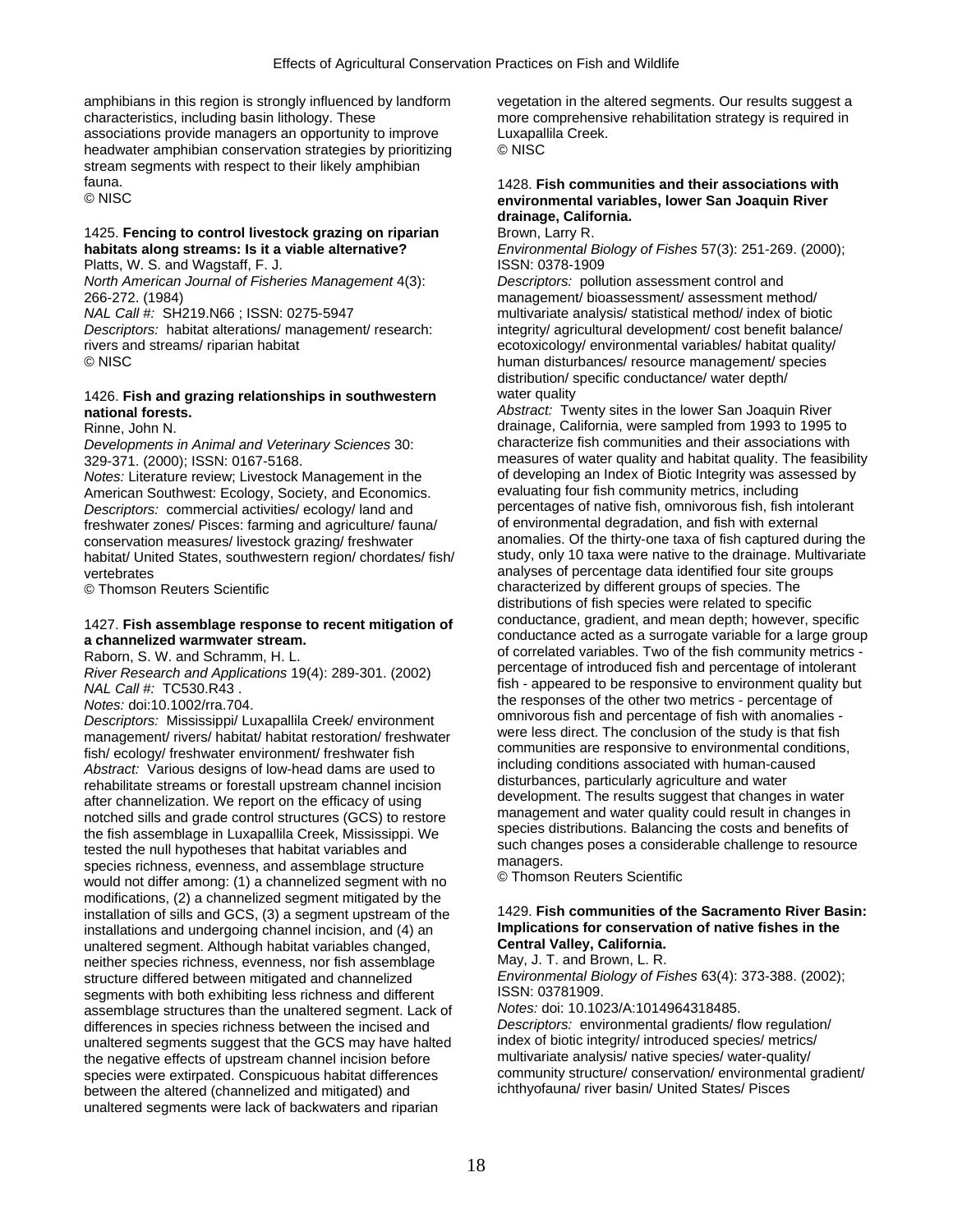amphibians in this region is strongly influenced by landform characteristics, including basin lithology. These associations provide managers an opportunity to improve headwater amphibian conservation strategies by prioritizing stream segments with respect to their likely amphibian fauna.
© NISC

1425. **Fencing to control livestock grazing on riparian habitats along streams: Is it a viable alternative?**
Platts, W. S. and Wagstaff, F. J.
*North American Journal of Fisheries Management* 4(3): 266-272. (1984)
*NAL Call #:* SH219.N66 ; ISSN: 0275-5947
*Descriptors:* habitat alterations/ management/ research: rivers and streams/ riparian habitat
© NISC

1426. **Fish and grazing relationships in southwestern national forests.**
Rinne, John N.
*Developments in Animal and Veterinary Sciences* 30: 329-371. (2000); ISSN: 0167-5168.
*Notes:* Literature review; Livestock Management in the American Southwest: Ecology, Society, and Economics.
*Descriptors:* commercial activities/ ecology/ land and freshwater zones/ Pisces: farming and agriculture/ fauna/ conservation measures/ livestock grazing/ freshwater habitat/ United States, southwestern region/ chordates/ fish/ vertebrates
© Thomson Reuters Scientific

1427. **Fish assemblage response to recent mitigation of a channelized warmwater stream.**
Raborn, S. W. and Schramm, H. L.
*River Research and Applications* 19(4): 289-301. (2002)
*NAL Call #:* TC530.R43 .
*Notes:* doi:10.1002/rra.704.
*Descriptors:* Mississippi/ Luxapallila Creek/ environment management/ rivers/ habitat/ habitat restoration/ freshwater fish/ ecology/ freshwater environment/ freshwater fish
*Abstract:* Various designs of low-head dams are used to rehabilitate streams or forestall upstream channel incision after channelization. We report on the efficacy of using notched sills and grade control structures (GCS) to restore the fish assemblage in Luxapallila Creek, Mississippi. We tested the null hypotheses that habitat variables and species richness, evenness, and assemblage structure would not differ among: (1) a channelized segment with no modifications, (2) a channelized segment mitigated by the installation of sills and GCS, (3) a segment upstream of the installations and undergoing channel incision, and (4) an unaltered segment. Although habitat variables changed, neither species richness, evenness, nor fish assemblage structure differed between mitigated and channelized segments with both exhibiting less richness and different assemblage structures than the unaltered segment. Lack of differences in species richness between the incised and unaltered segments suggest that the GCS may have halted the negative effects of upstream channel incision before species were extirpated. Conspicuous habitat differences between the altered (channelized and mitigated) and unaltered segments were lack of backwaters and riparian vegetation in the altered segments. Our results suggest a more comprehensive rehabilitation strategy is required in Luxapallila Creek.
© NISC

1428. **Fish communities and their associations with environmental variables, lower San Joaquin River drainage, California.**
Brown, Larry R.
*Environmental Biology of Fishes* 57(3): 251-269. (2000); ISSN: 0378-1909
*Descriptors:* pollution assessment control and management/ bioassessment/ assessment method/ multivariate analysis/ statistical method/ index of biotic integrity/ agricultural development/ cost benefit balance/ ecotoxicology/ environmental variables/ habitat quality/ human disturbances/ resource management/ species distribution/ specific conductance/ water depth/ water quality
*Abstract:* Twenty sites in the lower San Joaquin River drainage, California, were sampled from 1993 to 1995 to characterize fish communities and their associations with measures of water quality and habitat quality. The feasibility of developing an Index of Biotic Integrity was assessed by evaluating four fish community metrics, including percentages of native fish, omnivorous fish, fish intolerant of environmental degradation, and fish with external anomalies. Of the thirty-one taxa of fish captured during the study, only 10 taxa were native to the drainage. Multivariate analyses of percentage data identified four site groups characterized by different groups of species. The distributions of fish species were related to specific conductance, gradient, and mean depth; however, specific conductance acted as a surrogate variable for a large group of correlated variables. Two of the fish community metrics - percentage of introduced fish and percentage of intolerant fish - appeared to be responsive to environment quality but the responses of the other two metrics - percentage of omnivorous fish and percentage of fish with anomalies - were less direct. The conclusion of the study is that fish communities are responsive to environmental conditions, including conditions associated with human-caused disturbances, particularly agriculture and water development. The results suggest that changes in water management and water quality could result in changes in species distributions. Balancing the costs and benefits of such changes poses a considerable challenge to resource managers.
© Thomson Reuters Scientific

1429. **Fish communities of the Sacramento River Basin: Implications for conservation of native fishes in the Central Valley, California.**
May, J. T. and Brown, L. R.
*Environmental Biology of Fishes* 63(4): 373-388. (2002); ISSN: 03781909.
*Notes:* doi: 10.1023/A:1014964318485.
*Descriptors:* environmental gradients/ flow regulation/ index of biotic integrity/ introduced species/ metrics/ multivariate analysis/ native species/ water-quality/ community structure/ conservation/ environmental gradient/ ichthyofauna/ river basin/ United States/ Pisces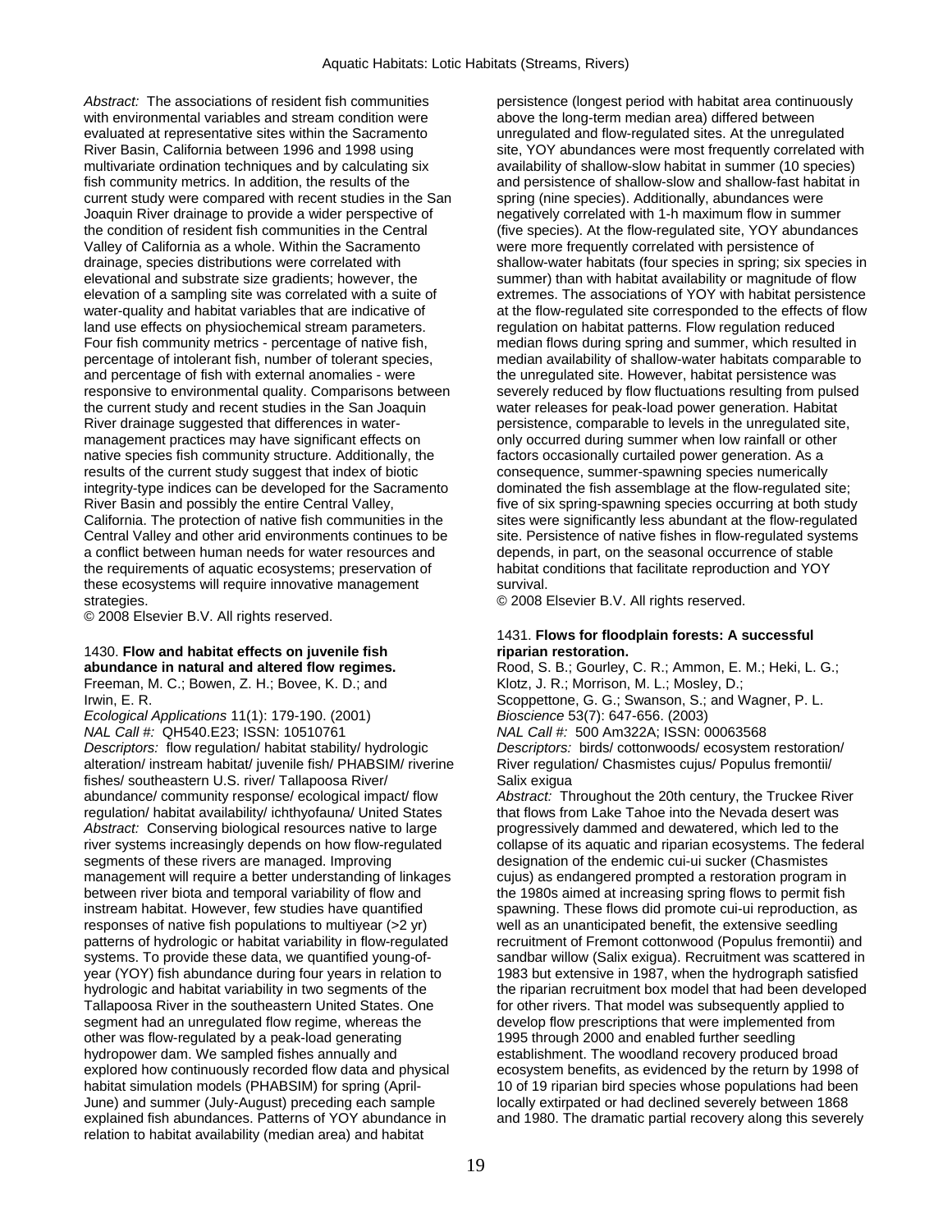*Abstract:* The associations of resident fish communities with environmental variables and stream condition were evaluated at representative sites within the Sacramento River Basin, California between 1996 and 1998 using multivariate ordination techniques and by calculating six fish community metrics. In addition, the results of the current study were compared with recent studies in the San Joaquin River drainage to provide a wider perspective of the condition of resident fish communities in the Central Valley of California as a whole. Within the Sacramento drainage, species distributions were correlated with elevational and substrate size gradients; however, the elevation of a sampling site was correlated with a suite of water-quality and habitat variables that are indicative of land use effects on physiochemical stream parameters. Four fish community metrics - percentage of native fish, percentage of intolerant fish, number of tolerant species, and percentage of fish with external anomalies - were responsive to environmental quality. Comparisons between the current study and recent studies in the San Joaquin River drainage suggested that differences in water-management practices may have significant effects on native species fish community structure. Additionally, the results of the current study suggest that index of biotic integrity-type indices can be developed for the Sacramento River Basin and possibly the entire Central Valley, California. The protection of native fish communities in the Central Valley and other arid environments continues to be a conflict between human needs for water resources and the requirements of aquatic ecosystems; preservation of these ecosystems will require innovative management strategies.
© 2008 Elsevier B.V. All rights reserved.

1430. **Flow and habitat effects on juvenile fish abundance in natural and altered flow regimes.**
Freeman, M. C.; Bowen, Z. H.; Bovee, K. D.; and Irwin, E. R.
*Ecological Applications* 11(1): 179-190. (2001)
*NAL Call #:* QH540.E23; ISSN: 10510761
*Descriptors:* flow regulation/ habitat stability/ hydrologic alteration/ instream habitat/ juvenile fish/ PHABSIM/ riverine fishes/ southeastern U.S. river/ Tallapoosa River/ abundance/ community response/ ecological impact/ flow regulation/ habitat availability/ ichthyofauna/ United States
*Abstract:* Conserving biological resources native to large river systems increasingly depends on how flow-regulated segments of these rivers are managed. Improving management will require a better understanding of linkages between river biota and temporal variability of flow and instream habitat. However, few studies have quantified responses of native fish populations to multiyear (>2 yr) patterns of hydrologic or habitat variability in flow-regulated systems. To provide these data, we quantified young-of-year (YOY) fish abundance during four years in relation to hydrologic and habitat variability in two segments of the Tallapoosa River in the southeastern United States. One segment had an unregulated flow regime, whereas the other was flow-regulated by a peak-load generating hydropower dam. We sampled fishes annually and explored how continuously recorded flow data and physical habitat simulation models (PHABSIM) for spring (April-June) and summer (July-August) preceding each sample explained fish abundances. Patterns of YOY abundance in relation to habitat availability (median area) and habitat persistence (longest period with habitat area continuously above the long-term median area) differed between unregulated and flow-regulated sites. At the unregulated site, YOY abundances were most frequently correlated with availability of shallow-slow habitat in summer (10 species) and persistence of shallow-slow and shallow-fast habitat in spring (nine species). Additionally, abundances were negatively correlated with 1-h maximum flow in summer (five species). At the flow-regulated site, YOY abundances were more frequently correlated with persistence of shallow-water habitats (four species in spring; six species in summer) than with habitat availability or magnitude of flow extremes. The associations of YOY with habitat persistence at the flow-regulated site corresponded to the effects of flow regulation on habitat patterns. Flow regulation reduced median flows during spring and summer, which resulted in median availability of shallow-water habitats comparable to the unregulated site. However, habitat persistence was severely reduced by flow fluctuations resulting from pulsed water releases for peak-load power generation. Habitat persistence, comparable to levels in the unregulated site, only occurred during summer when low rainfall or other factors occasionally curtailed power generation. As a consequence, summer-spawning species numerically dominated the fish assemblage at the flow-regulated site; five of six spring-spawning species occurring at both study sites were significantly less abundant at the flow-regulated site. Persistence of native fishes in flow-regulated systems depends, in part, on the seasonal occurrence of stable habitat conditions that facilitate reproduction and YOY survival.
© 2008 Elsevier B.V. All rights reserved.

1431. **Flows for floodplain forests: A successful riparian restoration.**
Rood, S. B.; Gourley, C. R.; Ammon, E. M.; Heki, L. G.; Klotz, J. R.; Morrison, M. L.; Mosley, D.; Scoppettone, G. G.; Swanson, S.; and Wagner, P. L.
*Bioscience* 53(7): 647-656. (2003)
*NAL Call #:* 500 Am322A; ISSN: 00063568
*Descriptors:* birds/ cottonwoods/ ecosystem restoration/ River regulation/ Chasmistes cujus/ Populus fremontii/ Salix exigua
*Abstract:* Throughout the 20th century, the Truckee River that flows from Lake Tahoe into the Nevada desert was progressively dammed and dewatered, which led to the collapse of its aquatic and riparian ecosystems. The federal designation of the endemic cui-ui sucker (Chasmistes cujus) as endangered prompted a restoration program in the 1980s aimed at increasing spring flows to permit fish spawning. These flows did promote cui-ui reproduction, as well as an unanticipated benefit, the extensive seedling recruitment of Fremont cottonwood (Populus fremontii) and sandbar willow (Salix exigua). Recruitment was scattered in 1983 but extensive in 1987, when the hydrograph satisfied the riparian recruitment box model that had been developed for other rivers. That model was subsequently applied to develop flow prescriptions that were implemented from 1995 through 2000 and enabled further seedling establishment. The woodland recovery produced broad ecosystem benefits, as evidenced by the return by 1998 of 10 of 19 riparian bird species whose populations had been locally extirpated or had declined severely between 1868 and 1980. The dramatic partial recovery along this severely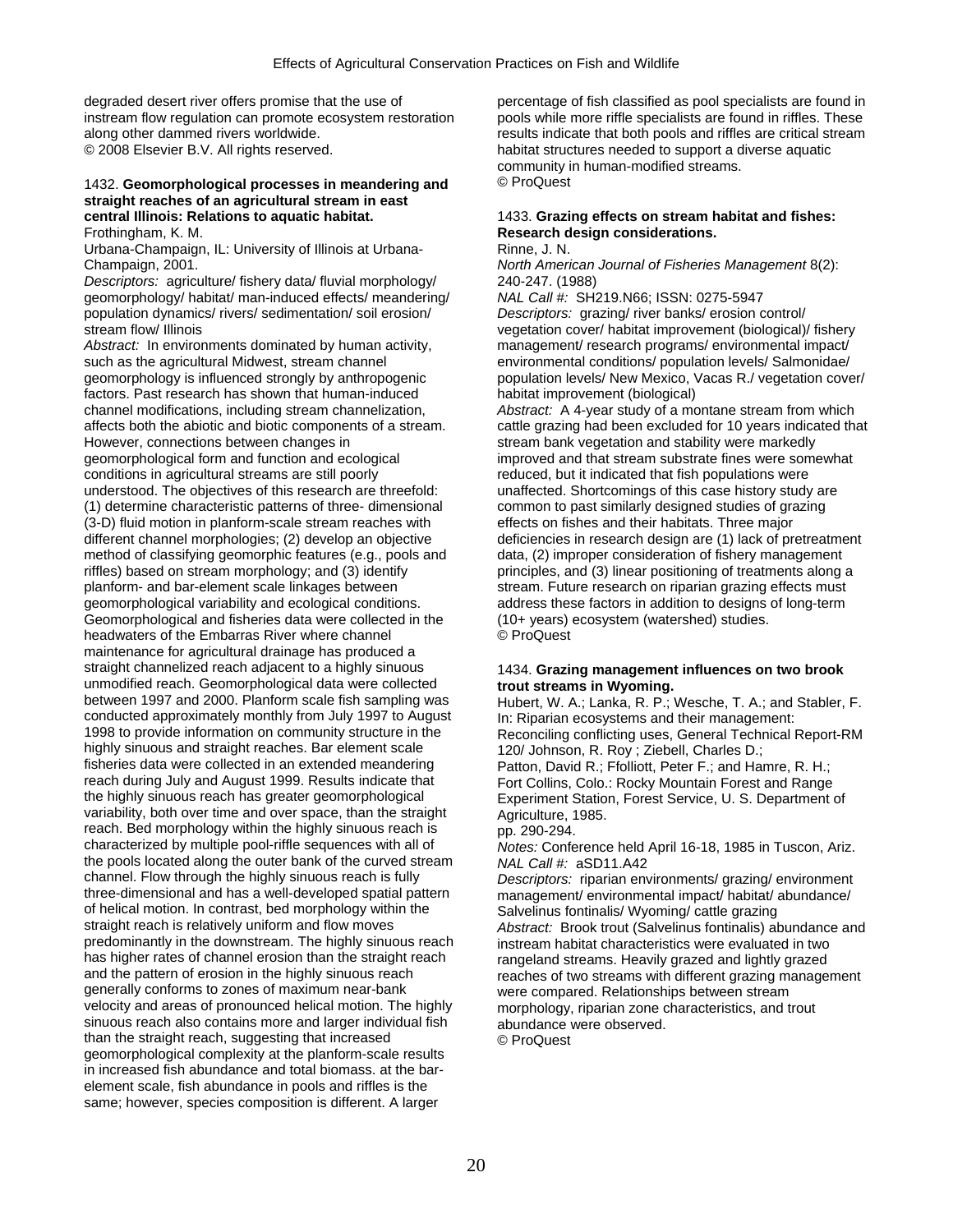degraded desert river offers promise that the use of instream flow regulation can promote ecosystem restoration along other dammed rivers worldwide.
© 2008 Elsevier B.V. All rights reserved.

1432. **Geomorphological processes in meandering and straight reaches of an agricultural stream in east central Illinois: Relations to aquatic habitat.**
Frothingham, K. M.
Urbana-Champaign, IL: University of Illinois at Urbana-Champaign, 2001.
*Descriptors:* agriculture/ fishery data/ fluvial morphology/ geomorphology/ habitat/ man-induced effects/ meandering/ population dynamics/ rivers/ sedimentation/ soil erosion/ stream flow/ Illinois
*Abstract:* In environments dominated by human activity, such as the agricultural Midwest, stream channel geomorphology is influenced strongly by anthropogenic factors. Past research has shown that human-induced channel modifications, including stream channelization, affects both the abiotic and biotic components of a stream. However, connections between changes in geomorphological form and function and ecological conditions in agricultural streams are still poorly understood. The objectives of this research are threefold: (1) determine characteristic patterns of three- dimensional (3-D) fluid motion in planform-scale stream reaches with different channel morphologies; (2) develop an objective method of classifying geomorphic features (e.g., pools and riffles) based on stream morphology; and (3) identify planform- and bar-element scale linkages between geomorphological variability and ecological conditions. Geomorphological and fisheries data were collected in the headwaters of the Embarras River where channel maintenance for agricultural drainage has produced a straight channelized reach adjacent to a highly sinuous unmodified reach. Geomorphological data were collected between 1997 and 2000. Planform scale fish sampling was conducted approximately monthly from July 1997 to August 1998 to provide information on community structure in the highly sinuous and straight reaches. Bar element scale fisheries data were collected in an extended meandering reach during July and August 1999. Results indicate that the highly sinuous reach has greater geomorphological variability, both over time and over space, than the straight reach. Bed morphology within the highly sinuous reach is characterized by multiple pool-riffle sequences with all of the pools located along the outer bank of the curved stream channel. Flow through the highly sinuous reach is fully three-dimensional and has a well-developed spatial pattern of helical motion. In contrast, bed morphology within the straight reach is relatively uniform and flow moves predominantly in the downstream. The highly sinuous reach has higher rates of channel erosion than the straight reach and the pattern of erosion in the highly sinuous reach generally conforms to zones of maximum near-bank velocity and areas of pronounced helical motion. The highly sinuous reach also contains more and larger individual fish than the straight reach, suggesting that increased geomorphological complexity at the planform-scale results in increased fish abundance and total biomass. at the bar-element scale, fish abundance in pools and riffles is the same; however, species composition is different. A larger percentage of fish classified as pool specialists are found in pools while more riffle specialists are found in riffles. These results indicate that both pools and riffles are critical stream habitat structures needed to support a diverse aquatic community in human-modified streams.
© ProQuest

1433. **Grazing effects on stream habitat and fishes: Research design considerations.**
Rinne, J. N.
*North American Journal of Fisheries Management* 8(2): 240-247. (1988)
*NAL Call #:* SH219.N66; ISSN: 0275-5947
*Descriptors:* grazing/ river banks/ erosion control/ vegetation cover/ habitat improvement (biological)/ fishery management/ research programs/ environmental impact/ environmental conditions/ population levels/ Salmonidae/ population levels/ New Mexico, Vacas R./ vegetation cover/ habitat improvement (biological)
*Abstract:* A 4-year study of a montane stream from which cattle grazing had been excluded for 10 years indicated that stream bank vegetation and stability were markedly improved and that stream substrate fines were somewhat reduced, but it indicated that fish populations were unaffected. Shortcomings of this case history study are common to past similarly designed studies of grazing effects on fishes and their habitats. Three major deficiencies in research design are (1) lack of pretreatment data, (2) improper consideration of fishery management principles, and (3) linear positioning of treatments along a stream. Future research on riparian grazing effects must address these factors in addition to designs of long-term (10+ years) ecosystem (watershed) studies.
© ProQuest

1434. **Grazing management influences on two brook trout streams in Wyoming.**
Hubert, W. A.; Lanka, R. P.; Wesche, T. A.; and Stabler, F.
In: Riparian ecosystems and their management: Reconciling conflicting uses, General Technical Report-RM 120/ Johnson, R. Roy ; Ziebell, Charles D.; Patton, David R.; Ffolliott, Peter F.; and Hamre, R. H.; Fort Collins, Colo.: Rocky Mountain Forest and Range Experiment Station, Forest Service, U. S. Department of Agriculture, 1985.
pp. 290-294.
*Notes:* Conference held April 16-18, 1985 in Tuscon, Ariz.
*NAL Call #:* aSD11.A42
*Descriptors:* riparian environments/ grazing/ environment management/ environmental impact/ habitat/ abundance/ Salvelinus fontinalis/ Wyoming/ cattle grazing
*Abstract:* Brook trout (Salvelinus fontinalis) abundance and instream habitat characteristics were evaluated in two rangeland streams. Heavily grazed and lightly grazed reaches of two streams with different grazing management were compared. Relationships between stream morphology, riparian zone characteristics, and trout abundance were observed.
© ProQuest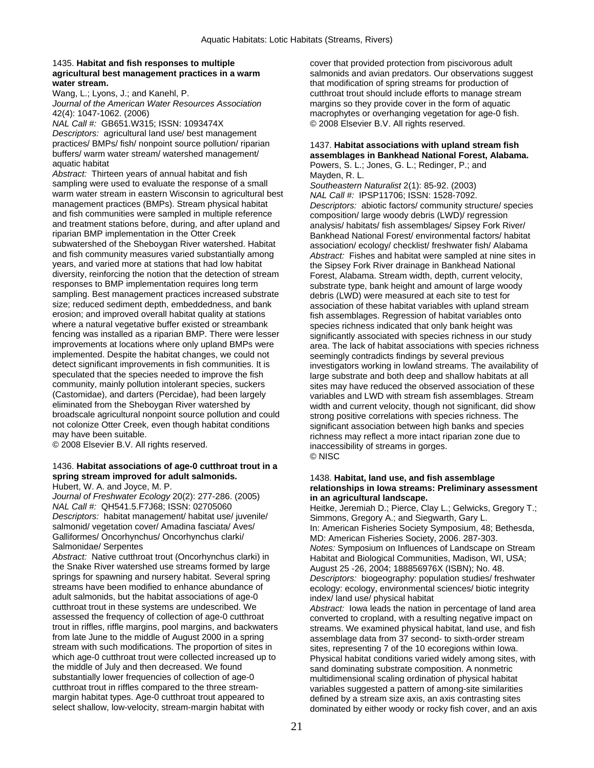1435. **Habitat and fish responses to multiple agricultural best management practices in a warm water stream.**
Wang, L.; Lyons, J.; and Kanehl, P.
*Journal of the American Water Resources Association* 42(4): 1047-1062. (2006)
*NAL Call #:* GB651.W315; ISSN: 1093474X
*Descriptors:* agricultural land use/ best management practices/ BMPs/ fish/ nonpoint source pollution/ riparian buffers/ warm water stream/ watershed management/ aquatic habitat
*Abstract:* Thirteen years of annual habitat and fish sampling were used to evaluate the response of a small warm water stream in eastern Wisconsin to agricultural best management practices (BMPs). Stream physical habitat and fish communities were sampled in multiple reference and treatment stations before, during, and after upland and riparian BMP implementation in the Otter Creek subwatershed of the Sheboygan River watershed. Habitat and fish community measures varied substantially among years, and varied more at stations that had low habitat diversity, reinforcing the notion that the detection of stream responses to BMP implementation requires long term sampling. Best management practices increased substrate size; reduced sediment depth, embeddedness, and bank erosion; and improved overall habitat quality at stations where a natural vegetative buffer existed or streambank fencing was installed as a riparian BMP. There were lesser improvements at locations where only upland BMPs were implemented. Despite the habitat changes, we could not detect significant improvements in fish communities. It is speculated that the species needed to improve the fish community, mainly pollution intolerant species, suckers (Castomidae), and darters (Percidae), had been largely eliminated from the Sheboygan River watershed by broadscale agricultural nonpoint source pollution and could not colonize Otter Creek, even though habitat conditions may have been suitable.
© 2008 Elsevier B.V. All rights reserved.

1436. **Habitat associations of age-0 cutthroat trout in a spring stream improved for adult salmonids.**
Hubert, W. A. and Joyce, M. P.
*Journal of Freshwater Ecology* 20(2): 277-286. (2005)
*NAL Call #:* QH541.5.F7J68; ISSN: 02705060
*Descriptors:* habitat management/ habitat use/ juvenile/ salmonid/ vegetation cover/ Amadina fasciata/ Aves/ Galliformes/ Oncorhynchus/ Oncorhynchus clarki/ Salmonidae/ Serpentes
*Abstract:* Native cutthroat trout (Oncorhynchus clarki) in the Snake River watershed use streams formed by large springs for spawning and nursery habitat. Several spring streams have been modified to enhance abundance of adult salmonids, but the habitat associations of age-0 cutthroat trout in these systems are undescribed. We assessed the frequency of collection of age-0 cutthroat trout in riffles, riffle margins, pool margins, and backwaters from late June to the middle of August 2000 in a spring stream with such modifications. The proportion of sites in which age-0 cutthroat trout were collected increased up to the middle of July and then decreased. We found substantially lower frequencies of collection of age-0 cutthroat trout in riffles compared to the three stream-margin habitat types. Age-0 cutthroat trout appeared to select shallow, low-velocity, stream-margin habitat with cover that provided protection from piscivorous adult salmonids and avian predators. Our observations suggest that modification of spring streams for production of cutthroat trout should include efforts to manage stream margins so they provide cover in the form of aquatic macrophytes or overhanging vegetation for age-0 fish.
© 2008 Elsevier B.V. All rights reserved.

1437. **Habitat associations with upland stream fish assemblages in Bankhead National Forest, Alabama.**
Powers, S. L.; Jones, G. L.; Redinger, P.; and Mayden, R. L.
*Southeastern Naturalist* 2(1): 85-92. (2003)
*NAL Call #:* IPSP11706; ISSN: 1528-7092.
*Descriptors:* abiotic factors/ community structure/ species composition/ large woody debris (LWD)/ regression analysis/ habitats/ fish assemblages/ Sipsey Fork River/ Bankhead National Forest/ environmental factors/ habitat association/ ecology/ checklist/ freshwater fish/ Alabama
*Abstract:* Fishes and habitat were sampled at nine sites in the Sipsey Fork River drainage in Bankhead National Forest, Alabama. Stream width, depth, current velocity, substrate type, bank height and amount of large woody debris (LWD) were measured at each site to test for association of these habitat variables with upland stream fish assemblages. Regression of habitat variables onto species richness indicated that only bank height was significantly associated with species richness in our study area. The lack of habitat associations with species richness seemingly contradicts findings by several previous investigators working in lowland streams. The availability of large substrate and both deep and shallow habitats at all sites may have reduced the observed association of these variables and LWD with stream fish assemblages. Stream width and current velocity, though not significant, did show strong positive correlations with species richness. The significant association between high banks and species richness may reflect a more intact riparian zone due to inaccessibility of streams in gorges.
© NISC

1438. **Habitat, land use, and fish assemblage relationships in Iowa streams: Preliminary assessment in an agricultural landscape.**
Heitke, Jeremiah D.; Pierce, Clay L.; Gelwicks, Gregory T.; Simmons, Gregory A.; and Siegwarth, Gary L.
In: American Fisheries Society Symposium, 48; Bethesda, MD: American Fisheries Society, 2006. 287-303.
*Notes:* Symposium on Influences of Landscape on Stream Habitat and Biological Communities, Madison, WI, USA; August 25 -26, 2004; 188856976X (ISBN); No. 48.
*Descriptors:* biogeography: population studies/ freshwater ecology: ecology, environmental sciences/ biotic integrity index/ land use/ physical habitat
*Abstract:* Iowa leads the nation in percentage of land area converted to cropland, with a resulting negative impact on streams. We examined physical habitat, land use, and fish assemblage data from 37 second- to sixth-order stream sites, representing 7 of the 10 ecoregions within Iowa. Physical habitat conditions varied widely among sites, with sand dominating substrate composition. A nonmetric multidimensional scaling ordination of physical habitat variables suggested a pattern of among-site similarities defined by a stream size axis, an axis contrasting sites dominated by either woody or rocky fish cover, and an axis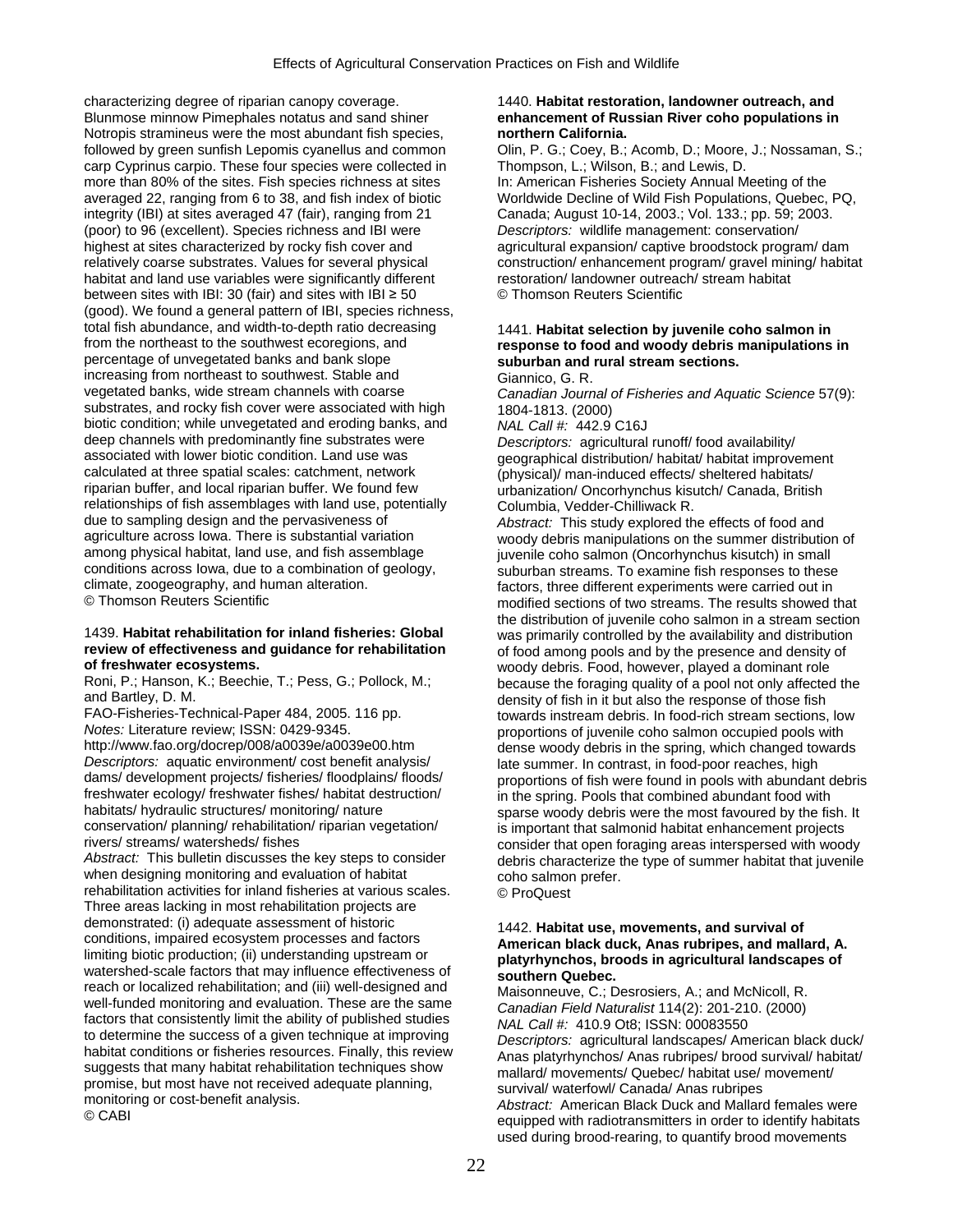characterizing degree of riparian canopy coverage. Blunmose minnow Pimephales notatus and sand shiner Notropis stramineus were the most abundant fish species, followed by green sunfish Lepomis cyanellus and common carp Cyprinus carpio. These four species were collected in more than 80% of the sites. Fish species richness at sites averaged 22, ranging from 6 to 38, and fish index of biotic integrity (IBI) at sites averaged 47 (fair), ranging from 21 (poor) to 96 (excellent). Species richness and IBI were highest at sites characterized by rocky fish cover and relatively coarse substrates. Values for several physical habitat and land use variables were significantly different between sites with IBI: 30 (fair) and sites with IBI ≥ 50 (good). We found a general pattern of IBI, species richness, total fish abundance, and width-to-depth ratio decreasing from the northeast to the southwest ecoregions, and percentage of unvegetated banks and bank slope increasing from northeast to southwest. Stable and vegetated banks, wide stream channels with coarse substrates, and rocky fish cover were associated with high biotic condition; while unvegetated and eroding banks, and deep channels with predominantly fine substrates were associated with lower biotic condition. Land use was calculated at three spatial scales: catchment, network riparian buffer, and local riparian buffer. We found few relationships of fish assemblages with land use, potentially due to sampling design and the pervasiveness of agriculture across Iowa. There is substantial variation among physical habitat, land use, and fish assemblage conditions across Iowa, due to a combination of geology, climate, zoogeography, and human alteration.
© Thomson Reuters Scientific

1439. **Habitat rehabilitation for inland fisheries: Global review of effectiveness and guidance for rehabilitation of freshwater ecosystems.**
Roni, P.; Hanson, K.; Beechie, T.; Pess, G.; Pollock, M.; and Bartley, D. M.
FAO-Fisheries-Technical-Paper 484, 2005. 116 pp.
*Notes:* Literature review; ISSN: 0429-9345.
http://www.fao.org/docrep/008/a0039e/a0039e00.htm
*Descriptors:* aquatic environment/ cost benefit analysis/ dams/ development projects/ fisheries/ floodplains/ floods/ freshwater ecology/ freshwater fishes/ habitat destruction/ habitats/ hydraulic structures/ monitoring/ nature conservation/ planning/ rehabilitation/ riparian vegetation/ rivers/ streams/ watersheds/ fishes
*Abstract:* This bulletin discusses the key steps to consider when designing monitoring and evaluation of habitat rehabilitation activities for inland fisheries at various scales. Three areas lacking in most rehabilitation projects are demonstrated: (i) adequate assessment of historic conditions, impaired ecosystem processes and factors limiting biotic production; (ii) understanding upstream or watershed-scale factors that may influence effectiveness of reach or localized rehabilitation; and (iii) well-designed and well-funded monitoring and evaluation. These are the same factors that consistently limit the ability of published studies to determine the success of a given technique at improving habitat conditions or fisheries resources. Finally, this review suggests that many habitat rehabilitation techniques show promise, but most have not received adequate planning, monitoring or cost-benefit analysis.
© CABI

1440. **Habitat restoration, landowner outreach, and enhancement of Russian River coho populations in northern California.**
Olin, P. G.; Coey, B.; Acomb, D.; Moore, J.; Nossaman, S.; Thompson, L.; Wilson, B.; and Lewis, D.
In: American Fisheries Society Annual Meeting of the Worldwide Decline of Wild Fish Populations, Quebec, PQ, Canada; August 10-14, 2003.; Vol. 133.; pp. 59; 2003.
*Descriptors:* wildlife management: conservation/ agricultural expansion/ captive broodstock program/ dam construction/ enhancement program/ gravel mining/ habitat restoration/ landowner outreach/ stream habitat
© Thomson Reuters Scientific

1441. **Habitat selection by juvenile coho salmon in response to food and woody debris manipulations in suburban and rural stream sections.**
Giannico, G. R.
*Canadian Journal of Fisheries and Aquatic Science* 57(9): 1804-1813. (2000)
*NAL Call #:* 442.9 C16J
*Descriptors:* agricultural runoff/ food availability/ geographical distribution/ habitat/ habitat improvement (physical)/ man-induced effects/ sheltered habitats/ urbanization/ Oncorhynchus kisutch/ Canada, British Columbia, Vedder-Chilliwack R.
*Abstract:* This study explored the effects of food and woody debris manipulations on the summer distribution of juvenile coho salmon (Oncorhynchus kisutch) in small suburban streams. To examine fish responses to these factors, three different experiments were carried out in modified sections of two streams. The results showed that the distribution of juvenile coho salmon in a stream section was primarily controlled by the availability and distribution of food among pools and by the presence and density of woody debris. Food, however, played a dominant role because the foraging quality of a pool not only affected the density of fish in it but also the response of those fish towards instream debris. In food-rich stream sections, low proportions of juvenile coho salmon occupied pools with dense woody debris in the spring, which changed towards late summer. In contrast, in food-poor reaches, high proportions of fish were found in pools with abundant debris in the spring. Pools that combined abundant food with sparse woody debris were the most favoured by the fish. It is important that salmonid habitat enhancement projects consider that open foraging areas interspersed with woody debris characterize the type of summer habitat that juvenile coho salmon prefer.
© ProQuest

1442. **Habitat use, movements, and survival of American black duck, Anas rubripes, and mallard, A. platyrhynchos, broods in agricultural landscapes of southern Quebec.**
Maisonneuve, C.; Desrosiers, A.; and McNicoll, R.
*Canadian Field Naturalist* 114(2): 201-210. (2000)
*NAL Call #:* 410.9 Ot8; ISSN: 00083550
*Descriptors:* agricultural landscapes/ American black duck/ Anas platyrhynchos/ Anas rubripes/ brood survival/ habitat/ mallard/ movements/ Quebec/ habitat use/ movement/ survival/ waterfowl/ Canada/ Anas rubripes
*Abstract:* American Black Duck and Mallard females were equipped with radiotransmitters in order to identify habitats used during brood-rearing, to quantify brood movements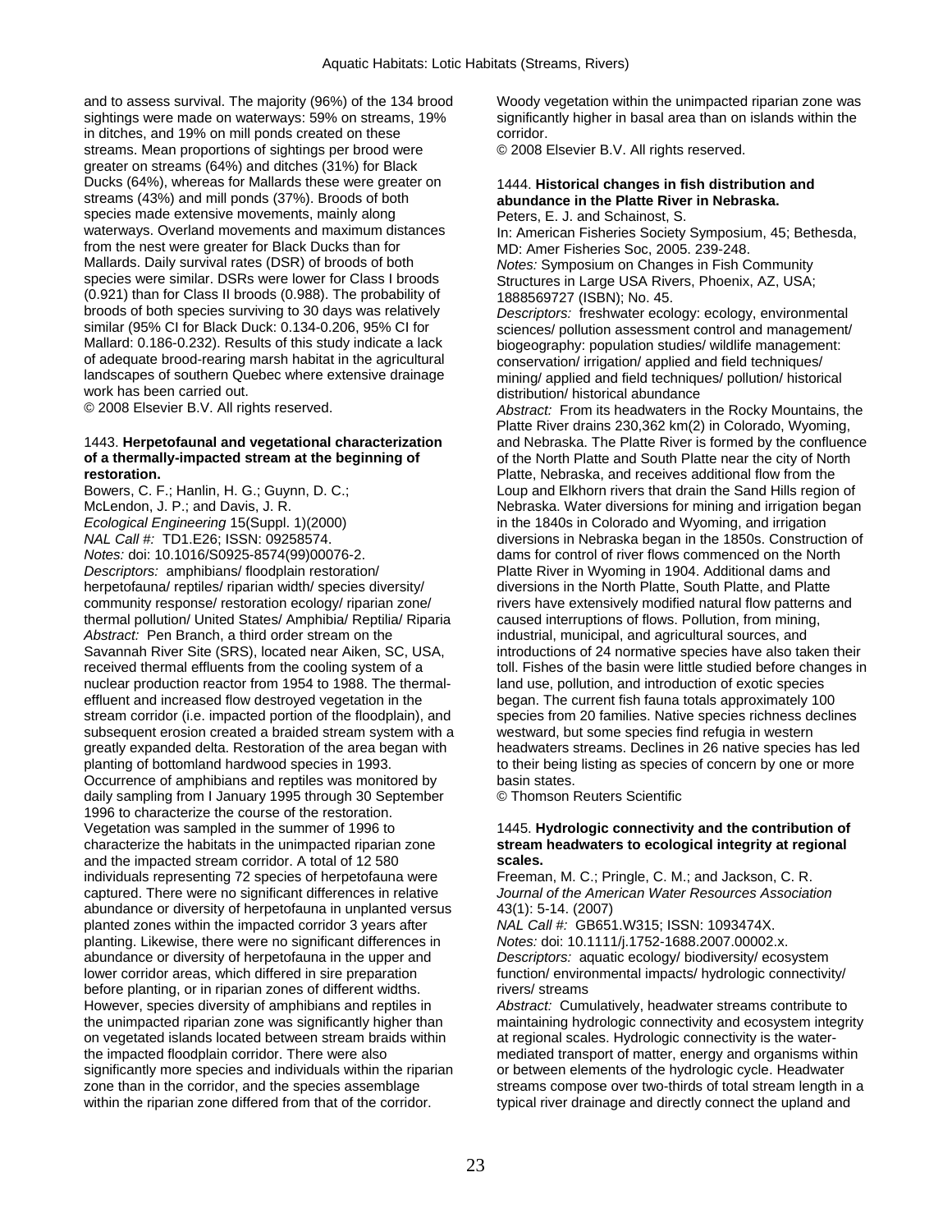and to assess survival. The majority (96%) of the 134 brood sightings were made on waterways: 59% on streams, 19% in ditches, and 19% on mill ponds created on these streams. Mean proportions of sightings per brood were greater on streams (64%) and ditches (31%) for Black Ducks (64%), whereas for Mallards these were greater on streams (43%) and mill ponds (37%). Broods of both species made extensive movements, mainly along waterways. Overland movements and maximum distances from the nest were greater for Black Ducks than for Mallards. Daily survival rates (DSR) of broods of both species were similar. DSRs were lower for Class I broods (0.921) than for Class II broods (0.988). The probability of broods of both species surviving to 30 days was relatively similar (95% CI for Black Duck: 0.134-0.206, 95% CI for Mallard: 0.186-0.232). Results of this study indicate a lack of adequate brood-rearing marsh habitat in the agricultural landscapes of southern Quebec where extensive drainage work has been carried out.
© 2008 Elsevier B.V. All rights reserved.

1443. **Herpetofaunal and vegetational characterization of a thermally-impacted stream at the beginning of restoration.**
Bowers, C. F.; Hanlin, H. G.; Guynn, D. C.; McLendon, J. P.; and Davis, J. R.
*Ecological Engineering* 15(Suppl. 1)(2000)
*NAL Call #:* TD1.E26; ISSN: 09258574.
*Notes:* doi: 10.1016/S0925-8574(99)00076-2.
*Descriptors:* amphibians/ floodplain restoration/ herpetofauna/ reptiles/ riparian width/ species diversity/ community response/ restoration ecology/ riparian zone/ thermal pollution/ United States/ Amphibia/ Reptilia/ Riparia
*Abstract:* Pen Branch, a third order stream on the Savannah River Site (SRS), located near Aiken, SC, USA, received thermal effluents from the cooling system of a nuclear production reactor from 1954 to 1988. The thermal-effluent and increased flow destroyed vegetation in the stream corridor (i.e. impacted portion of the floodplain), and subsequent erosion created a braided stream system with a greatly expanded delta. Restoration of the area began with planting of bottomland hardwood species in 1993. Occurrence of amphibians and reptiles was monitored by daily sampling from I January 1995 through 30 September 1996 to characterize the course of the restoration. Vegetation was sampled in the summer of 1996 to characterize the habitats in the unimpacted riparian zone and the impacted stream corridor. A total of 12 580 individuals representing 72 species of herpetofauna were captured. There were no significant differences in relative abundance or diversity of herpetofauna in unplanted versus planted zones within the impacted corridor 3 years after planting. Likewise, there were no significant differences in abundance or diversity of herpetofauna in the upper and lower corridor areas, which differed in sire preparation before planting, or in riparian zones of different widths. However, species diversity of amphibians and reptiles in the unimpacted riparian zone was significantly higher than on vegetated islands located between stream braids within the impacted floodplain corridor. There were also significantly more species and individuals within the riparian zone than in the corridor, and the species assemblage within the riparian zone differed from that of the corridor. Woody vegetation within the unimpacted riparian zone was significantly higher in basal area than on islands within the corridor.
© 2008 Elsevier B.V. All rights reserved.

1444. **Historical changes in fish distribution and abundance in the Platte River in Nebraska.**
Peters, E. J. and Schainost, S.
In: American Fisheries Society Symposium, 45; Bethesda, MD: Amer Fisheries Soc, 2005. 239-248.
*Notes:* Symposium on Changes in Fish Community Structures in Large USA Rivers, Phoenix, AZ, USA; 1888569727 (ISBN); No. 45.
*Descriptors:* freshwater ecology: ecology, environmental sciences/ pollution assessment control and management/ biogeography: population studies/ wildlife management: conservation/ irrigation/ applied and field techniques/ mining/ applied and field techniques/ pollution/ historical distribution/ historical abundance
*Abstract:* From its headwaters in the Rocky Mountains, the Platte River drains 230,362 km(2) in Colorado, Wyoming, and Nebraska. The Platte River is formed by the confluence of the North Platte and South Platte near the city of North Platte, Nebraska, and receives additional flow from the Loup and Elkhorn rivers that drain the Sand Hills region of Nebraska. Water diversions for mining and irrigation began in the 1840s in Colorado and Wyoming, and irrigation diversions in Nebraska began in the 1850s. Construction of dams for control of river flows commenced on the North Platte River in Wyoming in 1904. Additional dams and diversions in the North Platte, South Platte, and Platte rivers have extensively modified natural flow patterns and caused interruptions of flows. Pollution, from mining, industrial, municipal, and agricultural sources, and introductions of 24 normative species have also taken their toll. Fishes of the basin were little studied before changes in land use, pollution, and introduction of exotic species began. The current fish fauna totals approximately 100 species from 20 families. Native species richness declines westward, but some species find refugia in western headwaters streams. Declines in 26 native species has led to their being listing as species of concern by one or more basin states.
© Thomson Reuters Scientific

1445. **Hydrologic connectivity and the contribution of stream headwaters to ecological integrity at regional scales.**
Freeman, M. C.; Pringle, C. M.; and Jackson, C. R.
*Journal of the American Water Resources Association* 43(1): 5-14. (2007)
*NAL Call #:* GB651.W315; ISSN: 1093474X.
*Notes:* doi: 10.1111/j.1752-1688.2007.00002.x.
*Descriptors:* aquatic ecology/ biodiversity/ ecosystem function/ environmental impacts/ hydrologic connectivity/ rivers/ streams
*Abstract:* Cumulatively, headwater streams contribute to maintaining hydrologic connectivity and ecosystem integrity at regional scales. Hydrologic connectivity is the water-mediated transport of matter, energy and organisms within or between elements of the hydrologic cycle. Headwater streams compose over two-thirds of total stream length in a typical river drainage and directly connect the upland and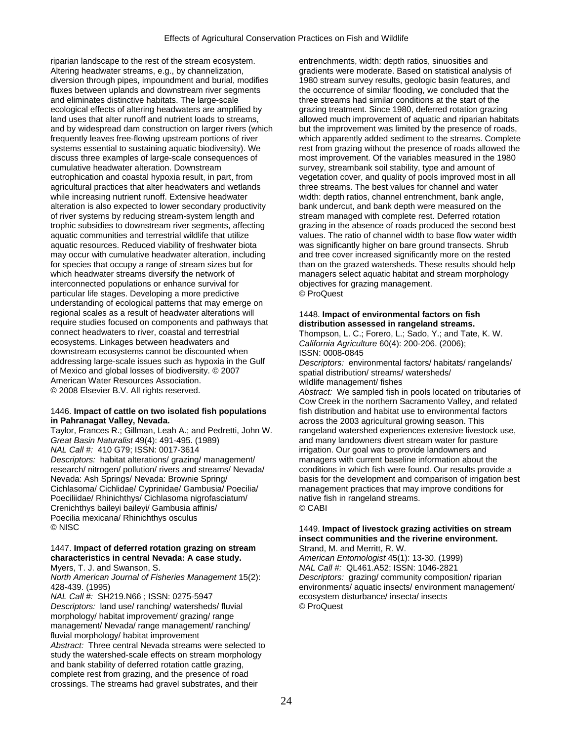riparian landscape to the rest of the stream ecosystem. Altering headwater streams, e.g., by channelization, diversion through pipes, impoundment and burial, modifies fluxes between uplands and downstream river segments and eliminates distinctive habitats. The large-scale ecological effects of altering headwaters are amplified by land uses that alter runoff and nutrient loads to streams, and by widespread dam construction on larger rivers (which frequently leaves free-flowing upstream portions of river systems essential to sustaining aquatic biodiversity). We discuss three examples of large-scale consequences of cumulative headwater alteration. Downstream eutrophication and coastal hypoxia result, in part, from agricultural practices that alter headwaters and wetlands while increasing nutrient runoff. Extensive headwater alteration is also expected to lower secondary productivity of river systems by reducing stream-system length and trophic subsidies to downstream river segments, affecting aquatic communities and terrestrial wildlife that utilize aquatic resources. Reduced viability of freshwater biota may occur with cumulative headwater alteration, including for species that occupy a range of stream sizes but for which headwater streams diversify the network of interconnected populations or enhance survival for particular life stages. Developing a more predictive understanding of ecological patterns that may emerge on regional scales as a result of headwater alterations will require studies focused on components and pathways that connect headwaters to river, coastal and terrestrial ecosystems. Linkages between headwaters and downstream ecosystems cannot be discounted when addressing large-scale issues such as hypoxia in the Gulf of Mexico and global losses of biodiversity. © 2007 American Water Resources Association.
© 2008 Elsevier B.V. All rights reserved.

1446. **Impact of cattle on two isolated fish populations in Pahranagat Valley, Nevada.**
Taylor, Frances R.; Gillman, Leah A.; and Pedretti, John W.
*Great Basin Naturalist* 49(4): 491-495. (1989)
*NAL Call #:* 410 G79; ISSN: 0017-3614
*Descriptors:* habitat alterations/ grazing/ management/ research/ nitrogen/ pollution/ rivers and streams/ Nevada/ Nevada: Ash Springs/ Nevada: Brownie Spring/ Cichlasoma/ Cichlidae/ Cyprinidae/ Gambusia/ Poecilia/ Poeciliidae/ Rhinichthys/ Cichlasoma nigrofasciatum/ Crenichthys baileyi baileyi/ Gambusia affinis/ Poecilia mexicana/ Rhinichthys osculus
© NISC

1447. **Impact of deferred rotation grazing on stream characteristics in central Nevada: A case study.**
Myers, T. J. and Swanson, S.
*North American Journal of Fisheries Management* 15(2): 428-439. (1995)
*NAL Call #:* SH219.N66 ; ISSN: 0275-5947
*Descriptors:* land use/ ranching/ watersheds/ fluvial morphology/ habitat improvement/ grazing/ range management/ Nevada/ range management/ ranching/ fluvial morphology/ habitat improvement
*Abstract:* Three central Nevada streams were selected to study the watershed-scale effects on stream morphology and bank stability of deferred rotation cattle grazing, complete rest from grazing, and the presence of road crossings. The streams had gravel substrates, and their entrenchments, width: depth ratios, sinuosities and gradients were moderate. Based on statistical analysis of 1980 stream survey results, geologic basin features, and the occurrence of similar flooding, we concluded that the three streams had similar conditions at the start of the grazing treatment. Since 1980, deferred rotation grazing allowed much improvement of aquatic and riparian habitats but the improvement was limited by the presence of roads, which apparently added sediment to the streams. Complete rest from grazing without the presence of roads allowed the most improvement. Of the variables measured in the 1980 survey, streambank soil stability, type and amount of vegetation cover, and quality of pools improved most in all three streams. The best values for channel and water width: depth ratios, channel entrenchment, bank angle, bank undercut, and bank depth were measured on the stream managed with complete rest. Deferred rotation grazing in the absence of roads produced the second best values. The ratio of channel width to base flow water width was significantly higher on bare ground transects. Shrub and tree cover increased significantly more on the rested than on the grazed watersheds. These results should help managers select aquatic habitat and stream morphology objectives for grazing management.
© ProQuest

1448. **Impact of environmental factors on fish distribution assessed in rangeland streams.**
Thompson, L. C.; Forero, L.; Sado, Y.; and Tate, K. W.
*California Agriculture* 60(4): 200-206. (2006);
ISSN: 0008-0845
*Descriptors:* environmental factors/ habitats/ rangelands/ spatial distribution/ streams/ watersheds/ wildlife management/ fishes
*Abstract:* We sampled fish in pools located on tributaries of Cow Creek in the northern Sacramento Valley, and related fish distribution and habitat use to environmental factors across the 2003 agricultural growing season. This rangeland watershed experiences extensive livestock use, and many landowners divert stream water for pasture irrigation. Our goal was to provide landowners and managers with current baseline information about the conditions in which fish were found. Our results provide a basis for the development and comparison of irrigation best management practices that may improve conditions for native fish in rangeland streams.
© CABI

1449. **Impact of livestock grazing activities on stream insect communities and the riverine environment.**
Strand, M. and Merritt, R. W.
*American Entomologist* 45(1): 13-30. (1999)
*NAL Call #:* QL461.A52; ISSN: 1046-2821
*Descriptors:* grazing/ community composition/ riparian environments/ aquatic insects/ environment management/ ecosystem disturbance/ insecta/ insects
© ProQuest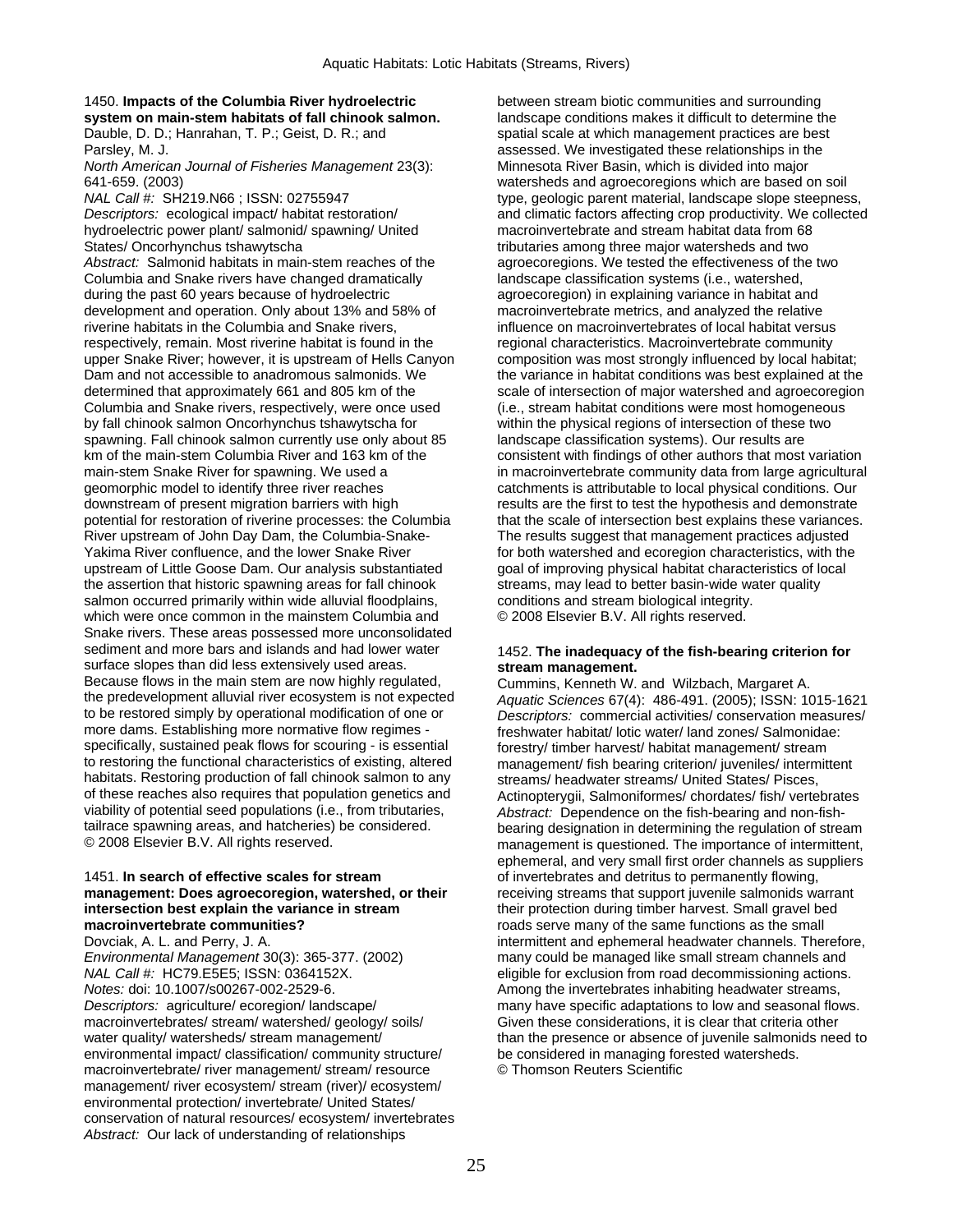1450. **Impacts of the Columbia River hydroelectric system on main-stem habitats of fall chinook salmon.**
Dauble, D. D.; Hanrahan, T. P.; Geist, D. R.; and Parsley, M. J.
*North American Journal of Fisheries Management* 23(3): 641-659. (2003)
*NAL Call #:* SH219.N66 ; ISSN: 02755947
*Descriptors:* ecological impact/ habitat restoration/ hydroelectric power plant/ salmonid/ spawning/ United States/ Oncorhynchus tshawytscha
*Abstract:* Salmonid habitats in main-stem reaches of the Columbia and Snake rivers have changed dramatically during the past 60 years because of hydroelectric development and operation. Only about 13% and 58% of riverine habitats in the Columbia and Snake rivers, respectively, remain. Most riverine habitat is found in the upper Snake River; however, it is upstream of Hells Canyon Dam and not accessible to anadromous salmonids. We determined that approximately 661 and 805 km of the Columbia and Snake rivers, respectively, were once used by fall chinook salmon Oncorhynchus tshawytscha for spawning. Fall chinook salmon currently use only about 85 km of the main-stem Columbia River and 163 km of the main-stem Snake River for spawning. We used a geomorphic model to identify three river reaches downstream of present migration barriers with high potential for restoration of riverine processes: the Columbia River upstream of John Day Dam, the Columbia-Snake-Yakima River confluence, and the lower Snake River upstream of Little Goose Dam. Our analysis substantiated the assertion that historic spawning areas for fall chinook salmon occurred primarily within wide alluvial floodplains, which were once common in the mainstem Columbia and Snake rivers. These areas possessed more unconsolidated sediment and more bars and islands and had lower water surface slopes than did less extensively used areas. Because flows in the main stem are now highly regulated, the predevelopment alluvial river ecosystem is not expected to be restored simply by operational modification of one or more dams. Establishing more normative flow regimes - specifically, sustained peak flows for scouring - is essential to restoring the functional characteristics of existing, altered habitats. Restoring production of fall chinook salmon to any of these reaches also requires that population genetics and viability of potential seed populations (i.e., from tributaries, tailrace spawning areas, and hatcheries) be considered.
© 2008 Elsevier B.V. All rights reserved.

1451. **In search of effective scales for stream management: Does agroecoregion, watershed, or their intersection best explain the variance in stream macroinvertebrate communities?**
Dovciak, A. L. and Perry, J. A.
*Environmental Management* 30(3): 365-377. (2002)
*NAL Call #:* HC79.E5E5; ISSN: 0364152X.
*Notes:* doi: 10.1007/s00267-002-2529-6.
*Descriptors:* agriculture/ ecoregion/ landscape/ macroinvertebrates/ stream/ watershed/ geology/ soils/ water quality/ watersheds/ stream management/ environmental impact/ classification/ community structure/ macroinvertebrate/ river management/ stream/ resource management/ river ecosystem/ stream (river)/ ecosystem/ environmental protection/ invertebrate/ United States/ conservation of natural resources/ ecosystem/ invertebrates
*Abstract:* Our lack of understanding of relationships between stream biotic communities and surrounding landscape conditions makes it difficult to determine the spatial scale at which management practices are best assessed. We investigated these relationships in the Minnesota River Basin, which is divided into major watersheds and agroecoregions which are based on soil type, geologic parent material, landscape slope steepness, and climatic factors affecting crop productivity. We collected macroinvertebrate and stream habitat data from 68 tributaries among three major watersheds and two agroecoregions. We tested the effectiveness of the two landscape classification systems (i.e., watershed, agroecoregion) in explaining variance in habitat and macroinvertebrate metrics, and analyzed the relative influence on macroinvertebrates of local habitat versus regional characteristics. Macroinvertebrate community composition was most strongly influenced by local habitat; the variance in habitat conditions was best explained at the scale of intersection of major watershed and agroecoregion (i.e., stream habitat conditions were most homogeneous within the physical regions of intersection of these two landscape classification systems). Our results are consistent with findings of other authors that most variation in macroinvertebrate community data from large agricultural catchments is attributable to local physical conditions. Our results are the first to test the hypothesis and demonstrate that the scale of intersection best explains these variances. The results suggest that management practices adjusted for both watershed and ecoregion characteristics, with the goal of improving physical habitat characteristics of local streams, may lead to better basin-wide water quality conditions and stream biological integrity.
© 2008 Elsevier B.V. All rights reserved.

1452. **The inadequacy of the fish-bearing criterion for stream management.**
Cummins, Kenneth W. and Wilzbach, Margaret A.
*Aquatic Sciences* 67(4): 486-491. (2005); ISSN: 1015-1621
*Descriptors:* commercial activities/ conservation measures/ freshwater habitat/ lotic water/ land zones/ Salmonidae: forestry/ timber harvest/ habitat management/ stream management/ fish bearing criterion/ juveniles/ intermittent streams/ headwater streams/ United States/ Pisces, Actinopterygii, Salmoniformes/ chordates/ fish/ vertebrates
*Abstract:* Dependence on the fish-bearing and non-fish-bearing designation in determining the regulation of stream management is questioned. The importance of intermittent, ephemeral, and very small first order channels as suppliers of invertebrates and detritus to permanently flowing, receiving streams that support juvenile salmonids warrant their protection during timber harvest. Small gravel bed roads serve many of the same functions as the small intermittent and ephemeral headwater channels. Therefore, many could be managed like small stream channels and eligible for exclusion from road decommissioning actions. Among the invertebrates inhabiting headwater streams, many have specific adaptations to low and seasonal flows. Given these considerations, it is clear that criteria other than the presence or absence of juvenile salmonids need to be considered in managing forested watersheds.
© Thomson Reuters Scientific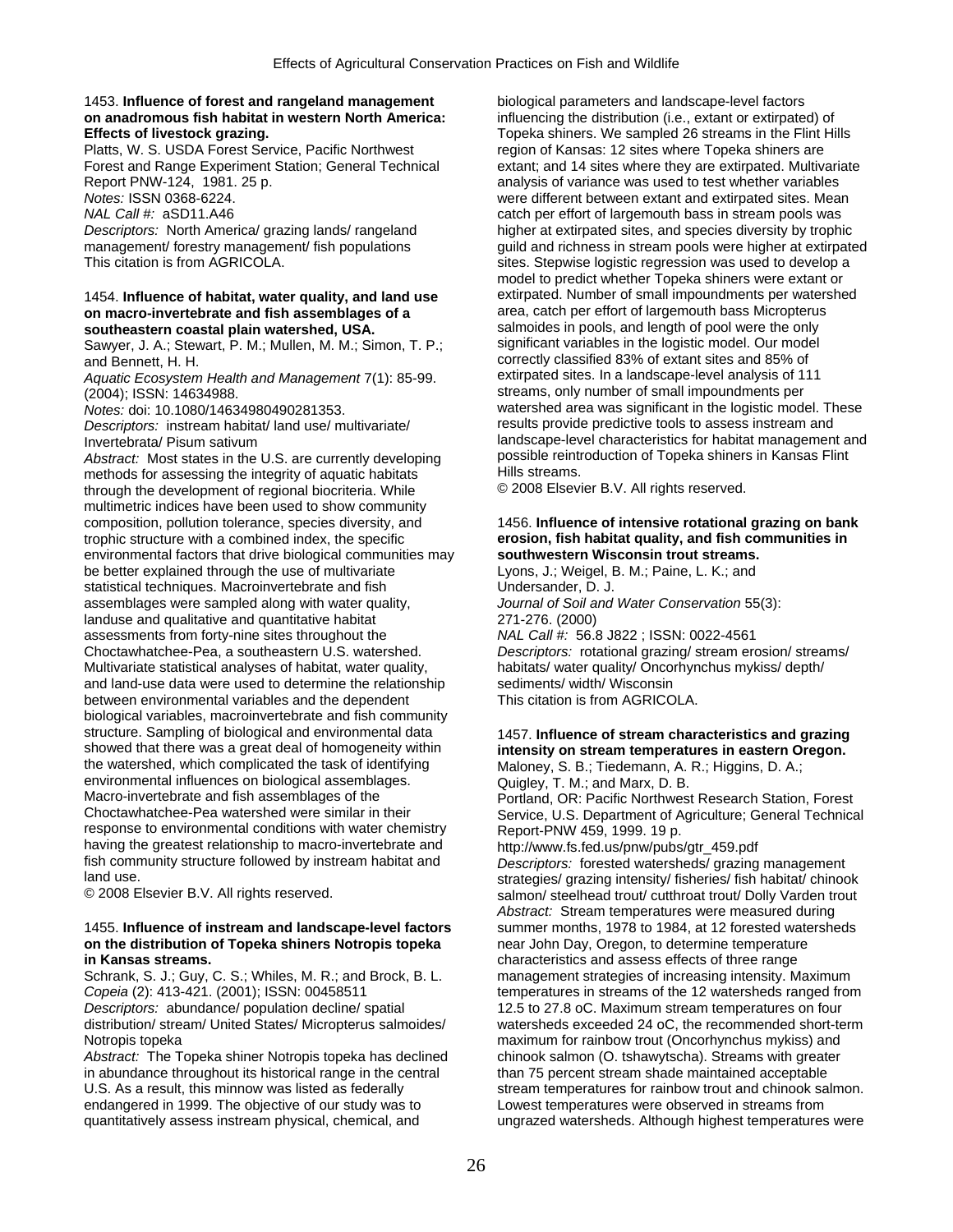1453. **Influence of forest and rangeland management on anadromous fish habitat in western North America: Effects of livestock grazing.**
Platts, W. S. USDA Forest Service, Pacific Northwest Forest and Range Experiment Station; General Technical Report PNW-124, 1981. 25 p.
*Notes:* ISSN 0368-6224.
*NAL Call #:* aSD11.A46
*Descriptors:* North America/ grazing lands/ rangeland management/ forestry management/ fish populations
This citation is from AGRICOLA.

1454. **Influence of habitat, water quality, and land use on macro-invertebrate and fish assemblages of a southeastern coastal plain watershed, USA.**
Sawyer, J. A.; Stewart, P. M.; Mullen, M. M.; Simon, T. P.; and Bennett, H. H.
*Aquatic Ecosystem Health and Management* 7(1): 85-99. (2004); ISSN: 14634988.
*Notes:* doi: 10.1080/14634980490281353.
*Descriptors:* instream habitat/ land use/ multivariate/ Invertebrata/ Pisum sativum
*Abstract:* Most states in the U.S. are currently developing methods for assessing the integrity of aquatic habitats through the development of regional biocriteria. While multimetric indices have been used to show community composition, pollution tolerance, species diversity, and trophic structure with a combined index, the specific environmental factors that drive biological communities may be better explained through the use of multivariate statistical techniques. Macroinvertebrate and fish assemblages were sampled along with water quality, landuse and qualitative and quantitative habitat assessments from forty-nine sites throughout the Choctawhatchee-Pea, a southeastern U.S. watershed. Multivariate statistical analyses of habitat, water quality, and land-use data were used to determine the relationship between environmental variables and the dependent biological variables, macroinvertebrate and fish community structure. Sampling of biological and environmental data showed that there was a great deal of homogeneity within the watershed, which complicated the task of identifying environmental influences on biological assemblages. Macro-invertebrate and fish assemblages of the Choctawhatchee-Pea watershed were similar in their response to environmental conditions with water chemistry having the greatest relationship to macro-invertebrate and fish community structure followed by instream habitat and land use.
© 2008 Elsevier B.V. All rights reserved.

1455. **Influence of instream and landscape-level factors on the distribution of Topeka shiners Notropis topeka in Kansas streams.**
Schrank, S. J.; Guy, C. S.; Whiles, M. R.; and Brock, B. L.
*Copeia* (2): 413-421. (2001); ISSN: 00458511
*Descriptors:* abundance/ population decline/ spatial distribution/ stream/ United States/ Micropterus salmoides/ Notropis topeka
*Abstract:* The Topeka shiner Notropis topeka has declined in abundance throughout its historical range in the central U.S. As a result, this minnow was listed as federally endangered in 1999. The objective of our study was to quantitatively assess instream physical, chemical, and biological parameters and landscape-level factors influencing the distribution (i.e., extant or extirpated) of Topeka shiners. We sampled 26 streams in the Flint Hills region of Kansas: 12 sites where Topeka shiners are extant; and 14 sites where they are extirpated. Multivariate analysis of variance was used to test whether variables were different between extant and extirpated sites. Mean catch per effort of largemouth bass in stream pools was higher at extirpated sites, and species diversity by trophic guild and richness in stream pools were higher at extirpated sites. Stepwise logistic regression was used to develop a model to predict whether Topeka shiners were extant or extirpated. Number of small impoundments per watershed area, catch per effort of largemouth bass Micropterus salmoides in pools, and length of pool were the only significant variables in the logistic model. Our model correctly classified 83% of extant sites and 85% of extirpated sites. In a landscape-level analysis of 111 streams, only number of small impoundments per watershed area was significant in the logistic model. These results provide predictive tools to assess instream and landscape-level characteristics for habitat management and possible reintroduction of Topeka shiners in Kansas Flint Hills streams.
© 2008 Elsevier B.V. All rights reserved.

1456. **Influence of intensive rotational grazing on bank erosion, fish habitat quality, and fish communities in southwestern Wisconsin trout streams.**
Lyons, J.; Weigel, B. M.; Paine, L. K.; and Undersander, D. J.
*Journal of Soil and Water Conservation* 55(3): 271-276. (2000)
*NAL Call #:* 56.8 J822 ; ISSN: 0022-4561
*Descriptors:* rotational grazing/ stream erosion/ streams/ habitats/ water quality/ Oncorhynchus mykiss/ depth/ sediments/ width/ Wisconsin
This citation is from AGRICOLA.

1457. **Influence of stream characteristics and grazing intensity on stream temperatures in eastern Oregon.**
Maloney, S. B.; Tiedemann, A. R.; Higgins, D. A.; Quigley, T. M.; and Marx, D. B.
Portland, OR: Pacific Northwest Research Station, Forest Service, U.S. Department of Agriculture; General Technical Report-PNW 459, 1999. 19 p.
http://www.fs.fed.us/pnw/pubs/gtr_459.pdf
*Descriptors:* forested watersheds/ grazing management strategies/ grazing intensity/ fisheries/ fish habitat/ chinook salmon/ steelhead trout/ cutthroat trout/ Dolly Varden trout
*Abstract:* Stream temperatures were measured during summer months, 1978 to 1984, at 12 forested watersheds near John Day, Oregon, to determine temperature characteristics and assess effects of three range management strategies of increasing intensity. Maximum temperatures in streams of the 12 watersheds ranged from 12.5 to 27.8 oC. Maximum stream temperatures on four watersheds exceeded 24 oC, the recommended short-term maximum for rainbow trout (Oncorhynchus mykiss) and chinook salmon (O. tshawytscha). Streams with greater than 75 percent stream shade maintained acceptable stream temperatures for rainbow trout and chinook salmon. Lowest temperatures were observed in streams from ungrazed watersheds. Although highest temperatures were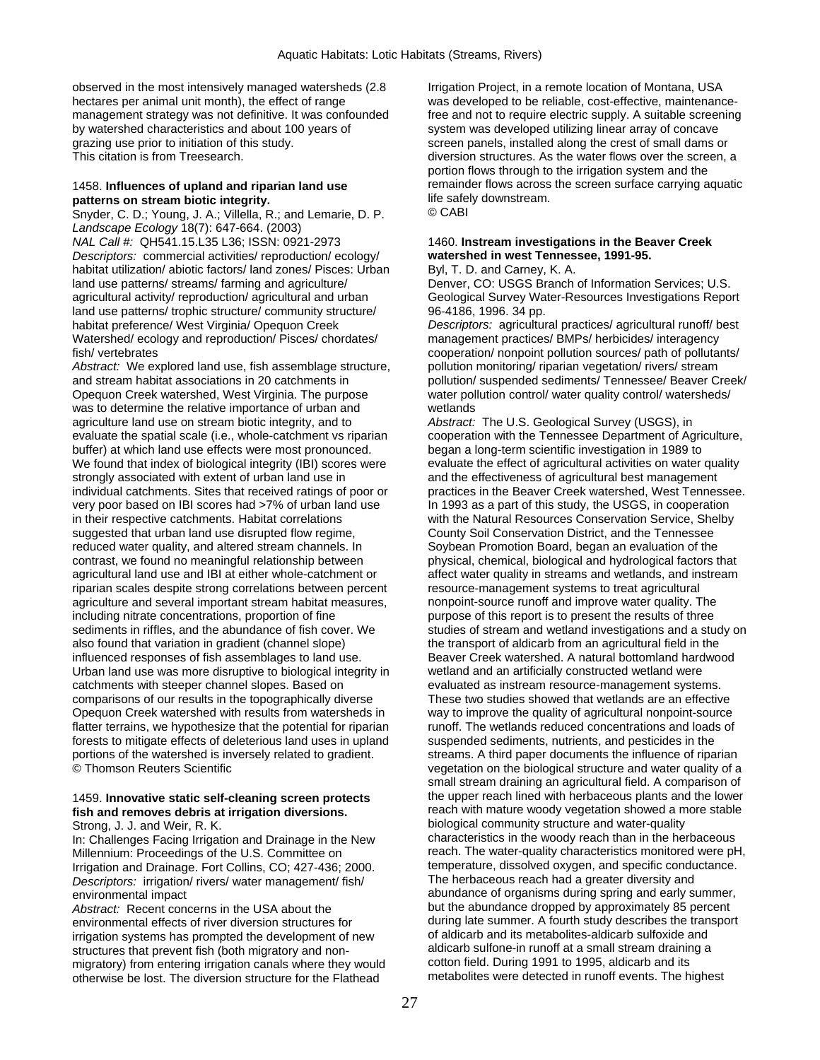observed in the most intensively managed watersheds (2.8 hectares per animal unit month), the effect of range management strategy was not definitive. It was confounded by watershed characteristics and about 100 years of grazing use prior to initiation of this study.
This citation is from Treesearch.

1458. **Influences of upland and riparian land use patterns on stream biotic integrity.**
Snyder, C. D.; Young, J. A.; Villella, R.; and Lemarie, D. P.
*Landscape Ecology* 18(7): 647-664. (2003)
*NAL Call #:* QH541.15.L35 L36; ISSN: 0921-2973
*Descriptors:* commercial activities/ reproduction/ ecology/ habitat utilization/ abiotic factors/ land zones/ Pisces: Urban land use patterns/ streams/ farming and agriculture/ agricultural activity/ reproduction/ agricultural and urban land use patterns/ trophic structure/ community structure/ habitat preference/ West Virginia/ Opequon Creek Watershed/ ecology and reproduction/ Pisces/ chordates/ fish/ vertebrates
*Abstract:* We explored land use, fish assemblage structure, and stream habitat associations in 20 catchments in Opequon Creek watershed, West Virginia. The purpose was to determine the relative importance of urban and agriculture land use on stream biotic integrity, and to evaluate the spatial scale (i.e., whole-catchment vs riparian buffer) at which land use effects were most pronounced. We found that index of biological integrity (IBI) scores were strongly associated with extent of urban land use in individual catchments. Sites that received ratings of poor or very poor based on IBI scores had >7% of urban land use in their respective catchments. Habitat correlations suggested that urban land use disrupted flow regime, reduced water quality, and altered stream channels. In contrast, we found no meaningful relationship between agricultural land use and IBI at either whole-catchment or riparian scales despite strong correlations between percent agriculture and several important stream habitat measures, including nitrate concentrations, proportion of fine sediments in riffles, and the abundance of fish cover. We also found that variation in gradient (channel slope) influenced responses of fish assemblages to land use. Urban land use was more disruptive to biological integrity in catchments with steeper channel slopes. Based on comparisons of our results in the topographically diverse Opequon Creek watershed with results from watersheds in flatter terrains, we hypothesize that the potential for riparian forests to mitigate effects of deleterious land uses in upland portions of the watershed is inversely related to gradient.
© Thomson Reuters Scientific

1459. **Innovative static self-cleaning screen protects fish and removes debris at irrigation diversions.**
Strong, J. J. and Weir, R. K.
In: Challenges Facing Irrigation and Drainage in the New Millennium: Proceedings of the U.S. Committee on Irrigation and Drainage. Fort Collins, CO; 427-436; 2000.
*Descriptors:* irrigation/ rivers/ water management/ fish/ environmental impact
*Abstract:* Recent concerns in the USA about the environmental effects of river diversion structures for irrigation systems has prompted the development of new structures that prevent fish (both migratory and non-migratory) from entering irrigation canals where they would otherwise be lost. The diversion structure for the Flathead Irrigation Project, in a remote location of Montana, USA was developed to be reliable, cost-effective, maintenance-free and not to require electric supply. A suitable screening system was developed utilizing linear array of concave screen panels, installed along the crest of small dams or diversion structures. As the water flows over the screen, a portion flows through to the irrigation system and the remainder flows across the screen surface carrying aquatic life safely downstream.
© CABI

1460. **Instream investigations in the Beaver Creek watershed in west Tennessee, 1991-95.**
Byl, T. D. and Carney, K. A.
Denver, CO: USGS Branch of Information Services; U.S. Geological Survey Water-Resources Investigations Report 96-4186, 1996. 34 pp.
*Descriptors:* agricultural practices/ agricultural runoff/ best management practices/ BMPs/ herbicides/ interagency cooperation/ nonpoint pollution sources/ path of pollutants/ pollution monitoring/ riparian vegetation/ rivers/ stream pollution/ suspended sediments/ Tennessee/ Beaver Creek/ water pollution control/ water quality control/ watersheds/ wetlands
*Abstract:* The U.S. Geological Survey (USGS), in cooperation with the Tennessee Department of Agriculture, began a long-term scientific investigation in 1989 to evaluate the effect of agricultural activities on water quality and the effectiveness of agricultural best management practices in the Beaver Creek watershed, West Tennessee. In 1993 as a part of this study, the USGS, in cooperation with the Natural Resources Conservation Service, Shelby County Soil Conservation District, and the Tennessee Soybean Promotion Board, began an evaluation of the physical, chemical, biological and hydrological factors that affect water quality in streams and wetlands, and instream resource-management systems to treat agricultural nonpoint-source runoff and improve water quality. The purpose of this report is to present the results of three studies of stream and wetland investigations and a study on the transport of aldicarb from an agricultural field in the Beaver Creek watershed. A natural bottomland hardwood wetland and an artificially constructed wetland were evaluated as instream resource-management systems. These two studies showed that wetlands are an effective way to improve the quality of agricultural nonpoint-source runoff. The wetlands reduced concentrations and loads of suspended sediments, nutrients, and pesticides in the streams. A third paper documents the influence of riparian vegetation on the biological structure and water quality of a small stream draining an agricultural field. A comparison of the upper reach lined with herbaceous plants and the lower reach with mature woody vegetation showed a more stable biological community structure and water-quality characteristics in the woody reach than in the herbaceous reach. The water-quality characteristics monitored were pH, temperature, dissolved oxygen, and specific conductance. The herbaceous reach had a greater diversity and abundance of organisms during spring and early summer, but the abundance dropped by approximately 85 percent during late summer. A fourth study describes the transport of aldicarb and its metabolites-aldicarb sulfoxide and aldicarb sulfone-in runoff at a small stream draining a cotton field. During 1991 to 1995, aldicarb and its metabolites were detected in runoff events. The highest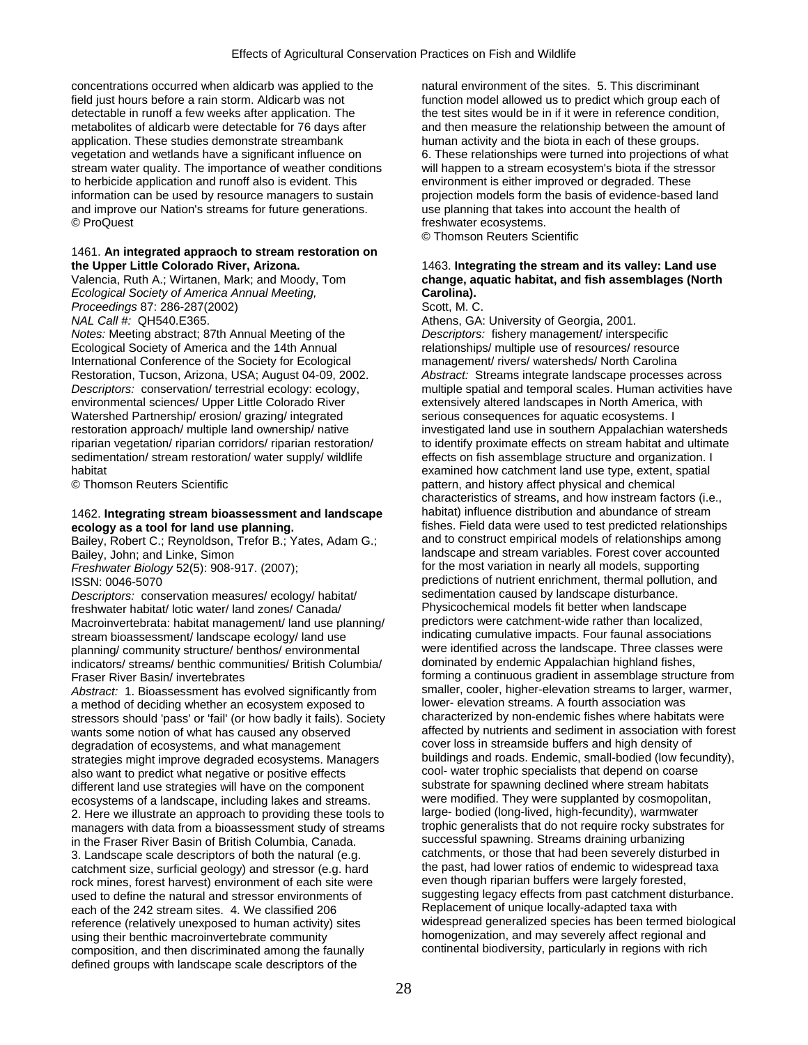concentrations occurred when aldicarb was applied to the field just hours before a rain storm. Aldicarb was not detectable in runoff a few weeks after application. The metabolites of aldicarb were detectable for 76 days after application. These studies demonstrate streambank vegetation and wetlands have a significant influence on stream water quality. The importance of weather conditions to herbicide application and runoff also is evident. This information can be used by resource managers to sustain and improve our Nation's streams for future generations.
© ProQuest

1461. **An integrated appraoch to stream restoration on the Upper Little Colorado River, Arizona.**
Valencia, Ruth A.; Wirtanen, Mark; and Moody, Tom
*Ecological Society of America Annual Meeting, Proceedings* 87: 286-287(2002)
*NAL Call #:* QH540.E365.
*Notes:* Meeting abstract; 87th Annual Meeting of the Ecological Society of America and the 14th Annual International Conference of the Society for Ecological Restoration, Tucson, Arizona, USA; August 04-09, 2002.
*Descriptors:* conservation/ terrestrial ecology: ecology, environmental sciences/ Upper Little Colorado River Watershed Partnership/ erosion/ grazing/ integrated restoration approach/ multiple land ownership/ native riparian vegetation/ riparian corridors/ riparian restoration/ sedimentation/ stream restoration/ water supply/ wildlife habitat
© Thomson Reuters Scientific

1462. **Integrating stream bioassessment and landscape ecology as a tool for land use planning.**
Bailey, Robert C.; Reynoldson, Trefor B.; Yates, Adam G.; Bailey, John; and Linke, Simon
*Freshwater Biology* 52(5): 908-917. (2007);
ISSN: 0046-5070
*Descriptors:* conservation measures/ ecology/ habitat/ freshwater habitat/ lotic water/ land zones/ Canada/ Macroinvertebrata: habitat management/ land use planning/ stream bioassessment/ landscape ecology/ land use planning/ community structure/ benthos/ environmental indicators/ streams/ benthic communities/ British Columbia/ Fraser River Basin/ invertebrates
*Abstract:* 1. Bioassessment has evolved significantly from a method of deciding whether an ecosystem exposed to stressors should 'pass' or 'fail' (or how badly it fails). Society wants some notion of what has caused any observed degradation of ecosystems, and what management strategies might improve degraded ecosystems. Managers also want to predict what negative or positive effects different land use strategies will have on the component ecosystems of a landscape, including lakes and streams. 2. Here we illustrate an approach to providing these tools to managers with data from a bioassessment study of streams in the Fraser River Basin of British Columbia, Canada. 3. Landscape scale descriptors of both the natural (e.g. catchment size, surficial geology) environment and stressor (e.g. hard rock mines, forest harvest) environment of each site were used to define the natural and stressor environments of each of the 242 stream sites. 4. We classified 206 reference (relatively unexposed to human activity) sites using their benthic macroinvertebrate community composition, and then discriminated among the faunally defined groups with landscape scale descriptors of the natural environment of the sites. 5. This discriminant function model allowed us to predict which group each of the test sites would be in if it were in reference condition, and then measure the relationship between the amount of human activity and the biota in each of these groups. 6. These relationships were turned into projections of what will happen to a stream ecosystem's biota if the stressor environment is either improved or degraded. These projection models form the basis of evidence-based land use planning that takes into account the health of freshwater ecosystems.
© Thomson Reuters Scientific

1463. **Integrating the stream and its valley: Land use change, aquatic habitat, and fish assemblages (North Carolina).**
Scott, M. C.
Athens, GA: University of Georgia, 2001.
*Descriptors:* fishery management/ interspecific relationships/ multiple use of resources/ resource management/ rivers/ watersheds/ North Carolina
*Abstract:* Streams integrate landscape processes across multiple spatial and temporal scales. Human activities have extensively altered landscapes in North America, with serious consequences for aquatic ecosystems. I investigated land use in southern Appalachian watersheds to identify proximate effects on stream habitat and ultimate effects on fish assemblage structure and organization. I examined how catchment land use type, extent, spatial pattern, and history affect physical and chemical characteristics of streams, and how instream factors (i.e., habitat) influence distribution and abundance of stream fishes. Field data were used to test predicted relationships and to construct empirical models of relationships among landscape and stream variables. Forest cover accounted for the most variation in nearly all models, supporting predictions of nutrient enrichment, thermal pollution, and sedimentation caused by landscape disturbance. Physicochemical models fit better when landscape predictors were catchment-wide rather than localized, indicating cumulative impacts. Four faunal associations were identified across the landscape. Three classes were dominated by endemic Appalachian highland fishes, forming a continuous gradient in assemblage structure from smaller, cooler, higher-elevation streams to larger, warmer, lower- elevation streams. A fourth association was characterized by non-endemic fishes where habitats were affected by nutrients and sediment in association with forest cover loss in streamside buffers and high density of buildings and roads. Endemic, small-bodied (low fecundity), cool- water trophic specialists that depend on coarse substrate for spawning declined where stream habitats were modified. They were supplanted by cosmopolitan, large- bodied (long-lived, high-fecundity), warmwater trophic generalists that do not require rocky substrates for successful spawning. Streams draining urbanizing catchments, or those that had been severely disturbed in the past, had lower ratios of endemic to widespread taxa even though riparian buffers were largely forested, suggesting legacy effects from past catchment disturbance. Replacement of unique locally-adapted taxa with widespread generalized species has been termed biological homogenization, and may severely affect regional and continental biodiversity, particularly in regions with rich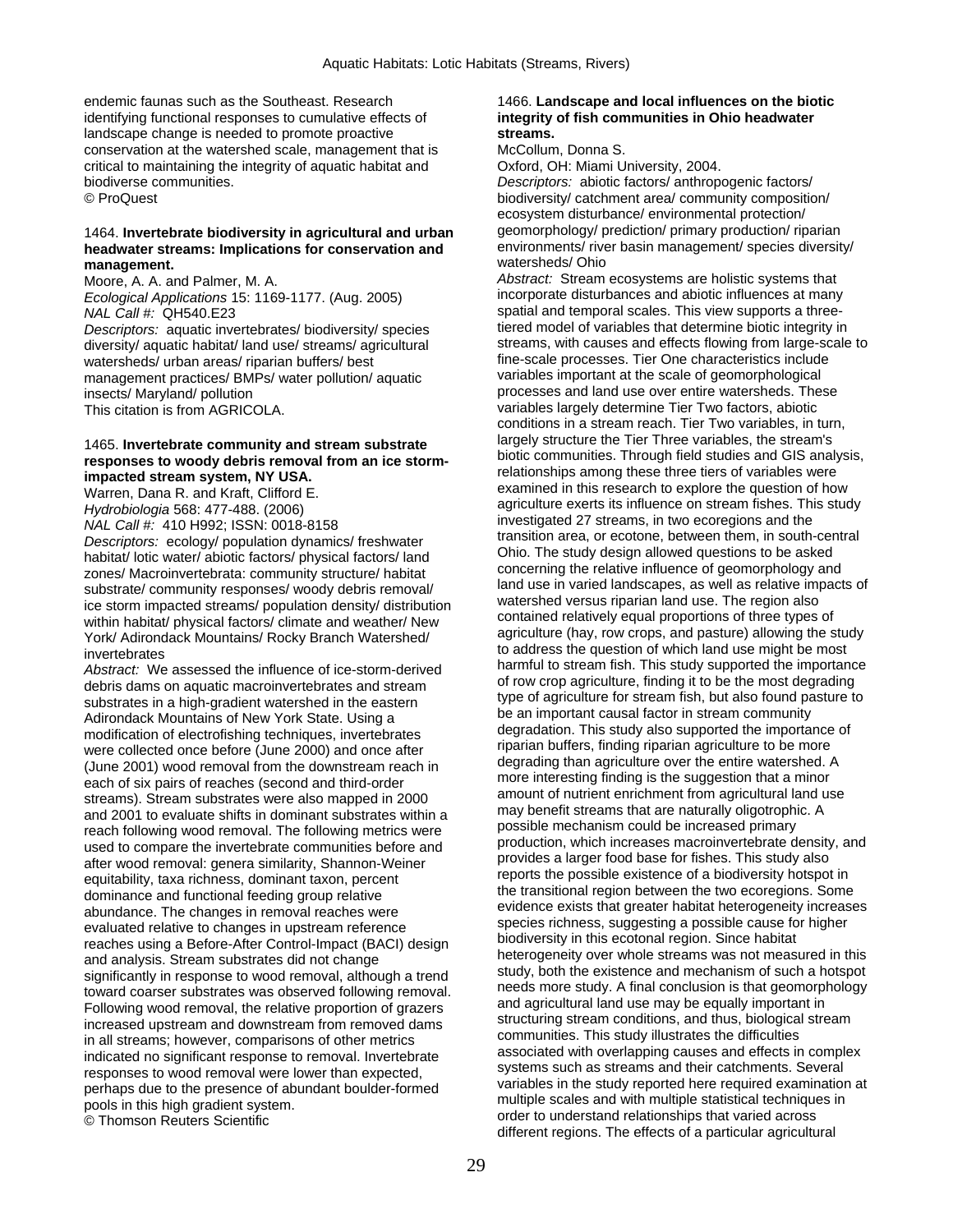endemic faunas such as the Southeast. Research identifying functional responses to cumulative effects of landscape change is needed to promote proactive conservation at the watershed scale, management that is critical to maintaining the integrity of aquatic habitat and biodiverse communities.
© ProQuest

1464. **Invertebrate biodiversity in agricultural and urban headwater streams: Implications for conservation and management.**
Moore, A. A. and Palmer, M. A.
*Ecological Applications* 15: 1169-1177. (Aug. 2005)
*NAL Call #:* QH540.E23
*Descriptors:* aquatic invertebrates/ biodiversity/ species diversity/ aquatic habitat/ land use/ streams/ agricultural watersheds/ urban areas/ riparian buffers/ best management practices/ BMPs/ water pollution/ aquatic insects/ Maryland/ pollution
This citation is from AGRICOLA.

1465. **Invertebrate community and stream substrate responses to woody debris removal from an ice storm-impacted stream system, NY USA.**
Warren, Dana R. and Kraft, Clifford E.
*Hydrobiologia* 568: 477-488. (2006)
*NAL Call #:* 410 H992; ISSN: 0018-8158
*Descriptors:* ecology/ population dynamics/ freshwater habitat/ lotic water/ abiotic factors/ physical factors/ land zones/ Macroinvertebrata: community structure/ habitat substrate/ community responses/ woody debris removal/ ice storm impacted streams/ population density/ distribution within habitat/ physical factors/ climate and weather/ New York/ Adirondack Mountains/ Rocky Branch Watershed/ invertebrates
*Abstract:* We assessed the influence of ice-storm-derived debris dams on aquatic macroinvertebrates and stream substrates in a high-gradient watershed in the eastern Adirondack Mountains of New York State. Using a modification of electrofishing techniques, invertebrates were collected once before (June 2000) and once after (June 2001) wood removal from the downstream reach in each of six pairs of reaches (second and third-order streams). Stream substrates were also mapped in 2000 and 2001 to evaluate shifts in dominant substrates within a reach following wood removal. The following metrics were used to compare the invertebrate communities before and after wood removal: genera similarity, Shannon-Weiner equitability, taxa richness, dominant taxon, percent dominance and functional feeding group relative abundance. The changes in removal reaches were evaluated relative to changes in upstream reference reaches using a Before-After Control-Impact (BACI) design and analysis. Stream substrates did not change significantly in response to wood removal, although a trend toward coarser substrates was observed following removal. Following wood removal, the relative proportion of grazers increased upstream and downstream from removed dams in all streams; however, comparisons of other metrics indicated no significant response to removal. Invertebrate responses to wood removal were lower than expected, perhaps due to the presence of abundant boulder-formed pools in this high gradient system.
© Thomson Reuters Scientific

1466. **Landscape and local influences on the biotic integrity of fish communities in Ohio headwater streams.**
McCollum, Donna S.
Oxford, OH: Miami University, 2004.
*Descriptors:* abiotic factors/ anthropogenic factors/ biodiversity/ catchment area/ community composition/ ecosystem disturbance/ environmental protection/ geomorphology/ prediction/ primary production/ riparian environments/ river basin management/ species diversity/ watersheds/ Ohio
*Abstract:* Stream ecosystems are holistic systems that incorporate disturbances and abiotic influences at many spatial and temporal scales. This view supports a three-tiered model of variables that determine biotic integrity in streams, with causes and effects flowing from large-scale to fine-scale processes. Tier One characteristics include variables important at the scale of geomorphological processes and land use over entire watersheds. These variables largely determine Tier Two factors, abiotic conditions in a stream reach. Tier Two variables, in turn, largely structure the Tier Three variables, the stream's biotic communities. Through field studies and GIS analysis, relationships among these three tiers of variables were examined in this research to explore the question of how agriculture exerts its influence on stream fishes. This study investigated 27 streams, in two ecoregions and the transition area, or ecotone, between them, in south-central Ohio. The study design allowed questions to be asked concerning the relative influence of geomorphology and land use in varied landscapes, as well as relative impacts of watershed versus riparian land use. The region also contained relatively equal proportions of three types of agriculture (hay, row crops, and pasture) allowing the study to address the question of which land use might be most harmful to stream fish. This study supported the importance of row crop agriculture, finding it to be the most degrading type of agriculture for stream fish, but also found pasture to be an important causal factor in stream community degradation. This study also supported the importance of riparian buffers, finding riparian agriculture to be more degrading than agriculture over the entire watershed. A more interesting finding is the suggestion that a minor amount of nutrient enrichment from agricultural land use may benefit streams that are naturally oligotrophic. A possible mechanism could be increased primary production, which increases macroinvertebrate density, and provides a larger food base for fishes. This study also reports the possible existence of a biodiversity hotspot in the transitional region between the two ecoregions. Some evidence exists that greater habitat heterogeneity increases species richness, suggesting a possible cause for higher biodiversity in this ecotonal region. Since habitat heterogeneity over whole streams was not measured in this study, both the existence and mechanism of such a hotspot needs more study. A final conclusion is that geomorphology and agricultural land use may be equally important in structuring stream conditions, and thus, biological stream communities. This study illustrates the difficulties associated with overlapping causes and effects in complex systems such as streams and their catchments. Several variables in the study reported here required examination at multiple scales and with multiple statistical techniques in order to understand relationships that varied across different regions. The effects of a particular agricultural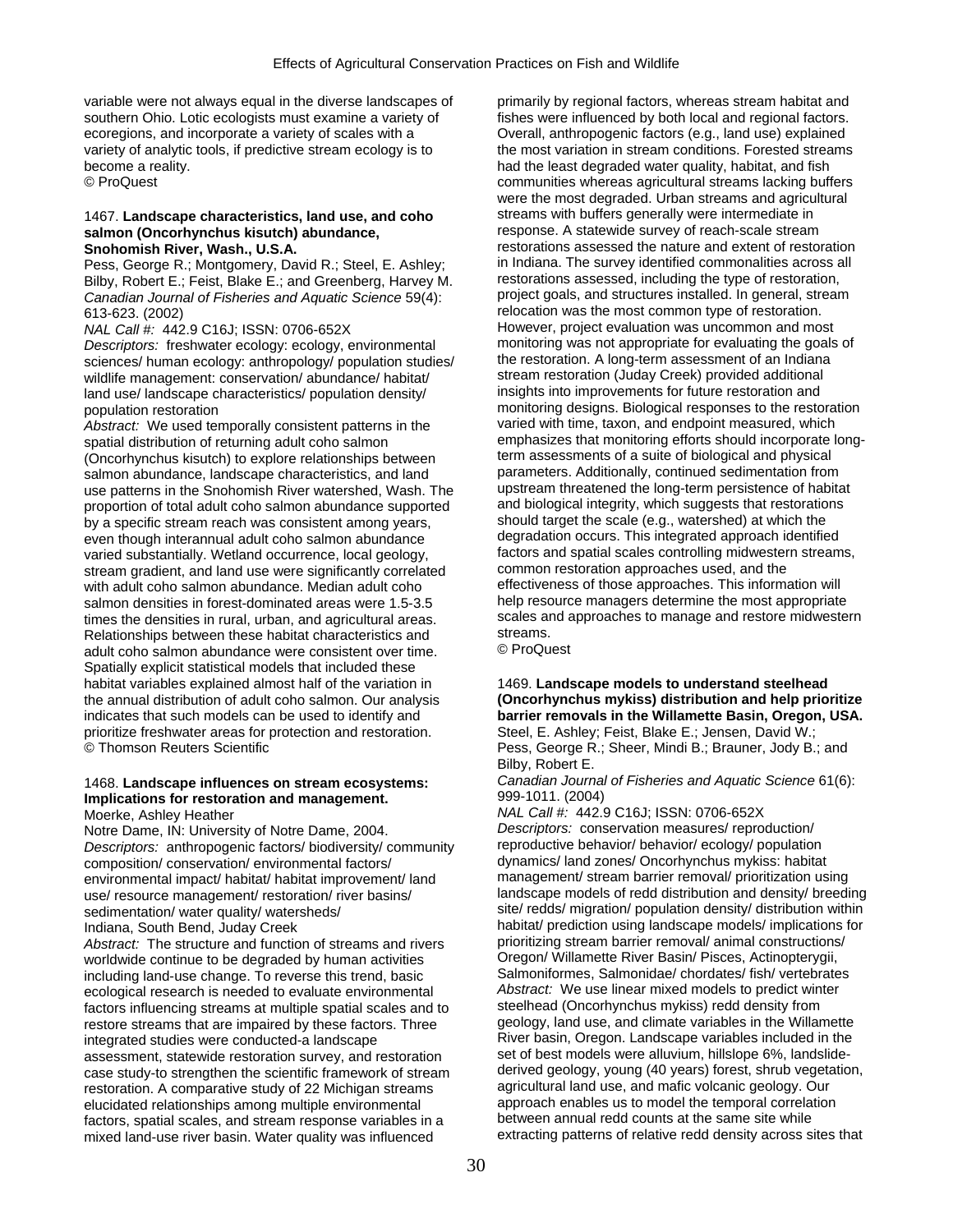variable were not always equal in the diverse landscapes of southern Ohio. Lotic ecologists must examine a variety of ecoregions, and incorporate a variety of scales with a variety of analytic tools, if predictive stream ecology is to become a reality.
© ProQuest

1467. **Landscape characteristics, land use, and coho salmon (Oncorhynchus kisutch) abundance, Snohomish River, Wash., U.S.A.**
Pess, George R.; Montgomery, David R.; Steel, E. Ashley; Bilby, Robert E.; Feist, Blake E.; and Greenberg, Harvey M.
*Canadian Journal of Fisheries and Aquatic Science* 59(4): 613-623. (2002)
*NAL Call #:* 442.9 C16J; ISSN: 0706-652X
*Descriptors:* freshwater ecology: ecology, environmental sciences/ human ecology: anthropology/ population studies/ wildlife management: conservation/ abundance/ habitat/ land use/ landscape characteristics/ population density/ population restoration
*Abstract:* We used temporally consistent patterns in the spatial distribution of returning adult coho salmon (Oncorhynchus kisutch) to explore relationships between salmon abundance, landscape characteristics, and land use patterns in the Snohomish River watershed, Wash. The proportion of total adult coho salmon abundance supported by a specific stream reach was consistent among years, even though interannual adult coho salmon abundance varied substantially. Wetland occurrence, local geology, stream gradient, and land use were significantly correlated with adult coho salmon abundance. Median adult coho salmon densities in forest-dominated areas were 1.5-3.5 times the densities in rural, urban, and agricultural areas. Relationships between these habitat characteristics and adult coho salmon abundance were consistent over time. Spatially explicit statistical models that included these habitat variables explained almost half of the variation in the annual distribution of adult coho salmon. Our analysis indicates that such models can be used to identify and prioritize freshwater areas for protection and restoration.
© Thomson Reuters Scientific

1468. **Landscape influences on stream ecosystems: Implications for restoration and management.**
Moerke, Ashley Heather
Notre Dame, IN: University of Notre Dame, 2004.
*Descriptors:* anthropogenic factors/ biodiversity/ community composition/ conservation/ environmental factors/ environmental impact/ habitat/ habitat improvement/ land use/ resource management/ restoration/ river basins/ sedimentation/ water quality/ watersheds/ Indiana, South Bend, Juday Creek
*Abstract:* The structure and function of streams and rivers worldwide continue to be degraded by human activities including land-use change. To reverse this trend, basic ecological research is needed to evaluate environmental factors influencing streams at multiple spatial scales and to restore streams that are impaired by these factors. Three integrated studies were conducted-a landscape assessment, statewide restoration survey, and restoration case study-to strengthen the scientific framework of stream restoration. A comparative study of 22 Michigan streams elucidated relationships among multiple environmental factors, spatial scales, and stream response variables in a mixed land-use river basin. Water quality was influenced primarily by regional factors, whereas stream habitat and fishes were influenced by both local and regional factors. Overall, anthropogenic factors (e.g., land use) explained the most variation in stream conditions. Forested streams had the least degraded water quality, habitat, and fish communities whereas agricultural streams lacking buffers were the most degraded. Urban streams and agricultural streams with buffers generally were intermediate in response. A statewide survey of reach-scale stream restorations assessed the nature and extent of restoration in Indiana. The survey identified commonalities across all restorations assessed, including the type of restoration, project goals, and structures installed. In general, stream relocation was the most common type of restoration. However, project evaluation was uncommon and most monitoring was not appropriate for evaluating the goals of the restoration. A long-term assessment of an Indiana stream restoration (Juday Creek) provided additional insights into improvements for future restoration and monitoring designs. Biological responses to the restoration varied with time, taxon, and endpoint measured, which emphasizes that monitoring efforts should incorporate long-term assessments of a suite of biological and physical parameters. Additionally, continued sedimentation from upstream threatened the long-term persistence of habitat and biological integrity, which suggests that restorations should target the scale (e.g., watershed) at which the degradation occurs. This integrated approach identified factors and spatial scales controlling midwestern streams, common restoration approaches used, and the effectiveness of those approaches. This information will help resource managers determine the most appropriate scales and approaches to manage and restore midwestern streams.
© ProQuest

1469. **Landscape models to understand steelhead (Oncorhynchus mykiss) distribution and help prioritize barrier removals in the Willamette Basin, Oregon, USA.**
Steel, E. Ashley; Feist, Blake E.; Jensen, David W.; Pess, George R.; Sheer, Mindi B.; Brauner, Jody B.; and Bilby, Robert E.
*Canadian Journal of Fisheries and Aquatic Science* 61(6): 999-1011. (2004)
*NAL Call #:* 442.9 C16J; ISSN: 0706-652X
*Descriptors:* conservation measures/ reproduction/ reproductive behavior/ behavior/ ecology/ population dynamics/ land zones/ Oncorhynchus mykiss: habitat management/ stream barrier removal/ prioritization using landscape models of redd distribution and density/ breeding site/ redds/ migration/ population density/ distribution within habitat/ prediction using landscape models/ implications for prioritizing stream barrier removal/ animal constructions/ Oregon/ Willamette River Basin/ Pisces, Actinopterygii, Salmoniformes, Salmonidae/ chordates/ fish/ vertebrates
*Abstract:* We use linear mixed models to predict winter steelhead (Oncorhynchus mykiss) redd density from geology, land use, and climate variables in the Willamette River basin, Oregon. Landscape variables included in the set of best models were alluvium, hillslope 6%, landslide-derived geology, young (40 years) forest, shrub vegetation, agricultural land use, and mafic volcanic geology. Our approach enables us to model the temporal correlation between annual redd counts at the same site while extracting patterns of relative redd density across sites that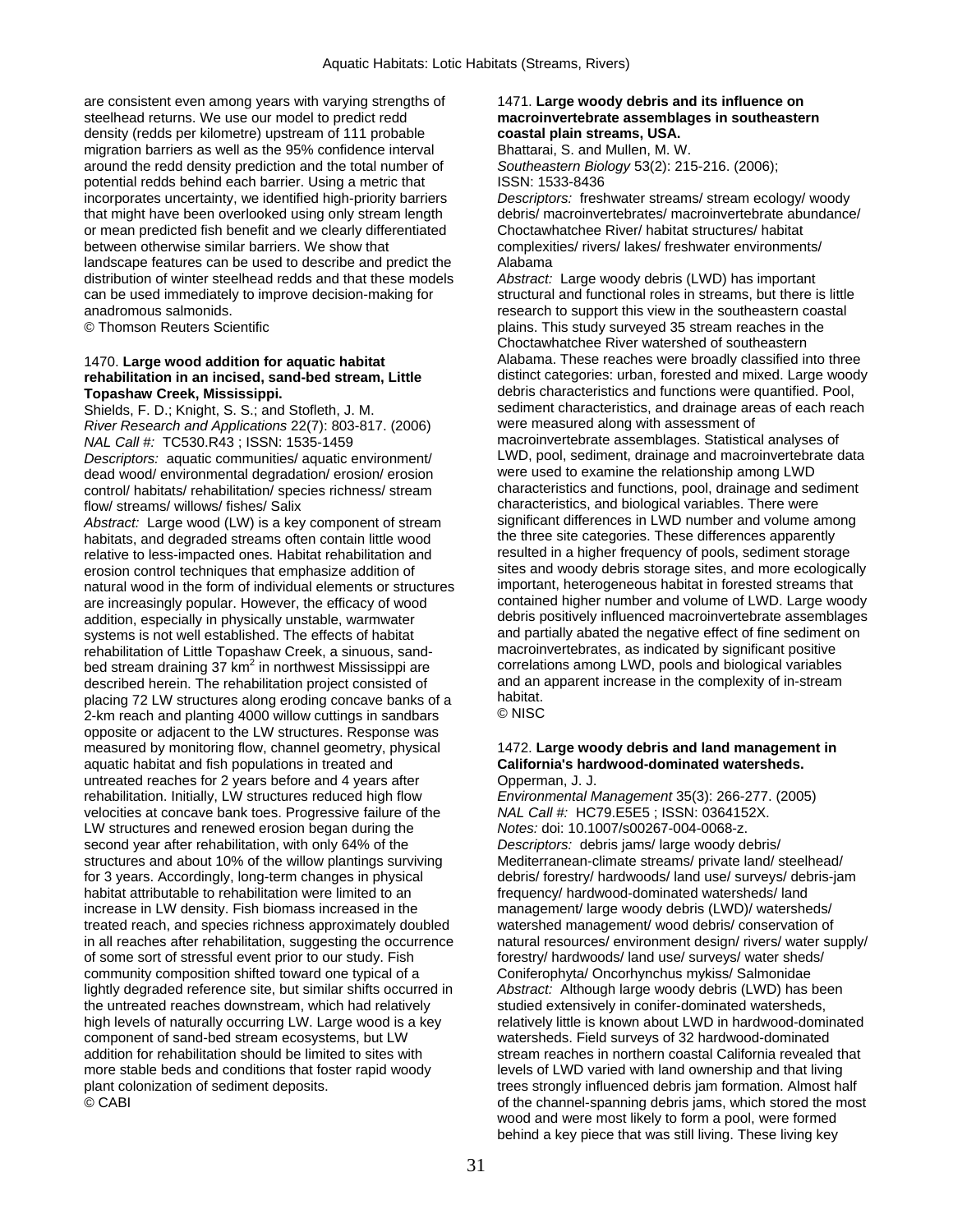are consistent even among years with varying strengths of steelhead returns. We use our model to predict redd density (redds per kilometre) upstream of 111 probable migration barriers as well as the 95% confidence interval around the redd density prediction and the total number of potential redds behind each barrier. Using a metric that incorporates uncertainty, we identified high-priority barriers that might have been overlooked using only stream length or mean predicted fish benefit and we clearly differentiated between otherwise similar barriers. We show that landscape features can be used to describe and predict the distribution of winter steelhead redds and that these models can be used immediately to improve decision-making for anadromous salmonids.
© Thomson Reuters Scientific

1470. **Large wood addition for aquatic habitat rehabilitation in an incised, sand-bed stream, Little Topashaw Creek, Mississippi.**
Shields, F. D.; Knight, S. S.; and Stofleth, J. M.
*River Research and Applications* 22(7): 803-817. (2006)
*NAL Call #:* TC530.R43 ; ISSN: 1535-1459
*Descriptors:* aquatic communities/ aquatic environment/ dead wood/ environmental degradation/ erosion/ erosion control/ habitats/ rehabilitation/ species richness/ stream flow/ streams/ willows/ fishes/ Salix
*Abstract:* Large wood (LW) is a key component of stream habitats, and degraded streams often contain little wood relative to less-impacted ones. Habitat rehabilitation and erosion control techniques that emphasize addition of natural wood in the form of individual elements or structures are increasingly popular. However, the efficacy of wood addition, especially in physically unstable, warmwater systems is not well established. The effects of habitat rehabilitation of Little Topashaw Creek, a sinuous, sand-bed stream draining 37 $km^2$ in northwest Mississippi are described herein. The rehabilitation project consisted of placing 72 LW structures along eroding concave banks of a 2-km reach and planting 4000 willow cuttings in sandbars opposite or adjacent to the LW structures. Response was measured by monitoring flow, channel geometry, physical aquatic habitat and fish populations in treated and untreated reaches for 2 years before and 4 years after rehabilitation. Initially, LW structures reduced high flow velocities at concave bank toes. Progressive failure of the LW structures and renewed erosion began during the second year after rehabilitation, with only 64% of the structures and about 10% of the willow plantings surviving for 3 years. Accordingly, long-term changes in physical habitat attributable to rehabilitation were limited to an increase in LW density. Fish biomass increased in the treated reach, and species richness approximately doubled in all reaches after rehabilitation, suggesting the occurrence of some sort of stressful event prior to our study. Fish community composition shifted toward one typical of a lightly degraded reference site, but similar shifts occurred in the untreated reaches downstream, which had relatively high levels of naturally occurring LW. Large wood is a key component of sand-bed stream ecosystems, but LW addition for rehabilitation should be limited to sites with more stable beds and conditions that foster rapid woody plant colonization of sediment deposits.
© CABI

1471. **Large woody debris and its influence on macroinvertebrate assemblages in southeastern coastal plain streams, USA.**
Bhattarai, S. and Mullen, M. W.
*Southeastern Biology* 53(2): 215-216. (2006); ISSN: 1533-8436
*Descriptors:* freshwater streams/ stream ecology/ woody debris/ macroinvertebrates/ macroinvertebrate abundance/ Choctawhatchee River/ habitat structures/ habitat complexities/ rivers/ lakes/ freshwater environments/ Alabama
*Abstract:* Large woody debris (LWD) has important structural and functional roles in streams, but there is little research to support this view in the southeastern coastal plains. This study surveyed 35 stream reaches in the Choctawhatchee River watershed of southeastern Alabama. These reaches were broadly classified into three distinct categories: urban, forested and mixed. Large woody debris characteristics and functions were quantified. Pool, sediment characteristics, and drainage areas of each reach were measured along with assessment of macroinvertebrate assemblages. Statistical analyses of LWD, pool, sediment, drainage and macroinvertebrate data were used to examine the relationship among LWD characteristics and functions, pool, drainage and sediment characteristics, and biological variables. There were significant differences in LWD number and volume among the three site categories. These differences apparently resulted in a higher frequency of pools, sediment storage sites and woody debris storage sites, and more ecologically important, heterogeneous habitat in forested streams that contained higher number and volume of LWD. Large woody debris positively influenced macroinvertebrate assemblages and partially abated the negative effect of fine sediment on macroinvertebrates, as indicated by significant positive correlations among LWD, pools and biological variables and an apparent increase in the complexity of in-stream habitat.
© NISC

1472. **Large woody debris and land management in California's hardwood-dominated watersheds.**
Opperman, J. J.
*Environmental Management* 35(3): 266-277. (2005)
*NAL Call #:* HC79.E5E5 ; ISSN: 0364152X.
*Notes:* doi: 10.1007/s00267-004-0068-z.
*Descriptors:* debris jams/ large woody debris/ Mediterranean-climate streams/ private land/ steelhead/ debris/ forestry/ hardwoods/ land use/ surveys/ debris-jam frequency/ hardwood-dominated watersheds/ land management/ large woody debris (LWD)/ watersheds/ watershed management/ wood debris/ conservation of natural resources/ environment design/ rivers/ water supply/ forestry/ hardwoods/ land use/ surveys/ water sheds/ Coniferophyta/ Oncorhynchus mykiss/ Salmonidae
*Abstract:* Although large woody debris (LWD) has been studied extensively in conifer-dominated watersheds, relatively little is known about LWD in hardwood-dominated watersheds. Field surveys of 32 hardwood-dominated stream reaches in northern coastal California revealed that levels of LWD varied with land ownership and that living trees strongly influenced debris jam formation. Almost half of the channel-spanning debris jams, which stored the most wood and were most likely to form a pool, were formed behind a key piece that was still living. These living key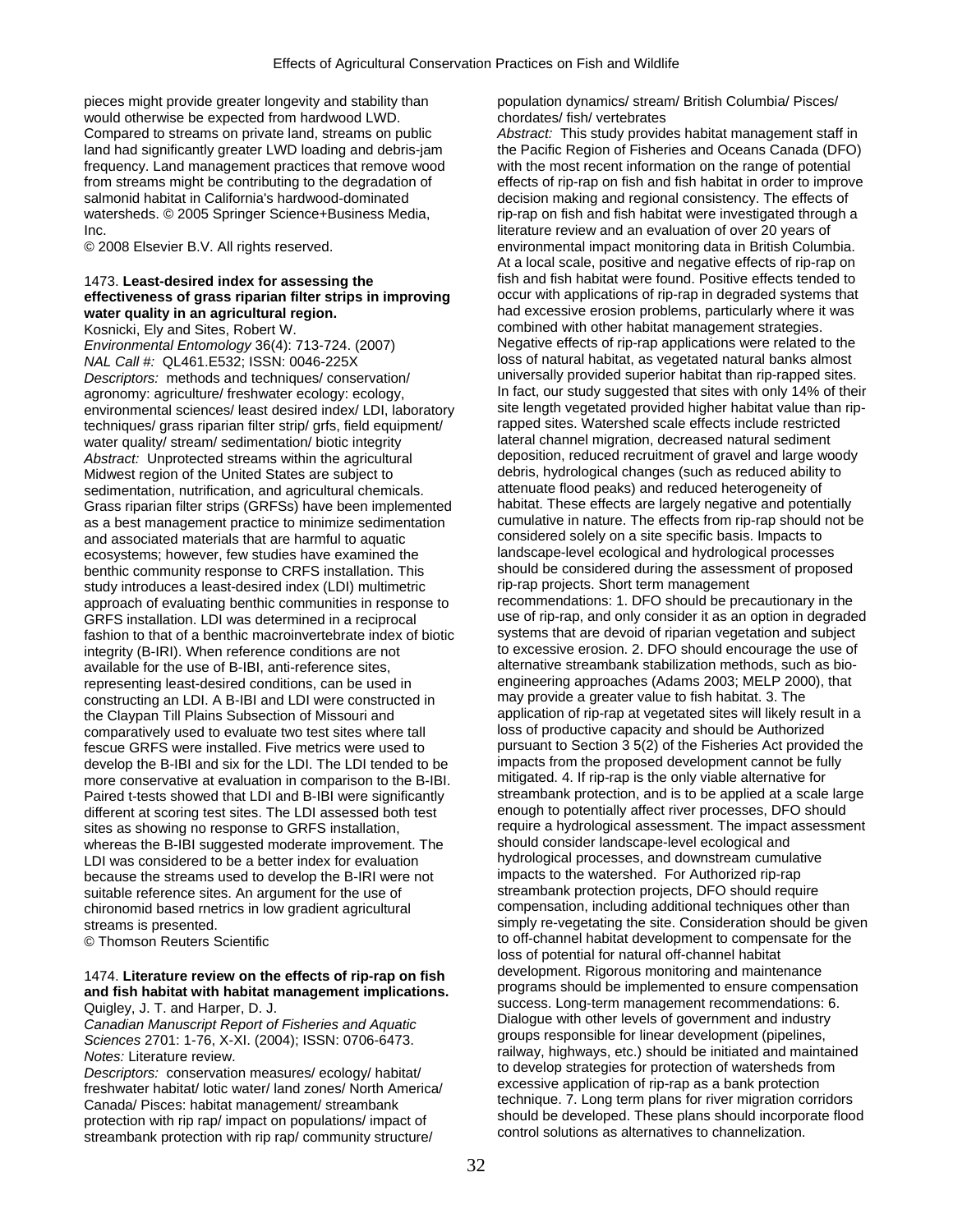pieces might provide greater longevity and stability than would otherwise be expected from hardwood LWD. Compared to streams on private land, streams on public land had significantly greater LWD loading and debris-jam frequency. Land management practices that remove wood from streams might be contributing to the degradation of salmonid habitat in California's hardwood-dominated watersheds. © 2005 Springer Science+Business Media, Inc.
© 2008 Elsevier B.V. All rights reserved.

1473. **Least-desired index for assessing the effectiveness of grass riparian filter strips in improving water quality in an agricultural region.**
Kosnicki, Ely and Sites, Robert W.
*Environmental Entomology* 36(4): 713-724. (2007)
*NAL Call #:* QL461.E532; ISSN: 0046-225X
*Descriptors:* methods and techniques/ conservation/ agronomy: agriculture/ freshwater ecology: ecology, environmental sciences/ least desired index/ LDI, laboratory techniques/ grass riparian filter strip/ grfs, field equipment/ water quality/ stream/ sedimentation/ biotic integrity
*Abstract:* Unprotected streams within the agricultural Midwest region of the United States are subject to sedimentation, nutrification, and agricultural chemicals. Grass riparian filter strips (GRFSs) have been implemented as a best management practice to minimize sedimentation and associated materials that are harmful to aquatic ecosystems; however, few studies have examined the benthic community response to CRFS installation. This study introduces a least-desired index (LDI) multimetric approach of evaluating benthic communities in response to GRFS installation. LDI was determined in a reciprocal fashion to that of a benthic macroinvertebrate index of biotic integrity (B-IRI). When reference conditions are not available for the use of B-IBI, anti-reference sites, representing least-desired conditions, can be used in constructing an LDI. A B-IBI and LDI were constructed in the Claypan Till Plains Subsection of Missouri and comparatively used to evaluate two test sites where tall fescue GRFS were installed. Five metrics were used to develop the B-IBI and six for the LDI. The LDI tended to be more conservative at evaluation in comparison to the B-IBI. Paired t-tests showed that LDI and B-IBI were significantly different at scoring test sites. The LDI assessed both test sites as showing no response to GRFS installation, whereas the B-IBI suggested moderate improvement. The LDI was considered to be a better index for evaluation because the streams used to develop the B-IRI were not suitable reference sites. An argument for the use of chironomid based rnetrics in low gradient agricultural streams is presented.
© Thomson Reuters Scientific

1474. **Literature review on the effects of rip-rap on fish and fish habitat with habitat management implications.**
Quigley, J. T. and Harper, D. J.
*Canadian Manuscript Report of Fisheries and Aquatic Sciences* 2701: 1-76, X-XI. (2004); ISSN: 0706-6473.
*Notes:* Literature review.
*Descriptors:* conservation measures/ ecology/ habitat/ freshwater habitat/ lotic water/ land zones/ North America/ Canada/ Pisces: habitat management/ streambank protection with rip rap/ impact on populations/ impact of streambank protection with rip rap/ community structure/ population dynamics/ stream/ British Columbia/ Pisces/ chordates/ fish/ vertebrates
*Abstract:* This study provides habitat management staff in the Pacific Region of Fisheries and Oceans Canada (DFO) with the most recent information on the range of potential effects of rip-rap on fish and fish habitat in order to improve decision making and regional consistency. The effects of rip-rap on fish and fish habitat were investigated through a literature review and an evaluation of over 20 years of environmental impact monitoring data in British Columbia. At a local scale, positive and negative effects of rip-rap on fish and fish habitat were found. Positive effects tended to occur with applications of rip-rap in degraded systems that had excessive erosion problems, particularly where it was combined with other habitat management strategies. Negative effects of rip-rap applications were related to the loss of natural habitat, as vegetated natural banks almost universally provided superior habitat than rip-rapped sites. In fact, our study suggested that sites with only 14% of their site length vegetated provided higher habitat value than rip-rapped sites. Watershed scale effects include restricted lateral channel migration, decreased natural sediment deposition, reduced recruitment of gravel and large woody debris, hydrological changes (such as reduced ability to attenuate flood peaks) and reduced heterogeneity of habitat. These effects are largely negative and potentially cumulative in nature. The effects from rip-rap should not be considered solely on a site specific basis. Impacts to landscape-level ecological and hydrological processes should be considered during the assessment of proposed rip-rap projects. Short term management recommendations: 1. DFO should be precautionary in the use of rip-rap, and only consider it as an option in degraded systems that are devoid of riparian vegetation and subject to excessive erosion. 2. DFO should encourage the use of alternative streambank stabilization methods, such as bio-engineering approaches (Adams 2003; MELP 2000), that may provide a greater value to fish habitat. 3. The application of rip-rap at vegetated sites will likely result in a loss of productive capacity and should be Authorized pursuant to Section 3 5(2) of the Fisheries Act provided the impacts from the proposed development cannot be fully mitigated. 4. If rip-rap is the only viable alternative for streambank protection, and is to be applied at a scale large enough to potentially affect river processes, DFO should require a hydrological assessment. The impact assessment should consider landscape-level ecological and hydrological processes, and downstream cumulative impacts to the watershed. For Authorized rip-rap streambank protection projects, DFO should require compensation, including additional techniques other than simply re-vegetating the site. Consideration should be given to off-channel habitat development to compensate for the loss of potential for natural off-channel habitat development. Rigorous monitoring and maintenance programs should be implemented to ensure compensation success. Long-term management recommendations: 6. Dialogue with other levels of government and industry groups responsible for linear development (pipelines, railway, highways, etc.) should be initiated and maintained to develop strategies for protection of watersheds from excessive application of rip-rap as a bank protection technique. 7. Long term plans for river migration corridors should be developed. These plans should incorporate flood control solutions as alternatives to channelization.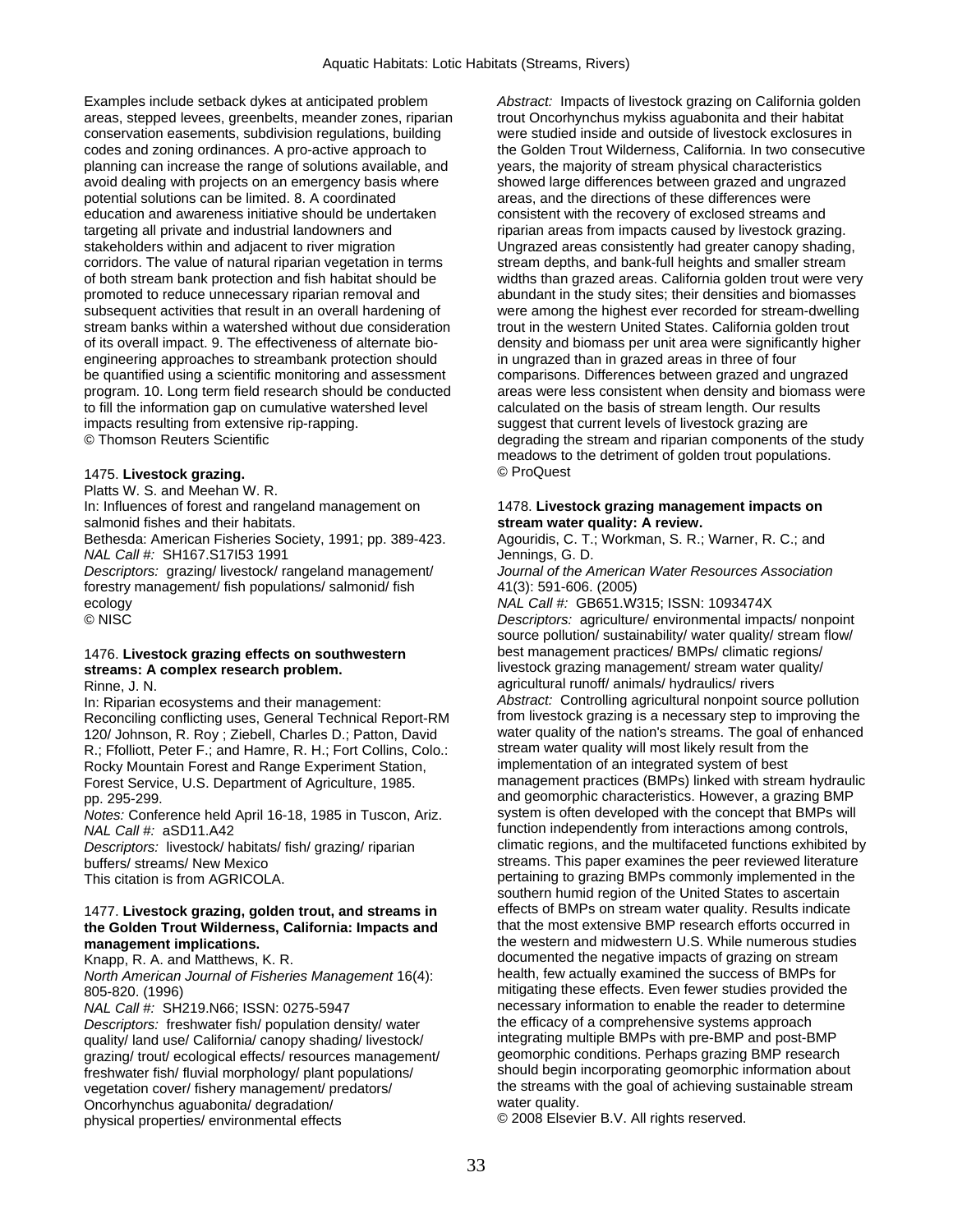Examples include setback dykes at anticipated problem areas, stepped levees, greenbelts, meander zones, riparian conservation easements, subdivision regulations, building codes and zoning ordinances. A pro-active approach to planning can increase the range of solutions available, and avoid dealing with projects on an emergency basis where potential solutions can be limited. 8. A coordinated education and awareness initiative should be undertaken targeting all private and industrial landowners and stakeholders within and adjacent to river migration corridors. The value of natural riparian vegetation in terms of both stream bank protection and fish habitat should be promoted to reduce unnecessary riparian removal and subsequent activities that result in an overall hardening of stream banks within a watershed without due consideration of its overall impact. 9. The effectiveness of alternate bio-engineering approaches to streambank protection should be quantified using a scientific monitoring and assessment program. 10. Long term field research should be conducted to fill the information gap on cumulative watershed level impacts resulting from extensive rip-rapping.
© Thomson Reuters Scientific

1475. **Livestock grazing.**
Platts W. S. and Meehan W. R.
In: Influences of forest and rangeland management on salmonid fishes and their habitats.
Bethesda: American Fisheries Society, 1991; pp. 389-423.
*NAL Call #:* SH167.S17I53 1991
*Descriptors:* grazing/ livestock/ rangeland management/ forestry management/ fish populations/ salmonid/ fish ecology
© NISC

1476. **Livestock grazing effects on southwestern streams: A complex research problem.**
Rinne, J. N.
In: Riparian ecosystems and their management: Reconciling conflicting uses, General Technical Report-RM 120/ Johnson, R. Roy ; Ziebell, Charles D.; Patton, David R.; Ffolliott, Peter F.; and Hamre, R. H.; Fort Collins, Colo.: Rocky Mountain Forest and Range Experiment Station, Forest Service, U.S. Department of Agriculture, 1985. pp. 295-299.
*Notes:* Conference held April 16-18, 1985 in Tuscon, Ariz.
*NAL Call #:* aSD11.A42
*Descriptors:* livestock/ habitats/ fish/ grazing/ riparian buffers/ streams/ New Mexico
This citation is from AGRICOLA.

1477. **Livestock grazing, golden trout, and streams in the Golden Trout Wilderness, California: Impacts and management implications.**
Knapp, R. A. and Matthews, K. R.
*North American Journal of Fisheries Management* 16(4): 805-820. (1996)
*NAL Call #:* SH219.N66; ISSN: 0275-5947
*Descriptors:* freshwater fish/ population density/ water quality/ land use/ California/ canopy shading/ livestock/ grazing/ trout/ ecological effects/ resources management/ freshwater fish/ fluvial morphology/ plant populations/ vegetation cover/ fishery management/ predators/ Oncorhynchus aguabonita/ degradation/ physical properties/ environmental effects
*Abstract:* Impacts of livestock grazing on California golden trout Oncorhynchus mykiss aguabonita and their habitat were studied inside and outside of livestock exclosures in the Golden Trout Wilderness, California. In two consecutive years, the majority of stream physical characteristics showed large differences between grazed and ungrazed areas, and the directions of these differences were consistent with the recovery of exclosed streams and riparian areas from impacts caused by livestock grazing. Ungrazed areas consistently had greater canopy shading, stream depths, and bank-full heights and smaller stream widths than grazed areas. California golden trout were very abundant in the study sites; their densities and biomasses were among the highest ever recorded for stream-dwelling trout in the western United States. California golden trout density and biomass per unit area were significantly higher in ungrazed than in grazed areas in three of four comparisons. Differences between grazed and ungrazed areas were less consistent when density and biomass were calculated on the basis of stream length. Our results suggest that current levels of livestock grazing are degrading the stream and riparian components of the study meadows to the detriment of golden trout populations.
© ProQuest

1478. **Livestock grazing management impacts on stream water quality: A review.**
Agouridis, C. T.; Workman, S. R.; Warner, R. C.; and Jennings, G. D.
*Journal of the American Water Resources Association* 41(3): 591-606. (2005)
*NAL Call #:* GB651.W315; ISSN: 1093474X
*Descriptors:* agriculture/ environmental impacts/ nonpoint source pollution/ sustainability/ water quality/ stream flow/ best management practices/ BMPs/ climatic regions/ livestock grazing management/ stream water quality/ agricultural runoff/ animals/ hydraulics/ rivers
*Abstract:* Controlling agricultural nonpoint source pollution from livestock grazing is a necessary step to improving the water quality of the nation's streams. The goal of enhanced stream water quality will most likely result from the implementation of an integrated system of best management practices (BMPs) linked with stream hydraulic and geomorphic characteristics. However, a grazing BMP system is often developed with the concept that BMPs will function independently from interactions among controls, climatic regions, and the multifaceted functions exhibited by streams. This paper examines the peer reviewed literature pertaining to grazing BMPs commonly implemented in the southern humid region of the United States to ascertain effects of BMPs on stream water quality. Results indicate that the most extensive BMP research efforts occurred in the western and midwestern U.S. While numerous studies documented the negative impacts of grazing on stream health, few actually examined the success of BMPs for mitigating these effects. Even fewer studies provided the necessary information to enable the reader to determine the efficacy of a comprehensive systems approach integrating multiple BMPs with pre-BMP and post-BMP geomorphic conditions. Perhaps grazing BMP research should begin incorporating geomorphic information about the streams with the goal of achieving sustainable stream water quality.
© 2008 Elsevier B.V. All rights reserved.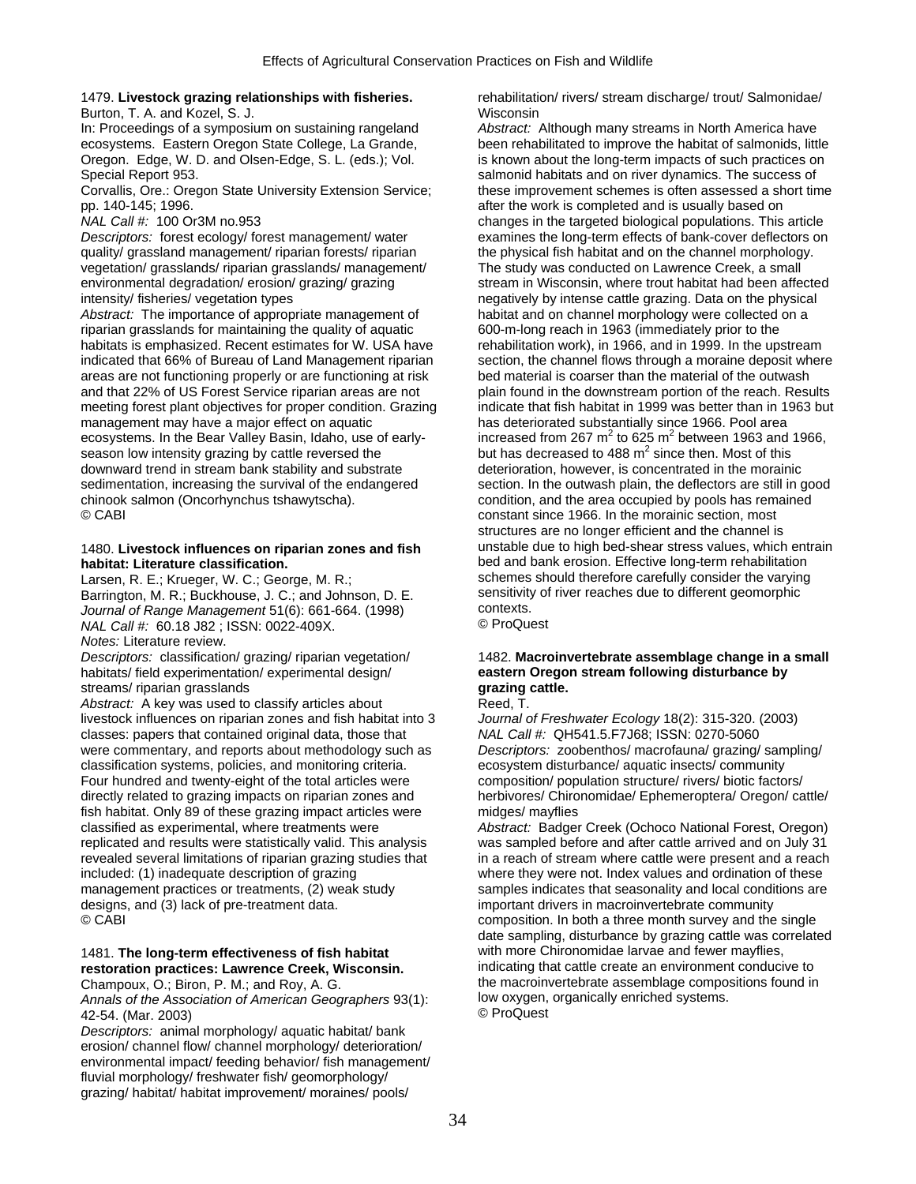1479. **Livestock grazing relationships with fisheries.**
Burton, T. A. and Kozel, S. J.
In: Proceedings of a symposium on sustaining rangeland ecosystems. Eastern Oregon State College, La Grande, Oregon. Edge, W. D. and Olsen-Edge, S. L. (eds.); Vol. Special Report 953.
Corvallis, Ore.: Oregon State University Extension Service; pp. 140-145; 1996.
*NAL Call #:* 100 Or3M no.953
*Descriptors:* forest ecology/ forest management/ water quality/ grassland management/ riparian forests/ riparian vegetation/ grasslands/ riparian grasslands/ management/ environmental degradation/ erosion/ grazing/ grazing intensity/ fisheries/ vegetation types
*Abstract:* The importance of appropriate management of riparian grasslands for maintaining the quality of aquatic habitats is emphasized. Recent estimates for W. USA have indicated that 66% of Bureau of Land Management riparian areas are not functioning properly or are functioning at risk and that 22% of US Forest Service riparian areas are not meeting forest plant objectives for proper condition. Grazing management may have a major effect on aquatic ecosystems. In the Bear Valley Basin, Idaho, use of early-season low intensity grazing by cattle reversed the downward trend in stream bank stability and substrate sedimentation, increasing the survival of the endangered chinook salmon (Oncorhynchus tshawytscha).
© CABI

1480. **Livestock influences on riparian zones and fish habitat: Literature classification.**
Larsen, R. E.; Krueger, W. C.; George, M. R.; Barrington, M. R.; Buckhouse, J. C.; and Johnson, D. E.
*Journal of Range Management* 51(6): 661-664. (1998)
*NAL Call #:* 60.18 J82 ; ISSN: 0022-409X.
*Notes:* Literature review.
*Descriptors:* classification/ grazing/ riparian vegetation/ habitats/ field experimentation/ experimental design/ streams/ riparian grasslands
*Abstract:* A key was used to classify articles about livestock influences on riparian zones and fish habitat into 3 classes: papers that contained original data, those that were commentary, and reports about methodology such as classification systems, policies, and monitoring criteria. Four hundred and twenty-eight of the total articles were directly related to grazing impacts on riparian zones and fish habitat. Only 89 of these grazing impact articles were classified as experimental, where treatments were replicated and results were statistically valid. This analysis revealed several limitations of riparian grazing studies that included: (1) inadequate description of grazing management practices or treatments, (2) weak study designs, and (3) lack of pre-treatment data.
© CABI

1481. **The long-term effectiveness of fish habitat restoration practices: Lawrence Creek, Wisconsin.**
Champoux, O.; Biron, P. M.; and Roy, A. G.
*Annals of the Association of American Geographers* 93(1): 42-54. (Mar. 2003)
*Descriptors:* animal morphology/ aquatic habitat/ bank erosion/ channel flow/ channel morphology/ deterioration/ environmental impact/ feeding behavior/ fish management/ fluvial morphology/ freshwater fish/ geomorphology/ grazing/ habitat/ habitat improvement/ moraines/ pools/ rehabilitation/ rivers/ stream discharge/ trout/ Salmonidae/ Wisconsin
*Abstract:* Although many streams in North America have been rehabilitated to improve the habitat of salmonids, little is known about the long-term impacts of such practices on salmonid habitats and on river dynamics. The success of these improvement schemes is often assessed a short time after the work is completed and is usually based on changes in the targeted biological populations. This article examines the long-term effects of bank-cover deflectors on the physical fish habitat and on the channel morphology. The study was conducted on Lawrence Creek, a small stream in Wisconsin, where trout habitat had been affected negatively by intense cattle grazing. Data on the physical habitat and on channel morphology were collected on a 600-m-long reach in 1963 (immediately prior to the rehabilitation work), in 1966, and in 1999. In the upstream section, the channel flows through a moraine deposit where bed material is coarser than the material of the outwash plain found in the downstream portion of the reach. Results indicate that fish habitat in 1999 was better than in 1963 but has deteriorated substantially since 1966. Pool area increased from 267 $m^2$ to 625 $m^2$ between 1963 and 1966, but has decreased to 488 $m^2$ since then. Most of this deterioration, however, is concentrated in the morainic section. In the outwash plain, the deflectors are still in good condition, and the area occupied by pools has remained constant since 1966. In the morainic section, most structures are no longer efficient and the channel is unstable due to high bed-shear stress values, which entrain bed and bank erosion. Effective long-term rehabilitation schemes should therefore carefully consider the varying sensitivity of river reaches due to different geomorphic contexts.
© ProQuest

1482. **Macroinvertebrate assemblage change in a small eastern Oregon stream following disturbance by grazing cattle.**
Reed, T.
*Journal of Freshwater Ecology* 18(2): 315-320. (2003)
*NAL Call #:* QH541.5.F7J68; ISSN: 0270-5060
*Descriptors:* zoobenthos/ macrofauna/ grazing/ sampling/ ecosystem disturbance/ aquatic insects/ community composition/ population structure/ rivers/ biotic factors/ herbivores/ Chironomidae/ Ephemeroptera/ Oregon/ cattle/ midges/ mayflies
*Abstract:* Badger Creek (Ochoco National Forest, Oregon) was sampled before and after cattle arrived and on July 31 in a reach of stream where cattle were present and a reach where they were not. Index values and ordination of these samples indicates that seasonality and local conditions are important drivers in macroinvertebrate community composition. In both a three month survey and the single date sampling, disturbance by grazing cattle was correlated with more Chironomidae larvae and fewer mayflies, indicating that cattle create an environment conducive to the macroinvertebrate assemblage compositions found in low oxygen, organically enriched systems.
© ProQuest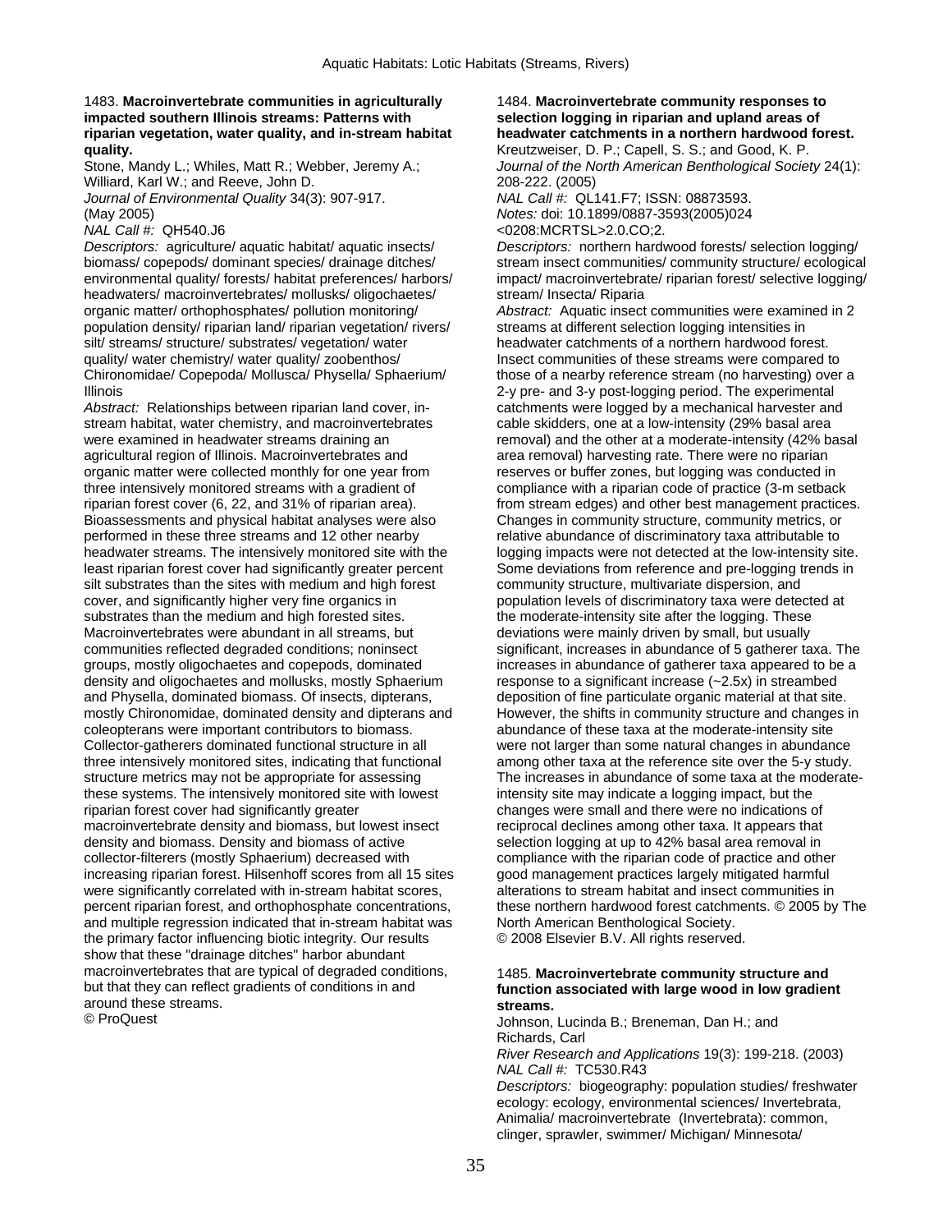1483. **Macroinvertebrate communities in agriculturally impacted southern Illinois streams: Patterns with riparian vegetation, water quality, and in-stream habitat quality.**
Stone, Mandy L.; Whiles, Matt R.; Webber, Jeremy A.; Williard, Karl W.; and Reeve, John D.
*Journal of Environmental Quality* 34(3): 907-917. (May 2005)
*NAL Call #:* QH540.J6
*Descriptors:* agriculture/ aquatic habitat/ aquatic insects/ biomass/ copepods/ dominant species/ drainage ditches/ environmental quality/ forests/ habitat preferences/ harbors/ headwaters/ macroinvertebrates/ mollusks/ oligochaetes/ organic matter/ orthophosphates/ pollution monitoring/ population density/ riparian land/ riparian vegetation/ rivers/ silt/ streams/ structure/ substrates/ vegetation/ water quality/ water chemistry/ water quality/ zoobenthos/ Chironomidae/ Copepoda/ Mollusca/ Physella/ Sphaerium/ Illinois
*Abstract:* Relationships between riparian land cover, in-stream habitat, water chemistry, and macroinvertebrates were examined in headwater streams draining an agricultural region of Illinois. Macroinvertebrates and organic matter were collected monthly for one year from three intensively monitored streams with a gradient of riparian forest cover (6, 22, and 31% of riparian area). Bioassessments and physical habitat analyses were also performed in these three streams and 12 other nearby headwater streams. The intensively monitored site with the least riparian forest cover had significantly greater percent silt substrates than the sites with medium and high forest cover, and significantly higher very fine organics in substrates than the medium and high forested sites. Macroinvertebrates were abundant in all streams, but communities reflected degraded conditions; noninsect groups, mostly oligochaetes and copepods, dominated density and oligochaetes and mollusks, mostly Sphaerium and Physella, dominated biomass. Of insects, dipterans, mostly Chironomidae, dominated density and dipterans and coleopterans were important contributors to biomass. Collector-gatherers dominated functional structure in all three intensively monitored sites, indicating that functional structure metrics may not be appropriate for assessing these systems. The intensively monitored site with lowest riparian forest cover had significantly greater macroinvertebrate density and biomass, but lowest insect density and biomass. Density and biomass of active collector-filterers (mostly Sphaerium) decreased with increasing riparian forest. Hilsenhoff scores from all 15 sites were significantly correlated with in-stream habitat scores, percent riparian forest, and orthophosphate concentrations, and multiple regression indicated that in-stream habitat was the primary factor influencing biotic integrity. Our results show that these "drainage ditches" harbor abundant macroinvertebrates that are typical of degraded conditions, but that they can reflect gradients of conditions in and around these streams.
© ProQuest

1484. **Macroinvertebrate community responses to selection logging in riparian and upland areas of headwater catchments in a northern hardwood forest.**
Kreutzweiser, D. P.; Capell, S. S.; and Good, K. P.
*Journal of the North American Benthological Society* 24(1): 208-222. (2005)
*NAL Call #:* QL141.F7; ISSN: 08873593.
*Notes:* doi: 10.1899/0887-3593(2005)024<0208:MCRTSL>2.0.CO;2.
*Descriptors:* northern hardwood forests/ selection logging/ stream insect communities/ community structure/ ecological impact/ macroinvertebrate/ riparian forest/ selective logging/ stream/ Insecta/ Riparia
*Abstract:* Aquatic insect communities were examined in 2 streams at different selection logging intensities in headwater catchments of a northern hardwood forest. Insect communities of these streams were compared to those of a nearby reference stream (no harvesting) over a 2-y pre- and 3-y post-logging period. The experimental catchments were logged by a mechanical harvester and cable skidders, one at a low-intensity (29% basal area removal) and the other at a moderate-intensity (42% basal area removal) harvesting rate. There were no riparian reserves or buffer zones, but logging was conducted in compliance with a riparian code of practice (3-m setback from stream edges) and other best management practices. Changes in community structure, community metrics, or relative abundance of discriminatory taxa attributable to logging impacts were not detected at the low-intensity site. Some deviations from reference and pre-logging trends in community structure, multivariate dispersion, and population levels of discriminatory taxa were detected at the moderate-intensity site after the logging. These deviations were mainly driven by small, but usually significant, increases in abundance of 5 gatherer taxa. The increases in abundance of gatherer taxa appeared to be a response to a significant increase (~2.5x) in streambed deposition of fine particulate organic material at that site. However, the shifts in community structure and changes in abundance of these taxa at the moderate-intensity site were not larger than some natural changes in abundance among other taxa at the reference site over the 5-y study. The increases in abundance of some taxa at the moderate-intensity site may indicate a logging impact, but the changes were small and there were no indications of reciprocal declines among other taxa. It appears that selection logging at up to 42% basal area removal in compliance with the riparian code of practice and other good management practices largely mitigated harmful alterations to stream habitat and insect communities in these northern hardwood forest catchments. © 2005 by The North American Benthological Society.
© 2008 Elsevier B.V. All rights reserved.

1485. **Macroinvertebrate community structure and function associated with large wood in low gradient streams.**
Johnson, Lucinda B.; Breneman, Dan H.; and Richards, Carl
*River Research and Applications* 19(3): 199-218. (2003)
*NAL Call #:* TC530.R43
*Descriptors:* biogeography: population studies/ freshwater ecology: ecology, environmental sciences/ Invertebrata, Animalia/ macroinvertebrate (Invertebrata): common, clinger, sprawler, swimmer/ Michigan/ Minnesota/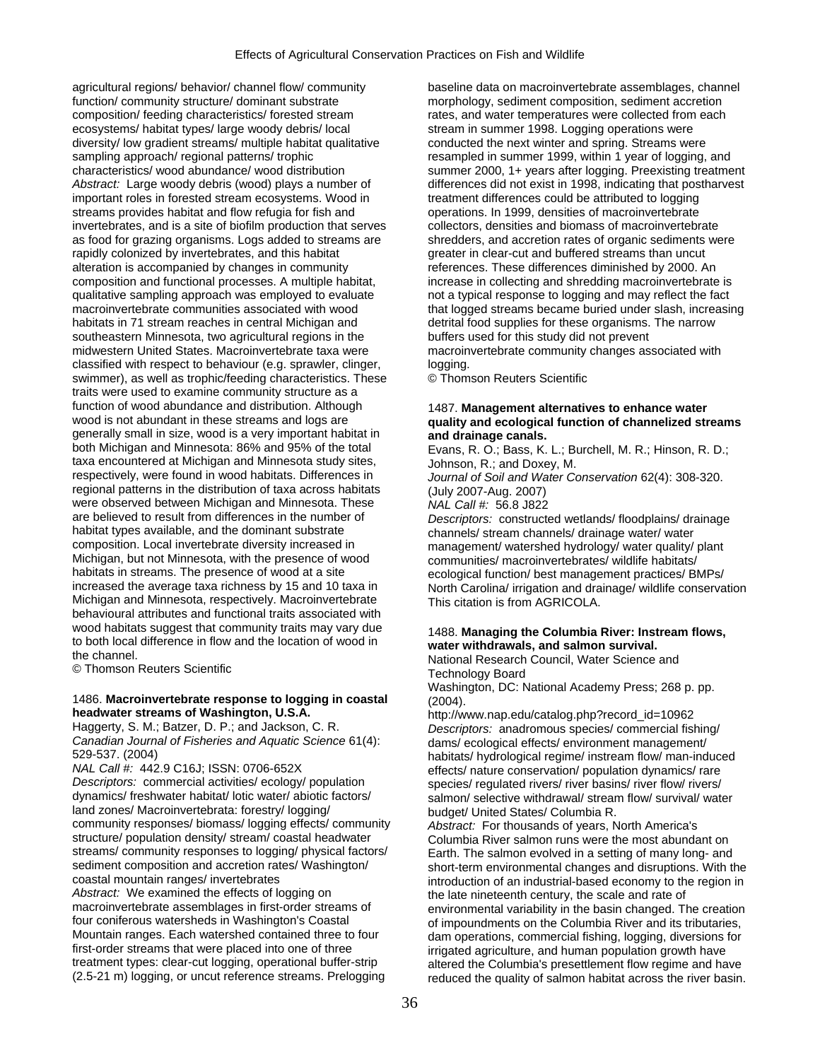agricultural regions/ behavior/ channel flow/ community function/ community structure/ dominant substrate composition/ feeding characteristics/ forested stream ecosystems/ habitat types/ large woody debris/ local diversity/ low gradient streams/ multiple habitat qualitative sampling approach/ regional patterns/ trophic characteristics/ wood abundance/ wood distribution
*Abstract:* Large woody debris (wood) plays a number of important roles in forested stream ecosystems. Wood in streams provides habitat and flow refugia for fish and invertebrates, and is a site of biofilm production that serves as food for grazing organisms. Logs added to streams are rapidly colonized by invertebrates, and this habitat alteration is accompanied by changes in community composition and functional processes. A multiple habitat, qualitative sampling approach was employed to evaluate macroinvertebrate communities associated with wood habitats in 71 stream reaches in central Michigan and southeastern Minnesota, two agricultural regions in the midwestern United States. Macroinvertebrate taxa were classified with respect to behaviour (e.g. sprawler, clinger, swimmer), as well as trophic/feeding characteristics. These traits were used to examine community structure as a function of wood abundance and distribution. Although wood is not abundant in these streams and logs are generally small in size, wood is a very important habitat in both Michigan and Minnesota: 86% and 95% of the total taxa encountered at Michigan and Minnesota study sites, respectively, were found in wood habitats. Differences in regional patterns in the distribution of taxa across habitats were observed between Michigan and Minnesota. These are believed to result from differences in the number of habitat types available, and the dominant substrate composition. Local invertebrate diversity increased in Michigan, but not Minnesota, with the presence of wood habitats in streams. The presence of wood at a site increased the average taxa richness by 15 and 10 taxa in Michigan and Minnesota, respectively. Macroinvertebrate behavioural attributes and functional traits associated with wood habitats suggest that community traits may vary due to both local difference in flow and the location of wood in the channel.
© Thomson Reuters Scientific

1486. **Macroinvertebrate response to logging in coastal headwater streams of Washington, U.S.A.**
Haggerty, S. M.; Batzer, D. P.; and Jackson, C. R.
*Canadian Journal of Fisheries and Aquatic Science* 61(4): 529-537. (2004)
*NAL Call #:* 442.9 C16J; ISSN: 0706-652X
*Descriptors:* commercial activities/ ecology/ population dynamics/ freshwater habitat/ lotic water/ abiotic factors/ land zones/ Macroinvertebrata: forestry/ logging/ community responses/ biomass/ logging effects/ community structure/ population density/ stream/ coastal headwater streams/ community responses to logging/ physical factors/ sediment composition and accretion rates/ Washington/ coastal mountain ranges/ invertebrates
*Abstract:* We examined the effects of logging on macroinvertebrate assemblages in first-order streams of four coniferous watersheds in Washington's Coastal Mountain ranges. Each watershed contained three to four first-order streams that were placed into one of three treatment types: clear-cut logging, operational buffer-strip (2.5-21 m) logging, or uncut reference streams. Prelogging baseline data on macroinvertebrate assemblages, channel morphology, sediment composition, sediment accretion rates, and water temperatures were collected from each stream in summer 1998. Logging operations were conducted the next winter and spring. Streams were resampled in summer 1999, within 1 year of logging, and summer 2000, 1+ years after logging. Preexisting treatment differences did not exist in 1998, indicating that postharvest treatment differences could be attributed to logging operations. In 1999, densities of macroinvertebrate collectors, densities and biomass of macroinvertebrate shredders, and accretion rates of organic sediments were greater in clear-cut and buffered streams than uncut references. These differences diminished by 2000. An increase in collecting and shredding macroinvertebrate is not a typical response to logging and may reflect the fact that logged streams became buried under slash, increasing detrital food supplies for these organisms. The narrow buffers used for this study did not prevent macroinvertebrate community changes associated with logging.
© Thomson Reuters Scientific

1487. **Management alternatives to enhance water quality and ecological function of channelized streams and drainage canals.**
Evans, R. O.; Bass, K. L.; Burchell, M. R.; Hinson, R. D.; Johnson, R.; and Doxey, M.
*Journal of Soil and Water Conservation* 62(4): 308-320. (July 2007-Aug. 2007)
*NAL Call #:* 56.8 J822
*Descriptors:* constructed wetlands/ floodplains/ drainage channels/ stream channels/ drainage water/ water management/ watershed hydrology/ water quality/ plant communities/ macroinvertebrates/ wildlife habitats/ ecological function/ best management practices/ BMPs/ North Carolina/ irrigation and drainage/ wildlife conservation
This citation is from AGRICOLA.

1488. **Managing the Columbia River: Instream flows, water withdrawals, and salmon survival.**
National Research Council, Water Science and Technology Board
Washington, DC: National Academy Press; 268 p. pp. (2004).
http://www.nap.edu/catalog.php?record_id=10962
*Descriptors:* anadromous species/ commercial fishing/ dams/ ecological effects/ environment management/ habitats/ hydrological regime/ instream flow/ man-induced effects/ nature conservation/ population dynamics/ rare species/ regulated rivers/ river basins/ river flow/ rivers/ salmon/ selective withdrawal/ stream flow/ survival/ water budget/ United States/ Columbia R.
*Abstract:* For thousands of years, North America's Columbia River salmon runs were the most abundant on Earth. The salmon evolved in a setting of many long- and short-term environmental changes and disruptions. With the introduction of an industrial-based economy to the region in the late nineteenth century, the scale and rate of environmental variability in the basin changed. The creation of impoundments on the Columbia River and its tributaries, dam operations, commercial fishing, logging, diversions for irrigated agriculture, and human population growth have altered the Columbia's presettlement flow regime and have reduced the quality of salmon habitat across the river basin.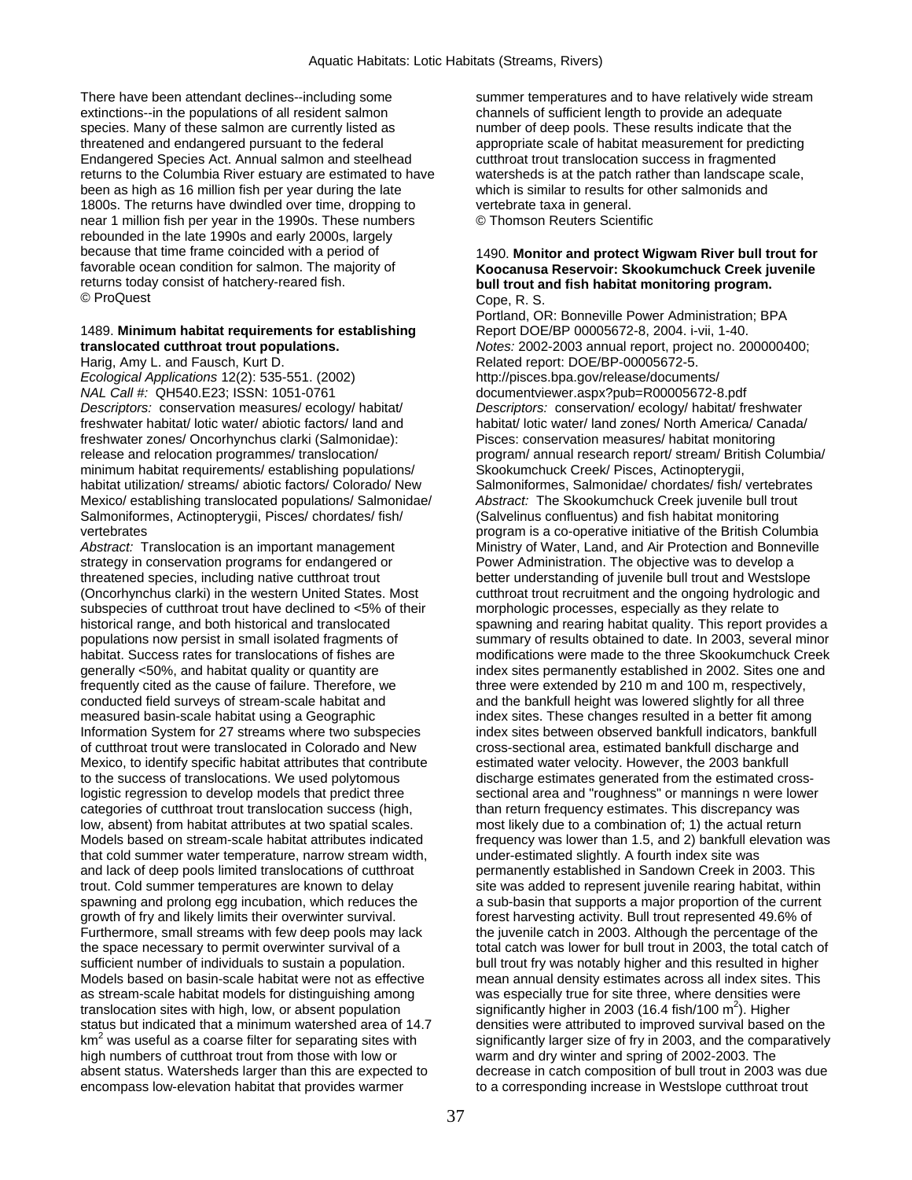There have been attendant declines--including some extinctions--in the populations of all resident salmon species. Many of these salmon are currently listed as threatened and endangered pursuant to the federal Endangered Species Act. Annual salmon and steelhead returns to the Columbia River estuary are estimated to have been as high as 16 million fish per year during the late 1800s. The returns have dwindled over time, dropping to near 1 million fish per year in the 1990s. These numbers rebounded in the late 1990s and early 2000s, largely because that time frame coincided with a period of favorable ocean condition for salmon. The majority of returns today consist of hatchery-reared fish.
© ProQuest

1489. **Minimum habitat requirements for establishing translocated cutthroat trout populations.**
Harig, Amy L. and Fausch, Kurt D.
*Ecological Applications* 12(2): 535-551. (2002)
*NAL Call #:* QH540.E23; ISSN: 1051-0761
*Descriptors:* conservation measures/ ecology/ habitat/ freshwater habitat/ lotic water/ abiotic factors/ land and freshwater zones/ Oncorhynchus clarki (Salmonidae): release and relocation programmes/ translocation/ minimum habitat requirements/ establishing populations/ habitat utilization/ streams/ abiotic factors/ Colorado/ New Mexico/ establishing translocated populations/ Salmonidae/ Salmoniformes, Actinopterygii, Pisces/ chordates/ fish/ vertebrates
*Abstract:* Translocation is an important management strategy in conservation programs for endangered or threatened species, including native cutthroat trout (Oncorhynchus clarki) in the western United States. Most subspecies of cutthroat trout have declined to <5% of their historical range, and both historical and translocated populations now persist in small isolated fragments of habitat. Success rates for translocations of fishes are generally <50%, and habitat quality or quantity are frequently cited as the cause of failure. Therefore, we conducted field surveys of stream-scale habitat and measured basin-scale habitat using a Geographic Information System for 27 streams where two subspecies of cutthroat trout were translocated in Colorado and New Mexico, to identify specific habitat attributes that contribute to the success of translocations. We used polytomous logistic regression to develop models that predict three categories of cutthroat trout translocation success (high, low, absent) from habitat attributes at two spatial scales. Models based on stream-scale habitat attributes indicated that cold summer water temperature, narrow stream width, and lack of deep pools limited translocations of cutthroat trout. Cold summer temperatures are known to delay spawning and prolong egg incubation, which reduces the growth of fry and likely limits their overwinter survival. Furthermore, small streams with few deep pools may lack the space necessary to permit overwinter survival of a sufficient number of individuals to sustain a population. Models based on basin-scale habitat were not as effective as stream-scale habitat models for distinguishing among translocation sites with high, low, or absent population status but indicated that a minimum watershed area of 14.7 $km^2$ was useful as a coarse filter for separating sites with high numbers of cutthroat trout from those with low or absent status. Watersheds larger than this are expected to encompass low-elevation habitat that provides warmer summer temperatures and to have relatively wide stream channels of sufficient length to provide an adequate number of deep pools. These results indicate that the appropriate scale of habitat measurement for predicting cutthroat trout translocation success in fragmented watersheds is at the patch rather than landscape scale, which is similar to results for other salmonids and vertebrate taxa in general.
© Thomson Reuters Scientific

1490. **Monitor and protect Wigwam River bull trout for Koocanusa Reservoir: Skookumchuck Creek juvenile bull trout and fish habitat monitoring program.**
Cope, R. S.
Portland, OR: Bonneville Power Administration; BPA Report DOE/BP 00005672-8, 2004. i-vii, 1-40.
*Notes:* 2002-2003 annual report, project no. 200000400; Related report: DOE/BP-00005672-5.
http://pisces.bpa.gov/release/documents/documentviewer.aspx?pub=R00005672-8.pdf
*Descriptors:* conservation/ ecology/ habitat/ freshwater habitat/ lotic water/ land zones/ North America/ Canada/ Pisces: conservation measures/ habitat monitoring program/ annual research report/ stream/ British Columbia/ Skookumchuck Creek/ Pisces, Actinopterygii, Salmoniformes, Salmonidae/ chordates/ fish/ vertebrates
*Abstract:* The Skookumchuck Creek juvenile bull trout (Salvelinus confluentus) and fish habitat monitoring program is a co-operative initiative of the British Columbia Ministry of Water, Land, and Air Protection and Bonneville Power Administration. The objective was to develop a better understanding of juvenile bull trout and Westslope cutthroat trout recruitment and the ongoing hydrologic and morphologic processes, especially as they relate to spawning and rearing habitat quality. This report provides a summary of results obtained to date. In 2003, several minor modifications were made to the three Skookumchuck Creek index sites permanently established in 2002. Sites one and three were extended by 210 m and 100 m, respectively, and the bankfull height was lowered slightly for all three index sites. These changes resulted in a better fit among index sites between observed bankfull indicators, bankfull cross-sectional area, estimated bankfull discharge and estimated water velocity. However, the 2003 bankfull discharge estimates generated from the estimated cross-sectional area and "roughness" or mannings n were lower than return frequency estimates. This discrepancy was most likely due to a combination of; 1) the actual return frequency was lower than 1.5, and 2) bankfull elevation was under-estimated slightly. A fourth index site was permanently established in Sandown Creek in 2003. This site was added to represent juvenile rearing habitat, within a sub-basin that supports a major proportion of the current forest harvesting activity. Bull trout represented 49.6% of the juvenile catch in 2003. Although the percentage of the total catch was lower for bull trout in 2003, the total catch of bull trout fry was notably higher and this resulted in higher mean annual density estimates across all index sites. This was especially true for site three, where densities were significantly higher in 2003 (16.4 fish/100 $m^2$). Higher densities were attributed to improved survival based on the significantly larger size of fry in 2003, and the comparatively warm and dry winter and spring of 2002-2003. The decrease in catch composition of bull trout in 2003 was due to a corresponding increase in Westslope cutthroat trout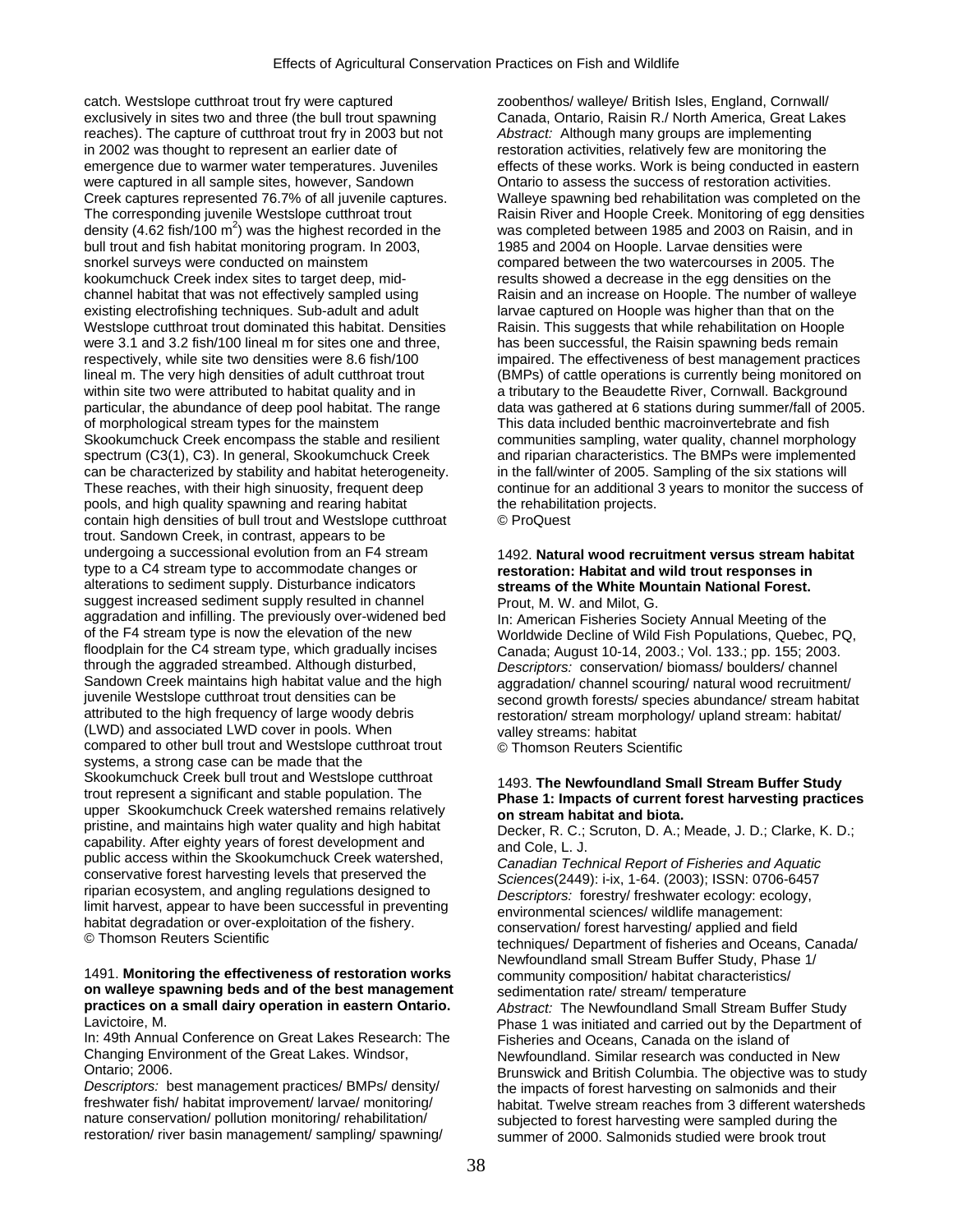catch. Westslope cutthroat trout fry were captured exclusively in sites two and three (the bull trout spawning reaches). The capture of cutthroat trout fry in 2003 but not in 2002 was thought to represent an earlier date of emergence due to warmer water temperatures. Juveniles were captured in all sample sites, however, Sandown Creek captures represented 76.7% of all juvenile captures. The corresponding juvenile Westslope cutthroat trout density (4.62 fish/100 $m^2$) was the highest recorded in the bull trout and fish habitat monitoring program. In 2003, snorkel surveys were conducted on mainstem kookumchuck Creek index sites to target deep, mid-channel habitat that was not effectively sampled using existing electrofishing techniques. Sub-adult and adult Westslope cutthroat trout dominated this habitat. Densities were 3.1 and 3.2 fish/100 lineal m for sites one and three, respectively, while site two densities were 8.6 fish/100 lineal m. The very high densities of adult cutthroat trout within site two were attributed to habitat quality and in particular, the abundance of deep pool habitat. The range of morphological stream types for the mainstem Skookumchuck Creek encompass the stable and resilient spectrum (C3(1), C3). In general, Skookumchuck Creek can be characterized by stability and habitat heterogeneity. These reaches, with their high sinuosity, frequent deep pools, and high quality spawning and rearing habitat contain high densities of bull trout and Westslope cutthroat trout. Sandown Creek, in contrast, appears to be undergoing a successional evolution from an F4 stream type to a C4 stream type to accommodate changes or alterations to sediment supply. Disturbance indicators suggest increased sediment supply resulted in channel aggradation and infilling. The previously over-widened bed of the F4 stream type is now the elevation of the new floodplain for the C4 stream type, which gradually incises through the aggraded streambed. Although disturbed, Sandown Creek maintains high habitat value and the high juvenile Westslope cutthroat trout densities can be attributed to the high frequency of large woody debris (LWD) and associated LWD cover in pools. When compared to other bull trout and Westslope cutthroat trout systems, a strong case can be made that the Skookumchuck Creek bull trout and Westslope cutthroat trout represent a significant and stable population. The upper Skookumchuck Creek watershed remains relatively pristine, and maintains high water quality and high habitat capability. After eighty years of forest development and public access within the Skookumchuck Creek watershed, conservative forest harvesting levels that preserved the riparian ecosystem, and angling regulations designed to limit harvest, appear to have been successful in preventing habitat degradation or over-exploitation of the fishery.
© Thomson Reuters Scientific

1491. **Monitoring the effectiveness of restoration works on walleye spawning beds and of the best management practices on a small dairy operation in eastern Ontario.**
Lavictoire, M.
In: 49th Annual Conference on Great Lakes Research: The Changing Environment of the Great Lakes. Windsor, Ontario; 2006.
*Descriptors:* best management practices/ BMPs/ density/ freshwater fish/ habitat improvement/ larvae/ monitoring/ nature conservation/ pollution monitoring/ rehabilitation/ restoration/ river basin management/ sampling/ spawning/ zoobenthos/ walleye/ British Isles, England, Cornwall/ Canada, Ontario, Raisin R./ North America, Great Lakes
*Abstract:* Although many groups are implementing restoration activities, relatively few are monitoring the effects of these works. Work is being conducted in eastern Ontario to assess the success of restoration activities. Walleye spawning bed rehabilitation was completed on the Raisin River and Hoople Creek. Monitoring of egg densities was completed between 1985 and 2003 on Raisin, and in 1985 and 2004 on Hoople. Larvae densities were compared between the two watercourses in 2005. The results showed a decrease in the egg densities on the Raisin and an increase on Hoople. The number of walleye larvae captured on Hoople was higher than that on the Raisin. This suggests that while rehabilitation on Hoople has been successful, the Raisin spawning beds remain impaired. The effectiveness of best management practices (BMPs) of cattle operations is currently being monitored on a tributary to the Beaudette River, Cornwall. Background data was gathered at 6 stations during summer/fall of 2005. This data included benthic macroinvertebrate and fish communities sampling, water quality, channel morphology and riparian characteristics. The BMPs were implemented in the fall/winter of 2005. Sampling of the six stations will continue for an additional 3 years to monitor the success of the rehabilitation projects.
© ProQuest

1492. **Natural wood recruitment versus stream habitat restoration: Habitat and wild trout responses in streams of the White Mountain National Forest.**
Prout, M. W. and Milot, G.
In: American Fisheries Society Annual Meeting of the Worldwide Decline of Wild Fish Populations, Quebec, PQ, Canada; August 10-14, 2003.; Vol. 133.; pp. 155; 2003.
*Descriptors:* conservation/ biomass/ boulders/ channel aggradation/ channel scouring/ natural wood recruitment/ second growth forests/ species abundance/ stream habitat restoration/ stream morphology/ upland stream: habitat/ valley streams: habitat
© Thomson Reuters Scientific

1493. **The Newfoundland Small Stream Buffer Study Phase 1: Impacts of current forest harvesting practices on stream habitat and biota.**
Decker, R. C.; Scruton, D. A.; Meade, J. D.; Clarke, K. D.; and Cole, L. J.
*Canadian Technical Report of Fisheries and Aquatic Sciences*(2449): i-ix, 1-64. (2003); ISSN: 0706-6457
*Descriptors:* forestry/ freshwater ecology: ecology, environmental sciences/ wildlife management: conservation/ forest harvesting/ applied and field techniques/ Department of fisheries and Oceans, Canada/ Newfoundland small Stream Buffer Study, Phase 1/ community composition/ habitat characteristics/ sedimentation rate/ stream/ temperature
*Abstract:* The Newfoundland Small Stream Buffer Study Phase 1 was initiated and carried out by the Department of Fisheries and Oceans, Canada on the island of Newfoundland. Similar research was conducted in New Brunswick and British Columbia. The objective was to study the impacts of forest harvesting on salmonids and their habitat. Twelve stream reaches from 3 different watersheds subjected to forest harvesting were sampled during the summer of 2000. Salmonids studied were brook trout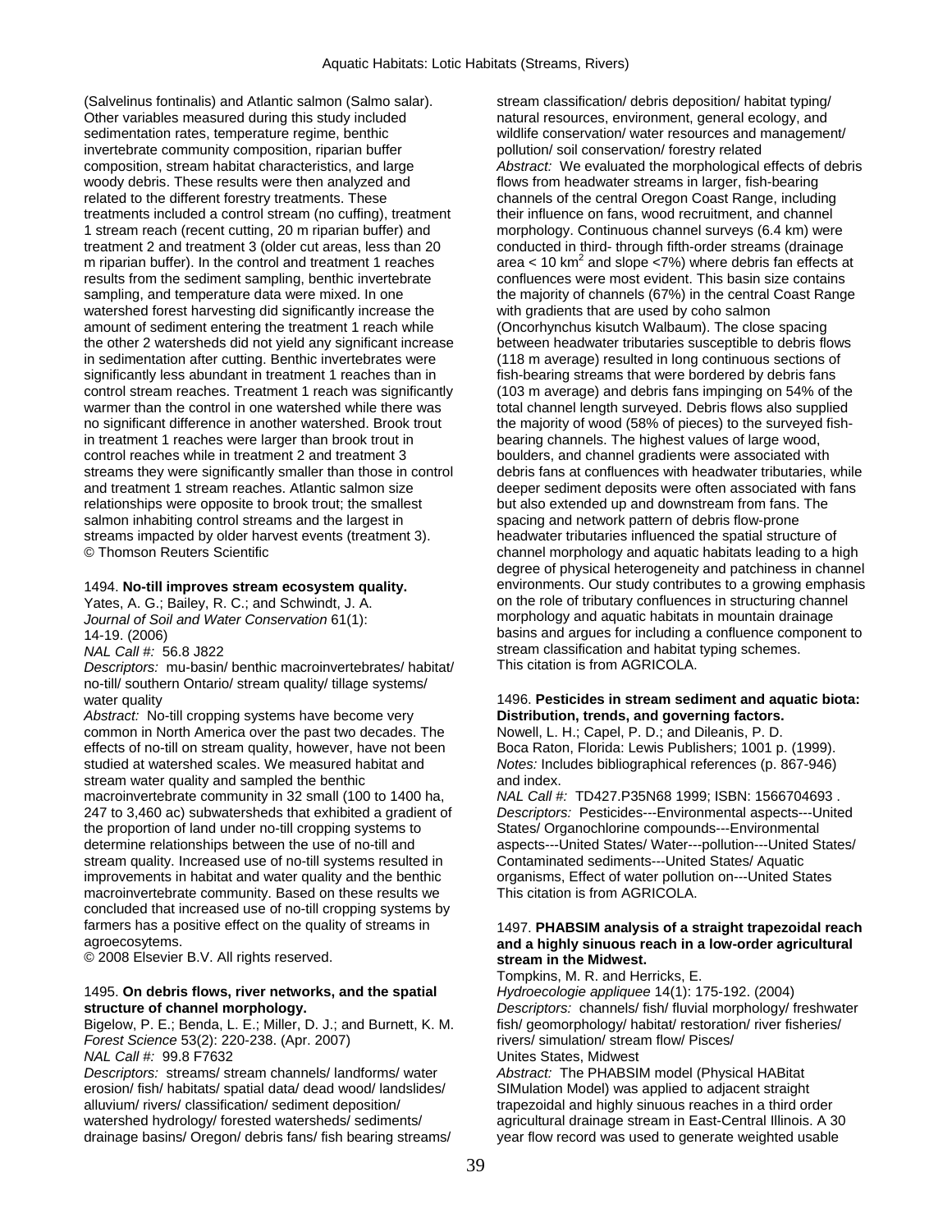(Salvelinus fontinalis) and Atlantic salmon (Salmo salar). Other variables measured during this study included sedimentation rates, temperature regime, benthic invertebrate community composition, riparian buffer composition, stream habitat characteristics, and large woody debris. These results were then analyzed and related to the different forestry treatments. These treatments included a control stream (no cuffing), treatment 1 stream reach (recent cutting, 20 m riparian buffer) and treatment 2 and treatment 3 (older cut areas, less than 20 m riparian buffer). In the control and treatment 1 reaches results from the sediment sampling, benthic invertebrate sampling, and temperature data were mixed. In one watershed forest harvesting did significantly increase the amount of sediment entering the treatment 1 reach while the other 2 watersheds did not yield any significant increase in sedimentation after cutting. Benthic invertebrates were significantly less abundant in treatment 1 reaches than in control stream reaches. Treatment 1 reach was significantly warmer than the control in one watershed while there was no significant difference in another watershed. Brook trout in treatment 1 reaches were larger than brook trout in control reaches while in treatment 2 and treatment 3 streams they were significantly smaller than those in control and treatment 1 stream reaches. Atlantic salmon size relationships were opposite to brook trout; the smallest salmon inhabiting control streams and the largest in streams impacted by older harvest events (treatment 3).
© Thomson Reuters Scientific

1494. **No-till improves stream ecosystem quality.**
Yates, A. G.; Bailey, R. C.; and Schwindt, J. A.
*Journal of Soil and Water Conservation* 61(1): 14-19. (2006)
*NAL Call #:* 56.8 J822
*Descriptors:* mu-basin/ benthic macroinvertebrates/ habitat/ no-till/ southern Ontario/ stream quality/ tillage systems/ water quality
*Abstract:* No-till cropping systems have become very common in North America over the past two decades. The effects of no-till on stream quality, however, have not been studied at watershed scales. We measured habitat and stream water quality and sampled the benthic macroinvertebrate community in 32 small (100 to 1400 ha, 247 to 3,460 ac) subwatersheds that exhibited a gradient of the proportion of land under no-till cropping systems to determine relationships between the use of no-till and stream quality. Increased use of no-till systems resulted in improvements in habitat and water quality and the benthic macroinvertebrate community. Based on these results we concluded that increased use of no-till cropping systems by farmers has a positive effect on the quality of streams in agroecosytems.
© 2008 Elsevier B.V. All rights reserved.

1495. **On debris flows, river networks, and the spatial structure of channel morphology.**
Bigelow, P. E.; Benda, L. E.; Miller, D. J.; and Burnett, K. M.
*Forest Science* 53(2): 220-238. (Apr. 2007)
*NAL Call #:* 99.8 F7632
*Descriptors:* streams/ stream channels/ landforms/ water erosion/ fish/ habitats/ spatial data/ dead wood/ landslides/ alluvium/ rivers/ classification/ sediment deposition/ watershed hydrology/ forested watersheds/ sediments/ drainage basins/ Oregon/ debris fans/ fish bearing streams/ stream classification/ debris deposition/ habitat typing/ natural resources, environment, general ecology, and wildlife conservation/ water resources and management/ pollution/ soil conservation/ forestry related
*Abstract:* We evaluated the morphological effects of debris flows from headwater streams in larger, fish-bearing channels of the central Oregon Coast Range, including their influence on fans, wood recruitment, and channel morphology. Continuous channel surveys (6.4 km) were conducted in third- through fifth-order streams (drainage area < 10 km$^2$ and slope <7%) where debris fan effects at confluences were most evident. This basin size contains the majority of channels (67%) in the central Coast Range with gradients that are used by coho salmon (Oncorhynchus kisutch Walbaum). The close spacing between headwater tributaries susceptible to debris flows (118 m average) resulted in long continuous sections of fish-bearing streams that were bordered by debris fans (103 m average) and debris fans impinging on 54% of the total channel length surveyed. Debris flows also supplied the majority of wood (58% of pieces) to the surveyed fish-bearing channels. The highest values of large wood, boulders, and channel gradients were associated with debris fans at confluences with headwater tributaries, while deeper sediment deposits were often associated with fans but also extended up and downstream from fans. The spacing and network pattern of debris flow-prone headwater tributaries influenced the spatial structure of channel morphology and aquatic habitats leading to a high degree of physical heterogeneity and patchiness in channel environments. Our study contributes to a growing emphasis on the role of tributary confluences in structuring channel morphology and aquatic habitats in mountain drainage basins and argues for including a confluence component to stream classification and habitat typing schemes.
This citation is from AGRICOLA.

1496. **Pesticides in stream sediment and aquatic biota: Distribution, trends, and governing factors.**
Nowell, L. H.; Capel, P. D.; and Dileanis, P. D.
Boca Raton, Florida: Lewis Publishers; 1001 p. (1999).
*Notes:* Includes bibliographical references (p. 867-946) and index.
*NAL Call #:* TD427.P35N68 1999; ISBN: 1566704693 .
*Descriptors:* Pesticides---Environmental aspects---United States/ Organochlorine compounds---Environmental aspects---United States/ Water---pollution---United States/ Contaminated sediments---United States/ Aquatic organisms, Effect of water pollution on---United States
This citation is from AGRICOLA.

1497. **PHABSIM analysis of a straight trapezoidal reach and a highly sinuous reach in a low-order agricultural stream in the Midwest.**
Tompkins, M. R. and Herricks, E.
*Hydroecologie appliquee* 14(1): 175-192. (2004)
*Descriptors:* channels/ fish/ fluvial morphology/ freshwater fish/ geomorphology/ habitat/ restoration/ river fisheries/ rivers/ simulation/ stream flow/ Pisces/ Unites States, Midwest
*Abstract:* The PHABSIM model (Physical HABitat SIMulation Model) was applied to adjacent straight trapezoidal and highly sinuous reaches in a third order agricultural drainage stream in East-Central Illinois. A 30 year flow record was used to generate weighted usable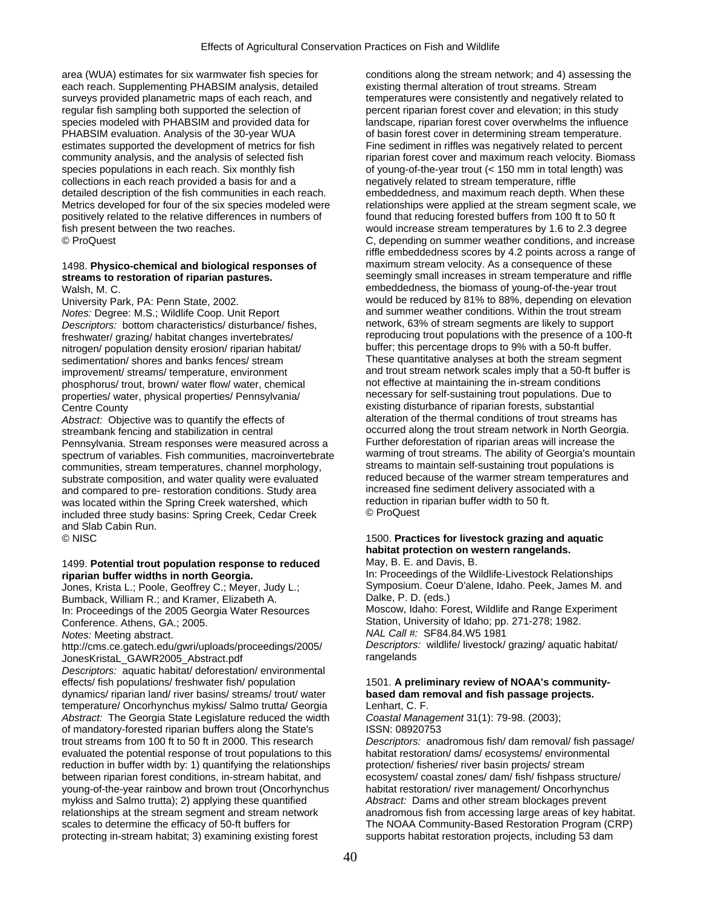area (WUA) estimates for six warmwater fish species for each reach. Supplementing PHABSIM analysis, detailed surveys provided planametric maps of each reach, and regular fish sampling both supported the selection of species modeled with PHABSIM and provided data for PHABSIM evaluation. Analysis of the 30-year WUA estimates supported the development of metrics for fish community analysis, and the analysis of selected fish species populations in each reach. Six monthly fish collections in each reach provided a basis for and a detailed description of the fish communities in each reach. Metrics developed for four of the six species modeled were positively related to the relative differences in numbers of fish present between the two reaches.
© ProQuest

1498. **Physico-chemical and biological responses of streams to restoration of riparian pastures.**
Walsh, M. C.
University Park, PA: Penn State, 2002.
*Notes:* Degree: M.S.; Wildlife Coop. Unit Report
*Descriptors:* bottom characteristics/ disturbance/ fishes, freshwater/ grazing/ habitat changes invertebrates/ nitrogen/ population density erosion/ riparian habitat/ sedimentation/ shores and banks fences/ stream improvement/ streams/ temperature, environment phosphorus/ trout, brown/ water flow/ water, chemical properties/ water, physical properties/ Pennsylvania/ Centre County
*Abstract:* Objective was to quantify the effects of streambank fencing and stabilization in central Pennsylvania. Stream responses were measured across a spectrum of variables. Fish communities, macroinvertebrate communities, stream temperatures, channel morphology, substrate composition, and water quality were evaluated and compared to pre- restoration conditions. Study area was located within the Spring Creek watershed, which included three study basins: Spring Creek, Cedar Creek and Slab Cabin Run.
© NISC

1499. **Potential trout population response to reduced riparian buffer widths in north Georgia.**
Jones, Krista L.; Poole, Geoffrey C.; Meyer, Judy L.; Bumback, William R.; and Kramer, Elizabeth A.
In: Proceedings of the 2005 Georgia Water Resources Conference. Athens, GA.; 2005.
*Notes:* Meeting abstract.
http://cms.ce.gatech.edu/gwri/uploads/proceedings/2005/JonesKristaL_GAWR2005_Abstract.pdf
*Descriptors:* aquatic habitat/ deforestation/ environmental effects/ fish populations/ freshwater fish/ population dynamics/ riparian land/ river basins/ streams/ trout/ water temperature/ Oncorhynchus mykiss/ Salmo trutta/ Georgia
*Abstract:* The Georgia State Legislature reduced the width of mandatory-forested riparian buffers along the State's trout streams from 100 ft to 50 ft in 2000. This research evaluated the potential response of trout populations to this reduction in buffer width by: 1) quantifying the relationships between riparian forest conditions, in-stream habitat, and young-of-the-year rainbow and brown trout (Oncorhynchus mykiss and Salmo trutta); 2) applying these quantified relationships at the stream segment and stream network scales to determine the efficacy of 50-ft buffers for protecting in-stream habitat; 3) examining existing forest conditions along the stream network; and 4) assessing the existing thermal alteration of trout streams. Stream temperatures were consistently and negatively related to percent riparian forest cover and elevation; in this study landscape, riparian forest cover overwhelms the influence of basin forest cover in determining stream temperature. Fine sediment in riffles was negatively related to percent riparian forest cover and maximum reach velocity. Biomass of young-of-the-year trout (< 150 mm in total length) was negatively related to stream temperature, riffle embeddedness, and maximum reach depth. When these relationships were applied at the stream segment scale, we found that reducing forested buffers from 100 ft to 50 ft would increase stream temperatures by 1.6 to 2.3 degree C, depending on summer weather conditions, and increase riffle embeddedness scores by 4.2 points across a range of maximum stream velocity. As a consequence of these seemingly small increases in stream temperature and riffle embeddedness, the biomass of young-of-the-year trout would be reduced by 81% to 88%, depending on elevation and summer weather conditions. Within the trout stream network, 63% of stream segments are likely to support reproducing trout populations with the presence of a 100-ft buffer; this percentage drops to 9% with a 50-ft buffer. These quantitative analyses at both the stream segment and trout stream network scales imply that a 50-ft buffer is not effective at maintaining the in-stream conditions necessary for self-sustaining trout populations. Due to existing disturbance of riparian forests, substantial alteration of the thermal conditions of trout streams has occurred along the trout stream network in North Georgia. Further deforestation of riparian areas will increase the warming of trout streams. The ability of Georgia's mountain streams to maintain self-sustaining trout populations is reduced because of the warmer stream temperatures and increased fine sediment delivery associated with a reduction in riparian buffer width to 50 ft.
© ProQuest

1500. **Practices for livestock grazing and aquatic habitat protection on western rangelands.**
May, B. E. and Davis, B.
In: Proceedings of the Wildlife-Livestock Relationships Symposium. Coeur D'alene, Idaho. Peek, James M. and Dalke, P. D. (eds.)
Moscow, Idaho: Forest, Wildlife and Range Experiment Station, University of Idaho; pp. 271-278; 1982.
*NAL Call #:* SF84.84.W5 1981
*Descriptors:* wildlife/ livestock/ grazing/ aquatic habitat/ rangelands

1501. **A preliminary review of NOAA's community-based dam removal and fish passage projects.**
Lenhart, C. F.
*Coastal Management* 31(1): 79-98. (2003);
ISSN: 08920753
*Descriptors:* anadromous fish/ dam removal/ fish passage/ habitat restoration/ dams/ ecosystems/ environmental protection/ fisheries/ river basin projects/ stream ecosystem/ coastal zones/ dam/ fish/ fishpass structure/ habitat restoration/ river management/ Oncorhynchus
*Abstract:* Dams and other stream blockages prevent anadromous fish from accessing large areas of key habitat. The NOAA Community-Based Restoration Program (CRP) supports habitat restoration projects, including 53 dam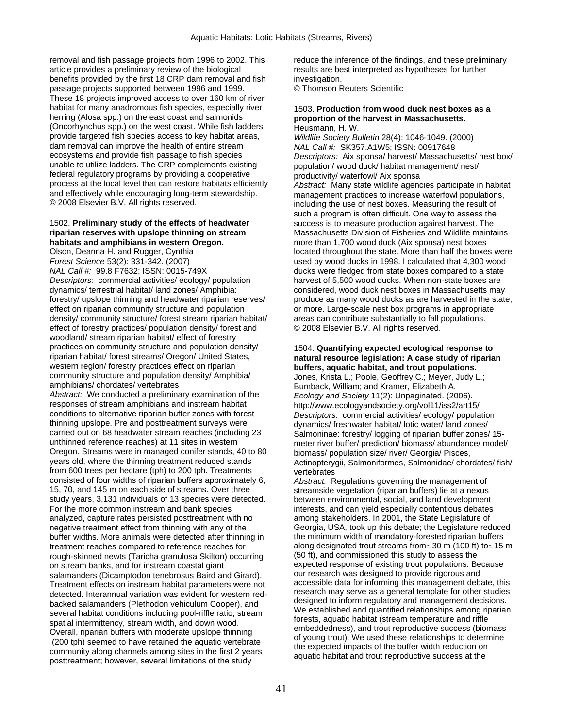removal and fish passage projects from 1996 to 2002. This article provides a preliminary review of the biological benefits provided by the first 18 CRP dam removal and fish passage projects supported between 1996 and 1999. These 18 projects improved access to over 160 km of river habitat for many anadromous fish species, especially river herring (Alosa spp.) on the east coast and salmonids (Oncorhynchus spp.) on the west coast. While fish ladders provide targeted fish species access to key habitat areas, dam removal can improve the health of entire stream ecosystems and provide fish passage to fish species unable to utilize ladders. The CRP complements existing federal regulatory programs by providing a cooperative process at the local level that can restore habitats efficiently and effectively while encouraging long-term stewardship.
© 2008 Elsevier B.V. All rights reserved.

1502. **Preliminary study of the effects of headwater riparian reserves with upslope thinning on stream habitats and amphibians in western Oregon.**
Olson, Deanna H. and Rugger, Cynthia
*Forest Science* 53(2): 331-342. (2007)
*NAL Call #:* 99.8 F7632; ISSN: 0015-749X
*Descriptors:* commercial activities/ ecology/ population dynamics/ terrestrial habitat/ land zones/ Amphibia: forestry/ upslope thinning and headwater riparian reserves/ effect on riparian community structure and population density/ community structure/ forest stream riparian habitat/ effect of forestry practices/ population density/ forest and woodland/ stream riparian habitat/ effect of forestry practices on community structure and population density/ riparian habitat/ forest streams/ Oregon/ United States, western region/ forestry practices effect on riparian community structure and population density/ Amphibia/ amphibians/ chordates/ vertebrates
*Abstract:* We conducted a preliminary examination of the responses of stream amphibians and instream habitat conditions to alternative riparian buffer zones with forest thinning upslope. Pre and posttreatment surveys were carried out on 68 headwater stream reaches (including 23 unthinned reference reaches) at 11 sites in western Oregon. Streams were in managed conifer stands, 40 to 80 years old, where the thinning treatment reduced stands from 600 trees per hectare (tph) to 200 tph. Treatments consisted of four widths of riparian buffers approximately 6, 15, 70, and 145 m on each side of streams. Over three study years, 3,131 individuals of 13 species were detected. For the more common instream and bank species analyzed, capture rates persisted posttreatment with no negative treatment effect from thinning with any of the buffer widths. More animals were detected after thinning in treatment reaches compared to reference reaches for rough-skinned newts (Taricha granulosa Skilton) occurring on stream banks, and for instream coastal giant salamanders (Dicamptodon tenebrosus Baird and Girard). Treatment effects on instream habitat parameters were not detected. Interannual variation was evident for western red-backed salamanders (Plethodon vehiculum Cooper), and several habitat conditions including pool-riffle ratio, stream spatial intermittency, stream width, and down wood. Overall, riparian buffers with moderate upslope thinning (200 tph) seemed to have retained the aquatic vertebrate community along channels among sites in the first 2 years posttreatment; however, several limitations of the study reduce the inference of the findings, and these preliminary results are best interpreted as hypotheses for further investigation.
© Thomson Reuters Scientific

1503. **Production from wood duck nest boxes as a proportion of the harvest in Massachusetts.**
Heusmann, H. W.
*Wildlife Society Bulletin* 28(4): 1046-1049. (2000)
*NAL Call #:* SK357.A1W5; ISSN: 00917648
*Descriptors:* Aix sponsa/ harvest/ Massachusetts/ nest box/ population/ wood duck/ habitat management/ nest/ productivity/ waterfowl/ Aix sponsa
*Abstract:* Many state wildlife agencies participate in habitat management practices to increase waterfowl populations, including the use of nest boxes. Measuring the result of such a program is often difficult. One way to assess the success is to measure production against harvest. The Massachusetts Division of Fisheries and Wildlife maintains more than 1,700 wood duck (Aix sponsa) nest boxes located throughout the state. More than half the boxes were used by wood ducks in 1998. I calculated that 4,300 wood ducks were fledged from state boxes compared to a state harvest of 5,500 wood ducks. When non-state boxes are considered, wood duck nest boxes in Massachusetts may produce as many wood ducks as are harvested in the state, or more. Large-scale nest box programs in appropriate areas can contribute substantially to fall populations.
© 2008 Elsevier B.V. All rights reserved.

1504. **Quantifying expected ecological response to natural resource legislation: A case study of riparian buffers, aquatic habitat, and trout populations.**
Jones, Krista L.; Poole, Geoffrey C.; Meyer, Judy L.; Bumback, William; and Kramer, Elizabeth A.
*Ecology and Society* 11(2): Unpaginated. (2006).
http://www.ecologyandsociety.org/vol11/iss2/art15/
*Descriptors:* commercial activities/ ecology/ population dynamics/ freshwater habitat/ lotic water/ land zones/ Salmoninae: forestry/ logging of riparian buffer zones/ 15-meter river buffer/ prediction/ biomass/ abundance/ model/ biomass/ population size/ river/ Georgia/ Pisces, Actinopterygii, Salmoniformes, Salmonidae/ chordates/ fish/ vertebrates
*Abstract:* Regulations governing the management of streamside vegetation (riparian buffers) lie at a nexus between environmental, social, and land development interests, and can yield especially contentious debates among stakeholders. In 2001, the State Legislature of Georgia, USA, took up this debate; the Legislature reduced the minimum width of mandatory-forested riparian buffers along designated trout streams from ≃30 m (100 ft) to ≃15 m (50 ft), and commissioned this study to assess the expected response of existing trout populations. Because our research was designed to provide rigorous and accessible data for informing this management debate, this research may serve as a general template for other studies designed to inform regulatory and management decisions. We established and quantified relationships among riparian forests, aquatic habitat (stream temperature and riffle embeddedness), and trout reproductive success (biomass of young trout). We used these relationships to determine the expected impacts of the buffer width reduction on aquatic habitat and trout reproductive success at the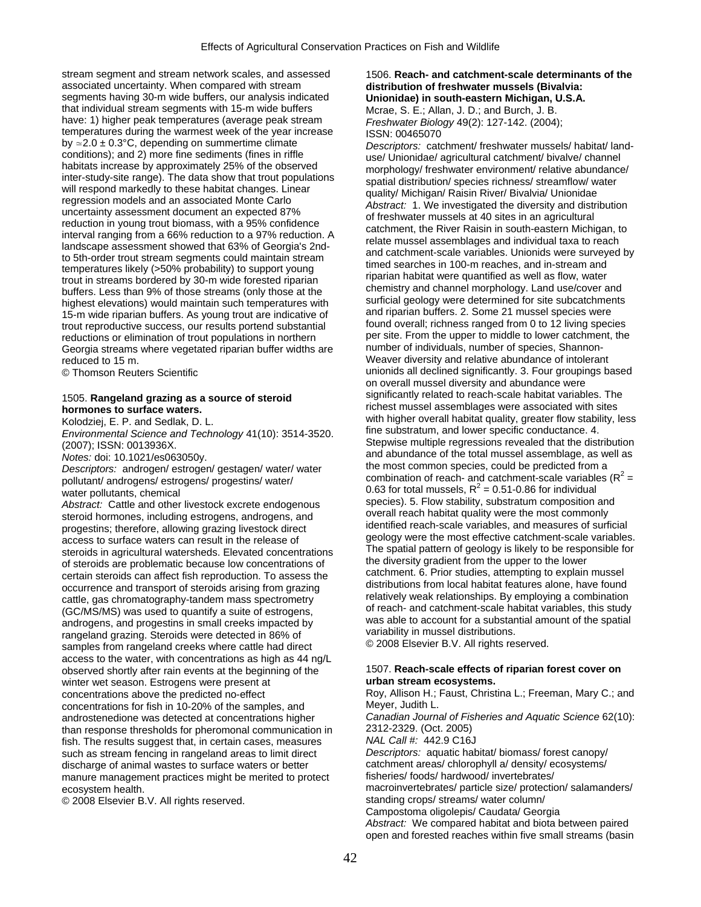stream segment and stream network scales, and assessed associated uncertainty. When compared with stream segments having 30-m wide buffers, our analysis indicated that individual stream segments with 15-m wide buffers have: 1) higher peak temperatures (average peak stream temperatures during the warmest week of the year increase by ≈2.0 ± 0.3°C, depending on summertime climate conditions); and 2) more fine sediments (fines in riffle habitats increase by approximately 25% of the observed inter-study-site range). The data show that trout populations will respond markedly to these habitat changes. Linear regression models and an associated Monte Carlo uncertainty assessment document an expected 87% reduction in young trout biomass, with a 95% confidence interval ranging from a 66% reduction to a 97% reduction. A landscape assessment showed that 63% of Georgia's 2nd- to 5th-order trout stream segments could maintain stream temperatures likely (>50% probability) to support young trout in streams bordered by 30-m wide forested riparian buffers. Less than 9% of those streams (only those at the highest elevations) would maintain such temperatures with 15-m wide riparian buffers. As young trout are indicative of trout reproductive success, our results portend substantial reductions or elimination of trout populations in northern Georgia streams where vegetated riparian buffer widths are reduced to 15 m.

© Thomson Reuters Scientific

1505. **Rangeland grazing as a source of steroid hormones to surface waters.**

Kolodziej, E. P. and Sedlak, D. L.

*Environmental Science and Technology* 41(10): 3514-3520. (2007); ISSN: 0013936X.

*Notes:* doi: 10.1021/es063050y.

*Descriptors:* androgen/ estrogen/ gestagen/ water/ water pollutant/ androgens/ estrogens/ progestins/ water/ water pollutants, chemical

*Abstract:* Cattle and other livestock excrete endogenous steroid hormones, including estrogens, androgens, and progestins; therefore, allowing grazing livestock direct access to surface waters can result in the release of steroids in agricultural watersheds. Elevated concentrations of steroids are problematic because low concentrations of certain steroids can affect fish reproduction. To assess the occurrence and transport of steroids arising from grazing cattle, gas chromatography-tandem mass spectrometry (GC/MS/MS) was used to quantify a suite of estrogens, androgens, and progestins in small creeks impacted by rangeland grazing. Steroids were detected in 86% of samples from rangeland creeks where cattle had direct access to the water, with concentrations as high as 44 ng/L observed shortly after rain events at the beginning of the winter wet season. Estrogens were present at concentrations above the predicted no-effect concentrations for fish in 10-20% of the samples, and androstenedione was detected at concentrations higher than response thresholds for pheromonal communication in fish. The results suggest that, in certain cases, measures such as stream fencing in rangeland areas to limit direct discharge of animal wastes to surface waters or better manure management practices might be merited to protect ecosystem health.

© 2008 Elsevier B.V. All rights reserved.

1506. **Reach- and catchment-scale determinants of the distribution of freshwater mussels (Bivalvia: Unionidae) in south-eastern Michigan, U.S.A.**

Mcrae, S. E.; Allan, J. D.; and Burch, J. B.

*Freshwater Biology* 49(2): 127-142. (2004); ISSN: 00465070

*Descriptors:* catchment/ freshwater mussels/ habitat/ land-use/ Unionidae/ agricultural catchment/ bivalve/ channel morphology/ freshwater environment/ relative abundance/ spatial distribution/ species richness/ streamflow/ water quality/ Michigan/ Raisin River/ Bivalvia/ Unionidae

*Abstract:* 1. We investigated the diversity and distribution of freshwater mussels at 40 sites in an agricultural catchment, the River Raisin in south-eastern Michigan, to relate mussel assemblages and individual taxa to reach and catchment-scale variables. Unionids were surveyed by timed searches in 100-m reaches, and in-stream and riparian habitat were quantified as well as flow, water chemistry and channel morphology. Land use/cover and surficial geology were determined for site subcatchments and riparian buffers. 2. Some 21 mussel species were found overall; richness ranged from 0 to 12 living species per site. From the upper to middle to lower catchment, the number of individuals, number of species, Shannon-Weaver diversity and relative abundance of intolerant unionids all declined significantly. 3. Four groupings based on overall mussel diversity and abundance were significantly related to reach-scale habitat variables. The richest mussel assemblages were associated with sites with higher overall habitat quality, greater flow stability, less fine substratum, and lower specific conductance. 4. Stepwise multiple regressions revealed that the distribution and abundance of the total mussel assemblage, as well as the most common species, could be predicted from a combination of reach- and catchment-scale variables ($R^2$ = 0.63 for total mussels, $R^2$ = 0.51-0.86 for individual species). 5. Flow stability, substratum composition and overall reach habitat quality were the most commonly identified reach-scale variables, and measures of surficial geology were the most effective catchment-scale variables. The spatial pattern of geology is likely to be responsible for the diversity gradient from the upper to the lower catchment. 6. Prior studies, attempting to explain mussel distributions from local habitat features alone, have found relatively weak relationships. By employing a combination of reach- and catchment-scale habitat variables, this study was able to account for a substantial amount of the spatial variability in mussel distributions.

© 2008 Elsevier B.V. All rights reserved.

1507. **Reach-scale effects of riparian forest cover on urban stream ecosystems.**

Roy, Allison H.; Faust, Christina L.; Freeman, Mary C.; and Meyer, Judith L.

*Canadian Journal of Fisheries and Aquatic Science* 62(10): 2312-2329. (Oct. 2005)

*NAL Call #:* 442.9 C16J

*Descriptors:* aquatic habitat/ biomass/ forest canopy/ catchment areas/ chlorophyll a/ density/ ecosystems/ fisheries/ foods/ hardwood/ invertebrates/ macroinvertebrates/ particle size/ protection/ salamanders/ standing crops/ streams/ water column/ Campostoma oligolepis/ Caudata/ Georgia

*Abstract:* We compared habitat and biota between paired open and forested reaches within five small streams (basin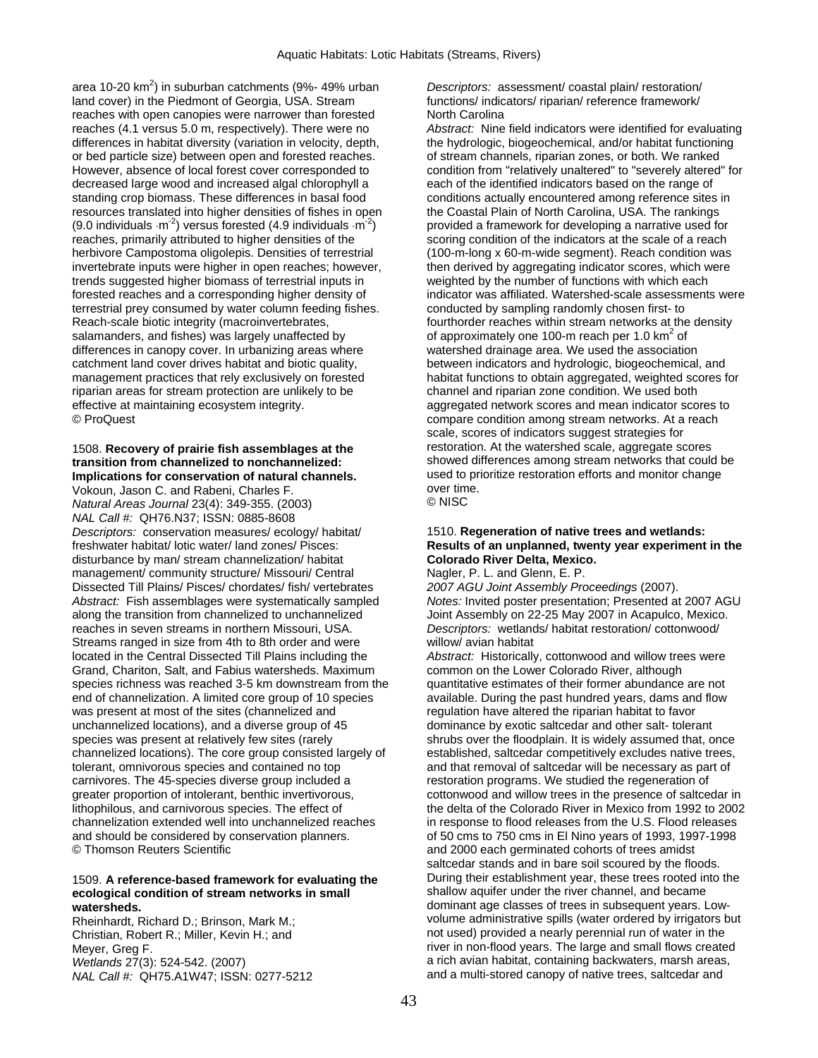area 10-20 km$^2$) in suburban catchments (9%- 49% urban land cover) in the Piedmont of Georgia, USA. Stream reaches with open canopies were narrower than forested reaches (4.1 versus 5.0 m, respectively). There were no differences in habitat diversity (variation in velocity, depth, or bed particle size) between open and forested reaches. However, absence of local forest cover corresponded to decreased large wood and increased algal chlorophyll a standing crop biomass. These differences in basal food resources translated into higher densities of fishes in open (9.0 individuals $\cdot m^{-2}$) versus forested (4.9 individuals $\cdot m^{-2}$) reaches, primarily attributed to higher densities of the herbivore Campostoma oligolepis. Densities of terrestrial invertebrate inputs were higher in open reaches; however, trends suggested higher biomass of terrestrial inputs in forested reaches and a corresponding higher density of terrestrial prey consumed by water column feeding fishes. Reach-scale biotic integrity (macroinvertebrates, salamanders, and fishes) was largely unaffected by differences in canopy cover. In urbanizing areas where catchment land cover drives habitat and biotic quality, management practices that rely exclusively on forested riparian areas for stream protection are unlikely to be effective at maintaining ecosystem integrity.
© ProQuest

1508. **Recovery of prairie fish assemblages at the transition from channelized to nonchannelized: Implications for conservation of natural channels.**
Vokoun, Jason C. and Rabeni, Charles F.
*Natural Areas Journal* 23(4): 349-355. (2003)
*NAL Call #:* QH76.N37; ISSN: 0885-8608
*Descriptors:* conservation measures/ ecology/ habitat/ freshwater habitat/ lotic water/ land zones/ Pisces: disturbance by man/ stream channelization/ habitat management/ community structure/ Missouri/ Central Dissected Till Plains/ Pisces/ chordates/ fish/ vertebrates
*Abstract:* Fish assemblages were systematically sampled along the transition from channelized to unchannelized reaches in seven streams in northern Missouri, USA. Streams ranged in size from 4th to 8th order and were located in the Central Dissected Till Plains including the Grand, Chariton, Salt, and Fabius watersheds. Maximum species richness was reached 3-5 km downstream from the end of channelization. A limited core group of 10 species was present at most of the sites (channelized and unchannelized locations), and a diverse group of 45 species was present at relatively few sites (rarely channelized locations). The core group consisted largely of tolerant, omnivorous species and contained no top carnivores. The 45-species diverse group included a greater proportion of intolerant, benthic invertivorous, lithophilous, and carnivorous species. The effect of channelization extended well into unchannelized reaches and should be considered by conservation planners.
© Thomson Reuters Scientific

1509. **A reference-based framework for evaluating the ecological condition of stream networks in small watersheds.**
Rheinhardt, Richard D.; Brinson, Mark M.; Christian, Robert R.; Miller, Kevin H.; and Meyer, Greg F.
*Wetlands* 27(3): 524-542. (2007)
*NAL Call #:* QH75.A1W47; ISSN: 0277-5212
*Descriptors:* assessment/ coastal plain/ restoration/ functions/ indicators/ riparian/ reference framework/ North Carolina
*Abstract:* Nine field indicators were identified for evaluating the hydrologic, biogeochemical, and/or habitat functioning of stream channels, riparian zones, or both. We ranked condition from "relatively unaltered" to "severely altered" for each of the identified indicators based on the range of conditions actually encountered among reference sites in the Coastal Plain of North Carolina, USA. The rankings provided a framework for developing a narrative used for scoring condition of the indicators at the scale of a reach (100-m-long x 60-m-wide segment). Reach condition was then derived by aggregating indicator scores, which were weighted by the number of functions with which each indicator was affiliated. Watershed-scale assessments were conducted by sampling randomly chosen first- to fourthorder reaches within stream networks at the density of approximately one 100-m reach per 1.0 km$^2$ of watershed drainage area. We used the association between indicators and hydrologic, biogeochemical, and habitat functions to obtain aggregated, weighted scores for channel and riparian zone condition. We used both aggregated network scores and mean indicator scores to compare condition among stream networks. At a reach scale, scores of indicators suggest strategies for restoration. At the watershed scale, aggregate scores showed differences among stream networks that could be used to prioritize restoration efforts and monitor change over time.
© NISC

1510. **Regeneration of native trees and wetlands: Results of an unplanned, twenty year experiment in the Colorado River Delta, Mexico.**
Nagler, P. L. and Glenn, E. P.
*2007 AGU Joint Assembly Proceedings* (2007).
*Notes:* Invited poster presentation; Presented at 2007 AGU Joint Assembly on 22-25 May 2007 in Acapulco, Mexico.
*Descriptors:* wetlands/ habitat restoration/ cottonwood/ willow/ avian habitat
*Abstract:* Historically, cottonwood and willow trees were common on the Lower Colorado River, although quantitative estimates of their former abundance are not available. During the past hundred years, dams and flow regulation have altered the riparian habitat to favor dominance by exotic saltcedar and other salt- tolerant shrubs over the floodplain. It is widely assumed that, once established, saltcedar competitively excludes native trees, and that removal of saltcedar will be necessary as part of restoration programs. We studied the regeneration of cottonwood and willow trees in the presence of saltcedar in the delta of the Colorado River in Mexico from 1992 to 2002 in response to flood releases from the U.S. Flood releases of 50 cms to 750 cms in El Nino years of 1993, 1997-1998 and 2000 each germinated cohorts of trees amidst saltcedar stands and in bare soil scoured by the floods. During their establishment year, these trees rooted into the shallow aquifer under the river channel, and became dominant age classes of trees in subsequent years. Low-volume administrative spills (water ordered by irrigators but not used) provided a nearly perennial run of water in the river in non-flood years. The large and small flows created a rich avian habitat, containing backwaters, marsh areas, and a multi-stored canopy of native trees, saltcedar and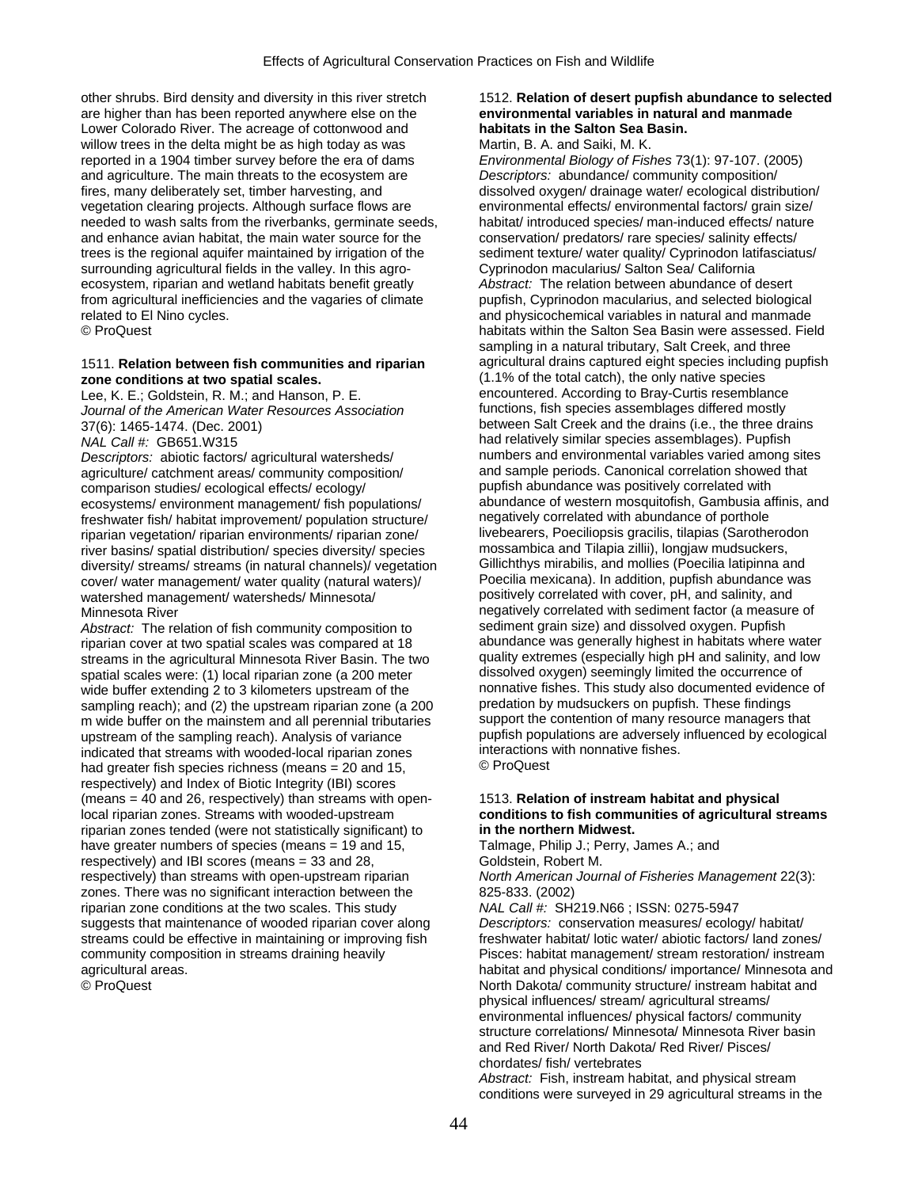other shrubs. Bird density and diversity in this river stretch are higher than has been reported anywhere else on the Lower Colorado River. The acreage of cottonwood and willow trees in the delta might be as high today as was reported in a 1904 timber survey before the era of dams and agriculture. The main threats to the ecosystem are fires, many deliberately set, timber harvesting, and vegetation clearing projects. Although surface flows are needed to wash salts from the riverbanks, germinate seeds, and enhance avian habitat, the main water source for the trees is the regional aquifer maintained by irrigation of the surrounding agricultural fields in the valley. In this agro-ecosystem, riparian and wetland habitats benefit greatly from agricultural inefficiencies and the vagaries of climate related to El Nino cycles.
© ProQuest

1511. **Relation between fish communities and riparian zone conditions at two spatial scales.**
Lee, K. E.; Goldstein, R. M.; and Hanson, P. E.
*Journal of the American Water Resources Association* 37(6): 1465-1474. (Dec. 2001)
*NAL Call #:* GB651.W315
*Descriptors:* abiotic factors/ agricultural watersheds/ agriculture/ catchment areas/ community composition/ comparison studies/ ecological effects/ ecology/ ecosystems/ environment management/ fish populations/ freshwater fish/ habitat improvement/ population structure/ riparian vegetation/ riparian environments/ riparian zone/ river basins/ spatial distribution/ species diversity/ species diversity/ streams/ streams (in natural channels)/ vegetation cover/ water management/ water quality (natural waters)/ watershed management/ watersheds/ Minnesota/ Minnesota River
*Abstract:* The relation of fish community composition to riparian cover at two spatial scales was compared at 18 streams in the agricultural Minnesota River Basin. The two spatial scales were: (1) local riparian zone (a 200 meter wide buffer extending 2 to 3 kilometers upstream of the sampling reach); and (2) the upstream riparian zone (a 200 m wide buffer on the mainstem and all perennial tributaries upstream of the sampling reach). Analysis of variance indicated that streams with wooded-local riparian zones had greater fish species richness (means = 20 and 15, respectively) and Index of Biotic Integrity (IBI) scores (means = 40 and 26, respectively) than streams with open-local riparian zones. Streams with wooded-upstream riparian zones tended (were not statistically significant) to have greater numbers of species (means = 19 and 15, respectively) and IBI scores (means = 33 and 28, respectively) than streams with open-upstream riparian zones. There was no significant interaction between the riparian zone conditions at the two scales. This study suggests that maintenance of wooded riparian cover along streams could be effective in maintaining or improving fish community composition in streams draining heavily agricultural areas.
© ProQuest

1512. **Relation of desert pupfish abundance to selected environmental variables in natural and manmade habitats in the Salton Sea Basin.**
Martin, B. A. and Saiki, M. K.
*Environmental Biology of Fishes* 73(1): 97-107. (2005)
*Descriptors:* abundance/ community composition/ dissolved oxygen/ drainage water/ ecological distribution/ environmental effects/ environmental factors/ grain size/ habitat/ introduced species/ man-induced effects/ nature conservation/ predators/ rare species/ salinity effects/ sediment texture/ water quality/ Cyprinodon latifasciatus/ Cyprinodon macularius/ Salton Sea/ California
*Abstract:* The relation between abundance of desert pupfish, Cyprinodon macularius, and selected biological and physicochemical variables in natural and manmade habitats within the Salton Sea Basin were assessed. Field sampling in a natural tributary, Salt Creek, and three agricultural drains captured eight species including pupfish (1.1% of the total catch), the only native species encountered. According to Bray-Curtis resemblance functions, fish species assemblages differed mostly between Salt Creek and the drains (i.e., the three drains had relatively similar species assemblages). Pupfish numbers and environmental variables varied among sites and sample periods. Canonical correlation showed that pupfish abundance was positively correlated with abundance of western mosquitofish, Gambusia affinis, and negatively correlated with abundance of porthole livebearers, Poeciliopsis gracilis, tilapias (Sarotherodon mossambica and Tilapia zillii), longjaw mudsuckers, Gillichthys mirabilis, and mollies (Poecilia latipinna and Poecilia mexicana). In addition, pupfish abundance was positively correlated with cover, pH, and salinity, and negatively correlated with sediment factor (a measure of sediment grain size) and dissolved oxygen. Pupfish abundance was generally highest in habitats where water quality extremes (especially high pH and salinity, and low dissolved oxygen) seemingly limited the occurrence of nonnative fishes. This study also documented evidence of predation by mudsuckers on pupfish. These findings support the contention of many resource managers that pupfish populations are adversely influenced by ecological interactions with nonnative fishes.
© ProQuest

1513. **Relation of instream habitat and physical conditions to fish communities of agricultural streams in the northern Midwest.**
Talmage, Philip J.; Perry, James A.; and Goldstein, Robert M.
*North American Journal of Fisheries Management* 22(3): 825-833. (2002)
*NAL Call #:* SH219.N66 ; ISSN: 0275-5947
*Descriptors:* conservation measures/ ecology/ habitat/ freshwater habitat/ lotic water/ abiotic factors/ land zones/ Pisces: habitat management/ stream restoration/ instream habitat and physical conditions/ importance/ Minnesota and North Dakota/ community structure/ instream habitat and physical influences/ stream/ agricultural streams/ environmental influences/ physical factors/ community structure correlations/ Minnesota/ Minnesota River basin and Red River/ North Dakota/ Red River/ Pisces/ chordates/ fish/ vertebrates
*Abstract:* Fish, instream habitat, and physical stream conditions were surveyed in 29 agricultural streams in the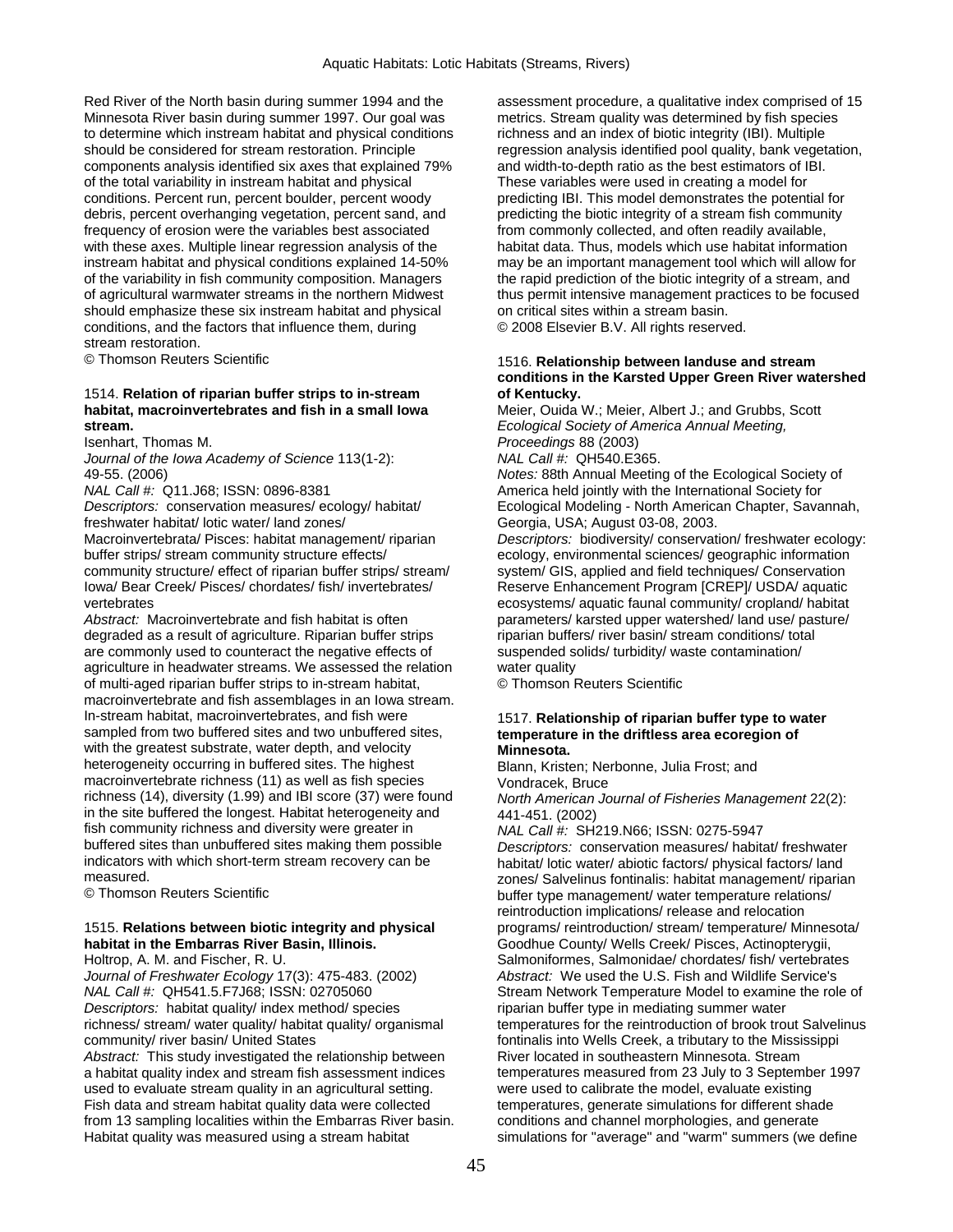Red River of the North basin during summer 1994 and the Minnesota River basin during summer 1997. Our goal was to determine which instream habitat and physical conditions should be considered for stream restoration. Principle components analysis identified six axes that explained 79% of the total variability in instream habitat and physical conditions. Percent run, percent boulder, percent woody debris, percent overhanging vegetation, percent sand, and frequency of erosion were the variables best associated with these axes. Multiple linear regression analysis of the instream habitat and physical conditions explained 14-50% of the variability in fish community composition. Managers of agricultural warmwater streams in the northern Midwest should emphasize these six instream habitat and physical conditions, and the factors that influence them, during stream restoration.
© Thomson Reuters Scientific

1514. **Relation of riparian buffer strips to in-stream habitat, macroinvertebrates and fish in a small Iowa stream.**
Isenhart, Thomas M.
*Journal of the Iowa Academy of Science* 113(1-2): 49-55. (2006)
*NAL Call #:* Q11.J68; ISSN: 0896-8381
*Descriptors:* conservation measures/ ecology/ habitat/ freshwater habitat/ lotic water/ land zones/ Macroinvertebrata/ Pisces: habitat management/ riparian buffer strips/ stream community structure effects/ community structure/ effect of riparian buffer strips/ stream/ Iowa/ Bear Creek/ Pisces/ chordates/ fish/ invertebrates/ vertebrates
*Abstract:* Macroinvertebrate and fish habitat is often degraded as a result of agriculture. Riparian buffer strips are commonly used to counteract the negative effects of agriculture in headwater streams. We assessed the relation of multi-aged riparian buffer strips to in-stream habitat, macroinvertebrate and fish assemblages in an Iowa stream. In-stream habitat, macroinvertebrates, and fish were sampled from two buffered sites and two unbuffered sites, with the greatest substrate, water depth, and velocity heterogeneity occurring in buffered sites. The highest macroinvertebrate richness (11) as well as fish species richness (14), diversity (1.99) and IBI score (37) were found in the site buffered the longest. Habitat heterogeneity and fish community richness and diversity were greater in buffered sites than unbuffered sites making them possible indicators with which short-term stream recovery can be measured.
© Thomson Reuters Scientific

1515. **Relations between biotic integrity and physical habitat in the Embarras River Basin, Illinois.**
Holtrop, A. M. and Fischer, R. U.
*Journal of Freshwater Ecology* 17(3): 475-483. (2002)
*NAL Call #:* QH541.5.F7J68; ISSN: 02705060
*Descriptors:* habitat quality/ index method/ species richness/ stream/ water quality/ habitat quality/ organismal community/ river basin/ United States
*Abstract:* This study investigated the relationship between a habitat quality index and stream fish assessment indices used to evaluate stream quality in an agricultural setting. Fish data and stream habitat quality data were collected from 13 sampling localities within the Embarras River basin. Habitat quality was measured using a stream habitat assessment procedure, a qualitative index comprised of 15 metrics. Stream quality was determined by fish species richness and an index of biotic integrity (IBI). Multiple regression analysis identified pool quality, bank vegetation, and width-to-depth ratio as the best estimators of IBI. These variables were used in creating a model for predicting IBI. This model demonstrates the potential for predicting the biotic integrity of a stream fish community from commonly collected, and often readily available, habitat data. Thus, models which use habitat information may be an important management tool which will allow for the rapid prediction of the biotic integrity of a stream, and thus permit intensive management practices to be focused on critical sites within a stream basin.
© 2008 Elsevier B.V. All rights reserved.

1516. **Relationship between landuse and stream conditions in the Karsted Upper Green River watershed of Kentucky.**
Meier, Ouida W.; Meier, Albert J.; and Grubbs, Scott
*Ecological Society of America Annual Meeting, Proceedings* 88 (2003)
*NAL Call #:* QH540.E365.
*Notes:* 88th Annual Meeting of the Ecological Society of America held jointly with the International Society for Ecological Modeling - North American Chapter, Savannah, Georgia, USA; August 03-08, 2003.
*Descriptors:* biodiversity/ conservation/ freshwater ecology: ecology, environmental sciences/ geographic information system/ GIS, applied and field techniques/ Conservation Reserve Enhancement Program [CREP]/ USDA/ aquatic ecosystems/ aquatic faunal community/ cropland/ habitat parameters/ karsted upper watershed/ land use/ pasture/ riparian buffers/ river basin/ stream conditions/ total suspended solids/ turbidity/ waste contamination/ water quality
© Thomson Reuters Scientific

1517. **Relationship of riparian buffer type to water temperature in the driftless area ecoregion of Minnesota.**
Blann, Kristen; Nerbonne, Julia Frost; and Vondracek, Bruce
*North American Journal of Fisheries Management* 22(2): 441-451. (2002)
*NAL Call #:* SH219.N66; ISSN: 0275-5947
*Descriptors:* conservation measures/ habitat/ freshwater habitat/ lotic water/ abiotic factors/ physical factors/ land zones/ Salvelinus fontinalis: habitat management/ riparian buffer type management/ water temperature relations/ reintroduction implications/ release and relocation programs/ reintroduction/ stream/ temperature/ Minnesota/ Goodhue County/ Wells Creek/ Pisces, Actinopterygii, Salmoniformes, Salmonidae/ chordates/ fish/ vertebrates
*Abstract:* We used the U.S. Fish and Wildlife Service's Stream Network Temperature Model to examine the role of riparian buffer type in mediating summer water temperatures for the reintroduction of brook trout Salvelinus fontinalis into Wells Creek, a tributary to the Mississippi River located in southeastern Minnesota. Stream temperatures measured from 23 July to 3 September 1997 were used to calibrate the model, evaluate existing temperatures, generate simulations for different shade conditions and channel morphologies, and generate simulations for "average" and "warm" summers (we define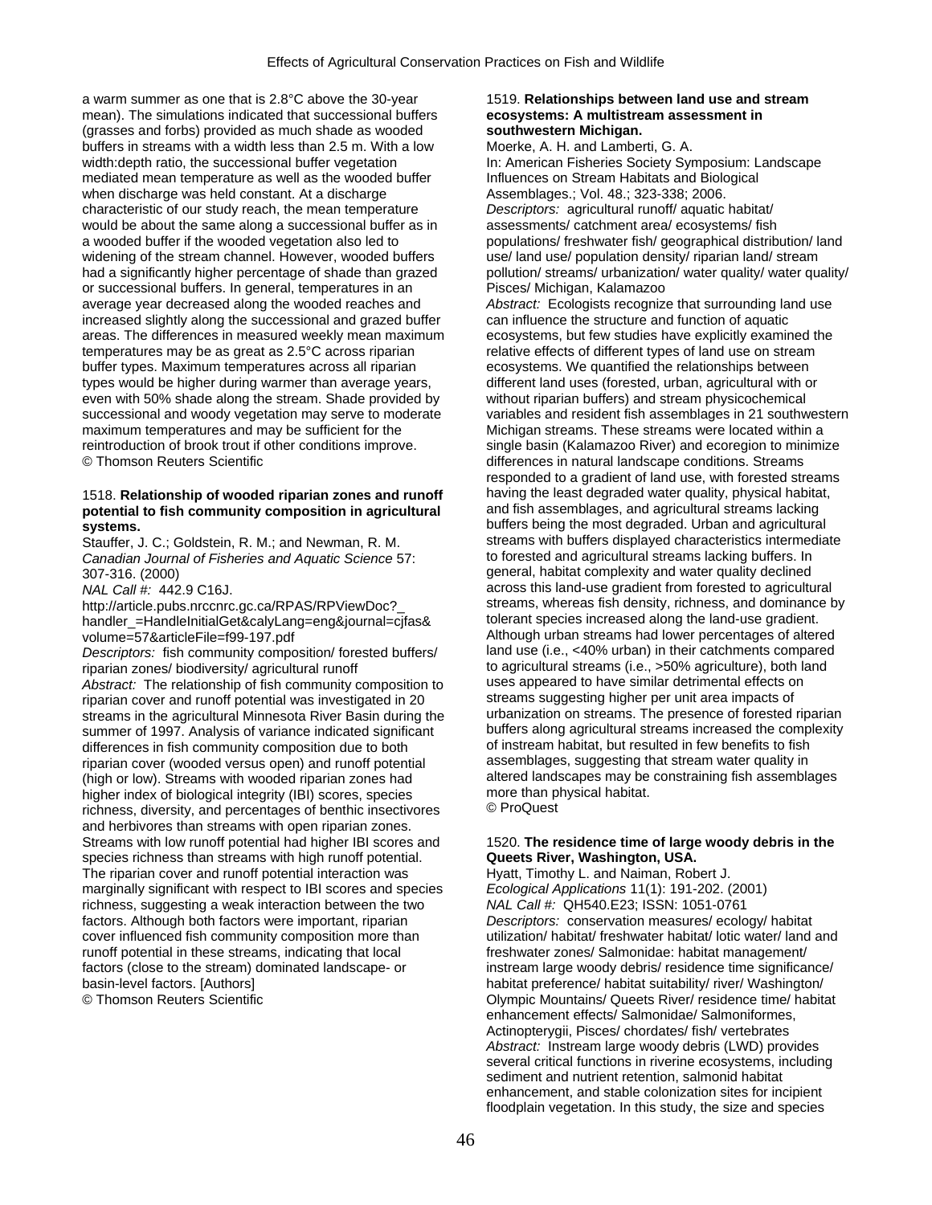a warm summer as one that is 2.8°C above the 30-year mean). The simulations indicated that successional buffers (grasses and forbs) provided as much shade as wooded buffers in streams with a width less than 2.5 m. With a low width:depth ratio, the successional buffer vegetation mediated mean temperature as well as the wooded buffer when discharge was held constant. At a discharge characteristic of our study reach, the mean temperature would be about the same along a successional buffer as in a wooded buffer if the wooded vegetation also led to widening of the stream channel. However, wooded buffers had a significantly higher percentage of shade than grazed or successional buffers. In general, temperatures in an average year decreased along the wooded reaches and increased slightly along the successional and grazed buffer areas. The differences in measured weekly mean maximum temperatures may be as great as 2.5°C across riparian buffer types. Maximum temperatures across all riparian types would be higher during warmer than average years, even with 50% shade along the stream. Shade provided by successional and woody vegetation may serve to moderate maximum temperatures and may be sufficient for the reintroduction of brook trout if other conditions improve.
© Thomson Reuters Scientific

1518. **Relationship of wooded riparian zones and runoff potential to fish community composition in agricultural systems.**
Stauffer, J. C.; Goldstein, R. M.; and Newman, R. M.
*Canadian Journal of Fisheries and Aquatic Science* 57: 307-316. (2000)
*NAL Call #:* 442.9 C16J.
http://article.pubs.nrccnrc.gc.ca/RPAS/RPViewDoc?_handler_=HandleInitialGet&calyLang=eng&journal=cjfas&volume=57&articleFile=f99-197.pdf
*Descriptors:* fish community composition/ forested buffers/ riparian zones/ biodiversity/ agricultural runoff
*Abstract:* The relationship of fish community composition to riparian cover and runoff potential was investigated in 20 streams in the agricultural Minnesota River Basin during the summer of 1997. Analysis of variance indicated significant differences in fish community composition due to both riparian cover (wooded versus open) and runoff potential (high or low). Streams with wooded riparian zones had higher index of biological integrity (IBI) scores, species richness, diversity, and percentages of benthic insectivores and herbivores than streams with open riparian zones. Streams with low runoff potential had higher IBI scores and species richness than streams with high runoff potential. The riparian cover and runoff potential interaction was marginally significant with respect to IBI scores and species richness, suggesting a weak interaction between the two factors. Although both factors were important, riparian cover influenced fish community composition more than runoff potential in these streams, indicating that local factors (close to the stream) dominated landscape- or basin-level factors. [Authors]
© Thomson Reuters Scientific

1519. **Relationships between land use and stream ecosystems: A multistream assessment in southwestern Michigan.**
Moerke, A. H. and Lamberti, G. A.
In: American Fisheries Society Symposium: Landscape Influences on Stream Habitats and Biological Assemblages.; Vol. 48.; 323-338; 2006.
*Descriptors:* agricultural runoff/ aquatic habitat/ assessments/ catchment area/ ecosystems/ fish populations/ freshwater fish/ geographical distribution/ land use/ land use/ population density/ riparian land/ stream pollution/ streams/ urbanization/ water quality/ water quality/ Pisces/ Michigan, Kalamazoo
*Abstract:* Ecologists recognize that surrounding land use can influence the structure and function of aquatic ecosystems, but few studies have explicitly examined the relative effects of different types of land use on stream ecosystems. We quantified the relationships between different land uses (forested, urban, agricultural with or without riparian buffers) and stream physicochemical variables and resident fish assemblages in 21 southwestern Michigan streams. These streams were located within a single basin (Kalamazoo River) and ecoregion to minimize differences in natural landscape conditions. Streams responded to a gradient of land use, with forested streams having the least degraded water quality, physical habitat, and fish assemblages, and agricultural streams lacking buffers being the most degraded. Urban and agricultural streams with buffers displayed characteristics intermediate to forested and agricultural streams lacking buffers. In general, habitat complexity and water quality declined across this land-use gradient from forested to agricultural streams, whereas fish density, richness, and dominance by tolerant species increased along the land-use gradient. Although urban streams had lower percentages of altered land use (i.e., <40% urban) in their catchments compared to agricultural streams (i.e., >50% agriculture), both land uses appeared to have similar detrimental effects on streams suggesting higher per unit area impacts of urbanization on streams. The presence of forested riparian buffers along agricultural streams increased the complexity of instream habitat, but resulted in few benefits to fish assemblages, suggesting that stream water quality in altered landscapes may be constraining fish assemblages more than physical habitat.
© ProQuest

1520. **The residence time of large woody debris in the Queets River, Washington, USA.**
Hyatt, Timothy L. and Naiman, Robert J.
*Ecological Applications* 11(1): 191-202. (2001)
*NAL Call #:* QH540.E23; ISSN: 1051-0761
*Descriptors:* conservation measures/ ecology/ habitat utilization/ habitat/ freshwater habitat/ lotic water/ land and freshwater zones/ Salmonidae: habitat management/ instream large woody debris/ residence time significance/ habitat preference/ habitat suitability/ river/ Washington/ Olympic Mountains/ Queets River/ residence time/ habitat enhancement effects/ Salmonidae/ Salmoniformes, Actinopterygii, Pisces/ chordates/ fish/ vertebrates
*Abstract:* Instream large woody debris (LWD) provides several critical functions in riverine ecosystems, including sediment and nutrient retention, salmonid habitat enhancement, and stable colonization sites for incipient floodplain vegetation. In this study, the size and species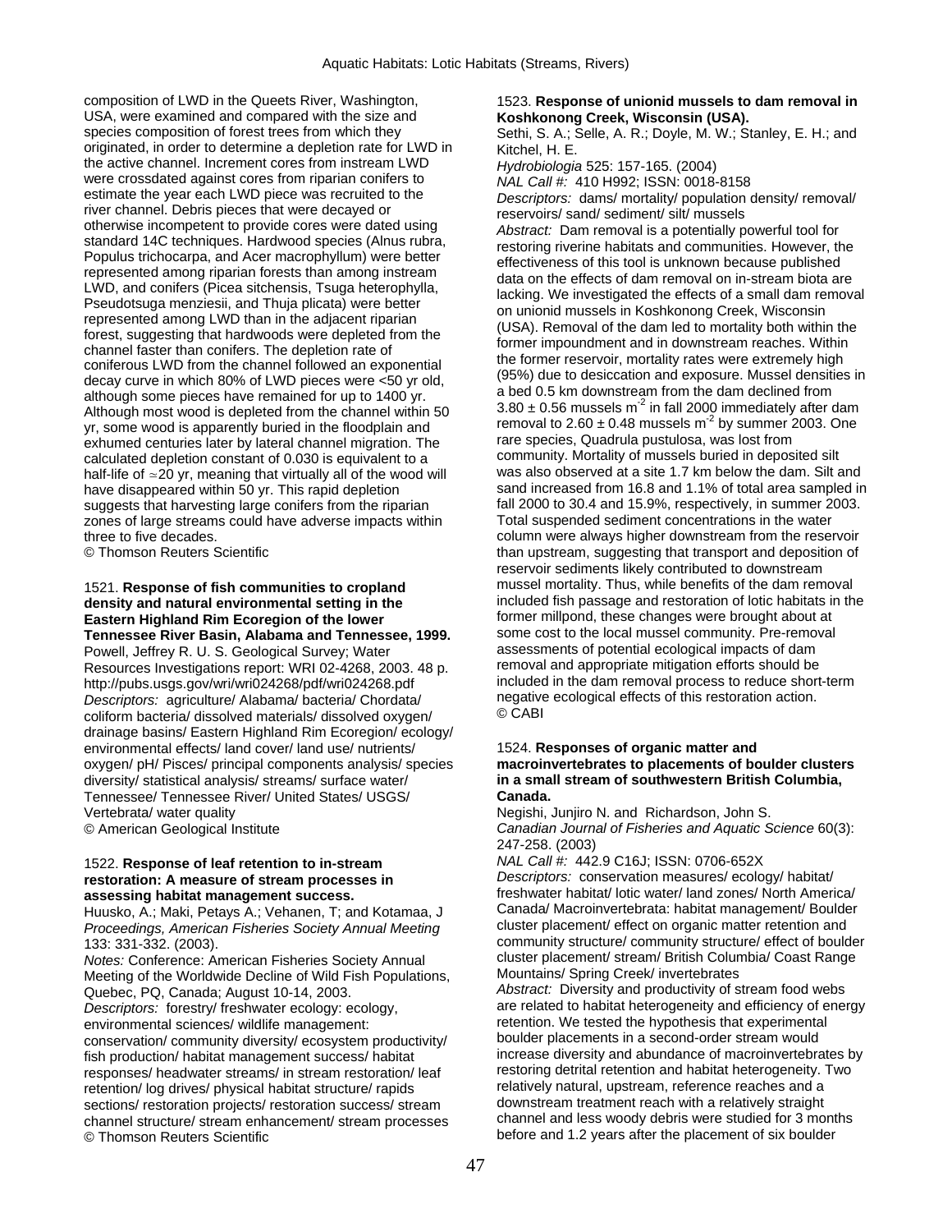composition of LWD in the Queets River, Washington, USA, were examined and compared with the size and species composition of forest trees from which they originated, in order to determine a depletion rate for LWD in the active channel. Increment cores from instream LWD were crossdated against cores from riparian conifers to estimate the year each LWD piece was recruited to the river channel. Debris pieces that were decayed or otherwise incompetent to provide cores were dated using standard 14C techniques. Hardwood species (Alnus rubra, Populus trichocarpa, and Acer macrophyllum) were better represented among riparian forests than among instream LWD, and conifers (Picea sitchensis, Tsuga heterophylla, Pseudotsuga menziesii, and Thuja plicata) were better represented among LWD than in the adjacent riparian forest, suggesting that hardwoods were depleted from the channel faster than conifers. The depletion rate of coniferous LWD from the channel followed an exponential decay curve in which 80% of LWD pieces were <50 yr old, although some pieces have remained for up to 1400 yr. Although most wood is depleted from the channel within 50 yr, some wood is apparently buried in the floodplain and exhumed centuries later by lateral channel migration. The calculated depletion constant of 0.030 is equivalent to a half-life of ≈20 yr, meaning that virtually all of the wood will have disappeared within 50 yr. This rapid depletion suggests that harvesting large conifers from the riparian zones of large streams could have adverse impacts within three to five decades.
© Thomson Reuters Scientific

1521. **Response of fish communities to cropland density and natural environmental setting in the Eastern Highland Rim Ecoregion of the lower Tennessee River Basin, Alabama and Tennessee, 1999.**
Powell, Jeffrey R. U. S. Geological Survey; Water Resources Investigations report: WRI 02-4268, 2003. 48 p.
http://pubs.usgs.gov/wri/wri024268/pdf/wri024268.pdf
*Descriptors:* agriculture/ Alabama/ bacteria/ Chordata/ coliform bacteria/ dissolved materials/ dissolved oxygen/ drainage basins/ Eastern Highland Rim Ecoregion/ ecology/ environmental effects/ land cover/ land use/ nutrients/ oxygen/ pH/ Pisces/ principal components analysis/ species diversity/ statistical analysis/ streams/ surface water/ Tennessee/ Tennessee River/ United States/ USGS/ Vertebrata/ water quality
© American Geological Institute

1522. **Response of leaf retention to in-stream restoration: A measure of stream processes in assessing habitat management success.**
Huusko, A.; Maki, Petays A.; Vehanen, T; and Kotamaa, J
*Proceedings, American Fisheries Society Annual Meeting* 133: 331-332. (2003).
*Notes:* Conference: American Fisheries Society Annual Meeting of the Worldwide Decline of Wild Fish Populations, Quebec, PQ, Canada; August 10-14, 2003.
*Descriptors:* forestry/ freshwater ecology: ecology, environmental sciences/ wildlife management: conservation/ community diversity/ ecosystem productivity/ fish production/ habitat management success/ habitat responses/ headwater streams/ in stream restoration/ leaf retention/ log drives/ physical habitat structure/ rapids sections/ restoration projects/ restoration success/ stream channel structure/ stream enhancement/ stream processes
© Thomson Reuters Scientific

1523. **Response of unionid mussels to dam removal in Koshkonong Creek, Wisconsin (USA).**
Sethi, S. A.; Selle, A. R.; Doyle, M. W.; Stanley, E. H.; and Kitchel, H. E.
*Hydrobiologia* 525: 157-165. (2004)
*NAL Call #:* 410 H992; ISSN: 0018-8158
*Descriptors:* dams/ mortality/ population density/ removal/ reservoirs/ sand/ sediment/ silt/ mussels
*Abstract:* Dam removal is a potentially powerful tool for restoring riverine habitats and communities. However, the effectiveness of this tool is unknown because published data on the effects of dam removal on in-stream biota are lacking. We investigated the effects of a small dam removal on unionid mussels in Koshkonong Creek, Wisconsin (USA). Removal of the dam led to mortality both within the former impoundment and in downstream reaches. Within the former reservoir, mortality rates were extremely high (95%) due to desiccation and exposure. Mussel densities in a bed 0.5 km downstream from the dam declined from $3.80 \pm 0.56$ mussels $m^{-2}$ in fall 2000 immediately after dam removal to $2.60 \pm 0.48$ mussels $m^{-2}$ by summer 2003. One rare species, Quadrula pustulosa, was lost from community. Mortality of mussels buried in deposited silt was also observed at a site 1.7 km below the dam. Silt and sand increased from 16.8 and 1.1% of total area sampled in fall 2000 to 30.4 and 15.9%, respectively, in summer 2003. Total suspended sediment concentrations in the water column were always higher downstream from the reservoir than upstream, suggesting that transport and deposition of reservoir sediments likely contributed to downstream mussel mortality. Thus, while benefits of the dam removal included fish passage and restoration of lotic habitats in the former millpond, these changes were brought about at some cost to the local mussel community. Pre-removal assessments of potential ecological impacts of dam removal and appropriate mitigation efforts should be included in the dam removal process to reduce short-term negative ecological effects of this restoration action.
© CABI

1524. **Responses of organic matter and macroinvertebrates to placements of boulder clusters in a small stream of southwestern British Columbia, Canada.**
Negishi, Junjiro N. and Richardson, John S.
*Canadian Journal of Fisheries and Aquatic Science* 60(3): 247-258. (2003)
*NAL Call #:* 442.9 C16J; ISSN: 0706-652X
*Descriptors:* conservation measures/ ecology/ habitat/ freshwater habitat/ lotic water/ land zones/ North America/ Canada/ Macroinvertebrata: habitat management/ Boulder cluster placement/ effect on organic matter retention and community structure/ community structure/ effect of boulder cluster placement/ stream/ British Columbia/ Coast Range Mountains/ Spring Creek/ invertebrates
*Abstract:* Diversity and productivity of stream food webs are related to habitat heterogeneity and efficiency of energy retention. We tested the hypothesis that experimental boulder placements in a second-order stream would increase diversity and abundance of macroinvertebrates by restoring detrital retention and habitat heterogeneity. Two relatively natural, upstream, reference reaches and a downstream treatment reach with a relatively straight channel and less woody debris were studied for 3 months before and 1.2 years after the placement of six boulder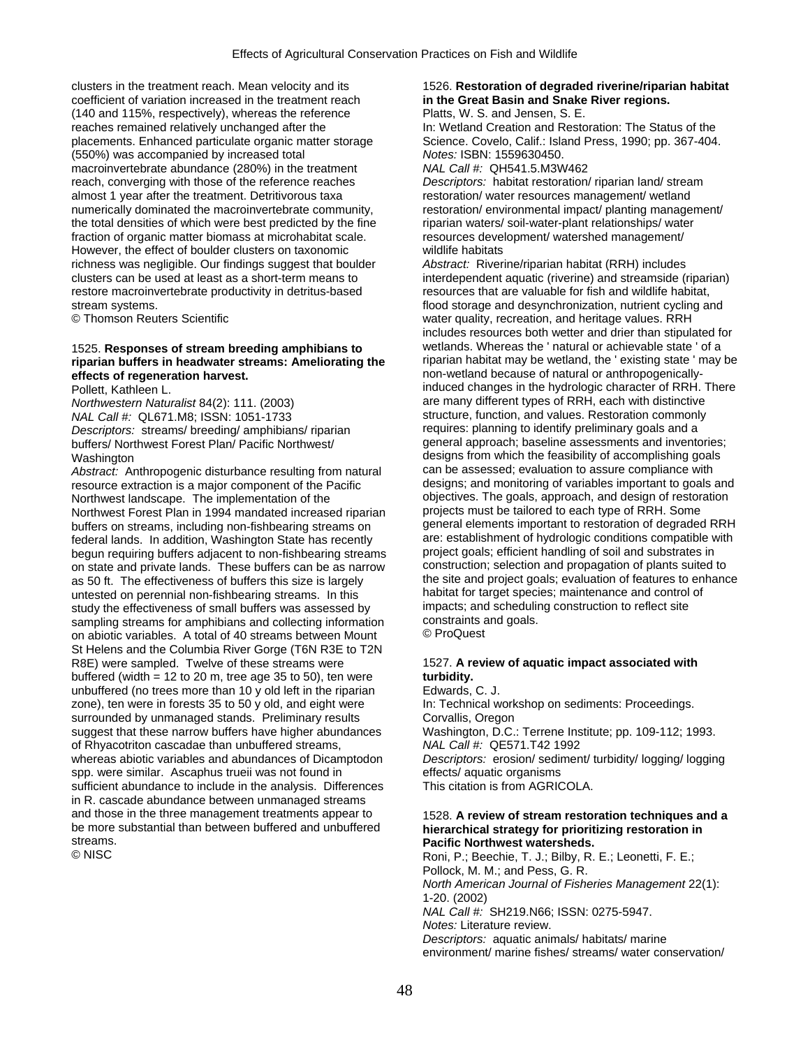clusters in the treatment reach. Mean velocity and its coefficient of variation increased in the treatment reach (140 and 115%, respectively), whereas the reference reaches remained relatively unchanged after the placements. Enhanced particulate organic matter storage (550%) was accompanied by increased total macroinvertebrate abundance (280%) in the treatment reach, converging with those of the reference reaches almost 1 year after the treatment. Detritivorous taxa numerically dominated the macroinvertebrate community, the total densities of which were best predicted by the fine fraction of organic matter biomass at microhabitat scale. However, the effect of boulder clusters on taxonomic richness was negligible. Our findings suggest that boulder clusters can be used at least as a short-term means to restore macroinvertebrate productivity in detritus-based stream systems.
© Thomson Reuters Scientific

1525. **Responses of stream breeding amphibians to riparian buffers in headwater streams: Ameliorating the effects of regeneration harvest.**
Pollett, Kathleen L.
*Northwestern Naturalist* 84(2): 111. (2003)
*NAL Call #:* QL671.M8; ISSN: 1051-1733
*Descriptors:* streams/ breeding/ amphibians/ riparian buffers/ Northwest Forest Plan/ Pacific Northwest/ Washington
*Abstract:* Anthropogenic disturbance resulting from natural resource extraction is a major component of the Pacific Northwest landscape. The implementation of the Northwest Forest Plan in 1994 mandated increased riparian buffers on streams, including non-fishbearing streams on federal lands. In addition, Washington State has recently begun requiring buffers adjacent to non-fishbearing streams on state and private lands. These buffers can be as narrow as 50 ft. The effectiveness of buffers this size is largely untested on perennial non-fishbearing streams. In this study the effectiveness of small buffers was assessed by sampling streams for amphibians and collecting information on abiotic variables. A total of 40 streams between Mount St Helens and the Columbia River Gorge (T6N R3E to T2N R8E) were sampled. Twelve of these streams were buffered (width = 12 to 20 m, tree age 35 to 50), ten were unbuffered (no trees more than 10 y old left in the riparian zone), ten were in forests 35 to 50 y old, and eight were surrounded by unmanaged stands. Preliminary results suggest that these narrow buffers have higher abundances of Rhyacotriton cascadae than unbuffered streams, whereas abiotic variables and abundances of Dicamptodon spp. were similar. Ascaphus trueii was not found in sufficient abundance to include in the analysis. Differences in R. cascade abundance between unmanaged streams and those in the three management treatments appear to be more substantial than between buffered and unbuffered streams.
© NISC

1526. **Restoration of degraded riverine/riparian habitat in the Great Basin and Snake River regions.**
Platts, W. S. and Jensen, S. E.
In: Wetland Creation and Restoration: The Status of the Science. Covelo, Calif.: Island Press, 1990; pp. 367-404.
*Notes:* ISBN: 1559630450.
*NAL Call #:* QH541.5.M3W462
*Descriptors:* habitat restoration/ riparian land/ stream restoration/ water resources management/ wetland restoration/ environmental impact/ planting management/ riparian waters/ soil-water-plant relationships/ water resources development/ watershed management/ wildlife habitats
*Abstract:* Riverine/riparian habitat (RRH) includes interdependent aquatic (riverine) and streamside (riparian) resources that are valuable for fish and wildlife habitat, flood storage and desynchronization, nutrient cycling and water quality, recreation, and heritage values. RRH includes resources both wetter and drier than stipulated for wetlands. Whereas the ' natural or achievable state ' of a riparian habitat may be wetland, the ' existing state ' may be non-wetland because of natural or anthropogenically-induced changes in the hydrologic character of RRH. There are many different types of RRH, each with distinctive structure, function, and values. Restoration commonly requires: planning to identify preliminary goals and a general approach; baseline assessments and inventories; designs from which the feasibility of accomplishing goals can be assessed; evaluation to assure compliance with designs; and monitoring of variables important to goals and objectives. The goals, approach, and design of restoration projects must be tailored to each type of RRH. Some general elements important to restoration of degraded RRH are: establishment of hydrologic conditions compatible with project goals; efficient handling of soil and substrates in construction; selection and propagation of plants suited to the site and project goals; evaluation of features to enhance habitat for target species; maintenance and control of impacts; and scheduling construction to reflect site constraints and goals.
© ProQuest

1527. **A review of aquatic impact associated with turbidity.**
Edwards, C. J.
In: Technical workshop on sediments: Proceedings. Corvallis, Oregon
Washington, D.C.: Terrene Institute; pp. 109-112; 1993.
*NAL Call #:* QE571.T42 1992
*Descriptors:* erosion/ sediment/ turbidity/ logging/ logging effects/ aquatic organisms
This citation is from AGRICOLA.

1528. **A review of stream restoration techniques and a hierarchical strategy for prioritizing restoration in Pacific Northwest watersheds.**
Roni, P.; Beechie, T. J.; Bilby, R. E.; Leonetti, F. E.; Pollock, M. M.; and Pess, G. R.
*North American Journal of Fisheries Management* 22(1): 1-20. (2002)
*NAL Call #:* SH219.N66; ISSN: 0275-5947.
*Notes:* Literature review.
*Descriptors:* aquatic animals/ habitats/ marine environment/ marine fishes/ streams/ water conservation/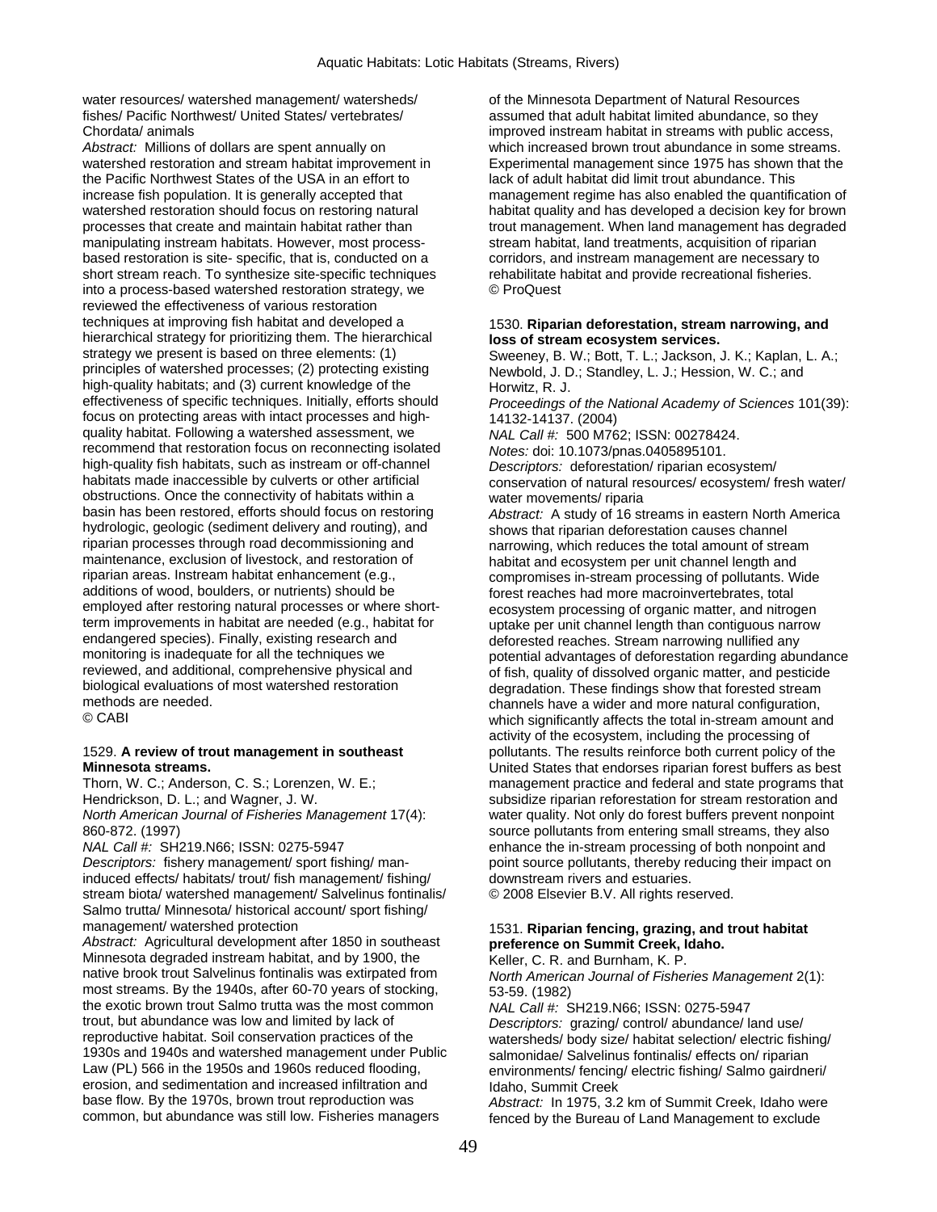water resources/ watershed management/ watersheds/ fishes/ Pacific Northwest/ United States/ vertebrates/ Chordata/ animals

*Abstract:* Millions of dollars are spent annually on watershed restoration and stream habitat improvement in the Pacific Northwest States of the USA in an effort to increase fish population. It is generally accepted that watershed restoration should focus on restoring natural processes that create and maintain habitat rather than manipulating instream habitats. However, most process-based restoration is site- specific, that is, conducted on a short stream reach. To synthesize site-specific techniques into a process-based watershed restoration strategy, we reviewed the effectiveness of various restoration techniques at improving fish habitat and developed a hierarchical strategy for prioritizing them. The hierarchical strategy we present is based on three elements: (1) principles of watershed processes; (2) protecting existing high-quality habitats; and (3) current knowledge of the effectiveness of specific techniques. Initially, efforts should focus on protecting areas with intact processes and high-quality habitat. Following a watershed assessment, we recommend that restoration focus on reconnecting isolated high-quality fish habitats, such as instream or off-channel habitats made inaccessible by culverts or other artificial obstructions. Once the connectivity of habitats within a basin has been restored, efforts should focus on restoring hydrologic, geologic (sediment delivery and routing), and riparian processes through road decommissioning and maintenance, exclusion of livestock, and restoration of riparian areas. Instream habitat enhancement (e.g., additions of wood, boulders, or nutrients) should be employed after restoring natural processes or where short-term improvements in habitat are needed (e.g., habitat for endangered species). Finally, existing research and monitoring is inadequate for all the techniques we reviewed, and additional, comprehensive physical and biological evaluations of most watershed restoration methods are needed.

© CABI

1529. **A review of trout management in southeast Minnesota streams.**

Thorn, W. C.; Anderson, C. S.; Lorenzen, W. E.; Hendrickson, D. L.; and Wagner, J. W.

*North American Journal of Fisheries Management* 17(4): 860-872. (1997)

*NAL Call #:* SH219.N66; ISSN: 0275-5947

*Descriptors:* fishery management/ sport fishing/ man-induced effects/ habitats/ trout/ fish management/ fishing/ stream biota/ watershed management/ Salvelinus fontinalis/ Salmo trutta/ Minnesota/ historical account/ sport fishing/ management/ watershed protection

*Abstract:* Agricultural development after 1850 in southeast Minnesota degraded instream habitat, and by 1900, the native brook trout Salvelinus fontinalis was extirpated from most streams. By the 1940s, after 60-70 years of stocking, the exotic brown trout Salmo trutta was the most common trout, but abundance was low and limited by lack of reproductive habitat. Soil conservation practices of the 1930s and 1940s and watershed management under Public Law (PL) 566 in the 1950s and 1960s reduced flooding, erosion, and sedimentation and increased infiltration and base flow. By the 1970s, brown trout reproduction was common, but abundance was still low. Fisheries managers of the Minnesota Department of Natural Resources assumed that adult habitat limited abundance, so they improved instream habitat in streams with public access, which increased brown trout abundance in some streams. Experimental management since 1975 has shown that the lack of adult habitat did limit trout abundance. This management regime has also enabled the quantification of habitat quality and has developed a decision key for brown trout management. When land management has degraded stream habitat, land treatments, acquisition of riparian corridors, and instream management are necessary to rehabilitate habitat and provide recreational fisheries.

© ProQuest

1530. **Riparian deforestation, stream narrowing, and loss of stream ecosystem services.**

Sweeney, B. W.; Bott, T. L.; Jackson, J. K.; Kaplan, L. A.; Newbold, J. D.; Standley, L. J.; Hession, W. C.; and Horwitz, R. J.

*Proceedings of the National Academy of Sciences* 101(39): 14132-14137. (2004)

*NAL Call #:* 500 M762; ISSN: 00278424.

*Notes:* doi: 10.1073/pnas.0405895101.

*Descriptors:* deforestation/ riparian ecosystem/ conservation of natural resources/ ecosystem/ fresh water/ water movements/ riparia

*Abstract:* A study of 16 streams in eastern North America shows that riparian deforestation causes channel narrowing, which reduces the total amount of stream habitat and ecosystem per unit channel length and compromises in-stream processing of pollutants. Wide forest reaches had more macroinvertebrates, total ecosystem processing of organic matter, and nitrogen uptake per unit channel length than contiguous narrow deforested reaches. Stream narrowing nullified any potential advantages of deforestation regarding abundance of fish, quality of dissolved organic matter, and pesticide degradation. These findings show that forested stream channels have a wider and more natural configuration, which significantly affects the total in-stream amount and activity of the ecosystem, including the processing of pollutants. The results reinforce both current policy of the United States that endorses riparian forest buffers as best management practice and federal and state programs that subsidize riparian reforestation for stream restoration and water quality. Not only do forest buffers prevent nonpoint source pollutants from entering small streams, they also enhance the in-stream processing of both nonpoint and point source pollutants, thereby reducing their impact on downstream rivers and estuaries.

© 2008 Elsevier B.V. All rights reserved.

1531. **Riparian fencing, grazing, and trout habitat preference on Summit Creek, Idaho.**

Keller, C. R. and Burnham, K. P.

*North American Journal of Fisheries Management* 2(1): 53-59. (1982)

*NAL Call #:* SH219.N66; ISSN: 0275-5947

*Descriptors:* grazing/ control/ abundance/ land use/ watersheds/ body size/ habitat selection/ electric fishing/ salmonidae/ Salvelinus fontinalis/ effects on/ riparian environments/ fencing/ electric fishing/ Salmo gairdneri/ Idaho, Summit Creek

*Abstract:* In 1975, 3.2 km of Summit Creek, Idaho were fenced by the Bureau of Land Management to exclude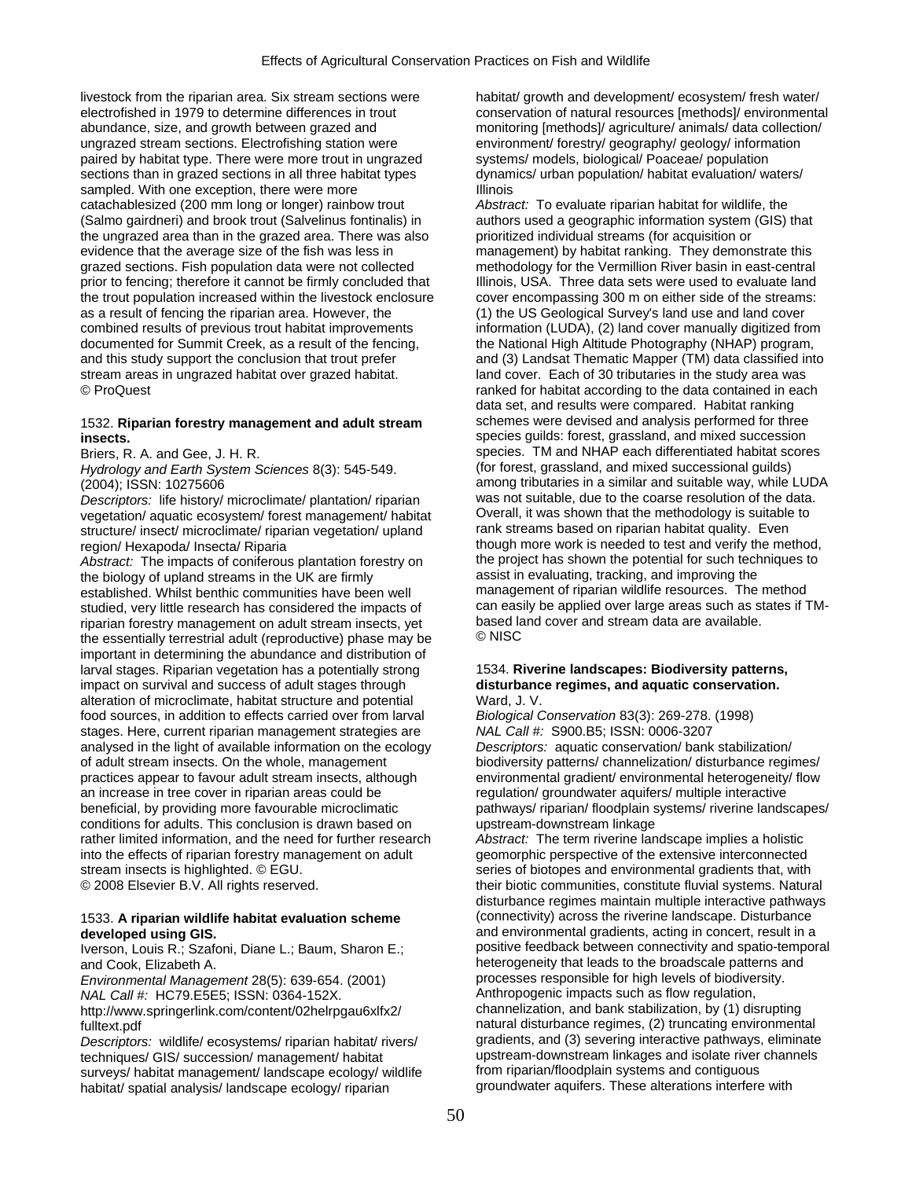livestock from the riparian area. Six stream sections were electrofished in 1979 to determine differences in trout abundance, size, and growth between grazed and ungrazed stream sections. Electrofishing station were paired by habitat type. There were more trout in ungrazed sections than in grazed sections in all three habitat types sampled. With one exception, there were more catachablesized (200 mm long or longer) rainbow trout (Salmo gairdneri) and brook trout (Salvelinus fontinalis) in the ungrazed area than in the grazed area. There was also evidence that the average size of the fish was less in grazed sections. Fish population data were not collected prior to fencing; therefore it cannot be firmly concluded that the trout population increased within the livestock enclosure as a result of fencing the riparian area. However, the combined results of previous trout habitat improvements documented for Summit Creek, as a result of the fencing, and this study support the conclusion that trout prefer stream areas in ungrazed habitat over grazed habitat.
© ProQuest

1532. **Riparian forestry management and adult stream insects.**
Briers, R. A. and Gee, J. H. R.
*Hydrology and Earth System Sciences* 8(3): 545-549. (2004); ISSN: 10275606
*Descriptors:* life history/ microclimate/ plantation/ riparian vegetation/ aquatic ecosystem/ forest management/ habitat structure/ insect/ microclimate/ riparian vegetation/ upland region/ Hexapoda/ Insecta/ Riparia
*Abstract:* The impacts of coniferous plantation forestry on the biology of upland streams in the UK are firmly established. Whilst benthic communities have been well studied, very little research has considered the impacts of riparian forestry management on adult stream insects, yet the essentially terrestrial adult (reproductive) phase may be important in determining the abundance and distribution of larval stages. Riparian vegetation has a potentially strong impact on survival and success of adult stages through alteration of microclimate, habitat structure and potential food sources, in addition to effects carried over from larval stages. Here, current riparian management strategies are analysed in the light of available information on the ecology of adult stream insects. On the whole, management practices appear to favour adult stream insects, although an increase in tree cover in riparian areas could be beneficial, by providing more favourable microclimatic conditions for adults. This conclusion is drawn based on rather limited information, and the need for further research into the effects of riparian forestry management on adult stream insects is highlighted. © EGU.
© 2008 Elsevier B.V. All rights reserved.

1533. **A riparian wildlife habitat evaluation scheme developed using GIS.**
Iverson, Louis R.; Szafoni, Diane L.; Baum, Sharon E.; and Cook, Elizabeth A.
*Environmental Management* 28(5): 639-654. (2001)
*NAL Call #:* HC79.E5E5; ISSN: 0364-152X.
http://www.springerlink.com/content/02helrpgau6xlfx2/fulltext.pdf
*Descriptors:* wildlife/ ecosystems/ riparian habitat/ rivers/ techniques/ GIS/ succession/ management/ habitat surveys/ habitat management/ landscape ecology/ wildlife habitat/ spatial analysis/ landscape ecology/ riparian habitat/ growth and development/ ecosystem/ fresh water/ conservation of natural resources [methods]/ environmental monitoring [methods]/ agriculture/ animals/ data collection/ environment/ forestry/ geography/ geology/ information systems/ models, biological/ Poaceae/ population dynamics/ urban population/ habitat evaluation/ waters/ Illinois
*Abstract:* To evaluate riparian habitat for wildlife, the authors used a geographic information system (GIS) that prioritized individual streams (for acquisition or management) by habitat ranking. They demonstrate this methodology for the Vermillion River basin in east-central Illinois, USA. Three data sets were used to evaluate land cover encompassing 300 m on either side of the streams: (1) the US Geological Survey's land use and land cover information (LUDA), (2) land cover manually digitized from the National High Altitude Photography (NHAP) program, and (3) Landsat Thematic Mapper (TM) data classified into land cover. Each of 30 tributaries in the study area was ranked for habitat according to the data contained in each data set, and results were compared. Habitat ranking schemes were devised and analysis performed for three species guilds: forest, grassland, and mixed succession species. TM and NHAP each differentiated habitat scores (for forest, grassland, and mixed successional guilds) among tributaries in a similar and suitable way, while LUDA was not suitable, due to the coarse resolution of the data. Overall, it was shown that the methodology is suitable to rank streams based on riparian habitat quality. Even though more work is needed to test and verify the method, the project has shown the potential for such techniques to assist in evaluating, tracking, and improving the management of riparian wildlife resources. The method can easily be applied over large areas such as states if TM-based land cover and stream data are available.
© NISC

1534. **Riverine landscapes: Biodiversity patterns, disturbance regimes, and aquatic conservation.**
Ward, J. V.
*Biological Conservation* 83(3): 269-278. (1998)
*NAL Call #:* S900.B5; ISSN: 0006-3207
*Descriptors:* aquatic conservation/ bank stabilization/ biodiversity patterns/ channelization/ disturbance regimes/ environmental gradient/ environmental heterogeneity/ flow regulation/ groundwater aquifers/ multiple interactive pathways/ riparian/ floodplain systems/ riverine landscapes/ upstream-downstream linkage
*Abstract:* The term riverine landscape implies a holistic geomorphic perspective of the extensive interconnected series of biotopes and environmental gradients that, with their biotic communities, constitute fluvial systems. Natural disturbance regimes maintain multiple interactive pathways (connectivity) across the riverine landscape. Disturbance and environmental gradients, acting in concert, result in a positive feedback between connectivity and spatio-temporal heterogeneity that leads to the broadscale patterns and processes responsible for high levels of biodiversity. Anthropogenic impacts such as flow regulation, channelization, and bank stabilization, by (1) disrupting natural disturbance regimes, (2) truncating environmental gradients, and (3) severing interactive pathways, eliminate upstream-downstream linkages and isolate river channels from riparian/floodplain systems and contiguous groundwater aquifers. These alterations interfere with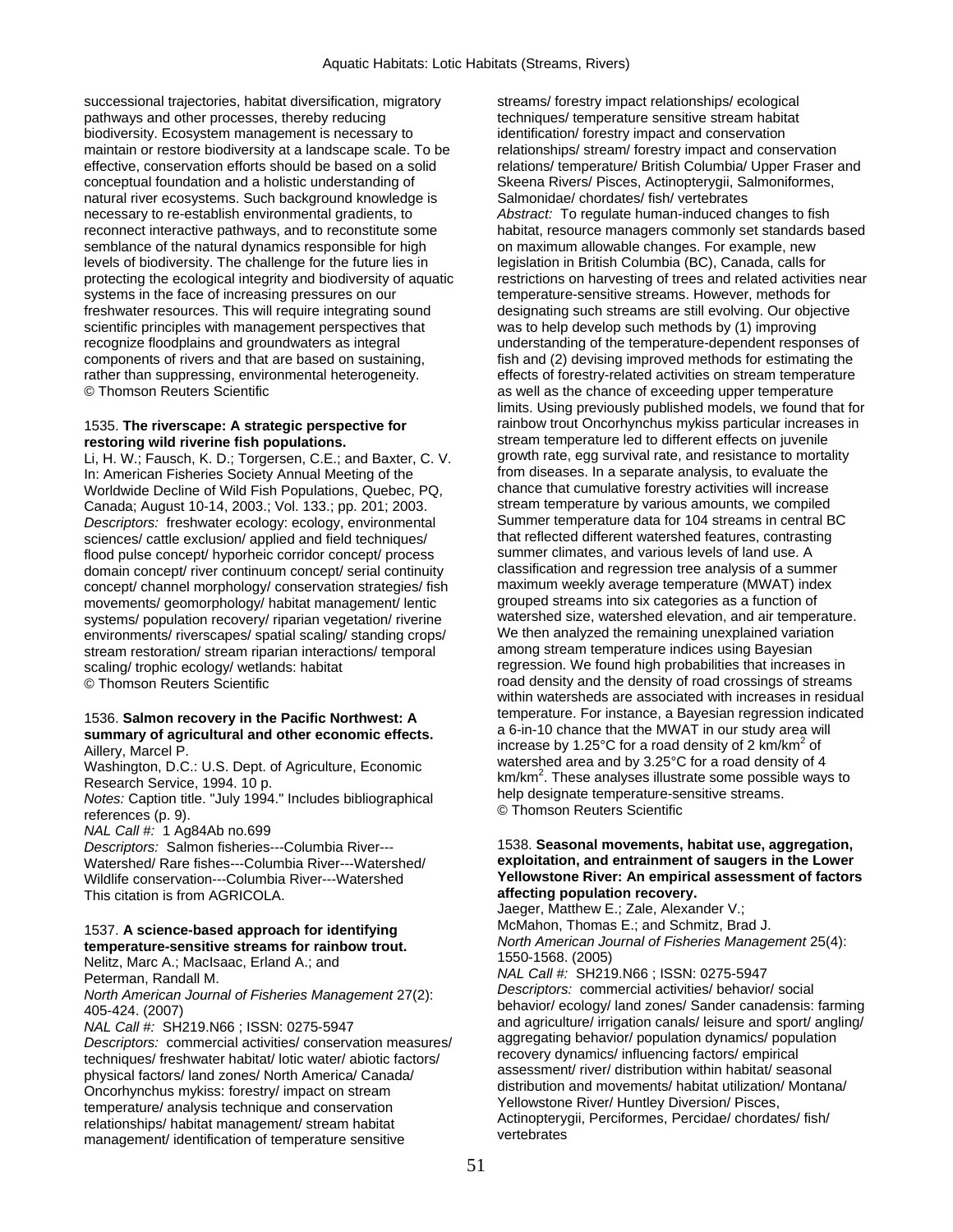successional trajectories, habitat diversification, migratory pathways and other processes, thereby reducing biodiversity. Ecosystem management is necessary to maintain or restore biodiversity at a landscape scale. To be effective, conservation efforts should be based on a solid conceptual foundation and a holistic understanding of natural river ecosystems. Such background knowledge is necessary to re-establish environmental gradients, to reconnect interactive pathways, and to reconstitute some semblance of the natural dynamics responsible for high levels of biodiversity. The challenge for the future lies in protecting the ecological integrity and biodiversity of aquatic systems in the face of increasing pressures on our freshwater resources. This will require integrating sound scientific principles with management perspectives that recognize floodplains and groundwaters as integral components of rivers and that are based on sustaining, rather than suppressing, environmental heterogeneity.
© Thomson Reuters Scientific

1535. **The riverscape: A strategic perspective for restoring wild riverine fish populations.**
Li, H. W.; Fausch, K. D.; Torgersen, C.E.; and Baxter, C. V.
In: American Fisheries Society Annual Meeting of the Worldwide Decline of Wild Fish Populations, Quebec, PQ, Canada; August 10-14, 2003.; Vol. 133.; pp. 201; 2003.
*Descriptors:* freshwater ecology: ecology, environmental sciences/ cattle exclusion/ applied and field techniques/ flood pulse concept/ hyporheic corridor concept/ process domain concept/ river continuum concept/ serial continuity concept/ channel morphology/ conservation strategies/ fish movements/ geomorphology/ habitat management/ lentic systems/ population recovery/ riparian vegetation/ riverine environments/ riverscapes/ spatial scaling/ standing crops/ stream restoration/ stream riparian interactions/ temporal scaling/ trophic ecology/ wetlands: habitat
© Thomson Reuters Scientific

1536. **Salmon recovery in the Pacific Northwest: A summary of agricultural and other economic effects.**
Aillery, Marcel P.
Washington, D.C.: U.S. Dept. of Agriculture, Economic Research Service, 1994. 10 p.
*Notes:* Caption title. "July 1994." Includes bibliographical references (p. 9).
*NAL Call #:* 1 Ag84Ab no.699
*Descriptors:* Salmon fisheries---Columbia River---Watershed/ Rare fishes---Columbia River---Watershed/ Wildlife conservation---Columbia River---Watershed
This citation is from AGRICOLA.

1537. **A science-based approach for identifying temperature-sensitive streams for rainbow trout.**
Nelitz, Marc A.; MacIsaac, Erland A.; and Peterman, Randall M.
*North American Journal of Fisheries Management* 27(2): 405-424. (2007)
*NAL Call #:* SH219.N66 ; ISSN: 0275-5947
*Descriptors:* commercial activities/ conservation measures/ techniques/ freshwater habitat/ lotic water/ abiotic factors/ physical factors/ land zones/ North America/ Canada/ Oncorhynchus mykiss: forestry/ impact on stream temperature/ analysis technique and conservation relationships/ habitat management/ stream habitat management/ identification of temperature sensitive streams/ forestry impact relationships/ ecological techniques/ temperature sensitive stream habitat identification/ forestry impact and conservation relationships/ stream/ forestry impact and conservation relations/ temperature/ British Columbia/ Upper Fraser and Skeena Rivers/ Pisces, Actinopterygii, Salmoniformes, Salmonidae/ chordates/ fish/ vertebrates
*Abstract:* To regulate human-induced changes to fish habitat, resource managers commonly set standards based on maximum allowable changes. For example, new legislation in British Columbia (BC), Canada, calls for restrictions on harvesting of trees and related activities near temperature-sensitive streams. However, methods for designating such streams are still evolving. Our objective was to help develop such methods by (1) improving understanding of the temperature-dependent responses of fish and (2) devising improved methods for estimating the effects of forestry-related activities on stream temperature as well as the chance of exceeding upper temperature limits. Using previously published models, we found that for rainbow trout Oncorhynchus mykiss particular increases in stream temperature led to different effects on juvenile growth rate, egg survival rate, and resistance to mortality from diseases. In a separate analysis, to evaluate the chance that cumulative forestry activities will increase stream temperature by various amounts, we compiled Summer temperature data for 104 streams in central BC that reflected different watershed features, contrasting summer climates, and various levels of land use. A classification and regression tree analysis of a summer maximum weekly average temperature (MWAT) index grouped streams into six categories as a function of watershed size, watershed elevation, and air temperature. We then analyzed the remaining unexplained variation among stream temperature indices using Bayesian regression. We found high probabilities that increases in road density and the density of road crossings of streams within watersheds are associated with increases in residual temperature. For instance, a Bayesian regression indicated a 6-in-10 chance that the MWAT in our study area will increase by 1.25°C for a road density of 2 km/km$^2$ of watershed area and by 3.25°C for a road density of 4 km/km$^2$. These analyses illustrate some possible ways to help designate temperature-sensitive streams.
© Thomson Reuters Scientific

1538. **Seasonal movements, habitat use, aggregation, exploitation, and entrainment of saugers in the Lower Yellowstone River: An empirical assessment of factors affecting population recovery.**
Jaeger, Matthew E.; Zale, Alexander V.; McMahon, Thomas E.; and Schmitz, Brad J.
*North American Journal of Fisheries Management* 25(4): 1550-1568. (2005)
*NAL Call #:* SH219.N66 ; ISSN: 0275-5947
*Descriptors:* commercial activities/ behavior/ social behavior/ ecology/ land zones/ Sander canadensis: farming and agriculture/ irrigation canals/ leisure and sport/ angling/ aggregating behavior/ population dynamics/ population recovery dynamics/ influencing factors/ empirical assessment/ river/ distribution within habitat/ seasonal distribution and movements/ habitat utilization/ Montana/ Yellowstone River/ Huntley Diversion/ Pisces, Actinopterygii, Perciformes, Percidae/ chordates/ fish/ vertebrates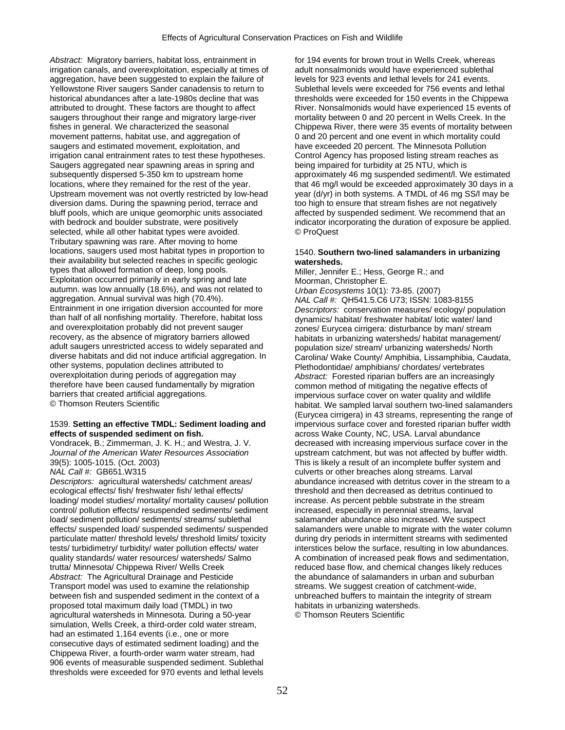*Abstract:* Migratory barriers, habitat loss, entrainment in irrigation canals, and overexploitation, especially at times of aggregation, have been suggested to explain the failure of Yellowstone River saugers Sander canadensis to return to historical abundances after a late-1980s decline that was attributed to drought. These factors are thought to affect saugers throughout their range and migratory large-river fishes in general. We characterized the seasonal movement patterns, habitat use, and aggregation of saugers and estimated movement, exploitation, and irrigation canal entrainment rates to test these hypotheses. Saugers aggregated near spawning areas in spring and subsequently dispersed 5-350 km to upstream home locations, where they remained for the rest of the year. Upstream movement was not overtly restricted by low-head diversion dams. During the spawning period, terrace and bluff pools, which are unique geomorphic units associated with bedrock and boulder substrate, were positively selected, while all other habitat types were avoided. Tributary spawning was rare. After moving to home locations, saugers used most habitat types in proportion to their availability but selected reaches in specific geologic types that allowed formation of deep, long pools. Exploitation occurred primarily in early spring and late autumn. was low annually (18.6%), and was not related to aggregation. Annual survival was high (70.4%). Entrainment in one irrigation diversion accounted for more than half of all nonfishing mortality. Therefore, habitat loss and overexploitation probably did not prevent sauger recovery, as the absence of migratory barriers allowed adult saugers unrestricted access to widely separated and diverse habitats and did not induce artificial aggregation. In other systems, population declines attributed to overexploitation during periods of aggregation may therefore have been caused fundamentally by migration barriers that created artificial aggregations.
© Thomson Reuters Scientific

1539. **Setting an effective TMDL: Sediment loading and effects of suspended sediment on fish.**
Vondracek, B.; Zimmerman, J. K. H.; and Westra, J. V.
*Journal of the American Water Resources Association* 39(5): 1005-1015. (Oct. 2003)
*NAL Call #:* GB651.W315
*Descriptors:* agricultural watersheds/ catchment areas/ ecological effects/ fish/ freshwater fish/ lethal effects/ loading/ model studies/ mortality/ mortality causes/ pollution control/ pollution effects/ resuspended sediments/ sediment load/ sediment pollution/ sediments/ streams/ sublethal effects/ suspended load/ suspended sediments/ suspended particulate matter/ threshold levels/ threshold limits/ toxicity tests/ turbidimetry/ turbidity/ water pollution effects/ water quality standards/ water resources/ watersheds/ Salmo trutta/ Minnesota/ Chippewa River/ Wells Creek
*Abstract:* The Agricultural Drainage and Pesticide Transport model was used to examine the relationship between fish and suspended sediment in the context of a proposed total maximum daily load (TMDL) in two agricultural watersheds in Minnesota. During a 50-year simulation, Wells Creek, a third-order cold water stream, had an estimated 1,164 events (i.e., one or more consecutive days of estimated sediment loading) and the Chippewa River, a fourth-order warm water stream, had 906 events of measurable suspended sediment. Sublethal thresholds were exceeded for 970 events and lethal levels for 194 events for brown trout in Wells Creek, whereas adult nonsalmonids would have experienced sublethal levels for 923 events and lethal levels for 241 events. Sublethal levels were exceeded for 756 events and lethal thresholds were exceeded for 150 events in the Chippewa River. Nonsalmonids would have experienced 15 events of mortality between 0 and 20 percent in Wells Creek. In the Chippewa River, there were 35 events of mortality between 0 and 20 percent and one event in which mortality could have exceeded 20 percent. The Minnesota Pollution Control Agency has proposed listing stream reaches as being impaired for turbidity at 25 NTU, which is approximately 46 mg suspended sediment/l. We estimated that 46 mg/l would be exceeded approximately 30 days in a year (d/yr) in both systems. A TMDL of 46 mg SS/l may be too high to ensure that stream fishes are not negatively affected by suspended sediment. We recommend that an indicator incorporating the duration of exposure be applied.
© ProQuest

1540. **Southern two-lined salamanders in urbanizing watersheds.**
Miller, Jennifer E.; Hess, George R.; and Moorman, Christopher E.
*Urban Ecosystems* 10(1): 73-85. (2007)
*NAL Call #:* QH541.5.C6 U73; ISSN: 1083-8155
*Descriptors:* conservation measures/ ecology/ population dynamics/ habitat/ freshwater habitat/ lotic water/ land zones/ Eurycea cirrigera: disturbance by man/ stream habitats in urbanizing watersheds/ habitat management/ population size/ stream/ urbanizing watersheds/ North Carolina/ Wake County/ Amphibia, Lissamphibia, Caudata, Plethodontidae/ amphibians/ chordates/ vertebrates
*Abstract:* Forested riparian buffers are an increasingly common method of mitigating the negative effects of impervious surface cover on water quality and wildlife habitat. We sampled larval southern two-lined salamanders (Eurycea cirrigera) in 43 streams, representing the range of impervious surface cover and forested riparian buffer width across Wake County, NC, USA. Larval abundance decreased with increasing impervious surface cover in the upstream catchment, but was not affected by buffer width. This is likely a result of an incomplete buffer system and culverts or other breaches along streams. Larval abundance increased with detritus cover in the stream to a threshold and then decreased as detritus continued to increase. As percent pebble substrate in the stream increased, especially in perennial streams, larval salamander abundance also increased. We suspect salamanders were unable to migrate with the water column during dry periods in intermittent streams with sedimented interstices below the surface, resulting in low abundances. A combination of increased peak flows and sedimentation, reduced base flow, and chemical changes likely reduces the abundance of salamanders in urban and suburban streams. We suggest creation of catchment-wide, unbreached buffers to maintain the integrity of stream habitats in urbanizing watersheds.
© Thomson Reuters Scientific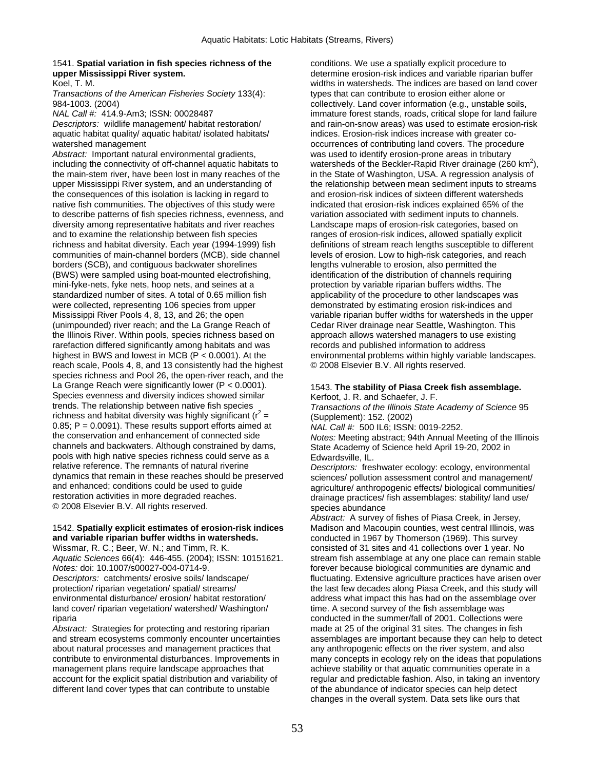1541. **Spatial variation in fish species richness of the upper Mississippi River system.**
Koel, T. M.
*Transactions of the American Fisheries Society* 133(4): 984-1003. (2004)
*NAL Call #:* 414.9-Am3; ISSN: 00028487
*Descriptors:* wildlife management/ habitat restoration/ aquatic habitat quality/ aquatic habitat/ isolated habitats/ watershed management
*Abstract:* Important natural environmental gradients, including the connectivity of off-channel aquatic habitats to the main-stem river, have been lost in many reaches of the upper Mississippi River system, and an understanding of the consequences of this isolation is lacking in regard to native fish communities. The objectives of this study were to describe patterns of fish species richness, evenness, and diversity among representative habitats and river reaches and to examine the relationship between fish species richness and habitat diversity. Each year (1994-1999) fish communities of main-channel borders (MCB), side channel borders (SCB), and contiguous backwater shorelines (BWS) were sampled using boat-mounted electrofishing, mini-fyke-nets, fyke nets, hoop nets, and seines at a standardized number of sites. A total of 0.65 million fish were collected, representing 106 species from upper Mississippi River Pools 4, 8, 13, and 26; the open (unimpounded) river reach; and the La Grange Reach of the Illinois River. Within pools, species richness based on rarefaction differed significantly among habitats and was highest in BWS and lowest in MCB ($P < 0.0001$). At the reach scale, Pools 4, 8, and 13 consistently had the highest species richness and Pool 26, the open-river reach, and the La Grange Reach were significantly lower ($P < 0.0001$). Species evenness and diversity indices showed similar trends. The relationship between native fish species richness and habitat diversity was highly significant ($r^2$ = 0.85; $P = 0.0091$). These results support efforts aimed at the conservation and enhancement of connected side channels and backwaters. Although constrained by dams, pools with high native species richness could serve as a relative reference. The remnants of natural riverine dynamics that remain in these reaches should be preserved and enhanced; conditions could be used to guide restoration activities in more degraded reaches.
© 2008 Elsevier B.V. All rights reserved.

1542. **Spatially explicit estimates of erosion-risk indices and variable riparian buffer widths in watersheds.**
Wissmar, R. C.; Beer, W. N.; and Timm, R. K.
*Aquatic Sciences* 66(4): 446-455. (2004); ISSN: 10151621.
*Notes:* doi: 10.1007/s00027-004-0714-9.
*Descriptors:* catchments/ erosive soils/ landscape/ protection/ riparian vegetation/ spatial/ streams/ environmental disturbance/ erosion/ habitat restoration/ land cover/ riparian vegetation/ watershed/ Washington/ riparia
*Abstract:* Strategies for protecting and restoring riparian and stream ecosystems commonly encounter uncertainties about natural processes and management practices that contribute to environmental disturbances. Improvements in management plans require landscape approaches that account for the explicit spatial distribution and variability of different land cover types that can contribute to unstable conditions. We use a spatially explicit procedure to determine erosion-risk indices and variable riparian buffer widths in watersheds. The indices are based on land cover types that can contribute to erosion either alone or collectively. Land cover information (e.g., unstable soils, immature forest stands, roads, critical slope for land failure and rain-on-snow areas) was used to estimate erosion-risk indices. Erosion-risk indices increase with greater co-occurrences of contributing land covers. The procedure was used to identify erosion-prone areas in tributary watersheds of the Beckler-Rapid River drainage (260 $km^2$), in the State of Washington, USA. A regression analysis of the relationship between mean sediment inputs to streams and erosion-risk indices of sixteen different watersheds indicated that erosion-risk indices explained 65% of the variation associated with sediment inputs to channels. Landscape maps of erosion-risk categories, based on ranges of erosion-risk indices, allowed spatially explicit definitions of stream reach lengths susceptible to different levels of erosion. Low to high-risk categories, and reach lengths vulnerable to erosion, also permitted the identification of the distribution of channels requiring protection by variable riparian buffers widths. The applicability of the procedure to other landscapes was demonstrated by estimating erosion risk-indices and variable riparian buffer widths for watersheds in the upper Cedar River drainage near Seattle, Washington. This approach allows watershed managers to use existing records and published information to address environmental problems within highly variable landscapes.
© 2008 Elsevier B.V. All rights reserved.

1543. **The stability of Piasa Creek fish assemblage.**
Kerfoot, J. R. and Schaefer, J. F.
*Transactions of the Illinois State Academy of Science* 95 (Supplement): 152. (2002)
*NAL Call #:* 500 IL6; ISSN: 0019-2252.
*Notes:* Meeting abstract; 94th Annual Meeting of the Illinois State Academy of Science held April 19-20, 2002 in Edwardsville, IL.
*Descriptors:* freshwater ecology: ecology, environmental sciences/ pollution assessment control and management/ agriculture/ anthropogenic effects/ biological communities/ drainage practices/ fish assemblages: stability/ land use/ species abundance
*Abstract:* A survey of fishes of Piasa Creek, in Jersey, Madison and Macoupin counties, west central Illinois, was conducted in 1967 by Thomerson (1969). This survey consisted of 31 sites and 41 collections over 1 year. No stream fish assemblage at any one place can remain stable forever because biological communities are dynamic and fluctuating. Extensive agriculture practices have arisen over the last few decades along Piasa Creek, and this study will address what impact this has had on the assemblage over time. A second survey of the fish assemblage was conducted in the summer/fall of 2001. Collections were made at 25 of the original 31 sites. The changes in fish assemblages are important because they can help to detect any anthropogenic effects on the river system, and also many concepts in ecology rely on the ideas that populations achieve stability or that aquatic communities operate in a regular and predictable fashion. Also, in taking an inventory of the abundance of indicator species can help detect changes in the overall system. Data sets like ours that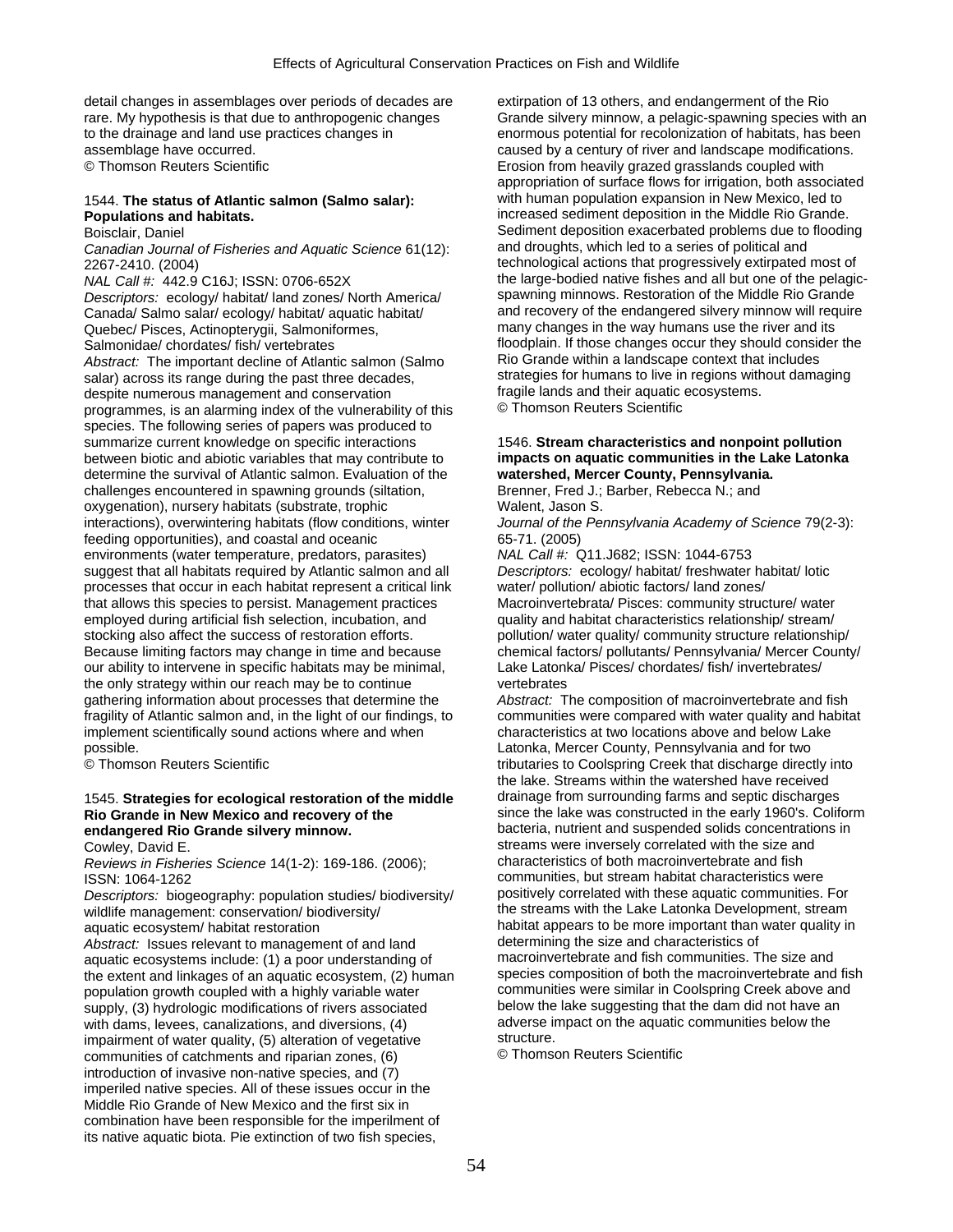detail changes in assemblages over periods of decades are rare. My hypothesis is that due to anthropogenic changes to the drainage and land use practices changes in assemblage have occurred.
© Thomson Reuters Scientific

1544. **The status of Atlantic salmon (Salmo salar): Populations and habitats.**
Boisclair, Daniel
*Canadian Journal of Fisheries and Aquatic Science* 61(12): 2267-2410. (2004)
*NAL Call #:* 442.9 C16J; ISSN: 0706-652X
*Descriptors:* ecology/ habitat/ land zones/ North America/ Canada/ Salmo salar/ ecology/ habitat/ aquatic habitat/ Quebec/ Pisces, Actinopterygii, Salmoniformes, Salmonidae/ chordates/ fish/ vertebrates
*Abstract:* The important decline of Atlantic salmon (Salmo salar) across its range during the past three decades, despite numerous management and conservation programmes, is an alarming index of the vulnerability of this species. The following series of papers was produced to summarize current knowledge on specific interactions between biotic and abiotic variables that may contribute to determine the survival of Atlantic salmon. Evaluation of the challenges encountered in spawning grounds (siltation, oxygenation), nursery habitats (substrate, trophic interactions), overwintering habitats (flow conditions, winter feeding opportunities), and coastal and oceanic environments (water temperature, predators, parasites) suggest that all habitats required by Atlantic salmon and all processes that occur in each habitat represent a critical link that allows this species to persist. Management practices employed during artificial fish selection, incubation, and stocking also affect the success of restoration efforts. Because limiting factors may change in time and because our ability to intervene in specific habitats may be minimal, the only strategy within our reach may be to continue gathering information about processes that determine the fragility of Atlantic salmon and, in the light of our findings, to implement scientifically sound actions where and when possible.
© Thomson Reuters Scientific

1545. **Strategies for ecological restoration of the middle Rio Grande in New Mexico and recovery of the endangered Rio Grande silvery minnow.**
Cowley, David E.
*Reviews in Fisheries Science* 14(1-2): 169-186. (2006); ISSN: 1064-1262
*Descriptors:* biogeography: population studies/ biodiversity/ wildlife management: conservation/ biodiversity/ aquatic ecosystem/ habitat restoration
*Abstract:* Issues relevant to management of and land aquatic ecosystems include: (1) a poor understanding of the extent and linkages of an aquatic ecosystem, (2) human population growth coupled with a highly variable water supply, (3) hydrologic modifications of rivers associated with dams, levees, canalizations, and diversions, (4) impairment of water quality, (5) alteration of vegetative communities of catchments and riparian zones, (6) introduction of invasive non-native species, and (7) imperiled native species. All of these issues occur in the Middle Rio Grande of New Mexico and the first six in combination have been responsible for the imperilment of its native aquatic biota. Pie extinction of two fish species, extirpation of 13 others, and endangerment of the Rio Grande silvery minnow, a pelagic-spawning species with an enormous potential for recolonization of habitats, has been caused by a century of river and landscape modifications. Erosion from heavily grazed grasslands coupled with appropriation of surface flows for irrigation, both associated with human population expansion in New Mexico, led to increased sediment deposition in the Middle Rio Grande. Sediment deposition exacerbated problems due to flooding and droughts, which led to a series of political and technological actions that progressively extirpated most of the large-bodied native fishes and all but one of the pelagic-spawning minnows. Restoration of the Middle Rio Grande and recovery of the endangered silvery minnow will require many changes in the way humans use the river and its floodplain. If those changes occur they should consider the Rio Grande within a landscape context that includes strategies for humans to live in regions without damaging fragile lands and their aquatic ecosystems.
© Thomson Reuters Scientific

1546. **Stream characteristics and nonpoint pollution impacts on aquatic communities in the Lake Latonka watershed, Mercer County, Pennsylvania.**
Brenner, Fred J.; Barber, Rebecca N.; and Walent, Jason S.
*Journal of the Pennsylvania Academy of Science* 79(2-3): 65-71. (2005)
*NAL Call #:* Q11.J682; ISSN: 1044-6753
*Descriptors:* ecology/ habitat/ freshwater habitat/ lotic water/ pollution/ abiotic factors/ land zones/ Macroinvertebrata/ Pisces: community structure/ water quality and habitat characteristics relationship/ stream/ pollution/ water quality/ community structure relationship/ chemical factors/ pollutants/ Pennsylvania/ Mercer County/ Lake Latonka/ Pisces/ chordates/ fish/ invertebrates/ vertebrates
*Abstract:* The composition of macroinvertebrate and fish communities were compared with water quality and habitat characteristics at two locations above and below Lake Latonka, Mercer County, Pennsylvania and for two tributaries to Coolspring Creek that discharge directly into the lake. Streams within the watershed have received drainage from surrounding farms and septic discharges since the lake was constructed in the early 1960's. Coliform bacteria, nutrient and suspended solids concentrations in streams were inversely correlated with the size and characteristics of both macroinvertebrate and fish communities, but stream habitat characteristics were positively correlated with these aquatic communities. For the streams with the Lake Latonka Development, stream habitat appears to be more important than water quality in determining the size and characteristics of macroinvertebrate and fish communities. The size and species composition of both the macroinvertebrate and fish communities were similar in Coolspring Creek above and below the lake suggesting that the dam did not have an adverse impact on the aquatic communities below the structure.
© Thomson Reuters Scientific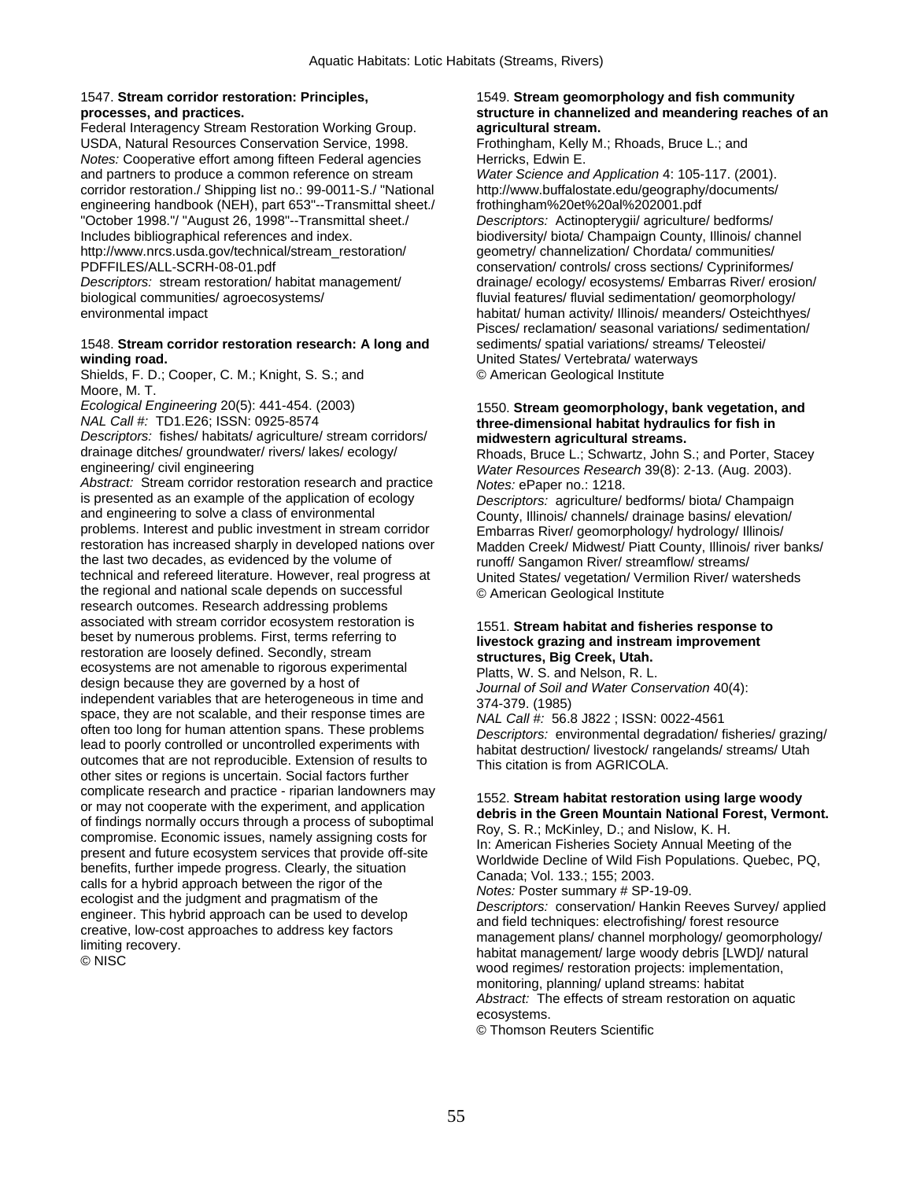1547. **Stream corridor restoration: Principles, processes, and practices.**
Federal Interagency Stream Restoration Working Group.
USDA, Natural Resources Conservation Service, 1998.
*Notes:* Cooperative effort among fifteen Federal agencies and partners to produce a common reference on stream corridor restoration./ Shipping list no.: 99-0011-S./ "National engineering handbook (NEH), part 653"--Transmittal sheet./ "October 1998."/ "August 26, 1998"--Transmittal sheet./ Includes bibliographical references and index.
http://www.nrcs.usda.gov/technical/stream_restoration/PDFFILES/ALL-SCRH-08-01.pdf
*Descriptors:* stream restoration/ habitat management/ biological communities/ agroecosystems/ environmental impact

1548. **Stream corridor restoration research: A long and winding road.**
Shields, F. D.; Cooper, C. M.; Knight, S. S.; and Moore, M. T.
*Ecological Engineering* 20(5): 441-454. (2003)
*NAL Call #:* TD1.E26; ISSN: 0925-8574
*Descriptors:* fishes/ habitats/ agriculture/ stream corridors/ drainage ditches/ groundwater/ rivers/ lakes/ ecology/ engineering/ civil engineering
*Abstract:* Stream corridor restoration research and practice is presented as an example of the application of ecology and engineering to solve a class of environmental problems. Interest and public investment in stream corridor restoration has increased sharply in developed nations over the last two decades, as evidenced by the volume of technical and refereed literature. However, real progress at the regional and national scale depends on successful research outcomes. Research addressing problems associated with stream corridor ecosystem restoration is beset by numerous problems. First, terms referring to restoration are loosely defined. Secondly, stream ecosystems are not amenable to rigorous experimental design because they are governed by a host of independent variables that are heterogeneous in time and space, they are not scalable, and their response times are often too long for human attention spans. These problems lead to poorly controlled or uncontrolled experiments with outcomes that are not reproducible. Extension of results to other sites or regions is uncertain. Social factors further complicate research and practice - riparian landowners may or may not cooperate with the experiment, and application of findings normally occurs through a process of suboptimal compromise. Economic issues, namely assigning costs for present and future ecosystem services that provide off-site benefits, further impede progress. Clearly, the situation calls for a hybrid approach between the rigor of the ecologist and the judgment and pragmatism of the engineer. This hybrid approach can be used to develop creative, low-cost approaches to address key factors limiting recovery.
© NISC

1549. **Stream geomorphology and fish community structure in channelized and meandering reaches of an agricultural stream.**
Frothingham, Kelly M.; Rhoads, Bruce L.; and Herricks, Edwin E.
*Water Science and Application* 4: 105-117. (2001).
http://www.buffalostate.edu/geography/documents/frothingham%20et%20al%202001.pdf
*Descriptors:* Actinopterygii/ agriculture/ bedforms/ biodiversity/ biota/ Champaign County, Illinois/ channel geometry/ channelization/ Chordata/ communities/ conservation/ controls/ cross sections/ Cypriniformes/ drainage/ ecology/ ecosystems/ Embarras River/ erosion/ fluvial features/ fluvial sedimentation/ geomorphology/ habitat/ human activity/ Illinois/ meanders/ Osteichthyes/ Pisces/ reclamation/ seasonal variations/ sedimentation/ sediments/ spatial variations/ streams/ Teleostei/ United States/ Vertebrata/ waterways
© American Geological Institute

1550. **Stream geomorphology, bank vegetation, and three-dimensional habitat hydraulics for fish in midwestern agricultural streams.**
Rhoads, Bruce L.; Schwartz, John S.; and Porter, Stacey
*Water Resources Research* 39(8): 2-13. (Aug. 2003).
*Notes:* ePaper no.: 1218.
*Descriptors:* agriculture/ bedforms/ biota/ Champaign County, Illinois/ channels/ drainage basins/ elevation/ Embarras River/ geomorphology/ hydrology/ Illinois/ Madden Creek/ Midwest/ Piatt County, Illinois/ river banks/ runoff/ Sangamon River/ streamflow/ streams/ United States/ vegetation/ Vermilion River/ watersheds
© American Geological Institute

1551. **Stream habitat and fisheries response to livestock grazing and instream improvement structures, Big Creek, Utah.**
Platts, W. S. and Nelson, R. L.
*Journal of Soil and Water Conservation* 40(4): 374-379. (1985)
*NAL Call #:* 56.8 J822 ; ISSN: 0022-4561
*Descriptors:* environmental degradation/ fisheries/ grazing/ habitat destruction/ livestock/ rangelands/ streams/ Utah
This citation is from AGRICOLA.

1552. **Stream habitat restoration using large woody debris in the Green Mountain National Forest, Vermont.**
Roy, S. R.; McKinley, D.; and Nislow, K. H.
In: American Fisheries Society Annual Meeting of the Worldwide Decline of Wild Fish Populations. Quebec, PQ, Canada; Vol. 133.; 155; 2003.
*Notes:* Poster summary # SP-19-09.
*Descriptors:* conservation/ Hankin Reeves Survey/ applied and field techniques: electrofishing/ forest resource management plans/ channel morphology/ geomorphology/ habitat management/ large woody debris [LWD]/ natural wood regimes/ restoration projects: implementation, monitoring, planning/ upland streams: habitat
*Abstract:* The effects of stream restoration on aquatic ecosystems.
© Thomson Reuters Scientific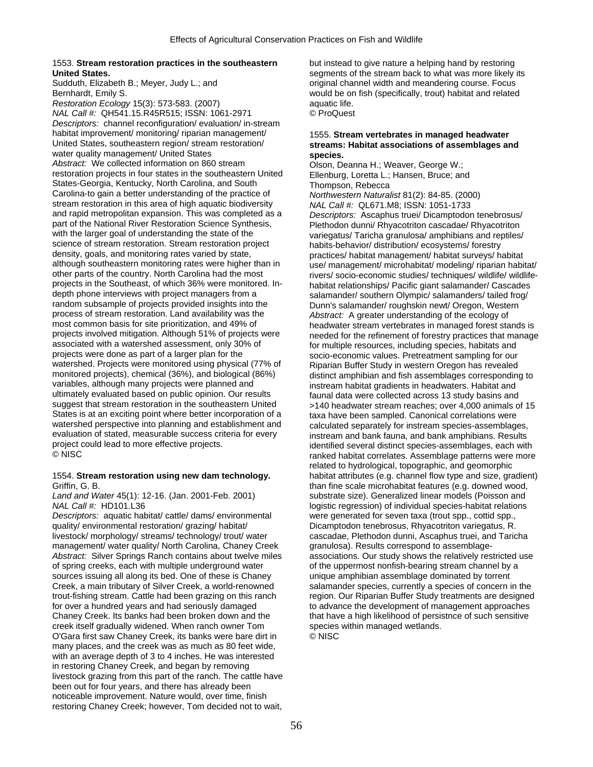1553. **Stream restoration practices in the southeastern United States.**

Sudduth, Elizabeth B.; Meyer, Judy L.; and Bernhardt, Emily S.

*Restoration Ecology* 15(3): 573-583. (2007)

*NAL Call #:* QH541.15.R45R515; ISSN: 1061-2971

*Descriptors:* channel reconfiguration/ evaluation/ in-stream habitat improvement/ monitoring/ riparian management/ United States, southeastern region/ stream restoration/ water quality management/ United States

*Abstract:* We collected information on 860 stream restoration projects in four states in the southeastern United States-Georgia, Kentucky, North Carolina, and South Carolina-to gain a better understanding of the practice of stream restoration in this area of high aquatic biodiversity and rapid metropolitan expansion. This was completed as a part of the National River Restoration Science Synthesis, with the larger goal of understanding the state of the science of stream restoration. Stream restoration project density, goals, and monitoring rates varied by state, although southeastern monitoring rates were higher than in other parts of the country. North Carolina had the most projects in the Southeast, of which 36% were monitored. In-depth phone interviews with project managers from a random subsample of projects provided insights into the process of stream restoration. Land availability was the most common basis for site prioritization, and 49% of projects involved mitigation. Although 51% of projects were associated with a watershed assessment, only 30% of projects were done as part of a larger plan for the watershed. Projects were monitored using physical (77% of monitored projects), chemical (36%), and biological (86%) variables, although many projects were planned and ultimately evaluated based on public opinion. Our results suggest that stream restoration in the southeastern United States is at an exciting point where better incorporation of a watershed perspective into planning and establishment and evaluation of stated, measurable success criteria for every project could lead to more effective projects.

© NISC

1554. **Stream restoration using new dam technology.**

Griffin, G. B.

*Land and Water* 45(1): 12-16. (Jan. 2001-Feb. 2001)

*NAL Call #:* HD101.L36

*Descriptors:* aquatic habitat/ cattle/ dams/ environmental quality/ environmental restoration/ grazing/ habitat/ livestock/ morphology/ streams/ technology/ trout/ water management/ water quality/ North Carolina, Chaney Creek

*Abstract:* Silver Springs Ranch contains about twelve miles of spring creeks, each with multiple underground water sources issuing all along its bed. One of these is Chaney Creek, a main tributary of Silver Creek, a world-renowned trout-fishing stream. Cattle had been grazing on this ranch for over a hundred years and had seriously damaged Chaney Creek. Its banks had been broken down and the creek itself gradually widened. When ranch owner Tom O'Gara first saw Chaney Creek, its banks were bare dirt in many places, and the creek was as much as 80 feet wide, with an average depth of 3 to 4 inches. He was interested in restoring Chaney Creek, and began by removing livestock grazing from this part of the ranch. The cattle have been out for four years, and there has already been noticeable improvement. Nature would, over time, finish restoring Chaney Creek; however, Tom decided not to wait, but instead to give nature a helping hand by restoring segments of the stream back to what was more likely its original channel width and meandering course. Focus would be on fish (specifically, trout) habitat and related aquatic life.

© ProQuest

1555. **Stream vertebrates in managed headwater streams: Habitat associations of assemblages and species.**

Olson, Deanna H.; Weaver, George W.; Ellenburg, Loretta L.; Hansen, Bruce; and Thompson, Rebecca

*Northwestern Naturalist* 81(2): 84-85. (2000)

*NAL Call #:* QL671.M8; ISSN: 1051-1733

*Descriptors:* Ascaphus truei/ Dicamptodon tenebrosus/ Plethodon dunni/ Rhyacotriton cascadae/ Rhyacotriton variegatus/ Taricha granulosa/ amphibians and reptiles/ habits-behavior/ distribution/ ecosystems/ forestry practices/ habitat management/ habitat surveys/ habitat use/ management/ microhabitat/ modeling/ riparian habitat/ rivers/ socio-economic studies/ techniques/ wildlife/ wildlife-habitat relationships/ Pacific giant salamander/ Cascades salamander/ southern Olympic/ salamanders/ tailed frog/ Dunn's salamander/ roughskin newt/ Oregon, Western

*Abstract:* A greater understanding of the ecology of headwater stream vertebrates in managed forest stands is needed for the refinement of forestry practices that manage for multiple resources, including species, habitats and socio-economic values. Pretreatment sampling for our Riparian Buffer Study in western Oregon has revealed distinct amphibian and fish assemblages corresponding to instream habitat gradients in headwaters. Habitat and faunal data were collected across 13 study basins and >140 headwater stream reaches; over 4,000 animals of 15 taxa have been sampled. Canonical correlations were calculated separately for instream species-assemblages, instream and bank fauna, and bank amphibians. Results identified several distinct species-assemblages, each with ranked habitat correlates. Assemblage patterns were more related to hydrological, topographic, and geomorphic habitat attributes (e.g. channel flow type and size, gradient) than fine scale microhabitat features (e.g. downed wood, substrate size). Generalized linear models (Poisson and logistic regression) of individual species-habitat relations were generated for seven taxa (trout spp., cottid spp., Dicamptodon tenebrosus, Rhyacotriton variegatus, R. cascadae, Plethodon dunni, Ascaphus truei, and Taricha granulosa). Results correspond to assemblage-associations. Our study shows the relatively restricted use of the uppermost nonfish-bearing stream channel by a unique amphibian assemblage dominated by torrent salamander species, currently a species of concern in the region. Our Riparian Buffer Study treatments are designed to advance the development of management approaches that have a high likelihood of persistnce of such sensitive species within managed wetlands.

© NISC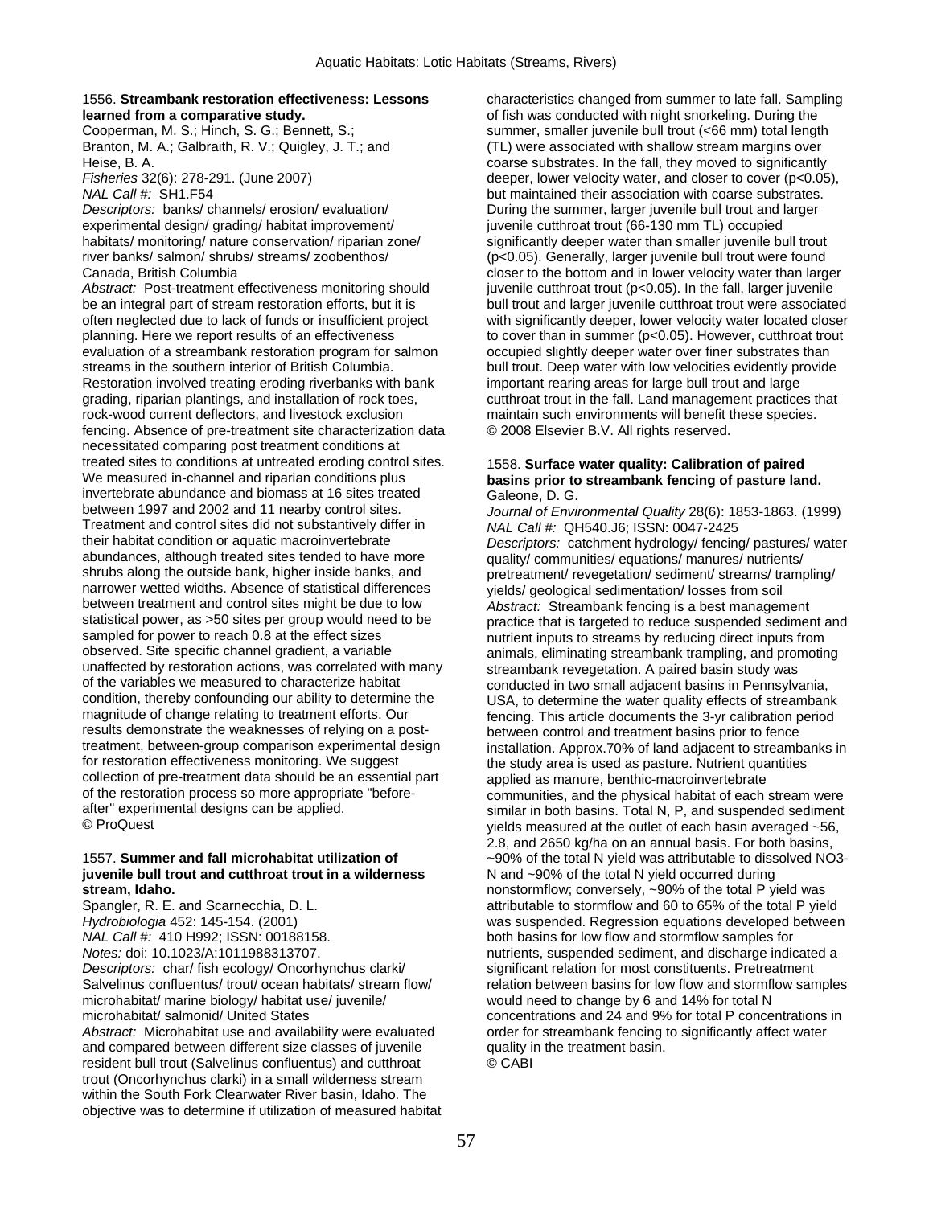1556. **Streambank restoration effectiveness: Lessons learned from a comparative study.**
Cooperman, M. S.; Hinch, S. G.; Bennett, S.; Branton, M. A.; Galbraith, R. V.; Quigley, J. T.; and Heise, B. A.
*Fisheries* 32(6): 278-291. (June 2007)
*NAL Call #:* SH1.F54
*Descriptors:* banks/ channels/ erosion/ evaluation/ experimental design/ grading/ habitat improvement/ habitats/ monitoring/ nature conservation/ riparian zone/ river banks/ salmon/ shrubs/ streams/ zoobenthos/ Canada, British Columbia
*Abstract:* Post-treatment effectiveness monitoring should be an integral part of stream restoration efforts, but it is often neglected due to lack of funds or insufficient project planning. Here we report results of an effectiveness evaluation of a streambank restoration program for salmon streams in the southern interior of British Columbia. Restoration involved treating eroding riverbanks with bank grading, riparian plantings, and installation of rock toes, rock-wood current deflectors, and livestock exclusion fencing. Absence of pre-treatment site characterization data necessitated comparing post treatment conditions at treated sites to conditions at untreated eroding control sites. We measured in-channel and riparian conditions plus invertebrate abundance and biomass at 16 sites treated between 1997 and 2002 and 11 nearby control sites. Treatment and control sites did not substantively differ in their habitat condition or aquatic macroinvertebrate abundances, although treated sites tended to have more shrubs along the outside bank, higher inside banks, and narrower wetted widths. Absence of statistical differences between treatment and control sites might be due to low statistical power, as >50 sites per group would need to be sampled for power to reach 0.8 at the effect sizes observed. Site specific channel gradient, a variable unaffected by restoration actions, was correlated with many of the variables we measured to characterize habitat condition, thereby confounding our ability to determine the magnitude of change relating to treatment efforts. Our results demonstrate the weaknesses of relying on a post-treatment, between-group comparison experimental design for restoration effectiveness monitoring. We suggest collection of pre-treatment data should be an essential part of the restoration process so more appropriate "before-after" experimental designs can be applied.
© ProQuest

1557. **Summer and fall microhabitat utilization of juvenile bull trout and cutthroat trout in a wilderness stream, Idaho.**
Spangler, R. E. and Scarnecchia, D. L.
*Hydrobiologia* 452: 145-154. (2001)
*NAL Call #:* 410 H992; ISSN: 00188158.
*Notes:* doi: 10.1023/A:1011988313707.
*Descriptors:* char/ fish ecology/ Oncorhynchus clarki/ Salvelinus confluentus/ trout/ ocean habitats/ stream flow/ microhabitat/ marine biology/ habitat use/ juvenile/ microhabitat/ salmonid/ United States
*Abstract:* Microhabitat use and availability were evaluated and compared between different size classes of juvenile resident bull trout (Salvelinus confluentus) and cutthroat trout (Oncorhynchus clarki) in a small wilderness stream within the South Fork Clearwater River basin, Idaho. The objective was to determine if utilization of measured habitat characteristics changed from summer to late fall. Sampling of fish was conducted with night snorkeling. During the summer, smaller juvenile bull trout (<66 mm) total length (TL) were associated with shallow stream margins over coarse substrates. In the fall, they moved to significantly deeper, lower velocity water, and closer to cover ($p<0.05$), but maintained their association with coarse substrates. During the summer, larger juvenile bull trout and larger juvenile cutthroat trout (66-130 mm TL) occupied significantly deeper water than smaller juvenile bull trout ($p<0.05$). Generally, larger juvenile bull trout were found closer to the bottom and in lower velocity water than larger juvenile cutthroat trout ($p<0.05$). In the fall, larger juvenile bull trout and larger juvenile cutthroat trout were associated with significantly deeper, lower velocity water located closer to cover than in summer ($p<0.05$). However, cutthroat trout occupied slightly deeper water over finer substrates than bull trout. Deep water with low velocities evidently provide important rearing areas for large bull trout and large cutthroat trout in the fall. Land management practices that maintain such environments will benefit these species.
© 2008 Elsevier B.V. All rights reserved.

1558. **Surface water quality: Calibration of paired basins prior to streambank fencing of pasture land.**
Galeone, D. G.
*Journal of Environmental Quality* 28(6): 1853-1863. (1999)
*NAL Call #:* QH540.J6; ISSN: 0047-2425
*Descriptors:* catchment hydrology/ fencing/ pastures/ water quality/ communities/ equations/ manures/ nutrients/ pretreatment/ revegetation/ sediment/ streams/ trampling/ yields/ geological sedimentation/ losses from soil
*Abstract:* Streambank fencing is a best management practice that is targeted to reduce suspended sediment and nutrient inputs to streams by reducing direct inputs from animals, eliminating streambank trampling, and promoting streambank revegetation. A paired basin study was conducted in two small adjacent basins in Pennsylvania, USA, to determine the water quality effects of streambank fencing. This article documents the 3-yr calibration period between control and treatment basins prior to fence installation. Approx.70% of land adjacent to streambanks in the study area is used as pasture. Nutrient quantities applied as manure, benthic-macroinvertebrate communities, and the physical habitat of each stream were similar in both basins. Total N, P, and suspended sediment yields measured at the outlet of each basin averaged ~56, 2.8, and 2650 kg/ha on an annual basis. For both basins, ~90% of the total N yield was attributable to dissolved $NO_3$-N and ~90% of the total N yield occurred during nonstormflow; conversely, ~90% of the total P yield was attributable to stormflow and 60 to 65% of the total P yield was suspended. Regression equations developed between both basins for low flow and stormflow samples for nutrients, suspended sediment, and discharge indicated a significant relation for most constituents. Pretreatment relation between basins for low flow and stormflow samples would need to change by 6 and 14% for total N concentrations and 24 and 9% for total P concentrations in order for streambank fencing to significantly affect water quality in the treatment basin.
© CABI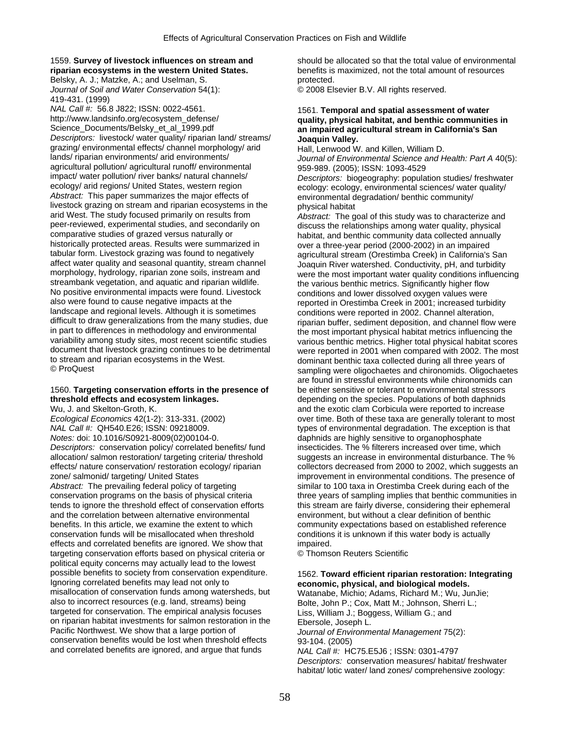1559. **Survey of livestock influences on stream and riparian ecosystems in the western United States.**
Belsky, A. J.; Matzke, A.; and Uselman, S.
*Journal of Soil and Water Conservation* 54(1): 419-431. (1999)
*NAL Call #:* 56.8 J822; ISSN: 0022-4561.
http://www.landsinfo.org/ecosystem_defense/Science_Documents/Belsky_et_al_1999.pdf
*Descriptors:* livestock/ water quality/ riparian land/ streams/ grazing/ environmental effects/ channel morphology/ arid lands/ riparian environments/ arid environments/ agricultural pollution/ agricultural runoff/ environmental impact/ water pollution/ river banks/ natural channels/ ecology/ arid regions/ United States, western region
*Abstract:* This paper summarizes the major effects of livestock grazing on stream and riparian ecosystems in the arid West. The study focused primarily on results from peer-reviewed, experimental studies, and secondarily on comparative studies of grazed versus naturally or historically protected areas. Results were summarized in tabular form. Livestock grazing was found to negatively affect water quality and seasonal quantity, stream channel morphology, hydrology, riparian zone soils, instream and streambank vegetation, and aquatic and riparian wildlife. No positive environmental impacts were found. Livestock also were found to cause negative impacts at the landscape and regional levels. Although it is sometimes difficult to draw generalizations from the many studies, due in part to differences in methodology and environmental variability among study sites, most recent scientific studies document that livestock grazing continues to be detrimental to stream and riparian ecosystems in the West.
© ProQuest

1560. **Targeting conservation efforts in the presence of threshold effects and ecosystem linkages.**
Wu, J. and Skelton-Groth, K.
*Ecological Economics* 42(1-2): 313-331. (2002)
*NAL Call #:* QH540.E26; ISSN: 09218009.
*Notes:* doi: 10.1016/S0921-8009(02)00104-0.
*Descriptors:* conservation policy/ correlated benefits/ fund allocation/ salmon restoration/ targeting criteria/ threshold effects/ nature conservation/ restoration ecology/ riparian zone/ salmonid/ targeting/ United States
*Abstract:* The prevailing federal policy of targeting conservation programs on the basis of physical criteria tends to ignore the threshold effect of conservation efforts and the correlation between alternative environmental benefits. In this article, we examine the extent to which conservation funds will be misallocated when threshold effects and correlated benefits are ignored. We show that targeting conservation efforts based on physical criteria or political equity concerns may actually lead to the lowest possible benefits to society from conservation expenditure. Ignoring correlated benefits may lead not only to misallocation of conservation funds among watersheds, but also to incorrect resources (e.g. land, streams) being targeted for conservation. The empirical analysis focuses on riparian habitat investments for salmon restoration in the Pacific Northwest. We show that a large portion of conservation benefits would be lost when threshold effects and correlated benefits are ignored, and argue that funds should be allocated so that the total value of environmental benefits is maximized, not the total amount of resources protected.
© 2008 Elsevier B.V. All rights reserved.

1561. **Temporal and spatial assessment of water quality, physical habitat, and benthic communities in an impaired agricultural stream in California's San Joaquin Valley.**
Hall, Lenwood W. and Killen, William D.
*Journal of Environmental Science and Health: Part A* 40(5): 959-989. (2005); ISSN: 1093-4529
*Descriptors:* biogeography: population studies/ freshwater ecology: ecology, environmental sciences/ water quality/ environmental degradation/ benthic community/ physical habitat
*Abstract:* The goal of this study was to characterize and discuss the relationships among water quality, physical habitat, and benthic community data collected annually over a three-year period (2000-2002) in an impaired agricultural stream (Orestimba Creek) in California's San Joaquin River watershed. Conductivity, pH, and turbidity were the most important water quality conditions influencing the various benthic metrics. Significantly higher flow conditions and lower dissolved oxygen values were reported in Orestimba Creek in 2001; increased turbidity conditions were reported in 2002. Channel alteration, riparian buffer, sediment deposition, and channel flow were the most important physical habitat metrics influencing the various benthic metrics. Higher total physical habitat scores were reported in 2001 when compared with 2002. The most dominant benthic taxa collected during all three years of sampling were oligochaetes and chironomids. Oligochaetes are found in stressful environments while chironomids can be either sensitive or tolerant to environmental stressors depending on the species. Populations of both daphnids and the exotic clam Corbicula were reported to increase over time. Both of these taxa are generally tolerant to most types of environmental degradation. The exception is that daphnids are highly sensitive to organophosphate insecticides. The % filterers increased over time, which suggests an increase in environmental disturbance. The % collectors decreased from 2000 to 2002, which suggests an improvement in environmental conditions. The presence of similar to 100 taxa in Orestimba Creek during each of the three years of sampling implies that benthic communities in this stream are fairly diverse, considering their ephemeral environment, but without a clear definition of benthic community expectations based on established reference conditions it is unknown if this water body is actually impaired.
© Thomson Reuters Scientific

1562. **Toward efficient riparian restoration: Integrating economic, physical, and biological models.**
Watanabe, Michio; Adams, Richard M.; Wu, JunJie; Bolte, John P.; Cox, Matt M.; Johnson, Sherri L.; Liss, William J.; Boggess, William G.; and Ebersole, Joseph L.
*Journal of Environmental Management* 75(2): 93-104. (2005)
*NAL Call #:* HC75.E5J6 ; ISSN: 0301-4797
*Descriptors:* conservation measures/ habitat/ freshwater habitat/ lotic water/ land zones/ comprehensive zoology: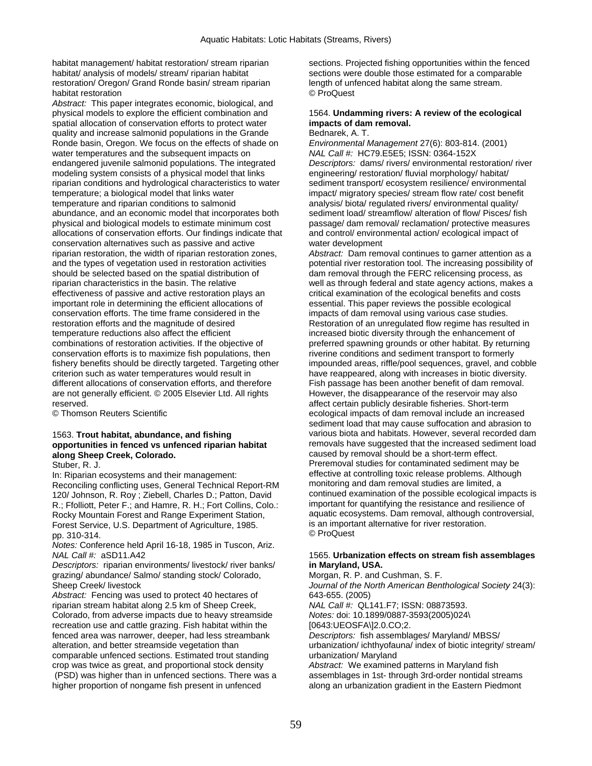habitat management/ habitat restoration/ stream riparian habitat/ analysis of models/ stream/ riparian habitat restoration/ Oregon/ Grand Ronde basin/ stream riparian habitat restoration

*Abstract:* This paper integrates economic, biological, and physical models to explore the efficient combination and spatial allocation of conservation efforts to protect water quality and increase salmonid populations in the Grande Ronde basin, Oregon. We focus on the effects of shade on water temperatures and the subsequent impacts on endangered juvenile salmonid populations. The integrated modeling system consists of a physical model that links riparian conditions and hydrological characteristics to water temperature; a biological model that links water temperature and riparian conditions to salmonid abundance, and an economic model that incorporates both physical and biological models to estimate minimum cost allocations of conservation efforts. Our findings indicate that conservation alternatives such as passive and active riparian restoration, the width of riparian restoration zones, and the types of vegetation used in restoration activities should be selected based on the spatial distribution of riparian characteristics in the basin. The relative effectiveness of passive and active restoration plays an important role in determining the efficient allocations of conservation efforts. The time frame considered in the restoration efforts and the magnitude of desired temperature reductions also affect the efficient combinations of restoration activities. If the objective of conservation efforts is to maximize fish populations, then fishery benefits should be directly targeted. Targeting other criterion such as water temperatures would result in different allocations of conservation efforts, and therefore are not generally efficient. © 2005 Elsevier Ltd. All rights reserved.

© Thomson Reuters Scientific

1563. **Trout habitat, abundance, and fishing opportunities in fenced vs unfenced riparian habitat along Sheep Creek, Colorado.**

Stuber, R. J.

In: Riparian ecosystems and their management: Reconciling conflicting uses, General Technical Report-RM 120/ Johnson, R. Roy ; Ziebell, Charles D.; Patton, David R.; Ffolliott, Peter F.; and Hamre, R. H.; Fort Collins, Colo.: Rocky Mountain Forest and Range Experiment Station, Forest Service, U.S. Department of Agriculture, 1985. pp. 310-314.

*Notes:* Conference held April 16-18, 1985 in Tuscon, Ariz.

*NAL Call #:* aSD11.A42

*Descriptors:* riparian environments/ livestock/ river banks/ grazing/ abundance/ Salmo/ standing stock/ Colorado, Sheep Creek/ livestock

*Abstract:* Fencing was used to protect 40 hectares of riparian stream habitat along 2.5 km of Sheep Creek, Colorado, from adverse impacts due to heavy streamside recreation use and cattle grazing. Fish habitat within the fenced area was narrower, deeper, had less streambank alteration, and better streamside vegetation than comparable unfenced sections. Estimated trout standing crop was twice as great, and proportional stock density (PSD) was higher than in unfenced sections. There was a higher proportion of nongame fish present in unfenced sections. Projected fishing opportunities within the fenced sections were double those estimated for a comparable length of unfenced habitat along the same stream.

© ProQuest

1564. **Undamming rivers: A review of the ecological impacts of dam removal.**

Bednarek, A. T.

*Environmental Management* 27(6): 803-814. (2001)

*NAL Call #:* HC79.E5E5; ISSN: 0364-152X

*Descriptors:* dams/ rivers/ environmental restoration/ river engineering/ restoration/ fluvial morphology/ habitat/ sediment transport/ ecosystem resilience/ environmental impact/ migratory species/ stream flow rate/ cost benefit analysis/ biota/ regulated rivers/ environmental quality/ sediment load/ streamflow/ alteration of flow/ Pisces/ fish passage/ dam removal/ reclamation/ protective measures and control/ environmental action/ ecological impact of water development

*Abstract:* Dam removal continues to garner attention as a potential river restoration tool. The increasing possibility of dam removal through the FERC relicensing process, as well as through federal and state agency actions, makes a critical examination of the ecological benefits and costs essential. This paper reviews the possible ecological impacts of dam removal using various case studies. Restoration of an unregulated flow regime has resulted in increased biotic diversity through the enhancement of preferred spawning grounds or other habitat. By returning riverine conditions and sediment transport to formerly impounded areas, riffle/pool sequences, gravel, and cobble have reappeared, along with increases in biotic diversity. Fish passage has been another benefit of dam removal. However, the disappearance of the reservoir may also affect certain publicly desirable fisheries. Short-term ecological impacts of dam removal include an increased sediment load that may cause suffocation and abrasion to various biota and habitats. However, several recorded dam removals have suggested that the increased sediment load caused by removal should be a short-term effect. Preremoval studies for contaminated sediment may be effective at controlling toxic release problems. Although monitoring and dam removal studies are limited, a continued examination of the possible ecological impacts is important for quantifying the resistance and resilience of aquatic ecosystems. Dam removal, although controversial, is an important alternative for river restoration.

© ProQuest

1565. **Urbanization effects on stream fish assemblages in Maryland, USA.**

Morgan, R. P. and Cushman, S. F.

*Journal of the North American Benthological Society* 24(3): 643-655. (2005)

*NAL Call #:* QL141.F7; ISSN: 08873593.

*Notes:* doi: 10.1899/0887-3593(2005)024\[0643:UEOSFA\]2.0.CO;2.

*Descriptors:* fish assemblages/ Maryland/ MBSS/ urbanization/ ichthyofauna/ index of biotic integrity/ stream/ urbanization/ Maryland

*Abstract:* We examined patterns in Maryland fish assemblages in 1st- through 3rd-order nontidal streams along an urbanization gradient in the Eastern Piedmont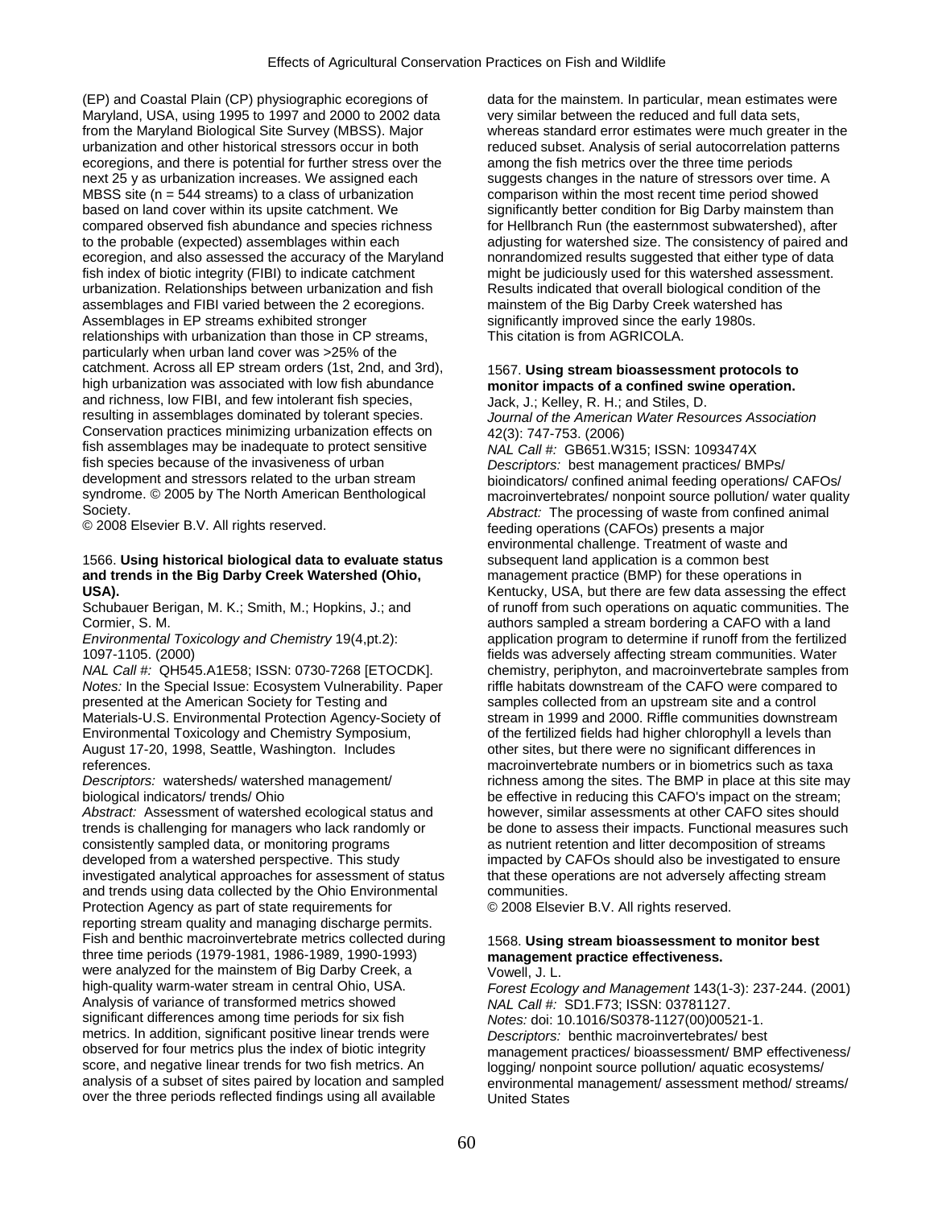(EP) and Coastal Plain (CP) physiographic ecoregions of Maryland, USA, using 1995 to 1997 and 2000 to 2002 data from the Maryland Biological Site Survey (MBSS). Major urbanization and other historical stressors occur in both ecoregions, and there is potential for further stress over the next 25 y as urbanization increases. We assigned each MBSS site (n = 544 streams) to a class of urbanization based on land cover within its upsite catchment. We compared observed fish abundance and species richness to the probable (expected) assemblages within each ecoregion, and also assessed the accuracy of the Maryland fish index of biotic integrity (FIBI) to indicate catchment urbanization. Relationships between urbanization and fish assemblages and FIBI varied between the 2 ecoregions. Assemblages in EP streams exhibited stronger relationships with urbanization than those in CP streams, particularly when urban land cover was >25% of the catchment. Across all EP stream orders (1st, 2nd, and 3rd), high urbanization was associated with low fish abundance and richness, low FIBI, and few intolerant fish species, resulting in assemblages dominated by tolerant species. Conservation practices minimizing urbanization effects on fish assemblages may be inadequate to protect sensitive fish species because of the invasiveness of urban development and stressors related to the urban stream syndrome. © 2005 by The North American Benthological Society.
© 2008 Elsevier B.V. All rights reserved.

1566. **Using historical biological data to evaluate status and trends in the Big Darby Creek Watershed (Ohio, USA).**
Schubauer Berigan, M. K.; Smith, M.; Hopkins, J.; and Cormier, S. M.
*Environmental Toxicology and Chemistry* 19(4,pt.2): 1097-1105. (2000)
*NAL Call #:* QH545.A1E58; ISSN: 0730-7268 [ETOCDK].
*Notes:* In the Special Issue: Ecosystem Vulnerability. Paper presented at the American Society for Testing and Materials-U.S. Environmental Protection Agency-Society of Environmental Toxicology and Chemistry Symposium, August 17-20, 1998, Seattle, Washington. Includes references.
*Descriptors:* watersheds/ watershed management/ biological indicators/ trends/ Ohio
*Abstract:* Assessment of watershed ecological status and trends is challenging for managers who lack randomly or consistently sampled data, or monitoring programs developed from a watershed perspective. This study investigated analytical approaches for assessment of status and trends using data collected by the Ohio Environmental Protection Agency as part of state requirements for reporting stream quality and managing discharge permits. Fish and benthic macroinvertebrate metrics collected during three time periods (1979-1981, 1986-1989, 1990-1993) were analyzed for the mainstem of Big Darby Creek, a high-quality warm-water stream in central Ohio, USA. Analysis of variance of transformed metrics showed significant differences among time periods for six fish metrics. In addition, significant positive linear trends were observed for four metrics plus the index of biotic integrity score, and negative linear trends for two fish metrics. An analysis of a subset of sites paired by location and sampled over the three periods reflected findings using all available data for the mainstem. In particular, mean estimates were very similar between the reduced and full data sets, whereas standard error estimates were much greater in the reduced subset. Analysis of serial autocorrelation patterns among the fish metrics over the three time periods suggests changes in the nature of stressors over time. A comparison within the most recent time period showed significantly better condition for Big Darby mainstem than for Hellbranch Run (the easternmost subwatershed), after adjusting for watershed size. The consistency of paired and nonrandomized results suggested that either type of data might be judiciously used for this watershed assessment. Results indicated that overall biological condition of the mainstem of the Big Darby Creek watershed has significantly improved since the early 1980s.
This citation is from AGRICOLA.

1567. **Using stream bioassessment protocols to monitor impacts of a confined swine operation.**
Jack, J.; Kelley, R. H.; and Stiles, D.
*Journal of the American Water Resources Association* 42(3): 747-753. (2006)
*NAL Call #:* GB651.W315; ISSN: 1093474X
*Descriptors:* best management practices/ BMPs/ bioindicators/ confined animal feeding operations/ CAFOs/ macroinvertebrates/ nonpoint source pollution/ water quality
*Abstract:* The processing of waste from confined animal feeding operations (CAFOs) presents a major environmental challenge. Treatment of waste and subsequent land application is a common best management practice (BMP) for these operations in Kentucky, USA, but there are few data assessing the effect of runoff from such operations on aquatic communities. The authors sampled a stream bordering a CAFO with a land application program to determine if runoff from the fertilized fields was adversely affecting stream communities. Water chemistry, periphyton, and macroinvertebrate samples from riffle habitats downstream of the CAFO were compared to samples collected from an upstream site and a control stream in 1999 and 2000. Riffle communities downstream of the fertilized fields had higher chlorophyll a levels than other sites, but there were no significant differences in macroinvertebrate numbers or in biometrics such as taxa richness among the sites. The BMP in place at this site may be effective in reducing this CAFO's impact on the stream; however, similar assessments at other CAFO sites should be done to assess their impacts. Functional measures such as nutrient retention and litter decomposition of streams impacted by CAFOs should also be investigated to ensure that these operations are not adversely affecting stream communities.
© 2008 Elsevier B.V. All rights reserved.

1568. **Using stream bioassessment to monitor best management practice effectiveness.**
Vowell, J. L.
*Forest Ecology and Management* 143(1-3): 237-244. (2001)
*NAL Call #:* SD1.F73; ISSN: 03781127.
*Notes:* doi: 10.1016/S0378-1127(00)00521-1.
*Descriptors:* benthic macroinvertebrates/ best management practices/ bioassessment/ BMP effectiveness/ logging/ nonpoint source pollution/ aquatic ecosystems/ environmental management/ assessment method/ streams/ United States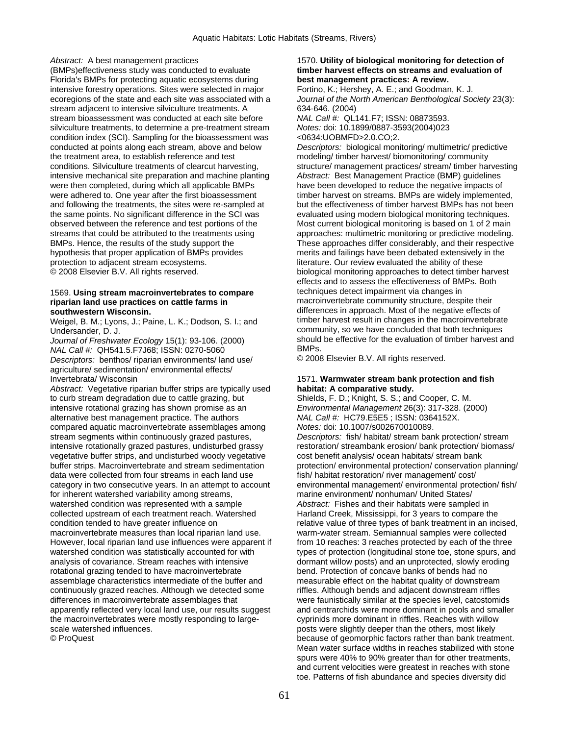*Abstract:* A best management practices (BMPs)effectiveness study was conducted to evaluate Florida's BMPs for protecting aquatic ecosystems during intensive forestry operations. Sites were selected in major ecoregions of the state and each site was associated with a stream adjacent to intensive silviculture treatments. A stream bioassessment was conducted at each site before silviculture treatments, to determine a pre-treatment stream condition index (SCI). Sampling for the bioassessment was conducted at points along each stream, above and below the treatment area, to establish reference and test conditions. Silviculture treatments of clearcut harvesting, intensive mechanical site preparation and machine planting were then completed, during which all applicable BMPs were adhered to. One year after the first bioassessment and following the treatments, the sites were re-sampled at the same points. No significant difference in the SCI was observed between the reference and test portions of the streams that could be attributed to the treatments using BMPs. Hence, the results of the study support the hypothesis that proper application of BMPs provides protection to adjacent stream ecosystems.
© 2008 Elsevier B.V. All rights reserved.

1569. **Using stream macroinvertebrates to compare riparian land use practices on cattle farms in southwestern Wisconsin.**
Weigel, B. M.; Lyons, J.; Paine, L. K.; Dodson, S. I.; and Undersander, D. J.
*Journal of Freshwater Ecology* 15(1): 93-106. (2000)
*NAL Call #:* QH541.5.F7J68; ISSN: 0270-5060
*Descriptors:* benthos/ riparian environments/ land use/ agriculture/ sedimentation/ environmental effects/ Invertebrata/ Wisconsin
*Abstract:* Vegetative riparian buffer strips are typically used to curb stream degradation due to cattle grazing, but intensive rotational grazing has shown promise as an alternative best management practice. The authors compared aquatic macroinvertebrate assemblages among stream segments within continuously grazed pastures, intensive rotationally grazed pastures, undisturbed grassy vegetative buffer strips, and undisturbed woody vegetative buffer strips. Macroinvertebrate and stream sedimentation data were collected from four streams in each land use category in two consecutive years. In an attempt to account for inherent watershed variability among streams, watershed condition was represented with a sample collected upstream of each treatment reach. Watershed condition tended to have greater influence on macroinvertebrate measures than local riparian land use. However, local riparian land use influences were apparent if watershed condition was statistically accounted for with analysis of covariance. Stream reaches with intensive rotational grazing tended to have macroinvertebrate assemblage characteristics intermediate of the buffer and continuously grazed reaches. Although we detected some differences in macroinvertebrate assemblages that apparently reflected very local land use, our results suggest the macroinvertebrates were mostly responding to large-scale watershed influences.
© ProQuest

1570. **Utility of biological monitoring for detection of timber harvest effects on streams and evaluation of best management practices: A review.**
Fortino, K.; Hershey, A. E.; and Goodman, K. J.
*Journal of the North American Benthological Society* 23(3): 634-646. (2004)
*NAL Call #:* QL141.F7; ISSN: 08873593.
*Notes:* doi: 10.1899/0887-3593(2004)023 <0634:UOBMFD>2.0.CO;2.
*Descriptors:* biological monitoring/ multimetric/ predictive modeling/ timber harvest/ biomonitoring/ community structure/ management practices/ stream/ timber harvesting
*Abstract:* Best Management Practice (BMP) guidelines have been developed to reduce the negative impacts of timber harvest on streams. BMPs are widely implemented, but the effectiveness of timber harvest BMPs has not been evaluated using modern biological monitoring techniques. Most current biological monitoring is based on 1 of 2 main approaches: multimetric monitoring or predictive modeling. These approaches differ considerably, and their respective merits and failings have been debated extensively in the literature. Our review evaluated the ability of these biological monitoring approaches to detect timber harvest effects and to assess the effectiveness of BMPs. Both techniques detect impairment via changes in macroinvertebrate community structure, despite their differences in approach. Most of the negative effects of timber harvest result in changes in the macroinvertebrate community, so we have concluded that both techniques should be effective for the evaluation of timber harvest and BMPs.
© 2008 Elsevier B.V. All rights reserved.

1571. **Warmwater stream bank protection and fish habitat: A comparative study.**
Shields, F. D.; Knight, S. S.; and Cooper, C. M.
*Environmental Management* 26(3): 317-328. (2000)
*NAL Call #:* HC79.E5E5 ; ISSN: 0364152X.
*Notes:* doi: 10.1007/s002670010089.
*Descriptors:* fish/ habitat/ stream bank protection/ stream restoration/ streambank erosion/ bank protection/ biomass/ cost benefit analysis/ ocean habitats/ stream bank protection/ environmental protection/ conservation planning/ fish/ habitat restoration/ river management/ cost/ environmental management/ environmental protection/ fish/ marine environment/ nonhuman/ United States/
*Abstract:* Fishes and their habitats were sampled in Harland Creek, Mississippi, for 3 years to compare the relative value of three types of bank treatment in an incised, warm-water stream. Semiannual samples were collected from 10 reaches: 3 reaches protected by each of the three types of protection (longitudinal stone toe, stone spurs, and dormant willow posts) and an unprotected, slowly eroding bend. Protection of concave banks of bends had no measurable effect on the habitat quality of downstream riffles. Although bends and adjacent downstream riffles were faunistically similar at the species level, catostomids and centrarchids were more dominant in pools and smaller cyprinids more dominant in riffles. Reaches with willow posts were slightly deeper than the others, most likely because of geomorphic factors rather than bank treatment. Mean water surface widths in reaches stabilized with stone spurs were 40% to 90% greater than for other treatments, and current velocities were greatest in reaches with stone toe. Patterns of fish abundance and species diversity did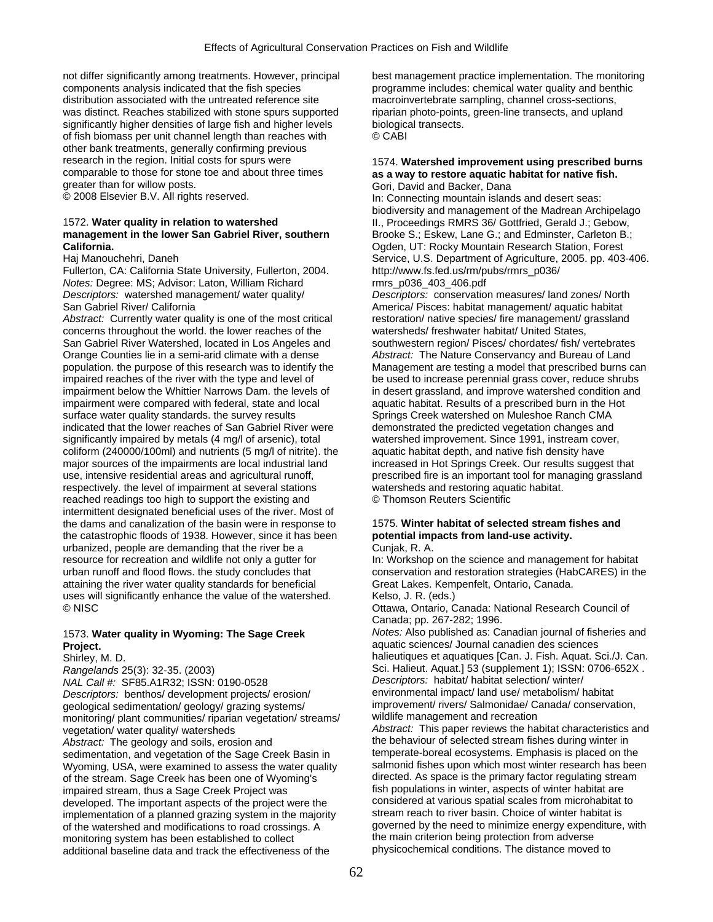not differ significantly among treatments. However, principal components analysis indicated that the fish species distribution associated with the untreated reference site was distinct. Reaches stabilized with stone spurs supported significantly higher densities of large fish and higher levels of fish biomass per unit channel length than reaches with other bank treatments, generally confirming previous research in the region. Initial costs for spurs were comparable to those for stone toe and about three times greater than for willow posts.
© 2008 Elsevier B.V. All rights reserved.

1572. **Water quality in relation to watershed management in the lower San Gabriel River, southern California.**
Haj Manouchehri, Daneh
Fullerton, CA: California State University, Fullerton, 2004.
*Notes:* Degree: MS; Advisor: Laton, William Richard
*Descriptors:* watershed management/ water quality/ San Gabriel River/ California
*Abstract:* Currently water quality is one of the most critical concerns throughout the world. the lower reaches of the San Gabriel River Watershed, located in Los Angeles and Orange Counties lie in a semi-arid climate with a dense population. the purpose of this research was to identify the impaired reaches of the river with the type and level of impairment below the Whittier Narrows Dam. the levels of impairment were compared with federal, state and local surface water quality standards. the survey results indicated that the lower reaches of San Gabriel River were significantly impaired by metals (4 mg/l of arsenic), total coliform (240000/100ml) and nutrients (5 mg/l of nitrite). the major sources of the impairments are local industrial land use, intensive residential areas and agricultural runoff, respectively. the level of impairment at several stations reached readings too high to support the existing and intermittent designated beneficial uses of the river. Most of the dams and canalization of the basin were in response to the catastrophic floods of 1938. However, since it has been urbanized, people are demanding that the river be a resource for recreation and wildlife not only a gutter for urban runoff and flood flows. the study concludes that attaining the river water quality standards for beneficial uses will significantly enhance the value of the watershed.
© NISC

1573. **Water quality in Wyoming: The Sage Creek Project.**
Shirley, M. D.
*Rangelands* 25(3): 32-35. (2003)
*NAL Call #:* SF85.A1R32; ISSN: 0190-0528
*Descriptors:* benthos/ development projects/ erosion/ geological sedimentation/ geology/ grazing systems/ monitoring/ plant communities/ riparian vegetation/ streams/ vegetation/ water quality/ watersheds
*Abstract:* The geology and soils, erosion and sedimentation, and vegetation of the Sage Creek Basin in Wyoming, USA, were examined to assess the water quality of the stream. Sage Creek has been one of Wyoming's impaired stream, thus a Sage Creek Project was developed. The important aspects of the project were the implementation of a planned grazing system in the majority of the watershed and modifications to road crossings. A monitoring system has been established to collect additional baseline data and track the effectiveness of the best management practice implementation. The monitoring programme includes: chemical water quality and benthic macroinvertebrate sampling, channel cross-sections, riparian photo-points, green-line transects, and upland biological transects.
© CABI

1574. **Watershed improvement using prescribed burns as a way to restore aquatic habitat for native fish.**
Gori, David and Backer, Dana
In: Connecting mountain islands and desert seas: biodiversity and management of the Madrean Archipelago II., Proceedings RMRS 36/ Gottfried, Gerald J.; Gebow, Brooke S.; Eskew, Lane G.; and Edminster, Carleton B.; Ogden, UT: Rocky Mountain Research Station, Forest Service, U.S. Department of Agriculture, 2005. pp. 403-406. http://www.fs.fed.us/rm/pubs/rmrs_p036/rmrs_p036_403_406.pdf
*Descriptors:* conservation measures/ land zones/ North America/ Pisces: habitat management/ aquatic habitat restoration/ native species/ fire management/ grassland watersheds/ freshwater habitat/ United States, southwestern region/ Pisces/ chordates/ fish/ vertebrates
*Abstract:* The Nature Conservancy and Bureau of Land Management are testing a model that prescribed burns can be used to increase perennial grass cover, reduce shrubs in desert grassland, and improve watershed condition and aquatic habitat. Results of a prescribed burn in the Hot Springs Creek watershed on Muleshoe Ranch CMA demonstrated the predicted vegetation changes and watershed improvement. Since 1991, instream cover, aquatic habitat depth, and native fish density have increased in Hot Springs Creek. Our results suggest that prescribed fire is an important tool for managing grassland watersheds and restoring aquatic habitat.
© Thomson Reuters Scientific

1575. **Winter habitat of selected stream fishes and potential impacts from land-use activity.**
Cunjak, R. A.
In: Workshop on the science and management for habitat conservation and restoration strategies (HabCARES) in the Great Lakes. Kempenfelt, Ontario, Canada. Kelso, J. R. (eds.)
Ottawa, Ontario, Canada: National Research Council of Canada; pp. 267-282; 1996.
*Notes:* Also published as: Canadian journal of fisheries and aquatic sciences/ Journal canadien des sciences halieutiques et aquatiques [Can. J. Fish. Aquat. Sci./J. Can. Sci. Halieut. Aquat.] 53 (supplement 1); ISSN: 0706-652X .
*Descriptors:* habitat/ habitat selection/ winter/ environmental impact/ land use/ metabolism/ habitat improvement/ rivers/ Salmonidae/ Canada/ conservation, wildlife management and recreation
*Abstract:* This paper reviews the habitat characteristics and the behaviour of selected stream fishes during winter in temperate-boreal ecosystems. Emphasis is placed on the salmonid fishes upon which most winter research has been directed. As space is the primary factor regulating stream fish populations in winter, aspects of winter habitat are considered at various spatial scales from microhabitat to stream reach to river basin. Choice of winter habitat is governed by the need to minimize energy expenditure, with the main criterion being protection from adverse physicochemical conditions. The distance moved to